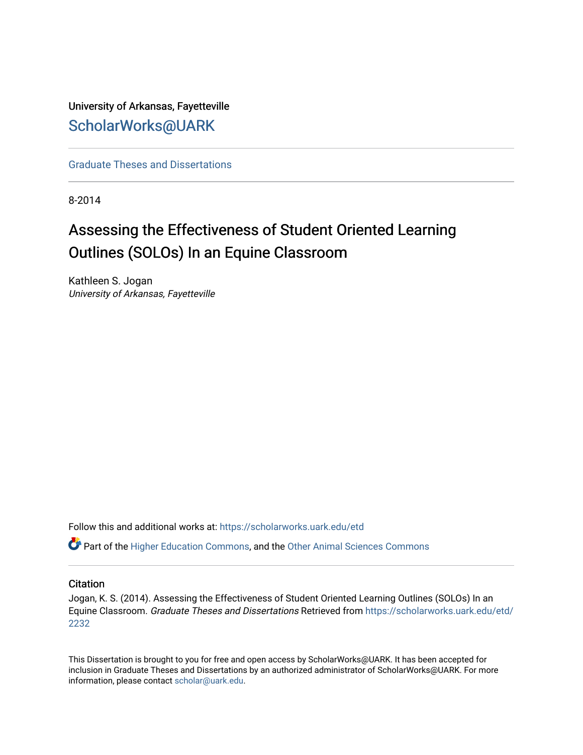University of Arkansas, Fayetteville

ScholarWorks@UARK

Graduate Theses and Dissertations

8-2014

# Assessing the Effectiveness of Student Oriented Learning Outlines (SOLOs) In an Equine Classroom

Kathleen S. Jogan
*University of Arkansas, Fayetteville*

Follow this and additional works at: https://scholarworks.uark.edu/etd

Part of the Higher Education Commons, and the Other Animal Sciences Commons

## Citation

Jogan, K. S. (2014). Assessing the Effectiveness of Student Oriented Learning Outlines (SOLOs) In an Equine Classroom. *Graduate Theses and Dissertations* Retrieved from https://scholarworks.uark.edu/etd/2232

This Dissertation is brought to you for free and open access by ScholarWorks@UARK. It has been accepted for inclusion in Graduate Theses and Dissertations by an authorized administrator of ScholarWorks@UARK. For more information, please contact scholar@uark.edu.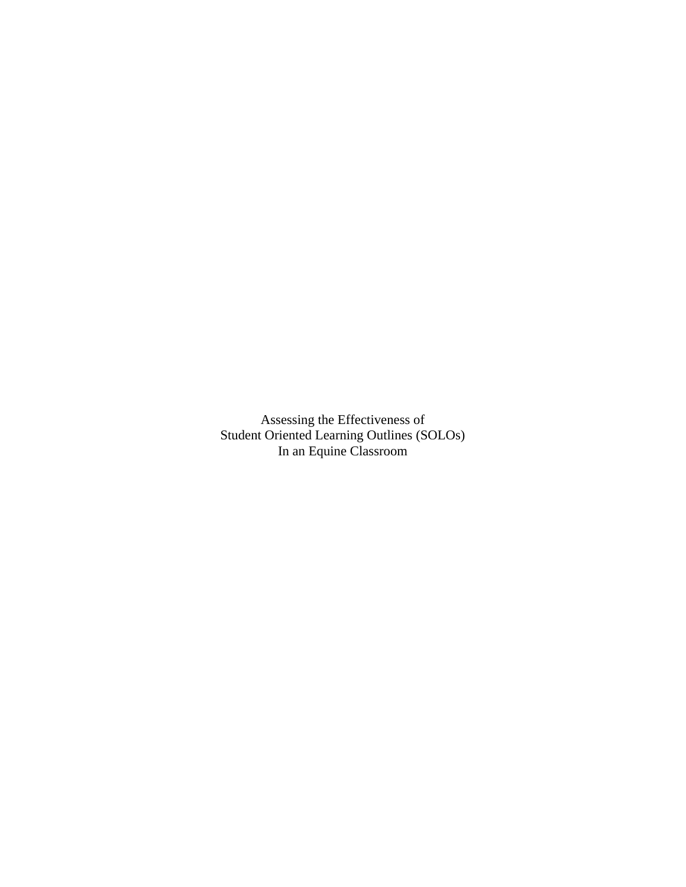Assessing the Effectiveness of
Student Oriented Learning Outlines (SOLOs)
In an Equine Classroom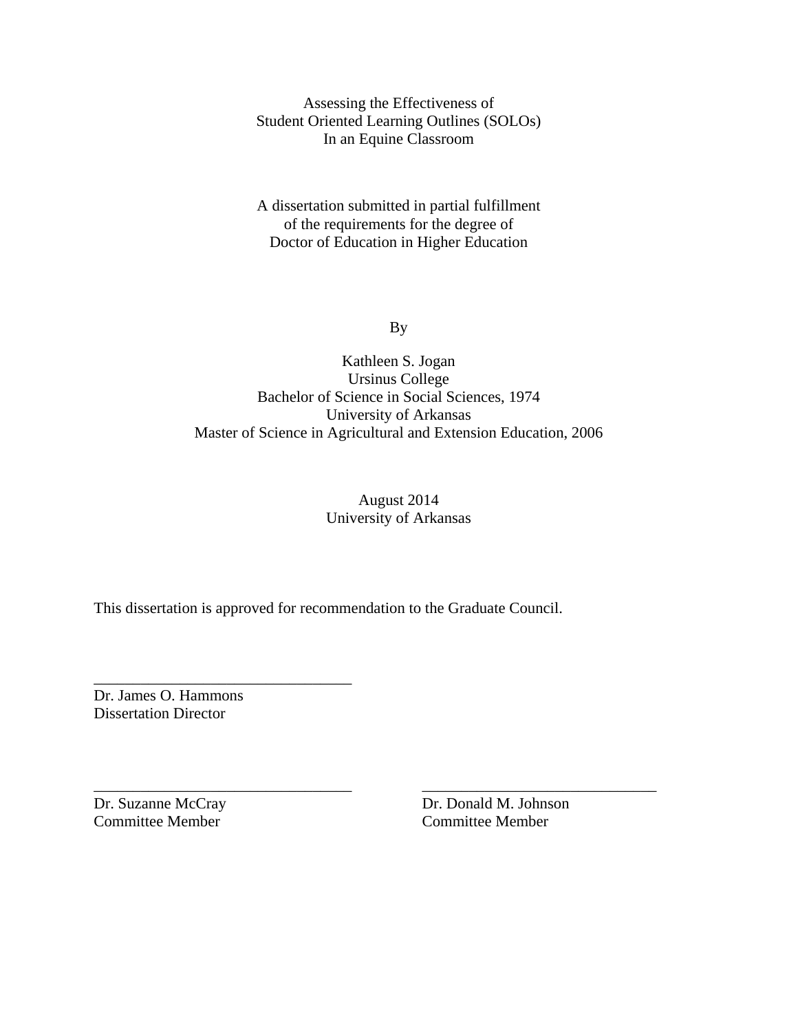Assessing the Effectiveness of
Student Oriented Learning Outlines (SOLOs)
In an Equine Classroom

A dissertation submitted in partial fulfillment
of the requirements for the degree of
Doctor of Education in Higher Education

By

Kathleen S. Jogan
Ursinus College
Bachelor of Science in Social Sciences, 1974
University of Arkansas
Master of Science in Agricultural and Extension Education, 2006

August 2014
University of Arkansas

This dissertation is approved for recommendation to the Graduate Council.

\_\_\_\_\_\_\_\_\_\_\_\_\_\_\_\_\_\_\_\_\_\_\_\_\_\_\_\_\_\_\_\_\_\_
Dr. James O. Hammons
Dissertation Director

\_\_\_\_\_\_\_\_\_\_\_\_\_\_\_\_\_\_\_\_\_\_\_\_\_\_\_\_\_\_\_\_\_\_
Dr. Suzanne McCray
Committee Member

\_\_\_\_\_\_\_\_\_\_\_\_\_\_\_\_\_\_\_\_\_\_\_\_\_\_\_\_\_\_\_\_\_\_
Dr. Donald M. Johnson
Committee Member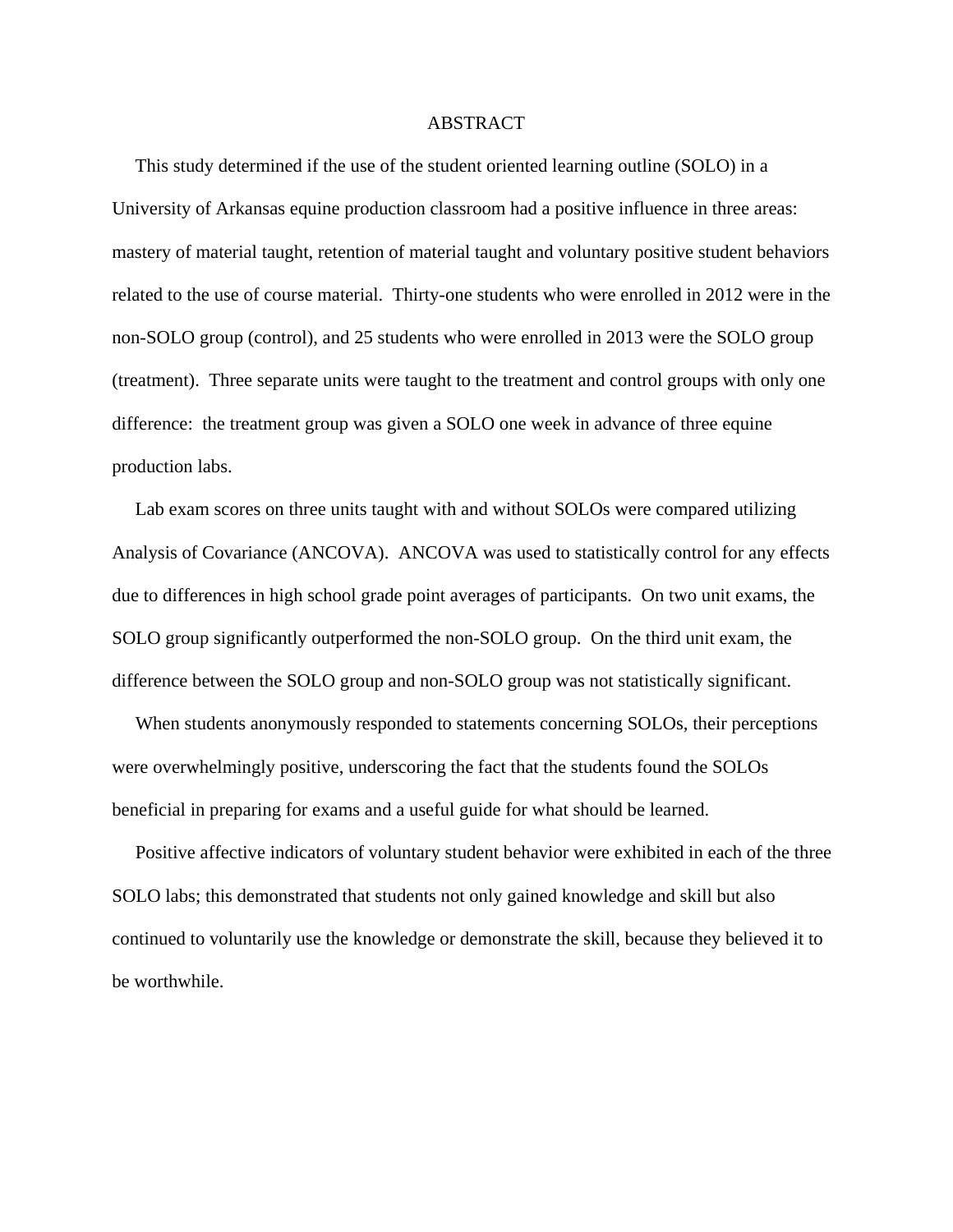# ABSTRACT

This study determined if the use of the student oriented learning outline (SOLO) in a University of Arkansas equine production classroom had a positive influence in three areas: mastery of material taught, retention of material taught and voluntary positive student behaviors related to the use of course material. Thirty-one students who were enrolled in 2012 were in the non-SOLO group (control), and 25 students who were enrolled in 2013 were the SOLO group (treatment). Three separate units were taught to the treatment and control groups with only one difference: the treatment group was given a SOLO one week in advance of three equine production labs.

Lab exam scores on three units taught with and without SOLOs were compared utilizing Analysis of Covariance (ANCOVA). ANCOVA was used to statistically control for any effects due to differences in high school grade point averages of participants. On two unit exams, the SOLO group significantly outperformed the non-SOLO group. On the third unit exam, the difference between the SOLO group and non-SOLO group was not statistically significant.

When students anonymously responded to statements concerning SOLOs, their perceptions were overwhelmingly positive, underscoring the fact that the students found the SOLOs beneficial in preparing for exams and a useful guide for what should be learned.

Positive affective indicators of voluntary student behavior were exhibited in each of the three SOLO labs; this demonstrated that students not only gained knowledge and skill but also continued to voluntarily use the knowledge or demonstrate the skill, because they believed it to be worthwhile.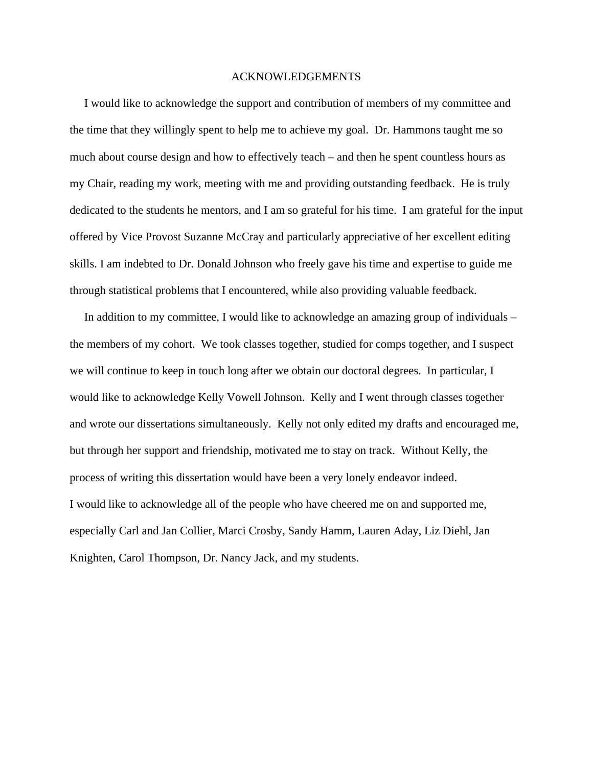# ACKNOWLEDGEMENTS

I would like to acknowledge the support and contribution of members of my committee and the time that they willingly spent to help me to achieve my goal. Dr. Hammons taught me so much about course design and how to effectively teach – and then he spent countless hours as my Chair, reading my work, meeting with me and providing outstanding feedback. He is truly dedicated to the students he mentors, and I am so grateful for his time. I am grateful for the input offered by Vice Provost Suzanne McCray and particularly appreciative of her excellent editing skills. I am indebted to Dr. Donald Johnson who freely gave his time and expertise to guide me through statistical problems that I encountered, while also providing valuable feedback.

In addition to my committee, I would like to acknowledge an amazing group of individuals – the members of my cohort. We took classes together, studied for comps together, and I suspect we will continue to keep in touch long after we obtain our doctoral degrees. In particular, I would like to acknowledge Kelly Vowell Johnson. Kelly and I went through classes together and wrote our dissertations simultaneously. Kelly not only edited my drafts and encouraged me, but through her support and friendship, motivated me to stay on track. Without Kelly, the process of writing this dissertation would have been a very lonely endeavor indeed.

I would like to acknowledge all of the people who have cheered me on and supported me, especially Carl and Jan Collier, Marci Crosby, Sandy Hamm, Lauren Aday, Liz Diehl, Jan Knighten, Carol Thompson, Dr. Nancy Jack, and my students.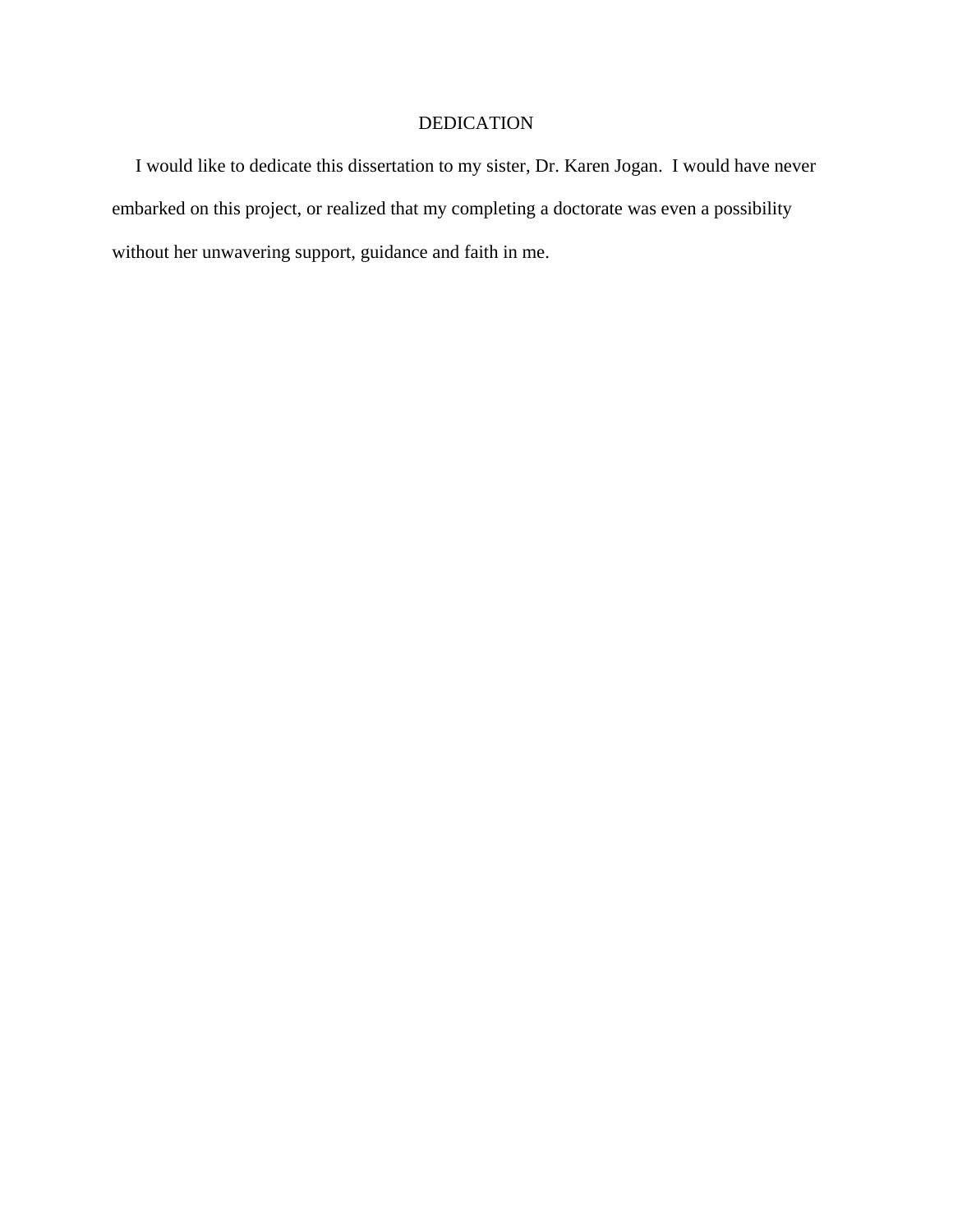# DEDICATION

I would like to dedicate this dissertation to my sister, Dr. Karen Jogan. I would have never embarked on this project, or realized that my completing a doctorate was even a possibility without her unwavering support, guidance and faith in me.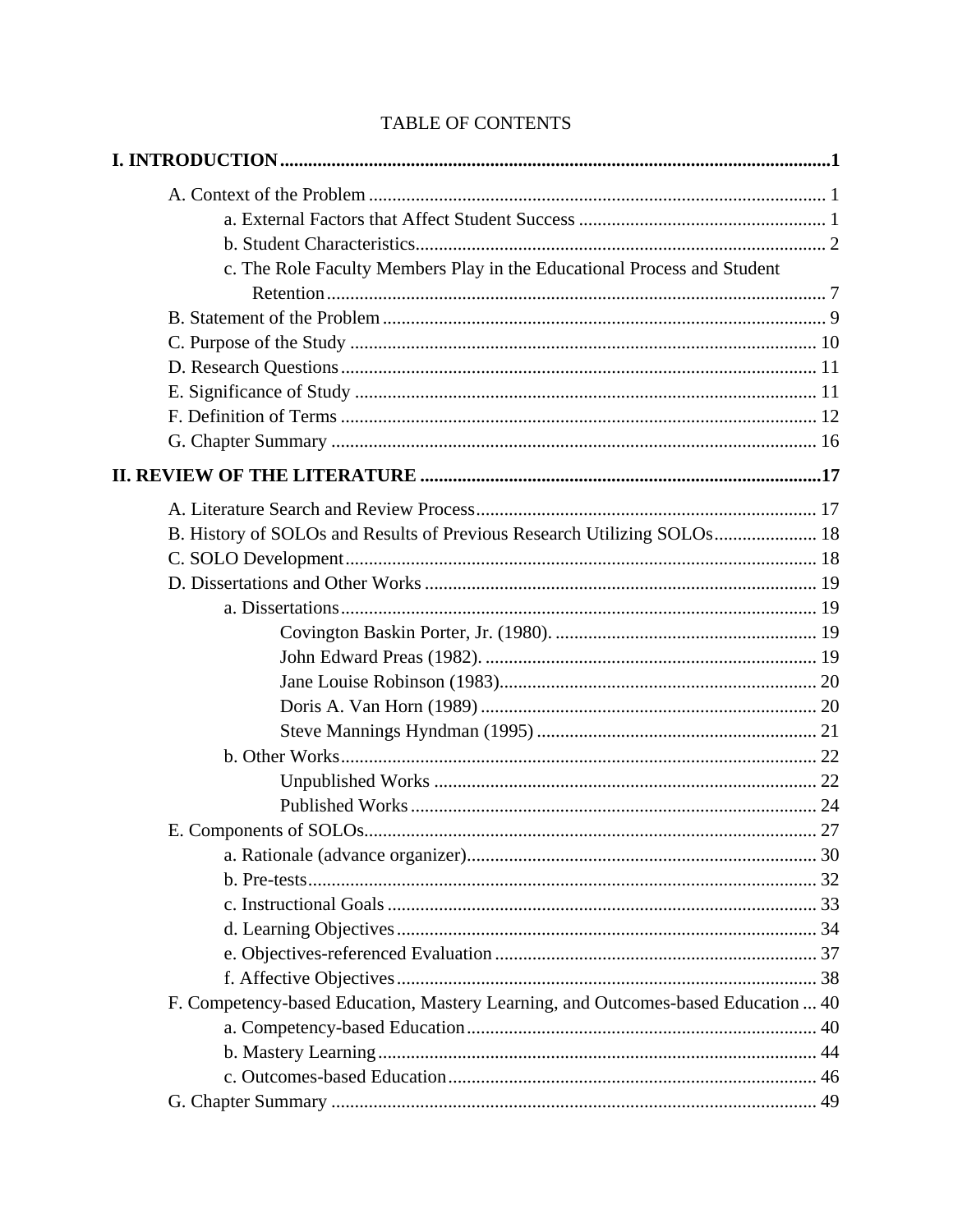TABLE OF CONTENTS

**I. INTRODUCTION** .......... **1**

- A. Context of the Problem .......... 1
  - a. External Factors that Affect Student Success .......... 1
  - b. Student Characteristics .......... 2
  - c. The Role Faculty Members Play in the Educational Process and Student Retention .......... 7
- B. Statement of the Problem .......... 9
- C. Purpose of the Study .......... 10
- D. Research Questions .......... 11
- E. Significance of Study .......... 11
- F. Definition of Terms .......... 12
- G. Chapter Summary .......... 16

**II. REVIEW OF THE LITERATURE** .......... **17**

- A. Literature Search and Review Process .......... 17
- B. History of SOLOs and Results of Previous Research Utilizing SOLOs .......... 18
- C. SOLO Development .......... 18
- D. Dissertations and Other Works .......... 19
  - a. Dissertations .......... 19
    - Covington Baskin Porter, Jr. (1980). .......... 19
    - John Edward Preas (1982). .......... 19
    - Jane Louise Robinson (1983) .......... 20
    - Doris A. Van Horn (1989) .......... 20
    - Steve Mannings Hyndman (1995) .......... 21
  - b. Other Works .......... 22
    - Unpublished Works .......... 22
    - Published Works .......... 24
- E. Components of SOLOs .......... 27
  - a. Rationale (advance organizer) .......... 30
  - b. Pre-tests .......... 32
  - c. Instructional Goals .......... 33
  - d. Learning Objectives .......... 34
  - e. Objectives-referenced Evaluation .......... 37
  - f. Affective Objectives .......... 38
- F. Competency-based Education, Mastery Learning, and Outcomes-based Education .......... 40
  - a. Competency-based Education .......... 40
  - b. Mastery Learning .......... 44
  - c. Outcomes-based Education .......... 46
- G. Chapter Summary .......... 49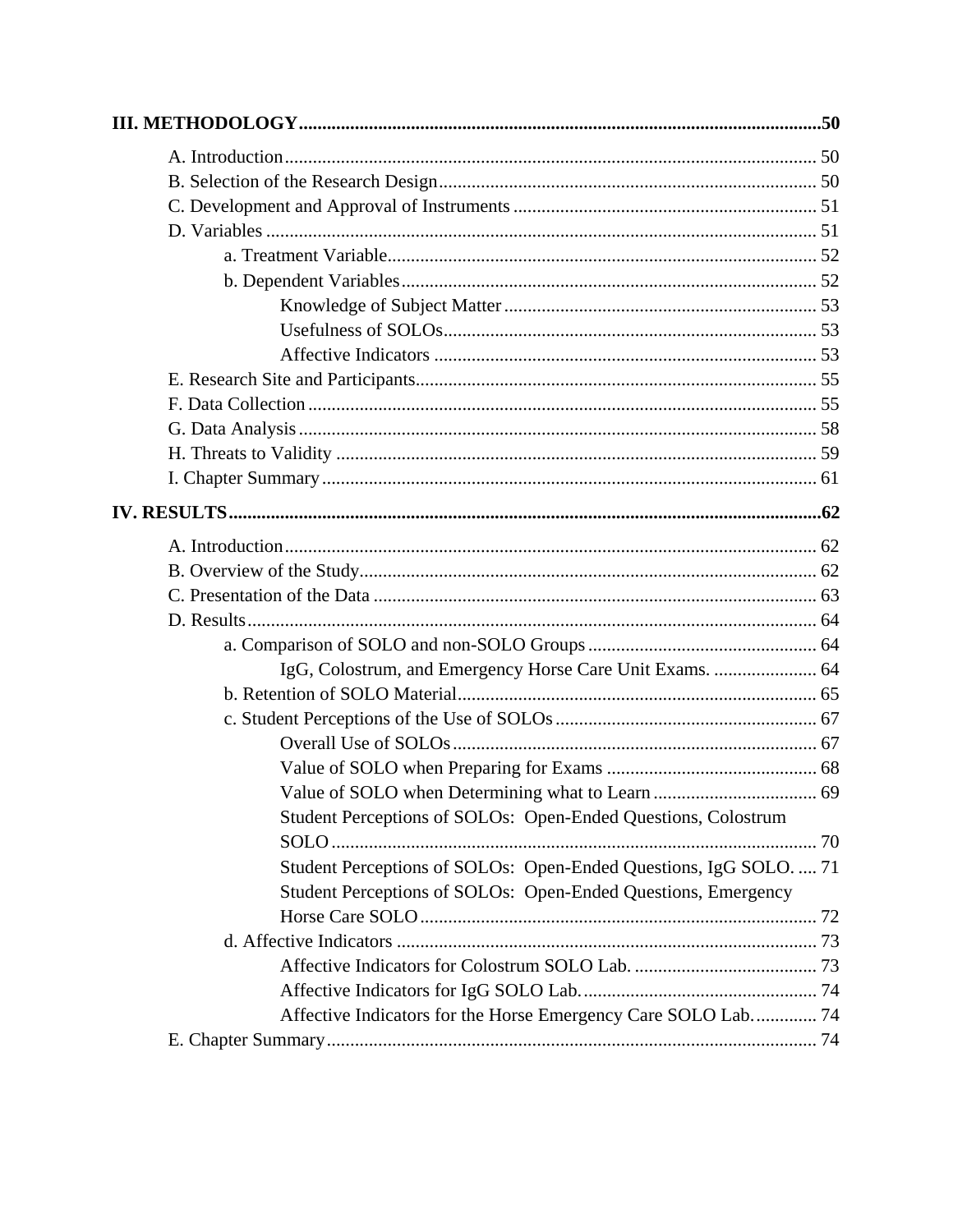**III. METHODOLOGY** .......... **50**

- A. Introduction .......... 50
- B. Selection of the Research Design .......... 50
- C. Development and Approval of Instruments .......... 51
- D. Variables .......... 51
  - a. Treatment Variable .......... 52
  - b. Dependent Variables .......... 52
    - Knowledge of Subject Matter .......... 53
    - Usefulness of SOLOs .......... 53
    - Affective Indicators .......... 53
- E. Research Site and Participants .......... 55
- F. Data Collection .......... 55
- G. Data Analysis .......... 58
- H. Threats to Validity .......... 59
- I. Chapter Summary .......... 61

**IV. RESULTS** .......... **62**

- A. Introduction .......... 62
- B. Overview of the Study .......... 62
- C. Presentation of the Data .......... 63
- D. Results .......... 64
  - a. Comparison of SOLO and non-SOLO Groups .......... 64
    - IgG, Colostrum, and Emergency Horse Care Unit Exams. .......... 64
  - b. Retention of SOLO Material .......... 65
  - c. Student Perceptions of the Use of SOLOs .......... 67
    - Overall Use of SOLOs .......... 67
    - Value of SOLO when Preparing for Exams .......... 68
    - Value of SOLO when Determining what to Learn .......... 69
    - Student Perceptions of SOLOs: Open-Ended Questions, Colostrum SOLO .......... 70
    - Student Perceptions of SOLOs: Open-Ended Questions, IgG SOLO. .......... 71
    - Student Perceptions of SOLOs: Open-Ended Questions, Emergency Horse Care SOLO .......... 72
  - d. Affective Indicators .......... 73
    - Affective Indicators for Colostrum SOLO Lab. .......... 73
    - Affective Indicators for IgG SOLO Lab. .......... 74
    - Affective Indicators for the Horse Emergency Care SOLO Lab. .......... 74
- E. Chapter Summary .......... 74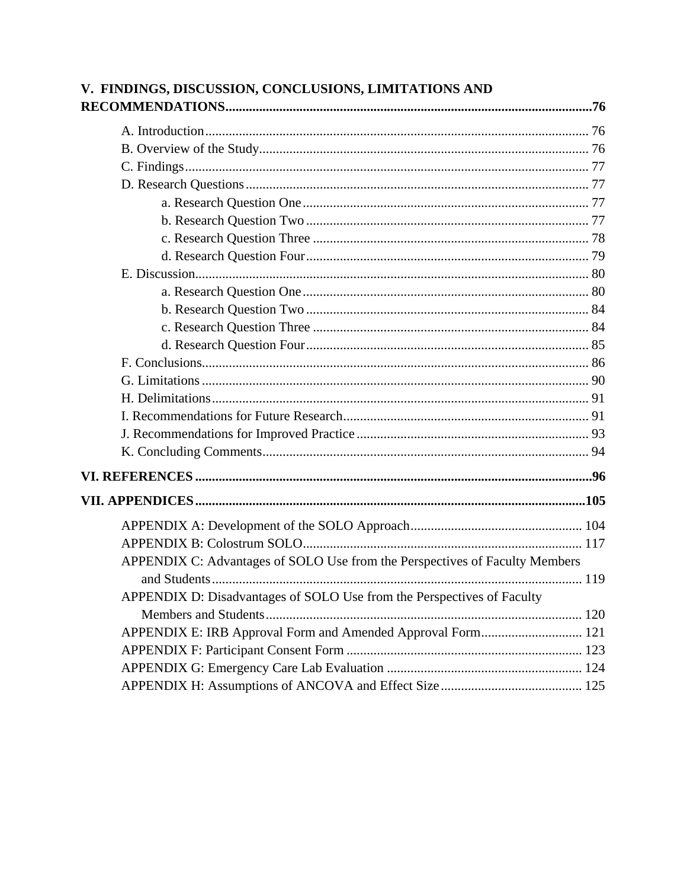**V. FINDINGS, DISCUSSION, CONCLUSIONS, LIMITATIONS AND RECOMMENDATIONS** .......... **76**

- A. Introduction .......... 76
- B. Overview of the Study .......... 76
- C. Findings .......... 77
- D. Research Questions .......... 77
  - a. Research Question One .......... 77
  - b. Research Question Two .......... 77
  - c. Research Question Three .......... 78
  - d. Research Question Four .......... 79
- E. Discussion .......... 80
  - a. Research Question One .......... 80
  - b. Research Question Two .......... 84
  - c. Research Question Three .......... 84
  - d. Research Question Four .......... 85
- F. Conclusions .......... 86
- G. Limitations .......... 90
- H. Delimitations .......... 91
- I. Recommendations for Future Research .......... 91
- J. Recommendations for Improved Practice .......... 93
- K. Concluding Comments .......... 94

**VI. REFERENCES** .......... **96**

**VII. APPENDICES** .......... **105**

- APPENDIX A: Development of the SOLO Approach .......... 104
- APPENDIX B: Colostrum SOLO .......... 117
- APPENDIX C: Advantages of SOLO Use from the Perspectives of Faculty Members and Students .......... 119
- APPENDIX D: Disadvantages of SOLO Use from the Perspectives of Faculty Members and Students .......... 120
- APPENDIX E: IRB Approval Form and Amended Approval Form .......... 121
- APPENDIX F: Participant Consent Form .......... 123
- APPENDIX G: Emergency Care Lab Evaluation .......... 124
- APPENDIX H: Assumptions of ANCOVA and Effect Size .......... 125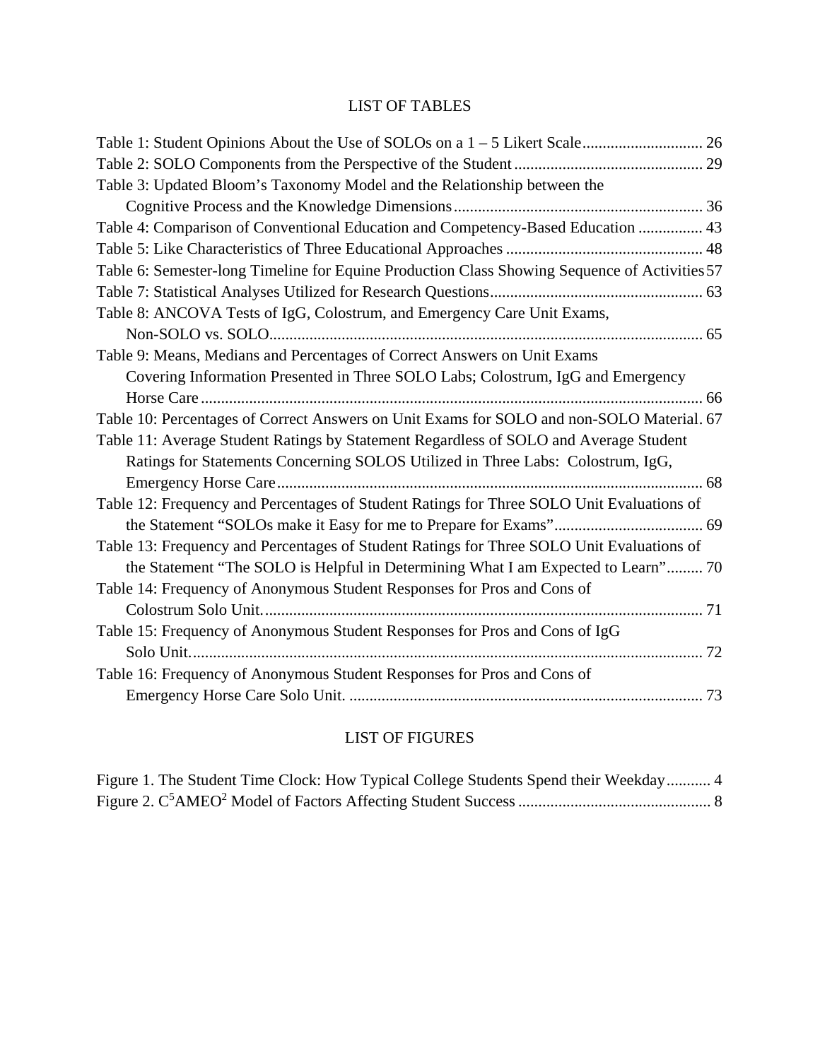# LIST OF TABLES

Table 1: Student Opinions About the Use of SOLOs on a 1 – 5 Likert Scale .............................. 26
Table 2: SOLO Components from the Perspective of the Student ............................................... 29
Table 3: Updated Bloom's Taxonomy Model and the Relationship between the Cognitive Process and the Knowledge Dimensions ............................................................. 36
Table 4: Comparison of Conventional Education and Competency-Based Education ................ 43
Table 5: Like Characteristics of Three Educational Approaches ................................................. 48
Table 6: Semester-long Timeline for Equine Production Class Showing Sequence of Activities 57
Table 7: Statistical Analyses Utilized for Research Questions..................................................... 63
Table 8: ANCOVA Tests of IgG, Colostrum, and Emergency Care Unit Exams, Non-SOLO vs. SOLO............................................................................................................ 65
Table 9: Means, Medians and Percentages of Correct Answers on Unit Exams Covering Information Presented in Three SOLO Labs; Colostrum, IgG and Emergency Horse Care ............................................................................................................................ 66
Table 10: Percentages of Correct Answers on Unit Exams for SOLO and non-SOLO Material. 67
Table 11: Average Student Ratings by Statement Regardless of SOLO and Average Student Ratings for Statements Concerning SOLOS Utilized in Three Labs: Colostrum, IgG, Emergency Horse Care......................................................................................................... 68
Table 12: Frequency and Percentages of Student Ratings for Three SOLO Unit Evaluations of the Statement "SOLOs make it Easy for me to Prepare for Exams"..................................... 69
Table 13: Frequency and Percentages of Student Ratings for Three SOLO Unit Evaluations of the Statement "The SOLO is Helpful in Determining What I am Expected to Learn"......... 70
Table 14: Frequency of Anonymous Student Responses for Pros and Cons of Colostrum Solo Unit............................................................................................................. 71
Table 15: Frequency of Anonymous Student Responses for Pros and Cons of IgG Solo Unit............................................................................................................................... 72
Table 16: Frequency of Anonymous Student Responses for Pros and Cons of Emergency Horse Care Solo Unit. ........................................................................................ 73

# LIST OF FIGURES

Figure 1. The Student Time Clock: How Typical College Students Spend their Weekday........... 4
Figure 2. $C^5AMEO^2$ Model of Factors Affecting Student Success ................................................ 8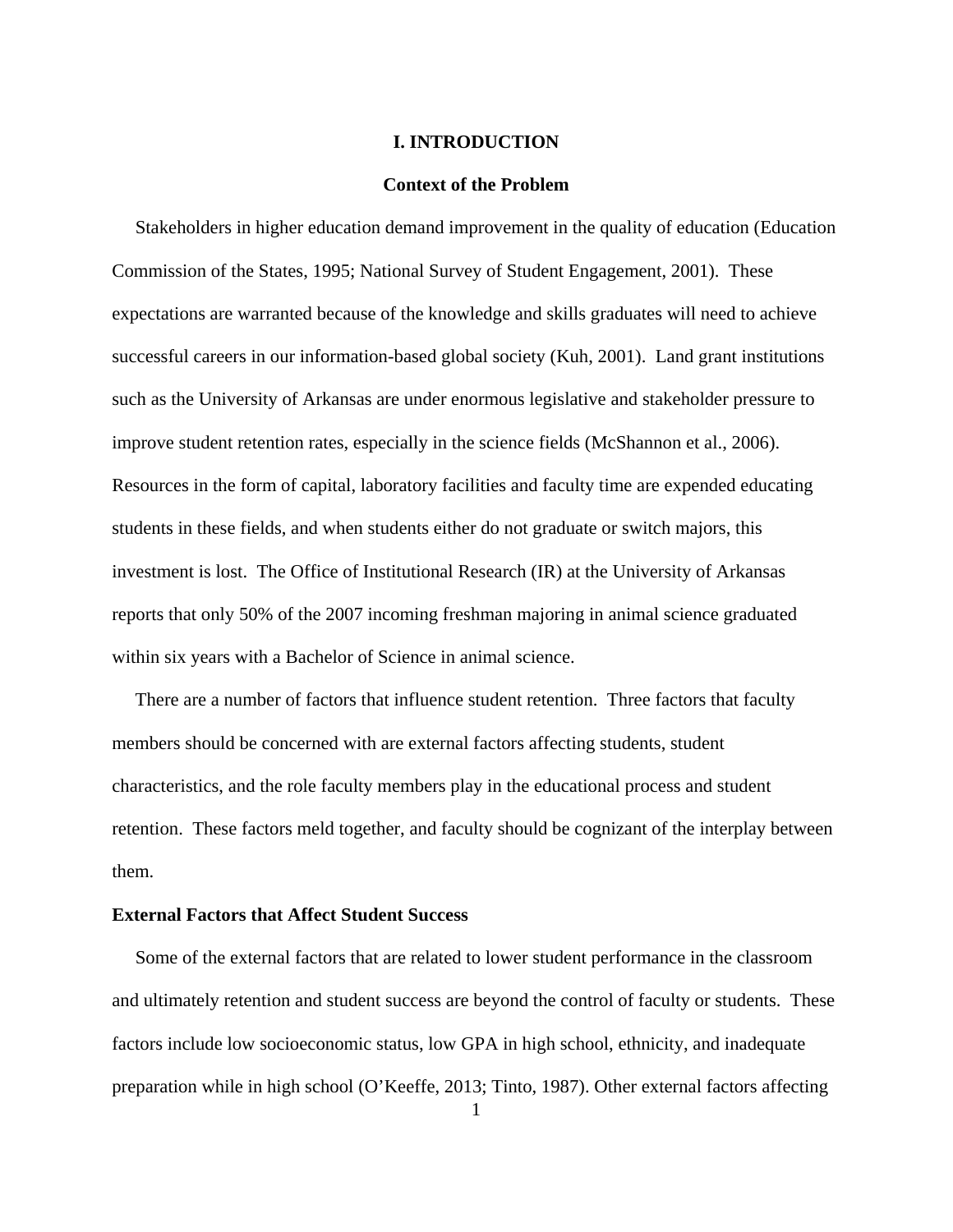# I. INTRODUCTION

## Context of the Problem

Stakeholders in higher education demand improvement in the quality of education (Education Commission of the States, 1995; National Survey of Student Engagement, 2001). These expectations are warranted because of the knowledge and skills graduates will need to achieve successful careers in our information-based global society (Kuh, 2001). Land grant institutions such as the University of Arkansas are under enormous legislative and stakeholder pressure to improve student retention rates, especially in the science fields (McShannon et al., 2006). Resources in the form of capital, laboratory facilities and faculty time are expended educating students in these fields, and when students either do not graduate or switch majors, this investment is lost. The Office of Institutional Research (IR) at the University of Arkansas reports that only 50% of the 2007 incoming freshman majoring in animal science graduated within six years with a Bachelor of Science in animal science.

There are a number of factors that influence student retention. Three factors that faculty members should be concerned with are external factors affecting students, student characteristics, and the role faculty members play in the educational process and student retention. These factors meld together, and faculty should be cognizant of the interplay between them.

### External Factors that Affect Student Success

Some of the external factors that are related to lower student performance in the classroom and ultimately retention and student success are beyond the control of faculty or students. These factors include low socioeconomic status, low GPA in high school, ethnicity, and inadequate preparation while in high school (O'Keeffe, 2013; Tinto, 1987). Other external factors affecting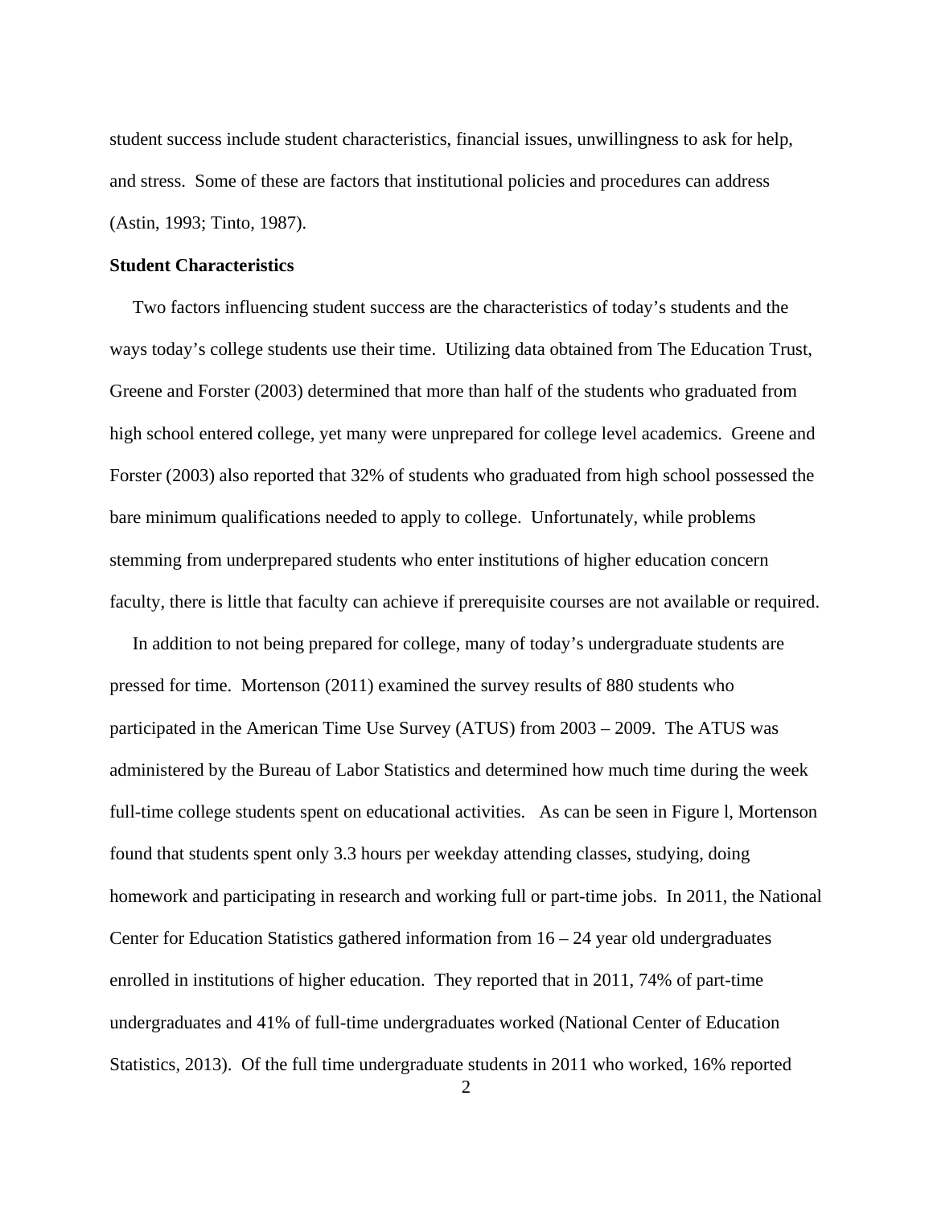student success include student characteristics, financial issues, unwillingness to ask for help, and stress. Some of these are factors that institutional policies and procedures can address (Astin, 1993; Tinto, 1987).

**Student Characteristics**

Two factors influencing student success are the characteristics of today's students and the ways today's college students use their time. Utilizing data obtained from The Education Trust, Greene and Forster (2003) determined that more than half of the students who graduated from high school entered college, yet many were unprepared for college level academics. Greene and Forster (2003) also reported that 32% of students who graduated from high school possessed the bare minimum qualifications needed to apply to college. Unfortunately, while problems stemming from underprepared students who enter institutions of higher education concern faculty, there is little that faculty can achieve if prerequisite courses are not available or required.

In addition to not being prepared for college, many of today's undergraduate students are pressed for time. Mortenson (2011) examined the survey results of 880 students who participated in the American Time Use Survey (ATUS) from 2003 – 2009. The ATUS was administered by the Bureau of Labor Statistics and determined how much time during the week full-time college students spent on educational activities. As can be seen in Figure l, Mortenson found that students spent only 3.3 hours per weekday attending classes, studying, doing homework and participating in research and working full or part-time jobs. In 2011, the National Center for Education Statistics gathered information from 16 – 24 year old undergraduates enrolled in institutions of higher education. They reported that in 2011, 74% of part-time undergraduates and 41% of full-time undergraduates worked (National Center of Education Statistics, 2013). Of the full time undergraduate students in 2011 who worked, 16% reported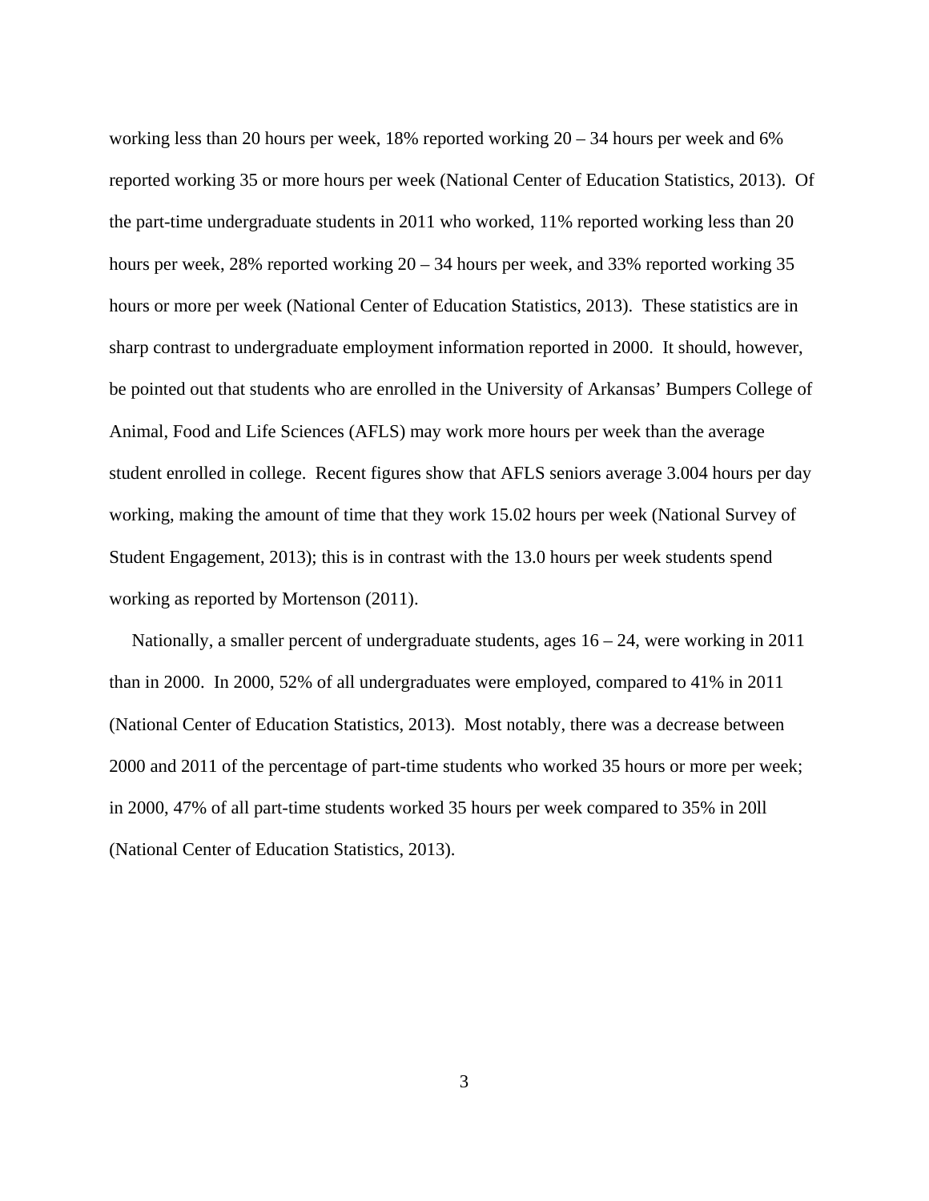working less than 20 hours per week, 18% reported working 20 – 34 hours per week and 6% reported working 35 or more hours per week (National Center of Education Statistics, 2013). Of the part-time undergraduate students in 2011 who worked, 11% reported working less than 20 hours per week, 28% reported working 20 – 34 hours per week, and 33% reported working 35 hours or more per week (National Center of Education Statistics, 2013). These statistics are in sharp contrast to undergraduate employment information reported in 2000. It should, however, be pointed out that students who are enrolled in the University of Arkansas' Bumpers College of Animal, Food and Life Sciences (AFLS) may work more hours per week than the average student enrolled in college. Recent figures show that AFLS seniors average 3.004 hours per day working, making the amount of time that they work 15.02 hours per week (National Survey of Student Engagement, 2013); this is in contrast with the 13.0 hours per week students spend working as reported by Mortenson (2011).

Nationally, a smaller percent of undergraduate students, ages 16 – 24, were working in 2011 than in 2000. In 2000, 52% of all undergraduates were employed, compared to 41% in 2011 (National Center of Education Statistics, 2013). Most notably, there was a decrease between 2000 and 2011 of the percentage of part-time students who worked 35 hours or more per week; in 2000, 47% of all part-time students worked 35 hours per week compared to 35% in 20ll (National Center of Education Statistics, 2013).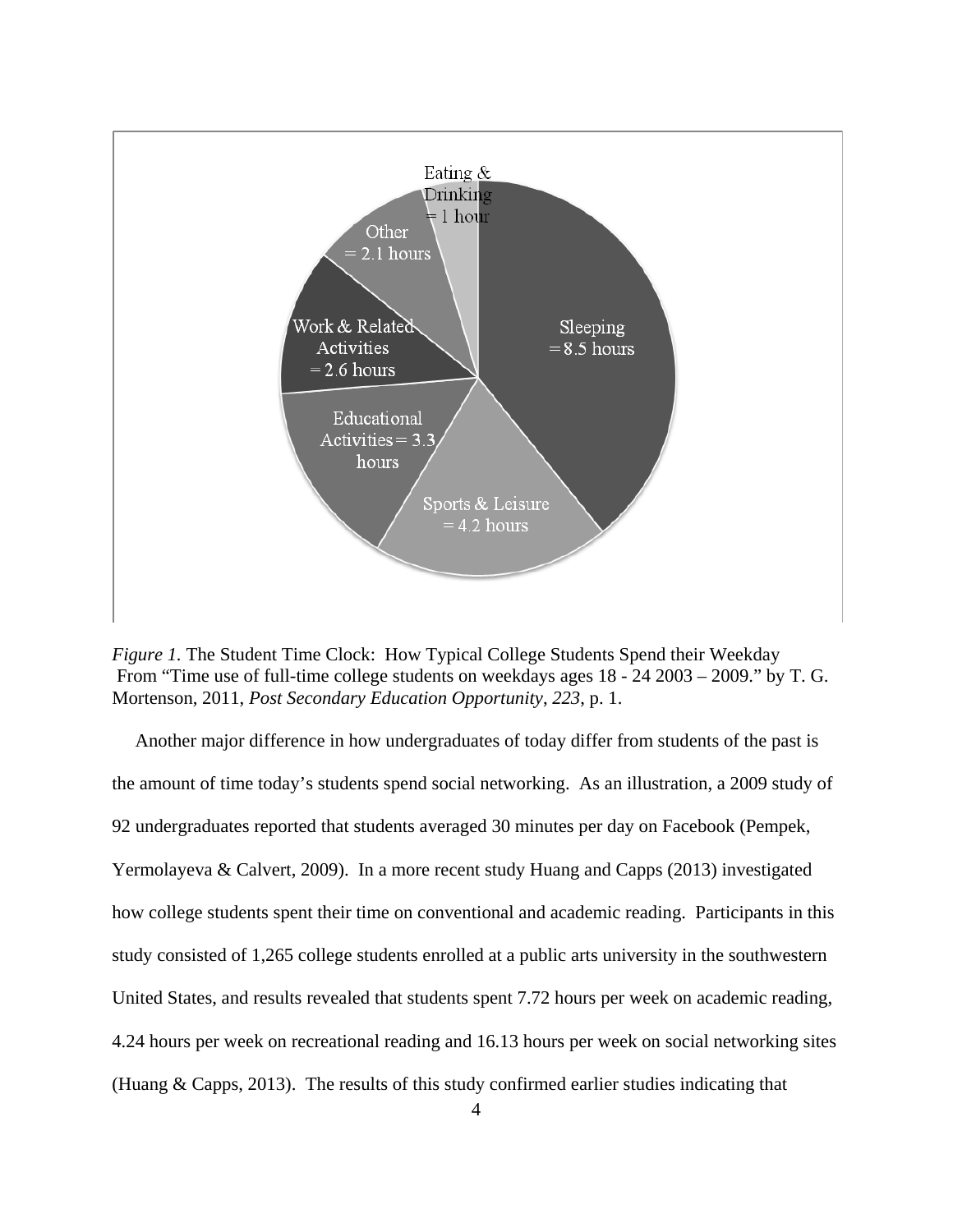*Figure 1.* The Student Time Clock: How Typical College Students Spend their Weekday
From "Time use of full-time college students on weekdays ages 18 - 24 2003 – 2009." by T. G. Mortenson, 2011, *Post Secondary Education Opportunity*, *223*, p. 1.

Another major difference in how undergraduates of today differ from students of the past is the amount of time today's students spend social networking. As an illustration, a 2009 study of 92 undergraduates reported that students averaged 30 minutes per day on Facebook (Pempek, Yermolayeva & Calvert, 2009). In a more recent study Huang and Capps (2013) investigated how college students spent their time on conventional and academic reading. Participants in this study consisted of 1,265 college students enrolled at a public arts university in the southwestern United States, and results revealed that students spent 7.72 hours per week on academic reading, 4.24 hours per week on recreational reading and 16.13 hours per week on social networking sites (Huang & Capps, 2013). The results of this study confirmed earlier studies indicating that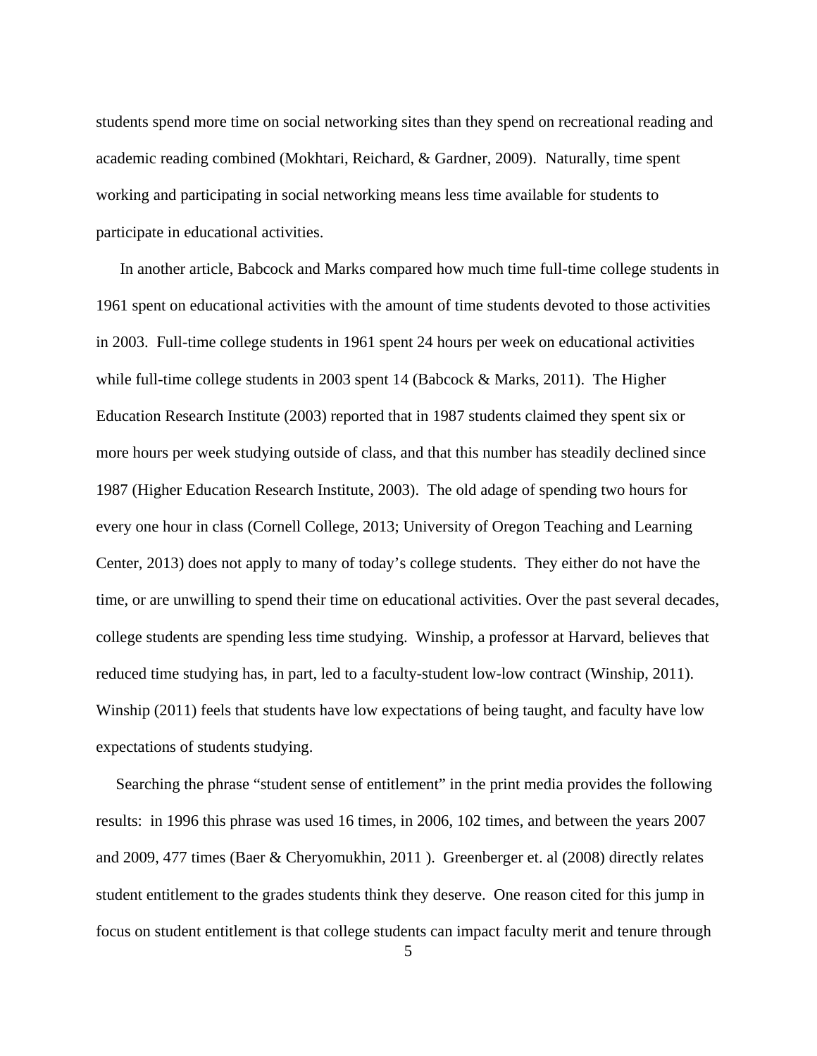students spend more time on social networking sites than they spend on recreational reading and academic reading combined (Mokhtari, Reichard, & Gardner, 2009). Naturally, time spent working and participating in social networking means less time available for students to participate in educational activities.

In another article, Babcock and Marks compared how much time full-time college students in 1961 spent on educational activities with the amount of time students devoted to those activities in 2003. Full-time college students in 1961 spent 24 hours per week on educational activities while full-time college students in 2003 spent 14 (Babcock & Marks, 2011). The Higher Education Research Institute (2003) reported that in 1987 students claimed they spent six or more hours per week studying outside of class, and that this number has steadily declined since 1987 (Higher Education Research Institute, 2003). The old adage of spending two hours for every one hour in class (Cornell College, 2013; University of Oregon Teaching and Learning Center, 2013) does not apply to many of today's college students. They either do not have the time, or are unwilling to spend their time on educational activities. Over the past several decades, college students are spending less time studying. Winship, a professor at Harvard, believes that reduced time studying has, in part, led to a faculty-student low-low contract (Winship, 2011). Winship (2011) feels that students have low expectations of being taught, and faculty have low expectations of students studying.

Searching the phrase "student sense of entitlement" in the print media provides the following results: in 1996 this phrase was used 16 times, in 2006, 102 times, and between the years 2007 and 2009, 477 times (Baer & Cheryomukhin, 2011 ). Greenberger et. al (2008) directly relates student entitlement to the grades students think they deserve. One reason cited for this jump in focus on student entitlement is that college students can impact faculty merit and tenure through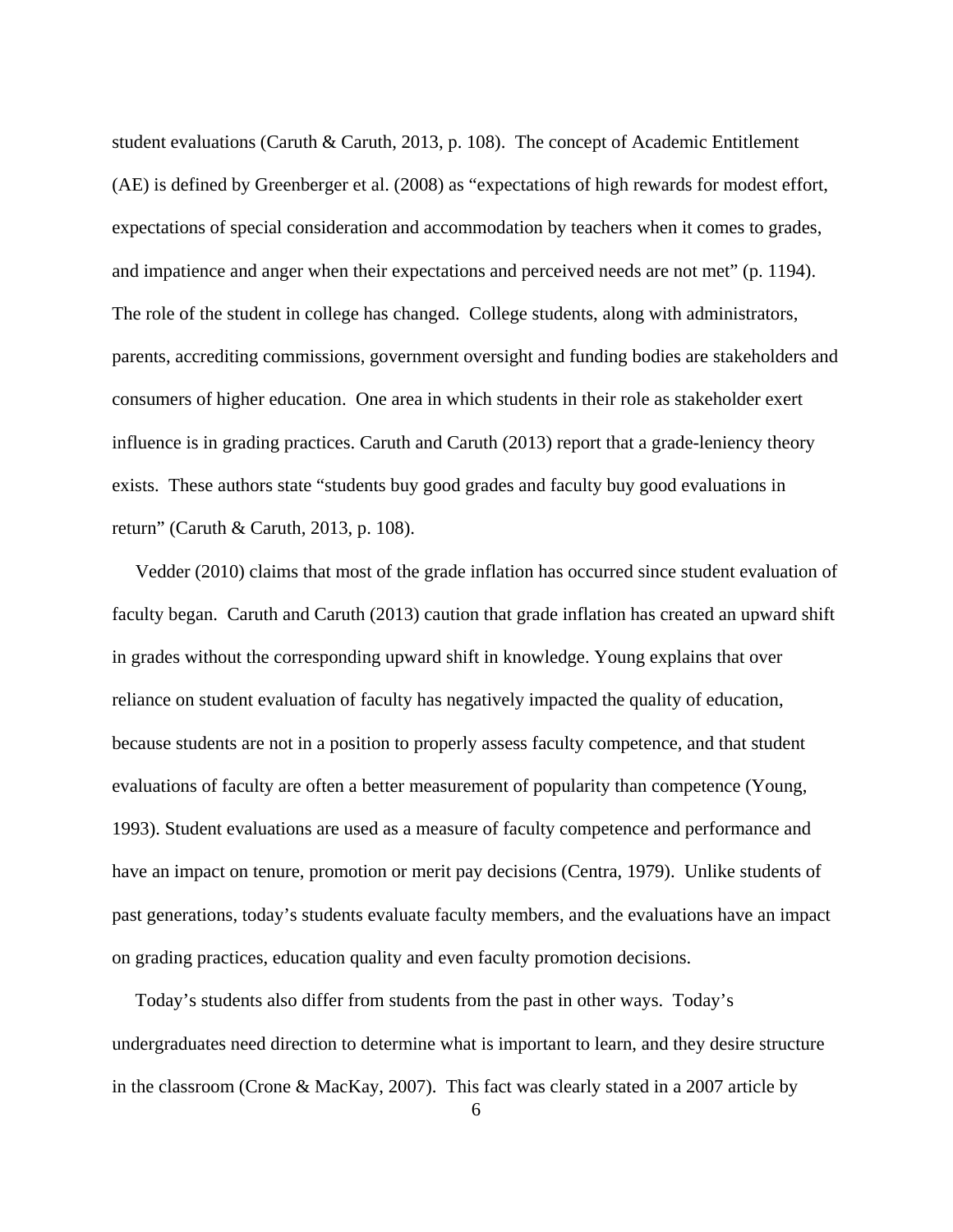student evaluations (Caruth & Caruth, 2013, p. 108). The concept of Academic Entitlement (AE) is defined by Greenberger et al. (2008) as "expectations of high rewards for modest effort, expectations of special consideration and accommodation by teachers when it comes to grades, and impatience and anger when their expectations and perceived needs are not met" (p. 1194). The role of the student in college has changed. College students, along with administrators, parents, accrediting commissions, government oversight and funding bodies are stakeholders and consumers of higher education. One area in which students in their role as stakeholder exert influence is in grading practices. Caruth and Caruth (2013) report that a grade-leniency theory exists. These authors state "students buy good grades and faculty buy good evaluations in return" (Caruth & Caruth, 2013, p. 108).

Vedder (2010) claims that most of the grade inflation has occurred since student evaluation of faculty began. Caruth and Caruth (2013) caution that grade inflation has created an upward shift in grades without the corresponding upward shift in knowledge. Young explains that over reliance on student evaluation of faculty has negatively impacted the quality of education, because students are not in a position to properly assess faculty competence, and that student evaluations of faculty are often a better measurement of popularity than competence (Young, 1993). Student evaluations are used as a measure of faculty competence and performance and have an impact on tenure, promotion or merit pay decisions (Centra, 1979). Unlike students of past generations, today's students evaluate faculty members, and the evaluations have an impact on grading practices, education quality and even faculty promotion decisions.

Today's students also differ from students from the past in other ways. Today's undergraduates need direction to determine what is important to learn, and they desire structure in the classroom (Crone & MacKay, 2007). This fact was clearly stated in a 2007 article by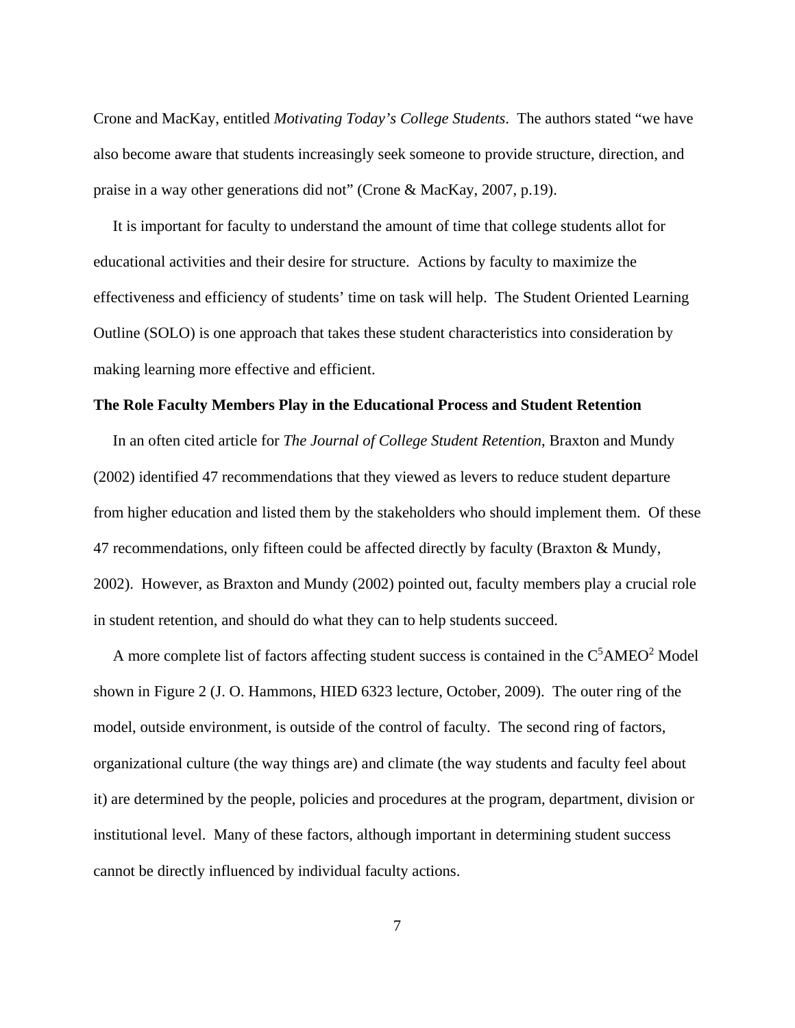Crone and MacKay, entitled *Motivating Today's College Students*. The authors stated "we have also become aware that students increasingly seek someone to provide structure, direction, and praise in a way other generations did not" (Crone & MacKay, 2007, p.19).

It is important for faculty to understand the amount of time that college students allot for educational activities and their desire for structure. Actions by faculty to maximize the effectiveness and efficiency of students' time on task will help. The Student Oriented Learning Outline (SOLO) is one approach that takes these student characteristics into consideration by making learning more effective and efficient.

**The Role Faculty Members Play in the Educational Process and Student Retention**

In an often cited article for *The Journal of College Student Retention*, Braxton and Mundy (2002) identified 47 recommendations that they viewed as levers to reduce student departure from higher education and listed them by the stakeholders who should implement them. Of these 47 recommendations, only fifteen could be affected directly by faculty (Braxton & Mundy, 2002). However, as Braxton and Mundy (2002) pointed out, faculty members play a crucial role in student retention, and should do what they can to help students succeed.

A more complete list of factors affecting student success is contained in the $C^5AMEO^2$ Model shown in Figure 2 (J. O. Hammons, HIED 6323 lecture, October, 2009). The outer ring of the model, outside environment, is outside of the control of faculty. The second ring of factors, organizational culture (the way things are) and climate (the way students and faculty feel about it) are determined by the people, policies and procedures at the program, department, division or institutional level. Many of these factors, although important in determining student success cannot be directly influenced by individual faculty actions.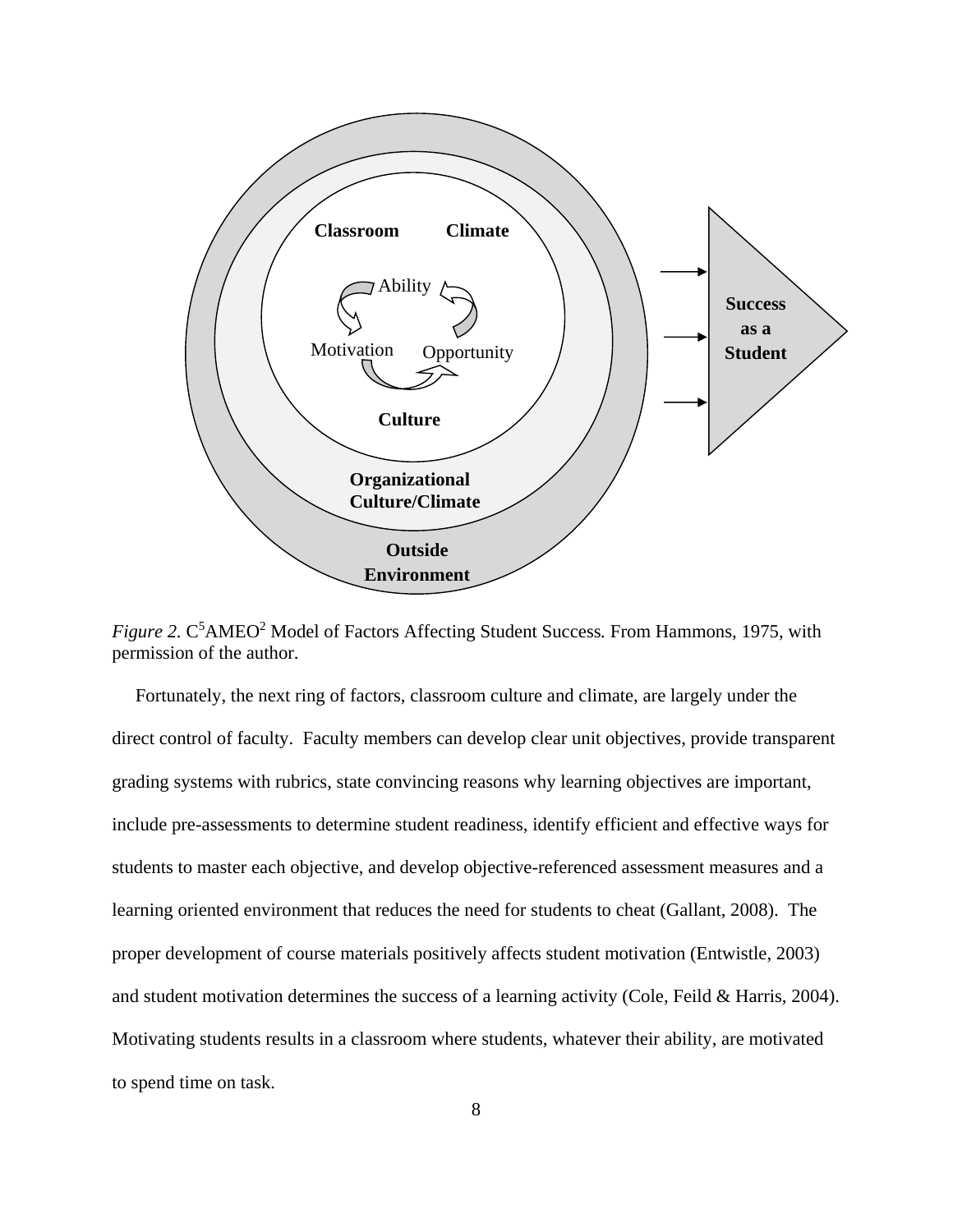*Figure 2.* $C^5AMEO^2$ Model of Factors Affecting Student Success*.* From Hammons, 1975, with permission of the author.

Fortunately, the next ring of factors, classroom culture and climate, are largely under the direct control of faculty. Faculty members can develop clear unit objectives, provide transparent grading systems with rubrics, state convincing reasons why learning objectives are important, include pre-assessments to determine student readiness, identify efficient and effective ways for students to master each objective, and develop objective-referenced assessment measures and a learning oriented environment that reduces the need for students to cheat (Gallant, 2008). The proper development of course materials positively affects student motivation (Entwistle, 2003) and student motivation determines the success of a learning activity (Cole, Feild & Harris, 2004). Motivating students results in a classroom where students, whatever their ability, are motivated to spend time on task.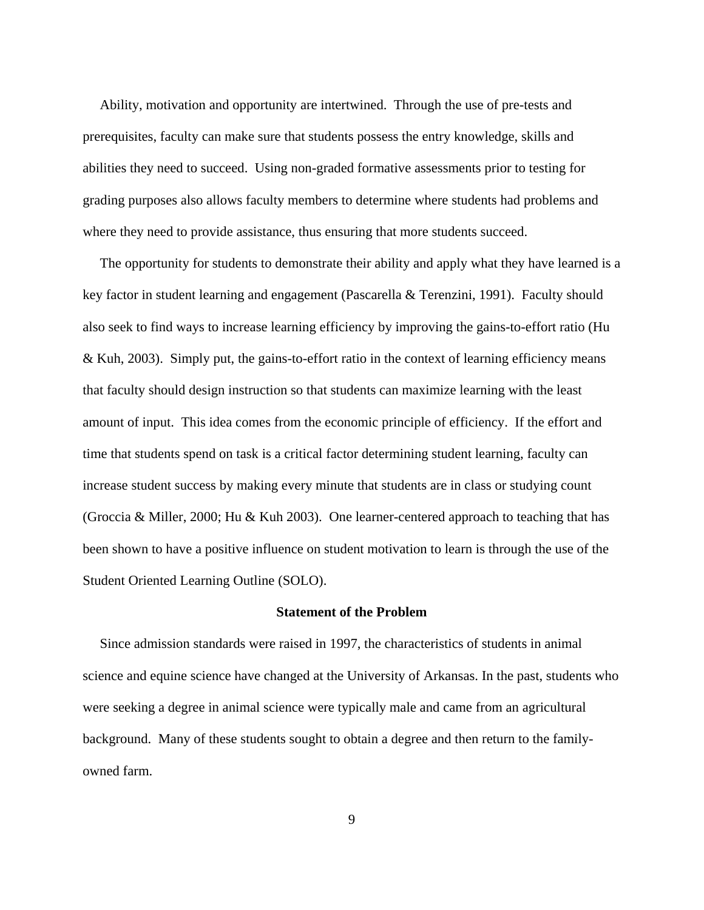Ability, motivation and opportunity are intertwined. Through the use of pre-tests and prerequisites, faculty can make sure that students possess the entry knowledge, skills and abilities they need to succeed. Using non-graded formative assessments prior to testing for grading purposes also allows faculty members to determine where students had problems and where they need to provide assistance, thus ensuring that more students succeed.

The opportunity for students to demonstrate their ability and apply what they have learned is a key factor in student learning and engagement (Pascarella & Terenzini, 1991). Faculty should also seek to find ways to increase learning efficiency by improving the gains-to-effort ratio (Hu & Kuh, 2003). Simply put, the gains-to-effort ratio in the context of learning efficiency means that faculty should design instruction so that students can maximize learning with the least amount of input. This idea comes from the economic principle of efficiency. If the effort and time that students spend on task is a critical factor determining student learning, faculty can increase student success by making every minute that students are in class or studying count (Groccia & Miller, 2000; Hu & Kuh 2003). One learner-centered approach to teaching that has been shown to have a positive influence on student motivation to learn is through the use of the Student Oriented Learning Outline (SOLO).

## Statement of the Problem

Since admission standards were raised in 1997, the characteristics of students in animal science and equine science have changed at the University of Arkansas. In the past, students who were seeking a degree in animal science were typically male and came from an agricultural background. Many of these students sought to obtain a degree and then return to the family-owned farm.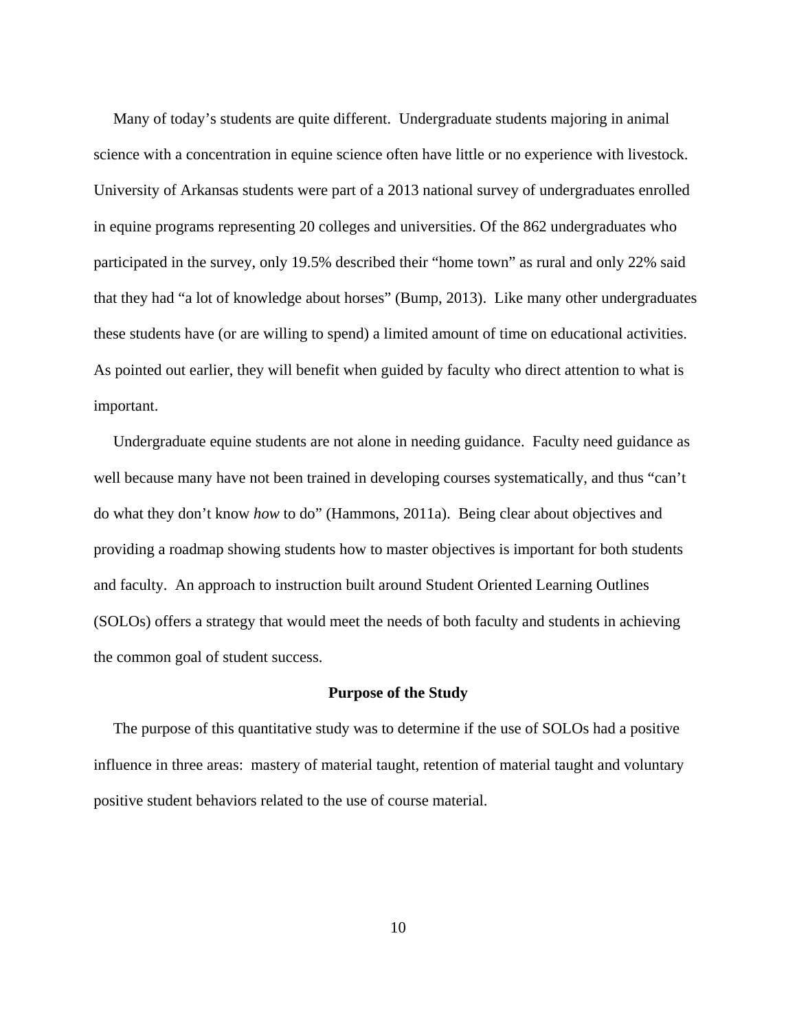Many of today's students are quite different. Undergraduate students majoring in animal science with a concentration in equine science often have little or no experience with livestock. University of Arkansas students were part of a 2013 national survey of undergraduates enrolled in equine programs representing 20 colleges and universities. Of the 862 undergraduates who participated in the survey, only 19.5% described their "home town" as rural and only 22% said that they had "a lot of knowledge about horses" (Bump, 2013). Like many other undergraduates these students have (or are willing to spend) a limited amount of time on educational activities. As pointed out earlier, they will benefit when guided by faculty who direct attention to what is important.

Undergraduate equine students are not alone in needing guidance. Faculty need guidance as well because many have not been trained in developing courses systematically, and thus "can't do what they don't know *how* to do" (Hammons, 2011a). Being clear about objectives and providing a roadmap showing students how to master objectives is important for both students and faculty. An approach to instruction built around Student Oriented Learning Outlines (SOLOs) offers a strategy that would meet the needs of both faculty and students in achieving the common goal of student success.

## Purpose of the Study

The purpose of this quantitative study was to determine if the use of SOLOs had a positive influence in three areas: mastery of material taught, retention of material taught and voluntary positive student behaviors related to the use of course material.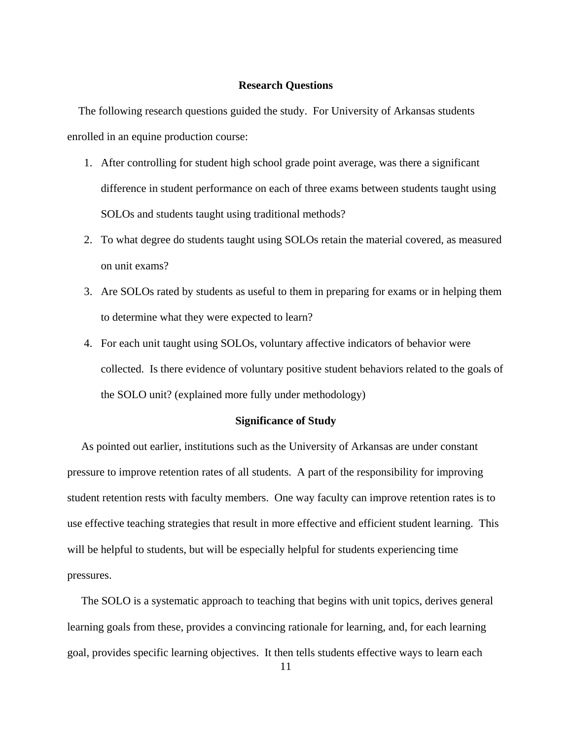## Research Questions

The following research questions guided the study. For University of Arkansas students enrolled in an equine production course:

1. After controlling for student high school grade point average, was there a significant difference in student performance on each of three exams between students taught using SOLOs and students taught using traditional methods?
2. To what degree do students taught using SOLOs retain the material covered, as measured on unit exams?
3. Are SOLOs rated by students as useful to them in preparing for exams or in helping them to determine what they were expected to learn?
4. For each unit taught using SOLOs, voluntary affective indicators of behavior were collected. Is there evidence of voluntary positive student behaviors related to the goals of the SOLO unit? (explained more fully under methodology)

## Significance of Study

As pointed out earlier, institutions such as the University of Arkansas are under constant pressure to improve retention rates of all students. A part of the responsibility for improving student retention rests with faculty members. One way faculty can improve retention rates is to use effective teaching strategies that result in more effective and efficient student learning. This will be helpful to students, but will be especially helpful for students experiencing time pressures.

The SOLO is a systematic approach to teaching that begins with unit topics, derives general learning goals from these, provides a convincing rationale for learning, and, for each learning goal, provides specific learning objectives. It then tells students effective ways to learn each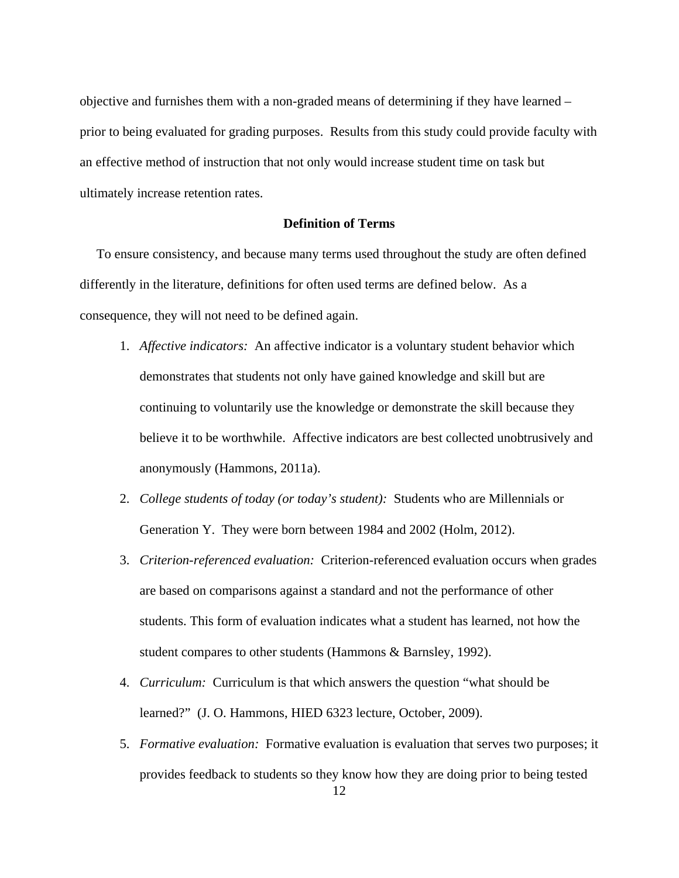objective and furnishes them with a non-graded means of determining if they have learned – prior to being evaluated for grading purposes. Results from this study could provide faculty with an effective method of instruction that not only would increase student time on task but ultimately increase retention rates.

## Definition of Terms

To ensure consistency, and because many terms used throughout the study are often defined differently in the literature, definitions for often used terms are defined below. As a consequence, they will not need to be defined again.

1. *Affective indicators:* An affective indicator is a voluntary student behavior which demonstrates that students not only have gained knowledge and skill but are continuing to voluntarily use the knowledge or demonstrate the skill because they believe it to be worthwhile. Affective indicators are best collected unobtrusively and anonymously (Hammons, 2011a).
2. *College students of today (or today's student):* Students who are Millennials or Generation Y. They were born between 1984 and 2002 (Holm, 2012).
3. *Criterion-referenced evaluation:* Criterion-referenced evaluation occurs when grades are based on comparisons against a standard and not the performance of other students. This form of evaluation indicates what a student has learned, not how the student compares to other students (Hammons & Barnsley, 1992).
4. *Curriculum:* Curriculum is that which answers the question "what should be learned?" (J. O. Hammons, HIED 6323 lecture, October, 2009).
5. *Formative evaluation:* Formative evaluation is evaluation that serves two purposes; it provides feedback to students so they know how they are doing prior to being tested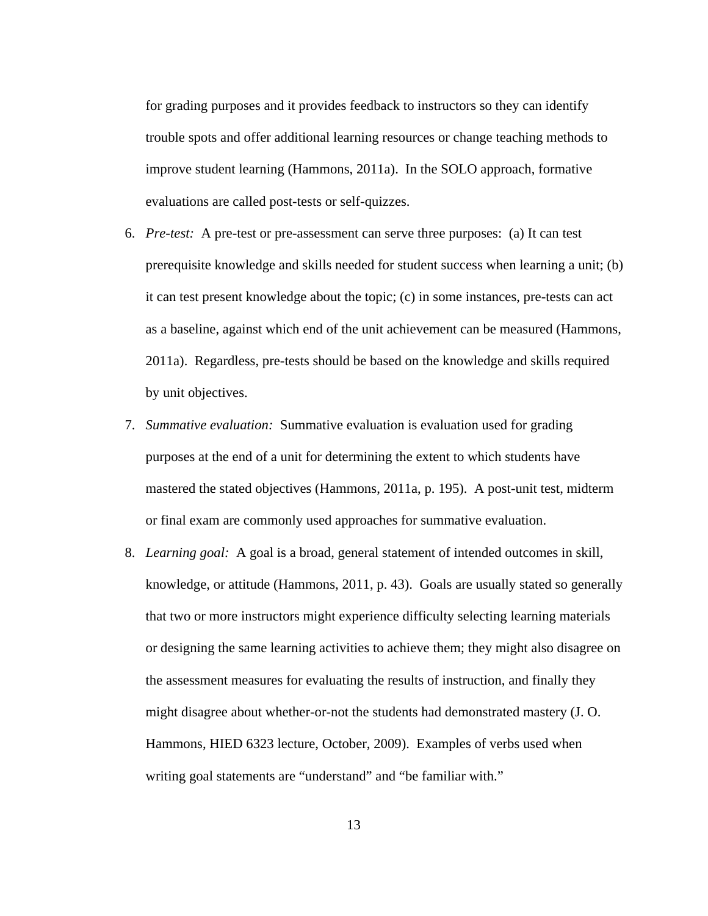for grading purposes and it provides feedback to instructors so they can identify trouble spots and offer additional learning resources or change teaching methods to improve student learning (Hammons, 2011a). In the SOLO approach, formative evaluations are called post-tests or self-quizzes.

6. *Pre-test:* A pre-test or pre-assessment can serve three purposes: (a) It can test prerequisite knowledge and skills needed for student success when learning a unit; (b) it can test present knowledge about the topic; (c) in some instances, pre-tests can act as a baseline, against which end of the unit achievement can be measured (Hammons, 2011a). Regardless, pre-tests should be based on the knowledge and skills required by unit objectives.
7. *Summative evaluation:* Summative evaluation is evaluation used for grading purposes at the end of a unit for determining the extent to which students have mastered the stated objectives (Hammons, 2011a, p. 195). A post-unit test, midterm or final exam are commonly used approaches for summative evaluation.
8. *Learning goal:* A goal is a broad, general statement of intended outcomes in skill, knowledge, or attitude (Hammons, 2011, p. 43). Goals are usually stated so generally that two or more instructors might experience difficulty selecting learning materials or designing the same learning activities to achieve them; they might also disagree on the assessment measures for evaluating the results of instruction, and finally they might disagree about whether-or-not the students had demonstrated mastery (J. O. Hammons, HIED 6323 lecture, October, 2009). Examples of verbs used when writing goal statements are "understand" and "be familiar with."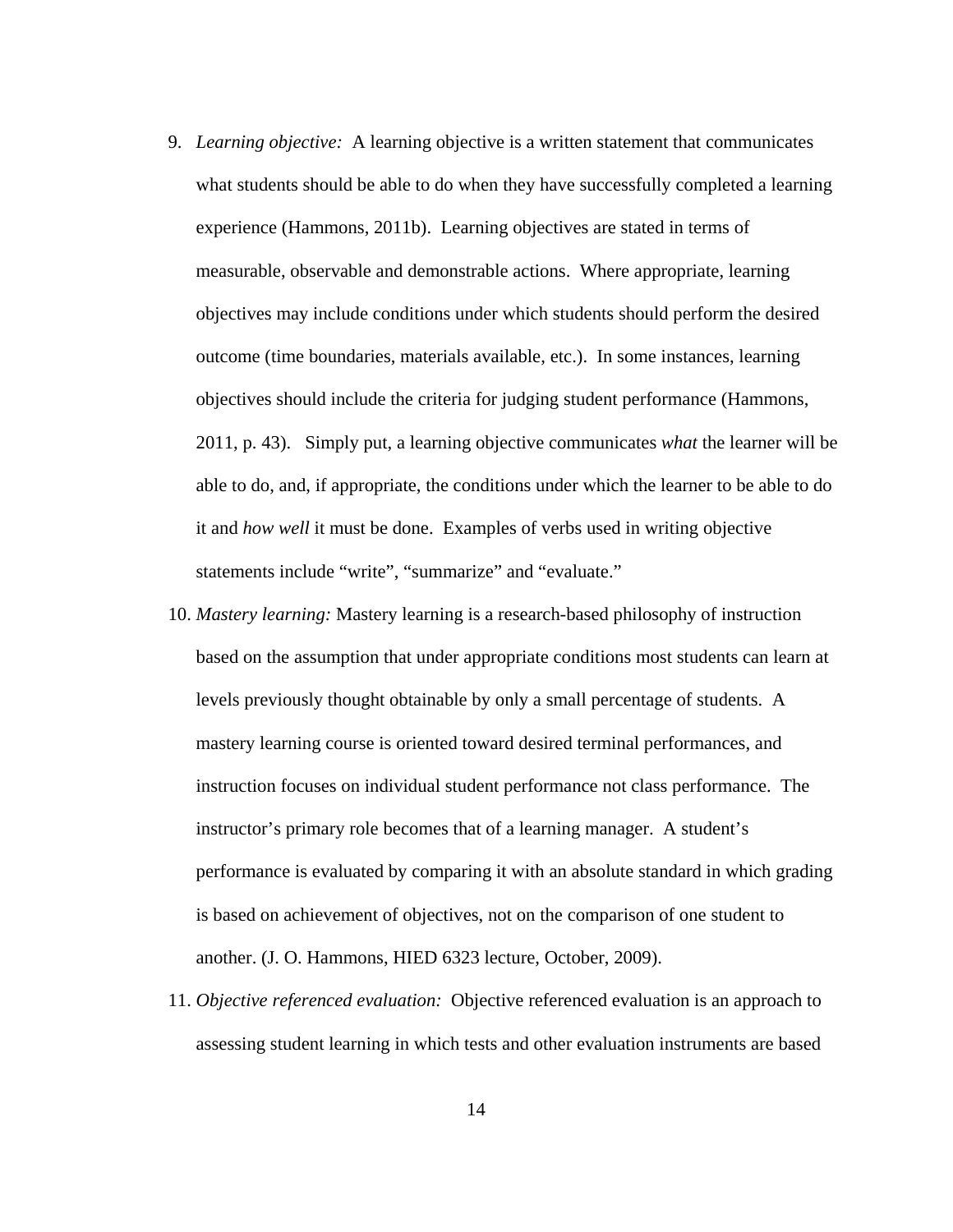9. *Learning objective:* A learning objective is a written statement that communicates what students should be able to do when they have successfully completed a learning experience (Hammons, 2011b). Learning objectives are stated in terms of measurable, observable and demonstrable actions. Where appropriate, learning objectives may include conditions under which students should perform the desired outcome (time boundaries, materials available, etc.). In some instances, learning objectives should include the criteria for judging student performance (Hammons, 2011, p. 43). Simply put, a learning objective communicates *what* the learner will be able to do, and, if appropriate, the conditions under which the learner to be able to do it and *how well* it must be done. Examples of verbs used in writing objective statements include "write", "summarize" and "evaluate."

10. *Mastery learning:* Mastery learning is a research-based philosophy of instruction based on the assumption that under appropriate conditions most students can learn at levels previously thought obtainable by only a small percentage of students. A mastery learning course is oriented toward desired terminal performances, and instruction focuses on individual student performance not class performance. The instructor's primary role becomes that of a learning manager. A student's performance is evaluated by comparing it with an absolute standard in which grading is based on achievement of objectives, not on the comparison of one student to another. (J. O. Hammons, HIED 6323 lecture, October, 2009).

11. *Objective referenced evaluation:* Objective referenced evaluation is an approach to assessing student learning in which tests and other evaluation instruments are based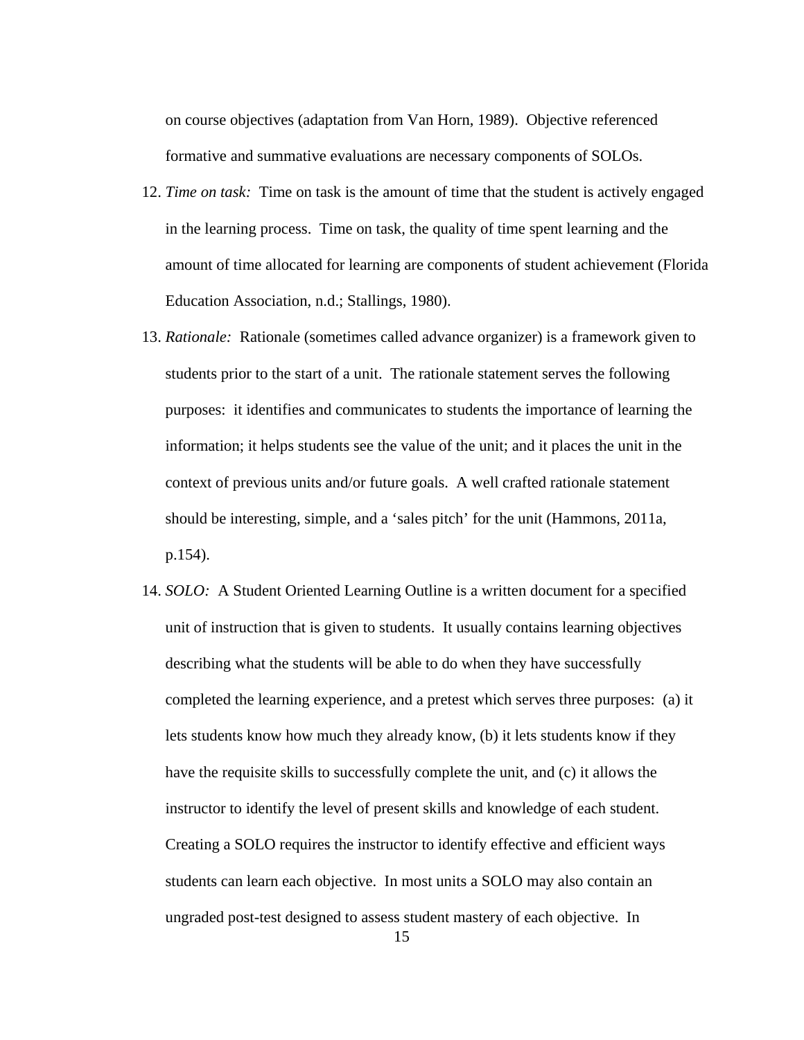on course objectives (adaptation from Van Horn, 1989). Objective referenced formative and summative evaluations are necessary components of SOLOs.

12. *Time on task:* Time on task is the amount of time that the student is actively engaged in the learning process. Time on task, the quality of time spent learning and the amount of time allocated for learning are components of student achievement (Florida Education Association, n.d.; Stallings, 1980).

13. *Rationale:* Rationale (sometimes called advance organizer) is a framework given to students prior to the start of a unit. The rationale statement serves the following purposes: it identifies and communicates to students the importance of learning the information; it helps students see the value of the unit; and it places the unit in the context of previous units and/or future goals. A well crafted rationale statement should be interesting, simple, and a 'sales pitch' for the unit (Hammons, 2011a, p.154).

14. *SOLO:* A Student Oriented Learning Outline is a written document for a specified unit of instruction that is given to students. It usually contains learning objectives describing what the students will be able to do when they have successfully completed the learning experience, and a pretest which serves three purposes: (a) it lets students know how much they already know, (b) it lets students know if they have the requisite skills to successfully complete the unit, and (c) it allows the instructor to identify the level of present skills and knowledge of each student. Creating a SOLO requires the instructor to identify effective and efficient ways students can learn each objective. In most units a SOLO may also contain an ungraded post-test designed to assess student mastery of each objective. In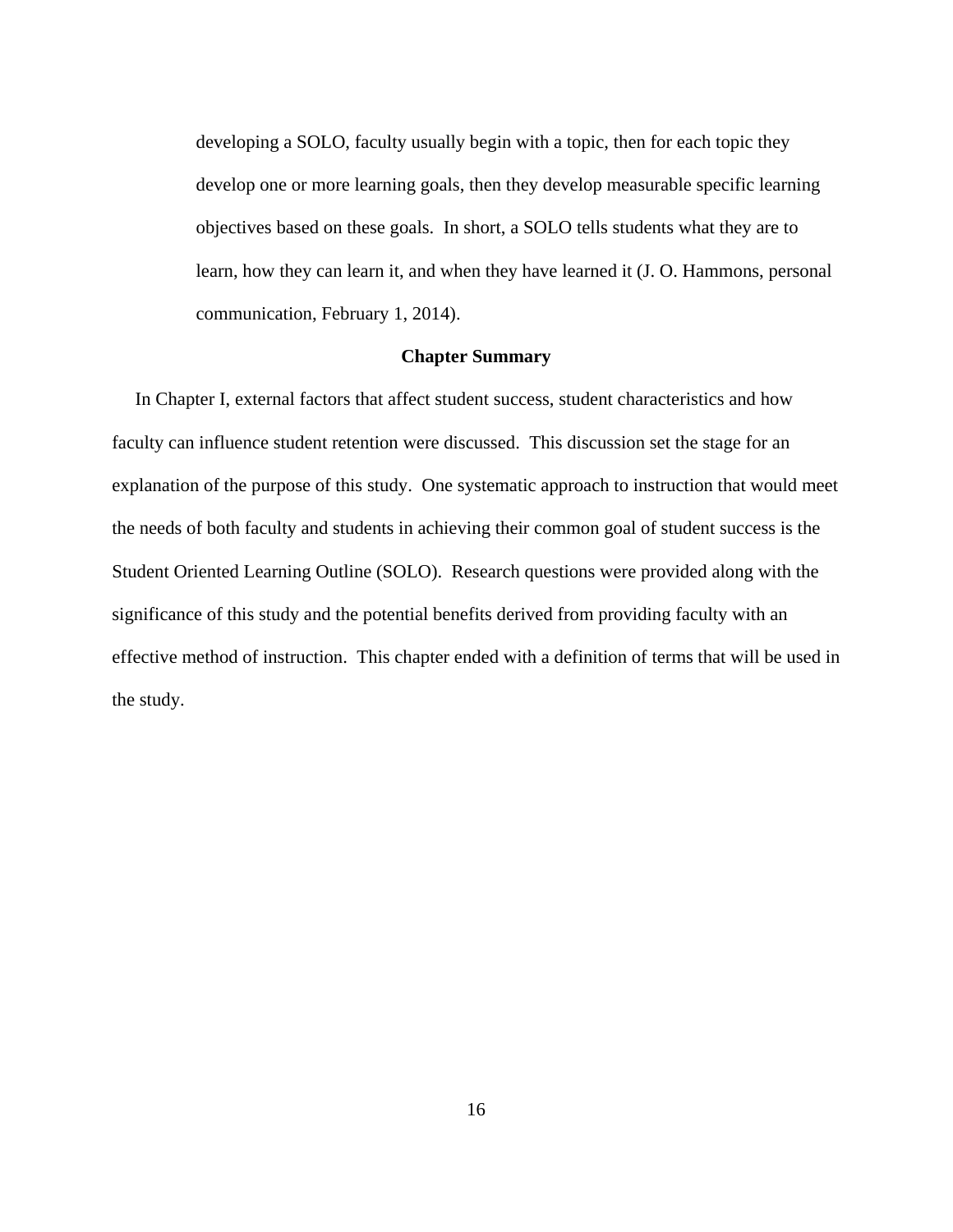developing a SOLO, faculty usually begin with a topic, then for each topic they develop one or more learning goals, then they develop measurable specific learning objectives based on these goals. In short, a SOLO tells students what they are to learn, how they can learn it, and when they have learned it (J. O. Hammons, personal communication, February 1, 2014).

## Chapter Summary

In Chapter I, external factors that affect student success, student characteristics and how faculty can influence student retention were discussed. This discussion set the stage for an explanation of the purpose of this study. One systematic approach to instruction that would meet the needs of both faculty and students in achieving their common goal of student success is the Student Oriented Learning Outline (SOLO). Research questions were provided along with the significance of this study and the potential benefits derived from providing faculty with an effective method of instruction. This chapter ended with a definition of terms that will be used in the study.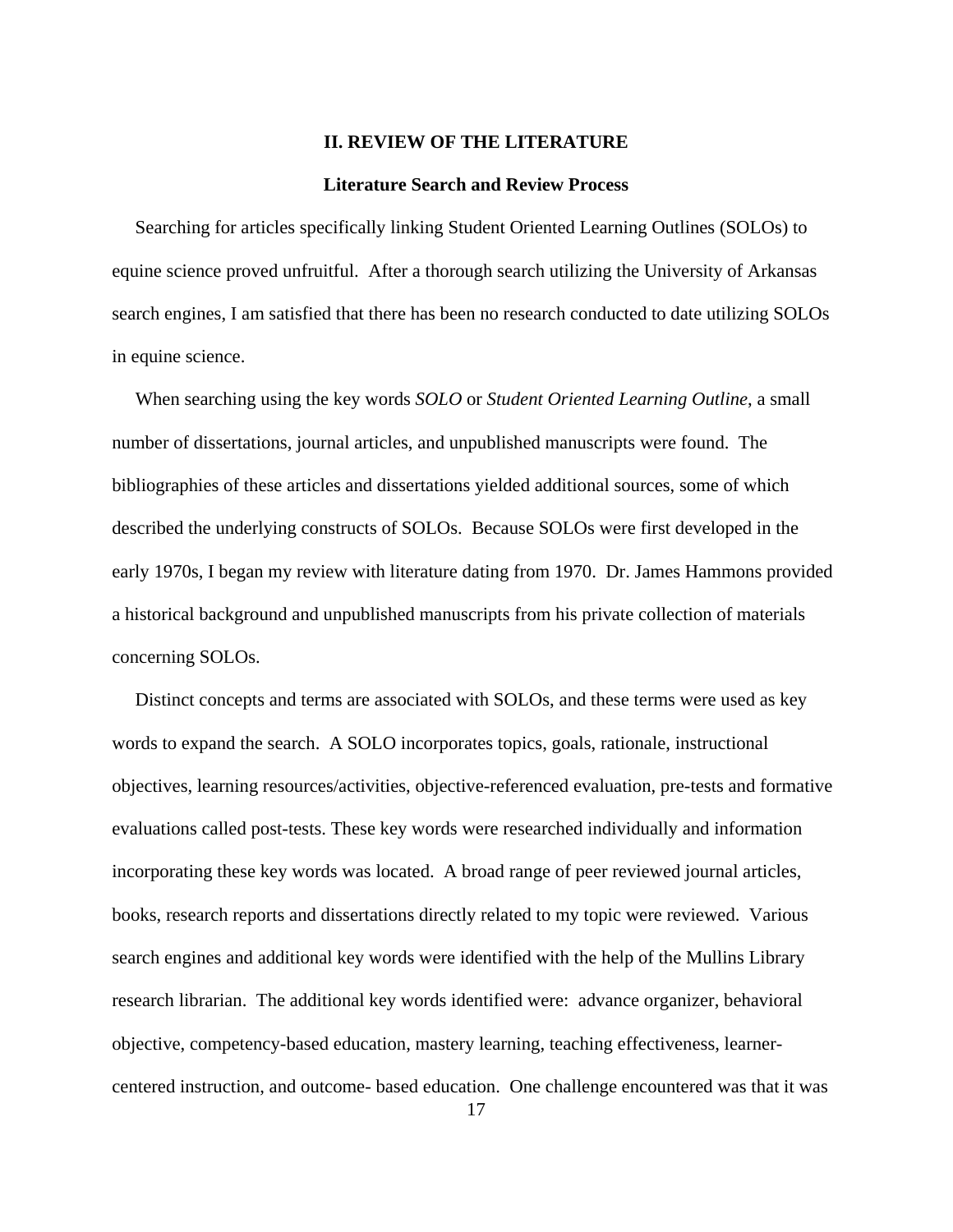## II. REVIEW OF THE LITERATURE

### Literature Search and Review Process

Searching for articles specifically linking Student Oriented Learning Outlines (SOLOs) to equine science proved unfruitful. After a thorough search utilizing the University of Arkansas search engines, I am satisfied that there has been no research conducted to date utilizing SOLOs in equine science.

When searching using the key words *SOLO* or *Student Oriented Learning Outline*, a small number of dissertations, journal articles, and unpublished manuscripts were found. The bibliographies of these articles and dissertations yielded additional sources, some of which described the underlying constructs of SOLOs. Because SOLOs were first developed in the early 1970s, I began my review with literature dating from 1970. Dr. James Hammons provided a historical background and unpublished manuscripts from his private collection of materials concerning SOLOs.

Distinct concepts and terms are associated with SOLOs, and these terms were used as key words to expand the search. A SOLO incorporates topics, goals, rationale, instructional objectives, learning resources/activities, objective-referenced evaluation, pre-tests and formative evaluations called post-tests. These key words were researched individually and information incorporating these key words was located. A broad range of peer reviewed journal articles, books, research reports and dissertations directly related to my topic were reviewed. Various search engines and additional key words were identified with the help of the Mullins Library research librarian. The additional key words identified were: advance organizer, behavioral objective, competency-based education, mastery learning, teaching effectiveness, learner-centered instruction, and outcome- based education. One challenge encountered was that it was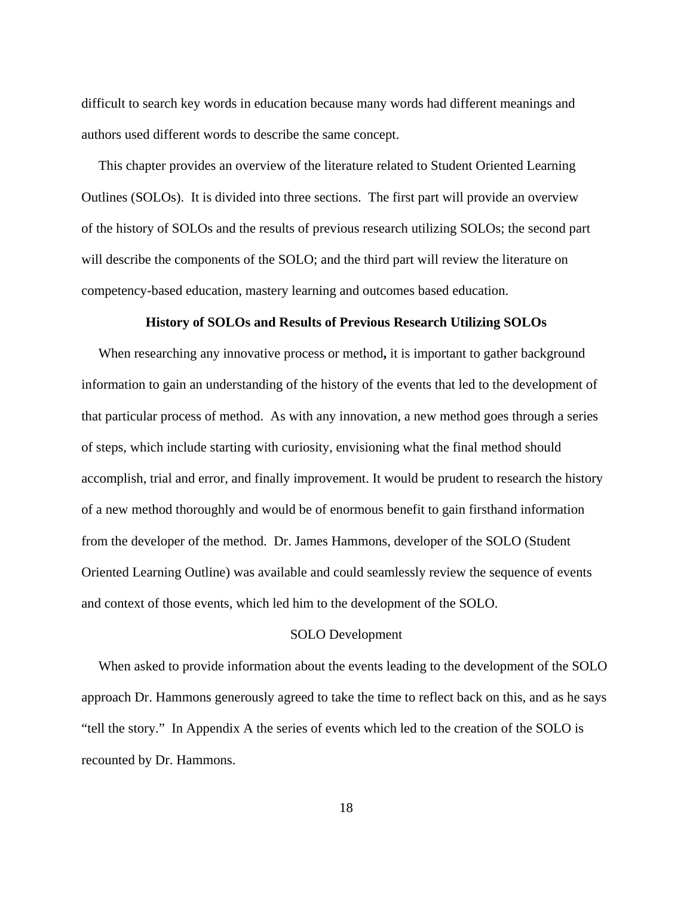difficult to search key words in education because many words had different meanings and authors used different words to describe the same concept.

This chapter provides an overview of the literature related to Student Oriented Learning Outlines (SOLOs). It is divided into three sections. The first part will provide an overview of the history of SOLOs and the results of previous research utilizing SOLOs; the second part will describe the components of the SOLO; and the third part will review the literature on competency-based education, mastery learning and outcomes based education.

## History of SOLOs and Results of Previous Research Utilizing SOLOs

When researching any innovative process or method**,** it is important to gather background information to gain an understanding of the history of the events that led to the development of that particular process of method. As with any innovation, a new method goes through a series of steps, which include starting with curiosity, envisioning what the final method should accomplish, trial and error, and finally improvement. It would be prudent to research the history of a new method thoroughly and would be of enormous benefit to gain firsthand information from the developer of the method. Dr. James Hammons, developer of the SOLO (Student Oriented Learning Outline) was available and could seamlessly review the sequence of events and context of those events, which led him to the development of the SOLO.

### SOLO Development

When asked to provide information about the events leading to the development of the SOLO approach Dr. Hammons generously agreed to take the time to reflect back on this, and as he says "tell the story." In Appendix A the series of events which led to the creation of the SOLO is recounted by Dr. Hammons.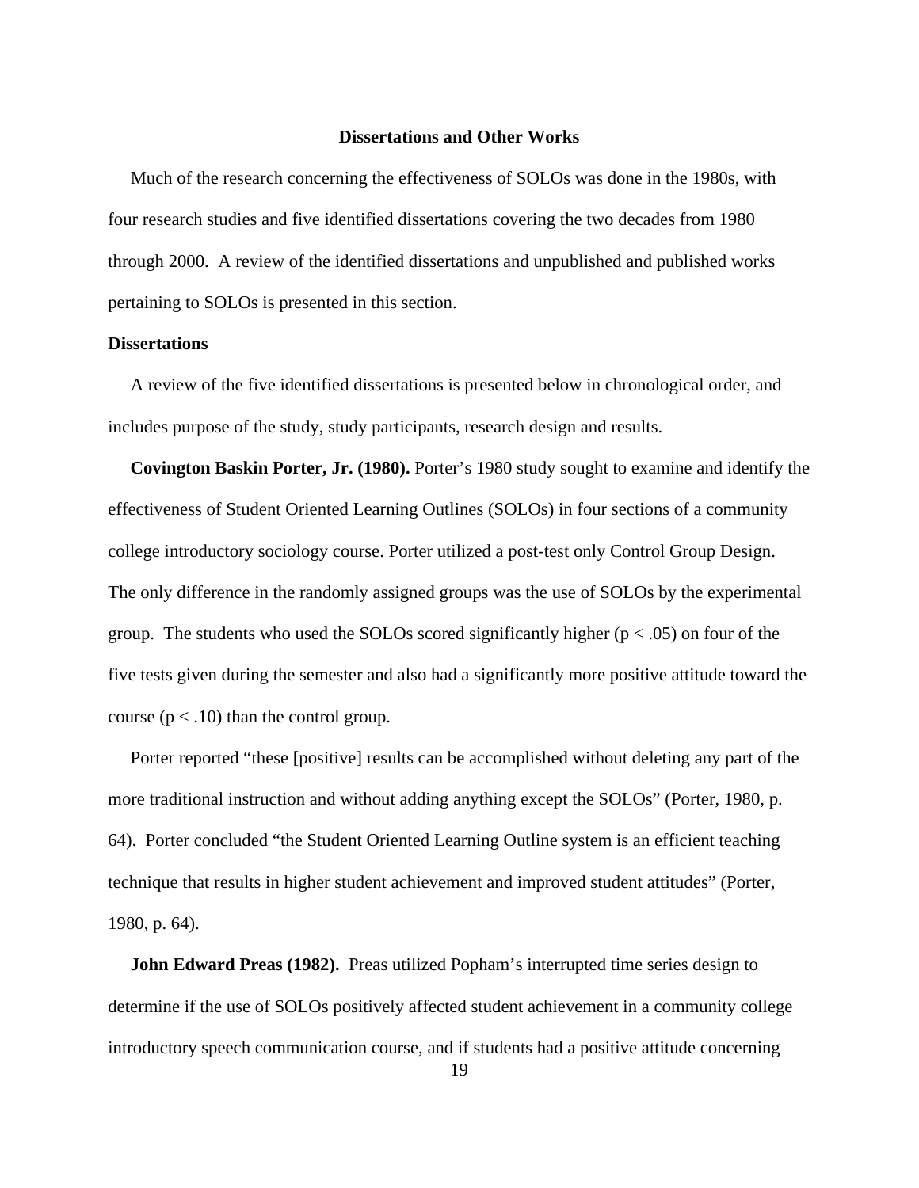## Dissertations and Other Works

Much of the research concerning the effectiveness of SOLOs was done in the 1980s, with four research studies and five identified dissertations covering the two decades from 1980 through 2000. A review of the identified dissertations and unpublished and published works pertaining to SOLOs is presented in this section.

### Dissertations

A review of the five identified dissertations is presented below in chronological order, and includes purpose of the study, study participants, research design and results.

**Covington Baskin Porter, Jr. (1980).** Porter's 1980 study sought to examine and identify the effectiveness of Student Oriented Learning Outlines (SOLOs) in four sections of a community college introductory sociology course. Porter utilized a post-test only Control Group Design. The only difference in the randomly assigned groups was the use of SOLOs by the experimental group. The students who used the SOLOs scored significantly higher ($p < .05$) on four of the five tests given during the semester and also had a significantly more positive attitude toward the course ($p < .10$) than the control group.

Porter reported "these [positive] results can be accomplished without deleting any part of the more traditional instruction and without adding anything except the SOLOs" (Porter, 1980, p. 64). Porter concluded "the Student Oriented Learning Outline system is an efficient teaching technique that results in higher student achievement and improved student attitudes" (Porter, 1980, p. 64).

**John Edward Preas (1982).** Preas utilized Popham's interrupted time series design to determine if the use of SOLOs positively affected student achievement in a community college introductory speech communication course, and if students had a positive attitude concerning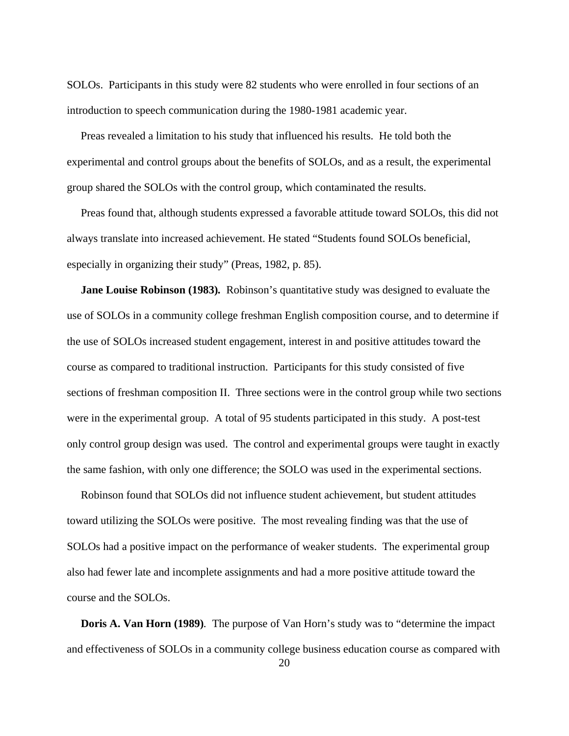SOLOs. Participants in this study were 82 students who were enrolled in four sections of an introduction to speech communication during the 1980-1981 academic year.

Preas revealed a limitation to his study that influenced his results. He told both the experimental and control groups about the benefits of SOLOs, and as a result, the experimental group shared the SOLOs with the control group, which contaminated the results.

Preas found that, although students expressed a favorable attitude toward SOLOs, this did not always translate into increased achievement. He stated "Students found SOLOs beneficial, especially in organizing their study" (Preas, 1982, p. 85).

**Jane Louise Robinson (1983).** Robinson's quantitative study was designed to evaluate the use of SOLOs in a community college freshman English composition course, and to determine if the use of SOLOs increased student engagement, interest in and positive attitudes toward the course as compared to traditional instruction. Participants for this study consisted of five sections of freshman composition II. Three sections were in the control group while two sections were in the experimental group. A total of 95 students participated in this study. A post-test only control group design was used. The control and experimental groups were taught in exactly the same fashion, with only one difference; the SOLO was used in the experimental sections.

Robinson found that SOLOs did not influence student achievement, but student attitudes toward utilizing the SOLOs were positive. The most revealing finding was that the use of SOLOs had a positive impact on the performance of weaker students. The experimental group also had fewer late and incomplete assignments and had a more positive attitude toward the course and the SOLOs.

**Doris A. Van Horn (1989)**. The purpose of Van Horn's study was to "determine the impact and effectiveness of SOLOs in a community college business education course as compared with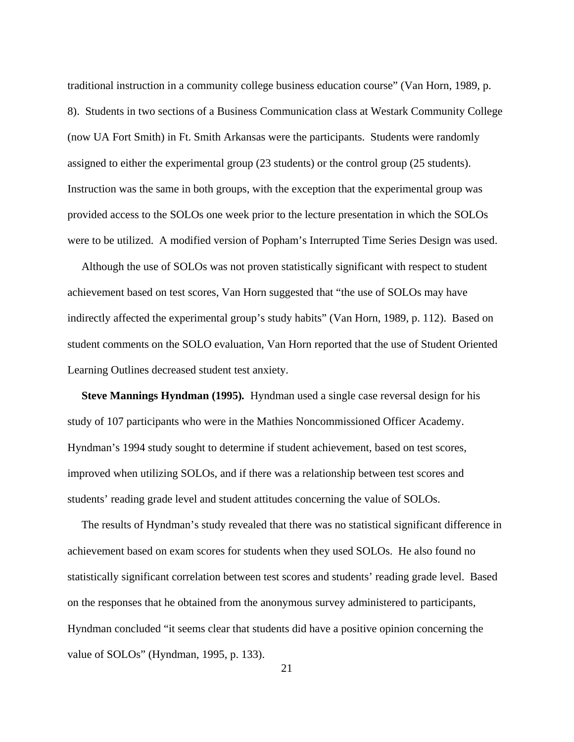traditional instruction in a community college business education course" (Van Horn, 1989, p. 8). Students in two sections of a Business Communication class at Westark Community College (now UA Fort Smith) in Ft. Smith Arkansas were the participants. Students were randomly assigned to either the experimental group (23 students) or the control group (25 students). Instruction was the same in both groups, with the exception that the experimental group was provided access to the SOLOs one week prior to the lecture presentation in which the SOLOs were to be utilized. A modified version of Popham's Interrupted Time Series Design was used.

Although the use of SOLOs was not proven statistically significant with respect to student achievement based on test scores, Van Horn suggested that "the use of SOLOs may have indirectly affected the experimental group's study habits" (Van Horn, 1989, p. 112). Based on student comments on the SOLO evaluation, Van Horn reported that the use of Student Oriented Learning Outlines decreased student test anxiety.

**Steve Mannings Hyndman (1995).** Hyndman used a single case reversal design for his study of 107 participants who were in the Mathies Noncommissioned Officer Academy. Hyndman's 1994 study sought to determine if student achievement, based on test scores, improved when utilizing SOLOs, and if there was a relationship between test scores and students' reading grade level and student attitudes concerning the value of SOLOs.

The results of Hyndman's study revealed that there was no statistical significant difference in achievement based on exam scores for students when they used SOLOs. He also found no statistically significant correlation between test scores and students' reading grade level. Based on the responses that he obtained from the anonymous survey administered to participants, Hyndman concluded "it seems clear that students did have a positive opinion concerning the value of SOLOs" (Hyndman, 1995, p. 133).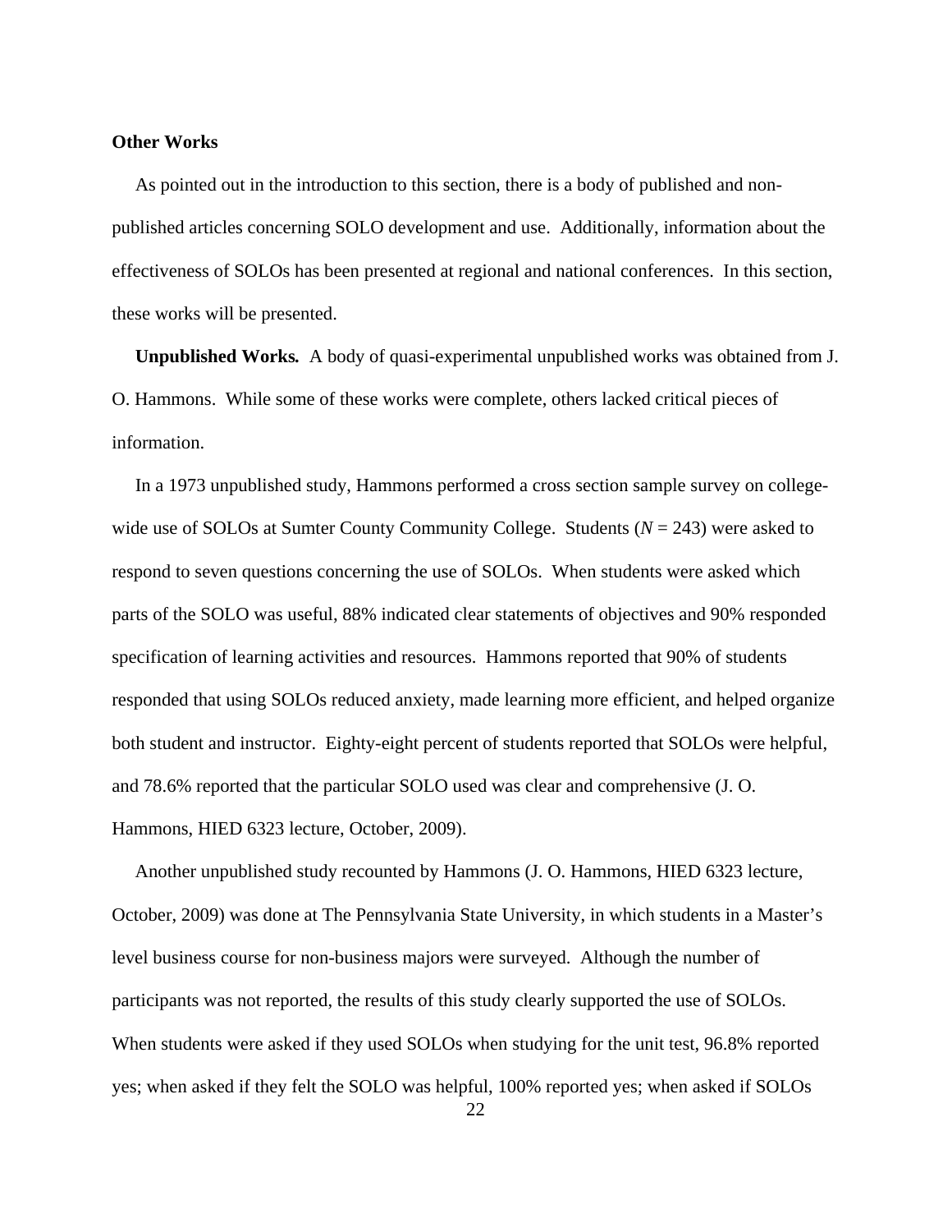### Other Works

As pointed out in the introduction to this section, there is a body of published and non-published articles concerning SOLO development and use. Additionally, information about the effectiveness of SOLOs has been presented at regional and national conferences. In this section, these works will be presented.

**Unpublished Works.** A body of quasi-experimental unpublished works was obtained from J. O. Hammons. While some of these works were complete, others lacked critical pieces of information.

In a 1973 unpublished study, Hammons performed a cross section sample survey on college-wide use of SOLOs at Sumter County Community College. Students ($N$ = 243) were asked to respond to seven questions concerning the use of SOLOs. When students were asked which parts of the SOLO was useful, 88% indicated clear statements of objectives and 90% responded specification of learning activities and resources. Hammons reported that 90% of students responded that using SOLOs reduced anxiety, made learning more efficient, and helped organize both student and instructor. Eighty-eight percent of students reported that SOLOs were helpful, and 78.6% reported that the particular SOLO used was clear and comprehensive (J. O. Hammons, HIED 6323 lecture, October, 2009).

Another unpublished study recounted by Hammons (J. O. Hammons, HIED 6323 lecture, October, 2009) was done at The Pennsylvania State University, in which students in a Master's level business course for non-business majors were surveyed. Although the number of participants was not reported, the results of this study clearly supported the use of SOLOs. When students were asked if they used SOLOs when studying for the unit test, 96.8% reported yes; when asked if they felt the SOLO was helpful, 100% reported yes; when asked if SOLOs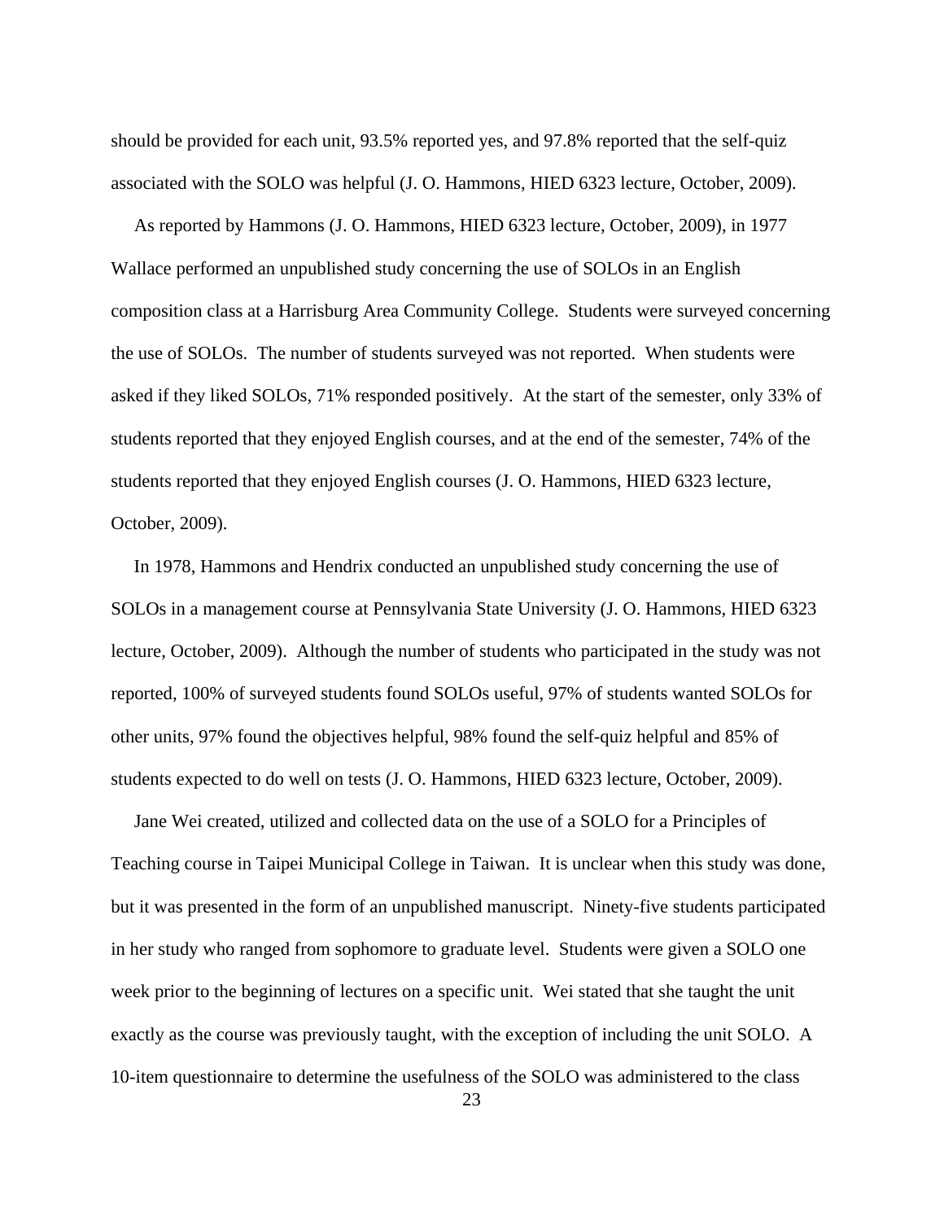should be provided for each unit, 93.5% reported yes, and 97.8% reported that the self-quiz associated with the SOLO was helpful (J. O. Hammons, HIED 6323 lecture, October, 2009).

As reported by Hammons (J. O. Hammons, HIED 6323 lecture, October, 2009), in 1977 Wallace performed an unpublished study concerning the use of SOLOs in an English composition class at a Harrisburg Area Community College. Students were surveyed concerning the use of SOLOs. The number of students surveyed was not reported. When students were asked if they liked SOLOs, 71% responded positively. At the start of the semester, only 33% of students reported that they enjoyed English courses, and at the end of the semester, 74% of the students reported that they enjoyed English courses (J. O. Hammons, HIED 6323 lecture, October, 2009).

In 1978, Hammons and Hendrix conducted an unpublished study concerning the use of SOLOs in a management course at Pennsylvania State University (J. O. Hammons, HIED 6323 lecture, October, 2009). Although the number of students who participated in the study was not reported, 100% of surveyed students found SOLOs useful, 97% of students wanted SOLOs for other units, 97% found the objectives helpful, 98% found the self-quiz helpful and 85% of students expected to do well on tests (J. O. Hammons, HIED 6323 lecture, October, 2009).

Jane Wei created, utilized and collected data on the use of a SOLO for a Principles of Teaching course in Taipei Municipal College in Taiwan. It is unclear when this study was done, but it was presented in the form of an unpublished manuscript. Ninety-five students participated in her study who ranged from sophomore to graduate level. Students were given a SOLO one week prior to the beginning of lectures on a specific unit. Wei stated that she taught the unit exactly as the course was previously taught, with the exception of including the unit SOLO. A 10-item questionnaire to determine the usefulness of the SOLO was administered to the class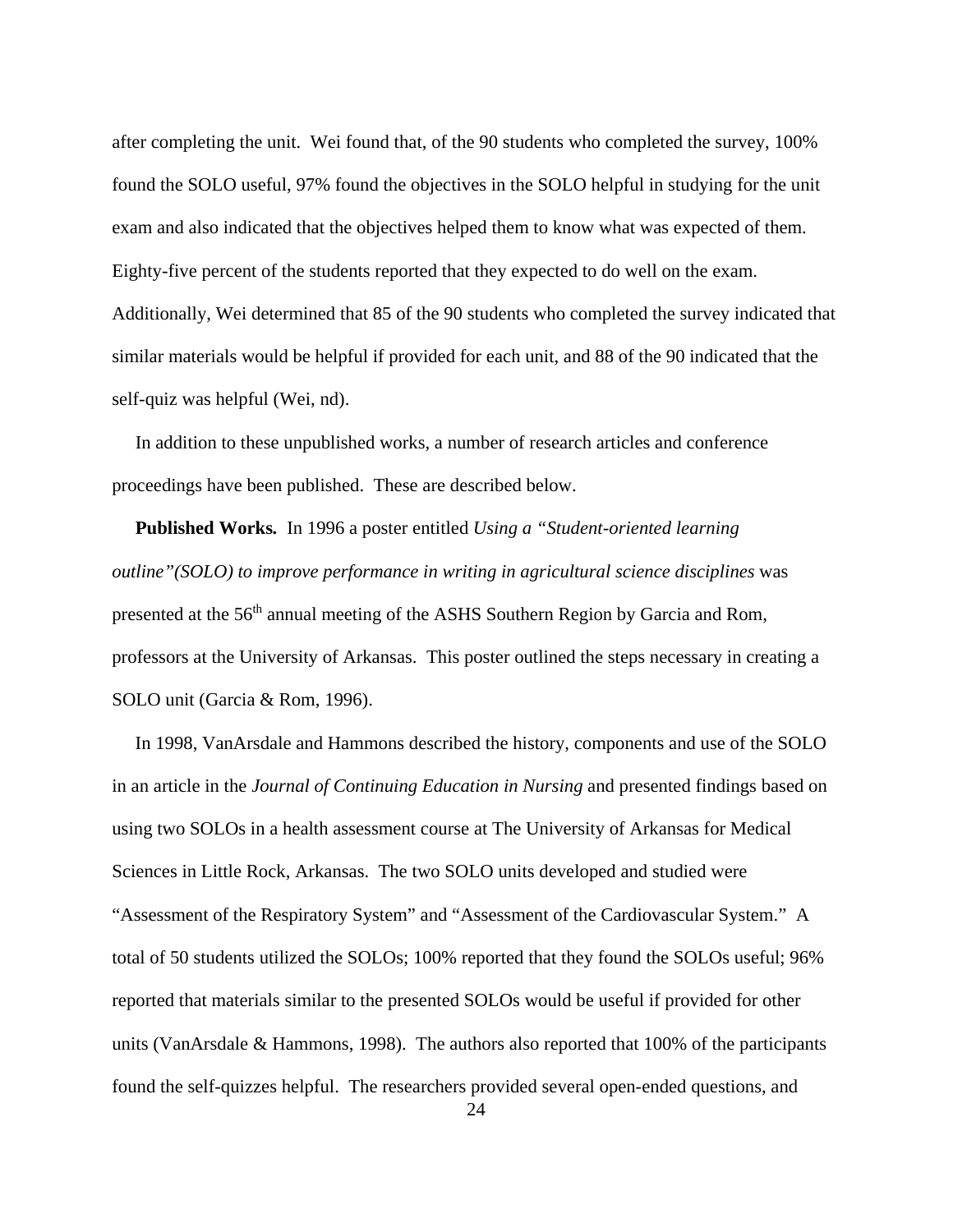after completing the unit. Wei found that, of the 90 students who completed the survey, 100% found the SOLO useful, 97% found the objectives in the SOLO helpful in studying for the unit exam and also indicated that the objectives helped them to know what was expected of them. Eighty-five percent of the students reported that they expected to do well on the exam. Additionally, Wei determined that 85 of the 90 students who completed the survey indicated that similar materials would be helpful if provided for each unit, and 88 of the 90 indicated that the self-quiz was helpful (Wei, nd).

In addition to these unpublished works, a number of research articles and conference proceedings have been published. These are described below.

**Published Works.** In 1996 a poster entitled *Using a "Student-oriented learning outline"(SOLO) to improve performance in writing in agricultural science disciplines* was presented at the 56th annual meeting of the ASHS Southern Region by Garcia and Rom, professors at the University of Arkansas. This poster outlined the steps necessary in creating a SOLO unit (Garcia & Rom, 1996).

In 1998, VanArsdale and Hammons described the history, components and use of the SOLO in an article in the *Journal of Continuing Education in Nursing* and presented findings based on using two SOLOs in a health assessment course at The University of Arkansas for Medical Sciences in Little Rock, Arkansas. The two SOLO units developed and studied were "Assessment of the Respiratory System" and "Assessment of the Cardiovascular System." A total of 50 students utilized the SOLOs; 100% reported that they found the SOLOs useful; 96% reported that materials similar to the presented SOLOs would be useful if provided for other units (VanArsdale & Hammons, 1998). The authors also reported that 100% of the participants found the self-quizzes helpful. The researchers provided several open-ended questions, and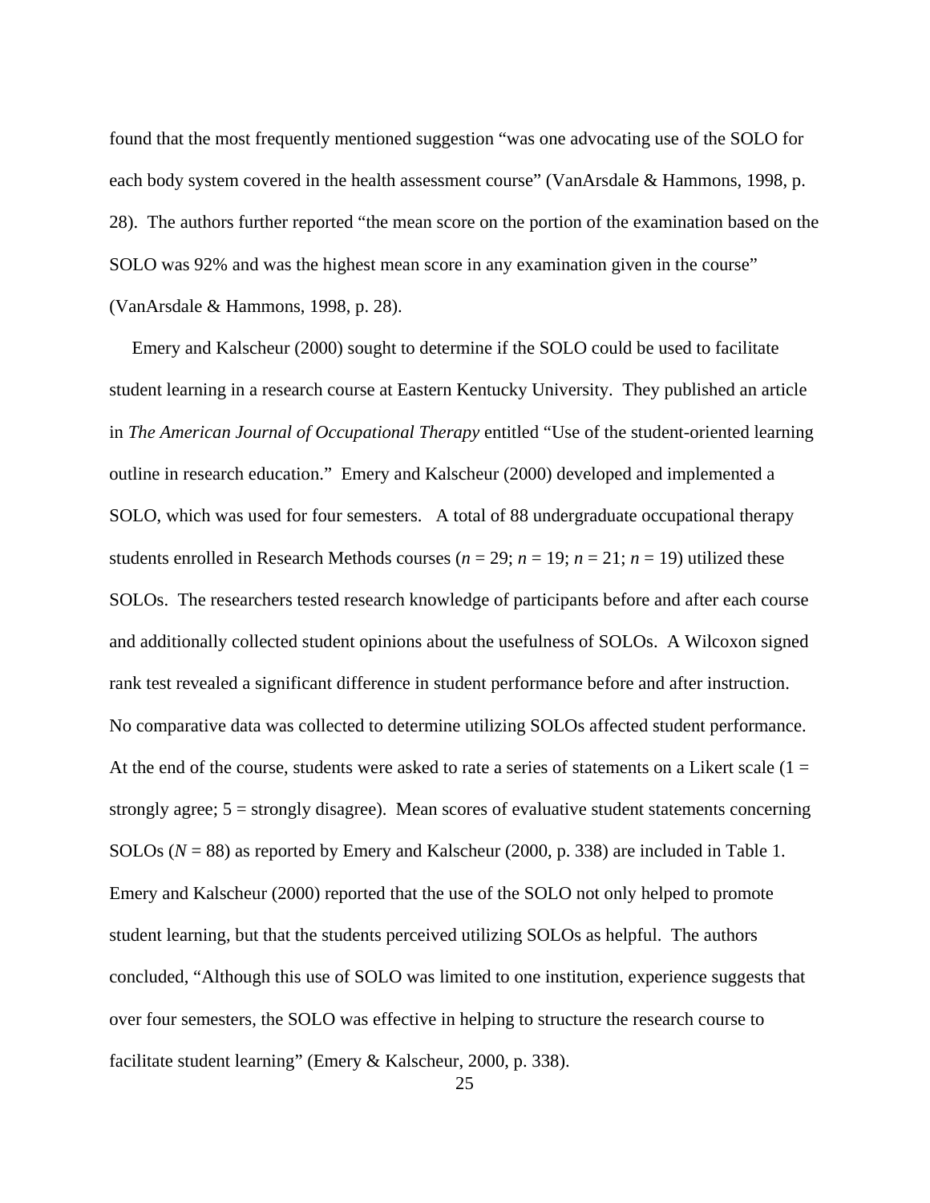found that the most frequently mentioned suggestion "was one advocating use of the SOLO for each body system covered in the health assessment course" (VanArsdale & Hammons, 1998, p. 28). The authors further reported "the mean score on the portion of the examination based on the SOLO was 92% and was the highest mean score in any examination given in the course" (VanArsdale & Hammons, 1998, p. 28).

Emery and Kalscheur (2000) sought to determine if the SOLO could be used to facilitate student learning in a research course at Eastern Kentucky University. They published an article in *The American Journal of Occupational Therapy* entitled "Use of the student-oriented learning outline in research education." Emery and Kalscheur (2000) developed and implemented a SOLO, which was used for four semesters. A total of 88 undergraduate occupational therapy students enrolled in Research Methods courses ($n$ = 29; $n$ = 19; $n$ = 21; $n$ = 19) utilized these SOLOs. The researchers tested research knowledge of participants before and after each course and additionally collected student opinions about the usefulness of SOLOs. A Wilcoxon signed rank test revealed a significant difference in student performance before and after instruction. No comparative data was collected to determine utilizing SOLOs affected student performance. At the end of the course, students were asked to rate a series of statements on a Likert scale (1 = strongly agree; 5 = strongly disagree). Mean scores of evaluative student statements concerning SOLOs ($N$ = 88) as reported by Emery and Kalscheur (2000, p. 338) are included in Table 1. Emery and Kalscheur (2000) reported that the use of the SOLO not only helped to promote student learning, but that the students perceived utilizing SOLOs as helpful. The authors concluded, "Although this use of SOLO was limited to one institution, experience suggests that over four semesters, the SOLO was effective in helping to structure the research course to facilitate student learning" (Emery & Kalscheur, 2000, p. 338).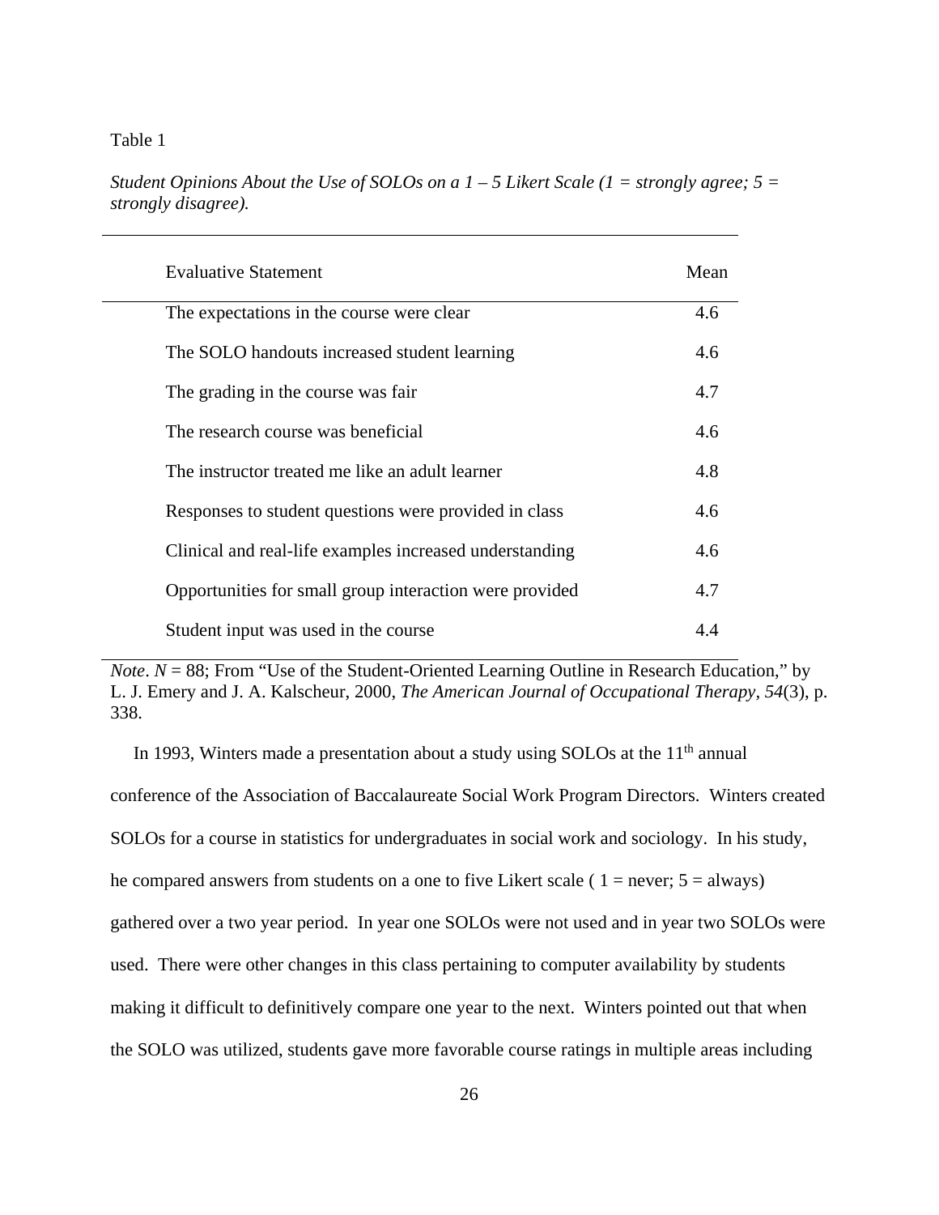Table 1

*Student Opinions About the Use of SOLOs on a 1 – 5 Likert Scale (1 = strongly agree; 5 = strongly disagree).*

| Evaluative Statement | Mean |
|---|---|
| The expectations in the course were clear | 4.6 |
| The SOLO handouts increased student learning | 4.6 |
| The grading in the course was fair | 4.7 |
| The research course was beneficial | 4.6 |
| The instructor treated me like an adult learner | 4.8 |
| Responses to student questions were provided in class | 4.6 |
| Clinical and real-life examples increased understanding | 4.6 |
| Opportunities for small group interaction were provided | 4.7 |
| Student input was used in the course | 4.4 |

*Note*. *N* = 88; From "Use of the Student-Oriented Learning Outline in Research Education," by L. J. Emery and J. A. Kalscheur, 2000, *The American Journal of Occupational Therapy, 54*(3), p. 338.

In 1993, Winters made a presentation about a study using SOLOs at the 11th annual conference of the Association of Baccalaureate Social Work Program Directors. Winters created SOLOs for a course in statistics for undergraduates in social work and sociology. In his study, he compared answers from students on a one to five Likert scale ( 1 = never; 5 = always) gathered over a two year period. In year one SOLOs were not used and in year two SOLOs were used. There were other changes in this class pertaining to computer availability by students making it difficult to definitively compare one year to the next. Winters pointed out that when the SOLO was utilized, students gave more favorable course ratings in multiple areas including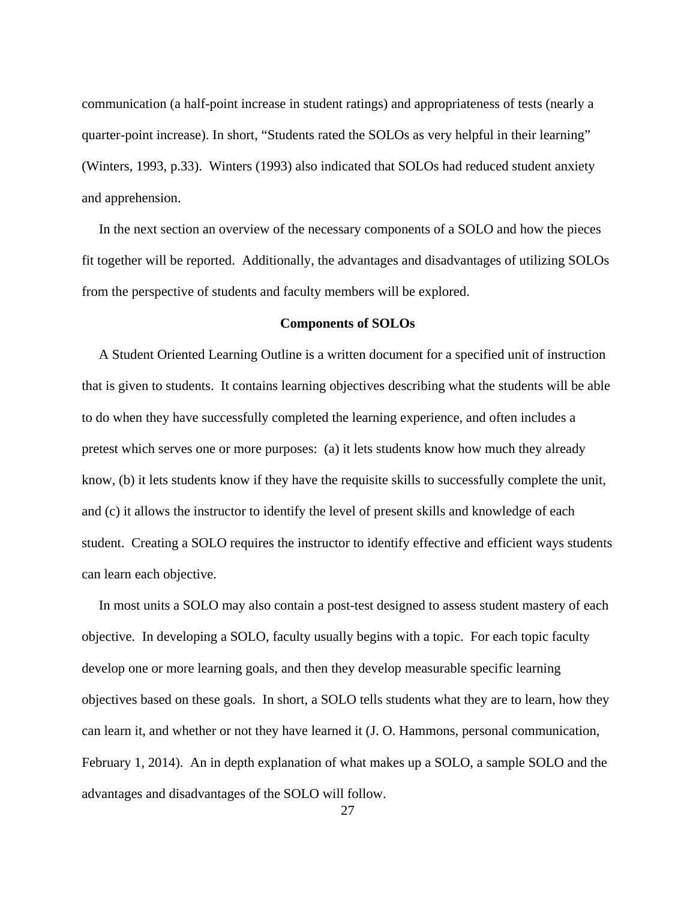communication (a half-point increase in student ratings) and appropriateness of tests (nearly a quarter-point increase). In short, "Students rated the SOLOs as very helpful in their learning" (Winters, 1993, p.33). Winters (1993) also indicated that SOLOs had reduced student anxiety and apprehension.

In the next section an overview of the necessary components of a SOLO and how the pieces fit together will be reported. Additionally, the advantages and disadvantages of utilizing SOLOs from the perspective of students and faculty members will be explored.

## Components of SOLOs

A Student Oriented Learning Outline is a written document for a specified unit of instruction that is given to students. It contains learning objectives describing what the students will be able to do when they have successfully completed the learning experience, and often includes a pretest which serves one or more purposes: (a) it lets students know how much they already know, (b) it lets students know if they have the requisite skills to successfully complete the unit, and (c) it allows the instructor to identify the level of present skills and knowledge of each student. Creating a SOLO requires the instructor to identify effective and efficient ways students can learn each objective.

In most units a SOLO may also contain a post-test designed to assess student mastery of each objective. In developing a SOLO, faculty usually begins with a topic. For each topic faculty develop one or more learning goals, and then they develop measurable specific learning objectives based on these goals. In short, a SOLO tells students what they are to learn, how they can learn it, and whether or not they have learned it (J. O. Hammons, personal communication, February 1, 2014). An in depth explanation of what makes up a SOLO, a sample SOLO and the advantages and disadvantages of the SOLO will follow.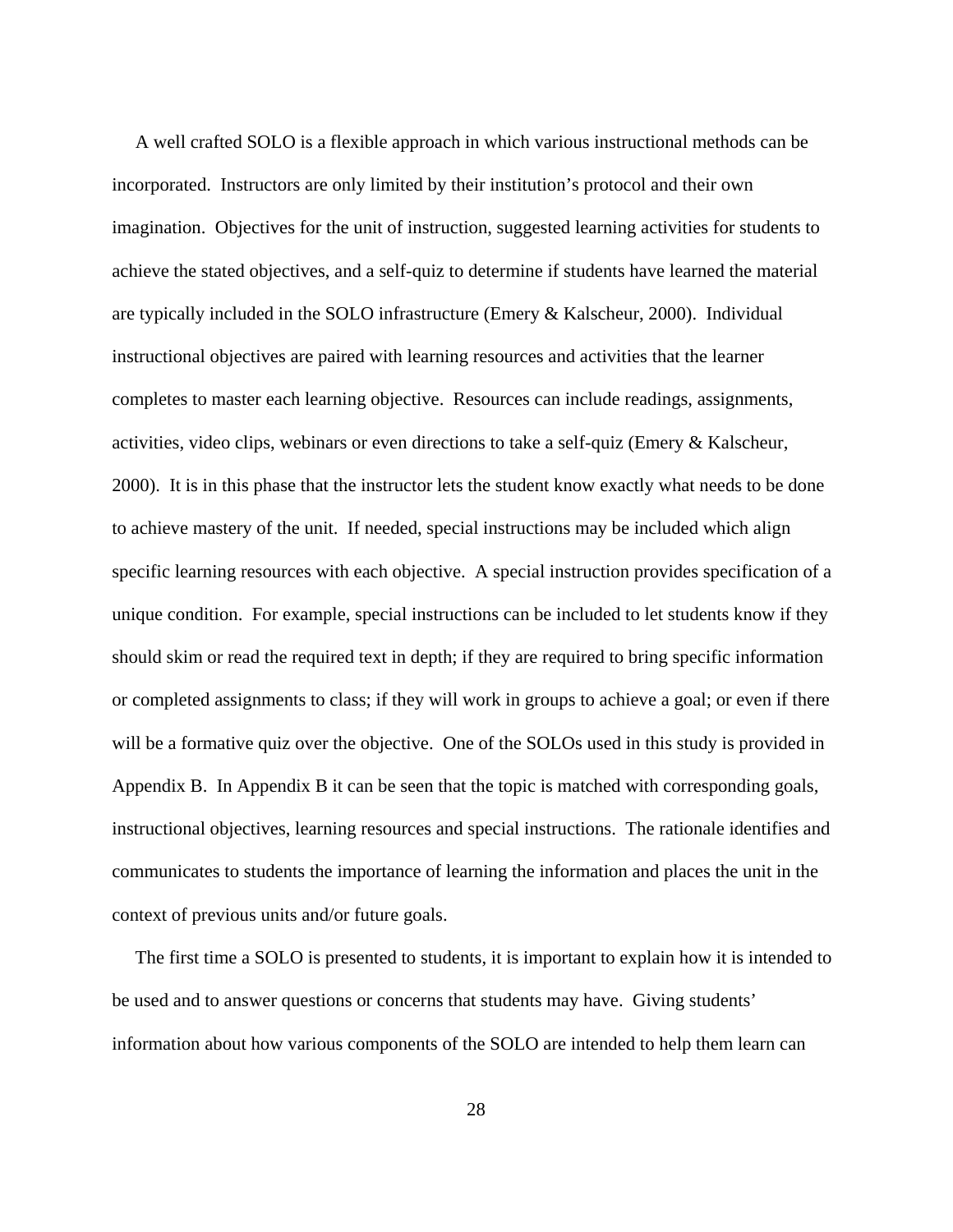A well crafted SOLO is a flexible approach in which various instructional methods can be incorporated. Instructors are only limited by their institution's protocol and their own imagination. Objectives for the unit of instruction, suggested learning activities for students to achieve the stated objectives, and a self-quiz to determine if students have learned the material are typically included in the SOLO infrastructure (Emery & Kalscheur, 2000). Individual instructional objectives are paired with learning resources and activities that the learner completes to master each learning objective. Resources can include readings, assignments, activities, video clips, webinars or even directions to take a self-quiz (Emery & Kalscheur, 2000). It is in this phase that the instructor lets the student know exactly what needs to be done to achieve mastery of the unit. If needed, special instructions may be included which align specific learning resources with each objective. A special instruction provides specification of a unique condition. For example, special instructions can be included to let students know if they should skim or read the required text in depth; if they are required to bring specific information or completed assignments to class; if they will work in groups to achieve a goal; or even if there will be a formative quiz over the objective. One of the SOLOs used in this study is provided in Appendix B. In Appendix B it can be seen that the topic is matched with corresponding goals, instructional objectives, learning resources and special instructions. The rationale identifies and communicates to students the importance of learning the information and places the unit in the context of previous units and/or future goals.

The first time a SOLO is presented to students, it is important to explain how it is intended to be used and to answer questions or concerns that students may have. Giving students' information about how various components of the SOLO are intended to help them learn can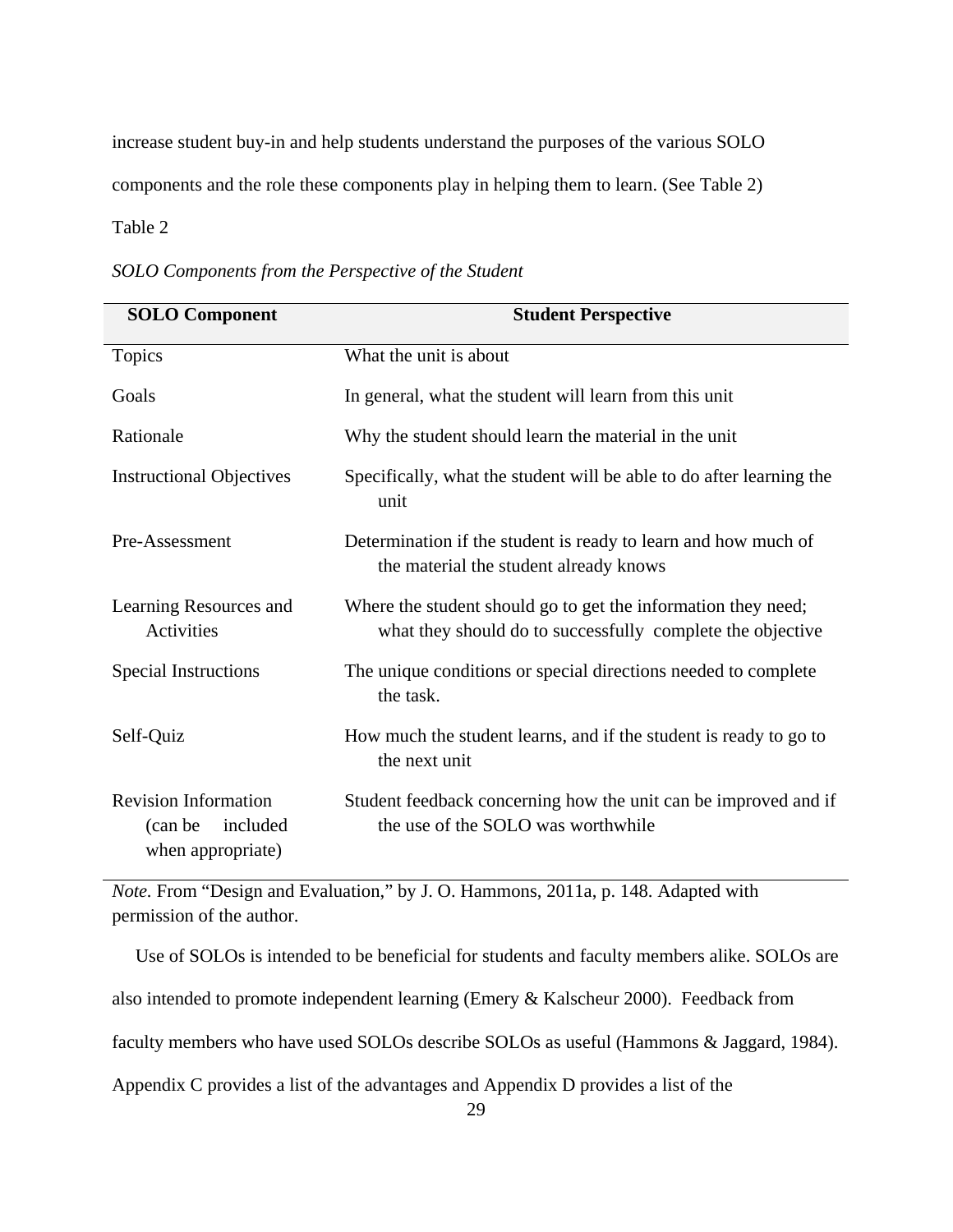increase student buy-in and help students understand the purposes of the various SOLO components and the role these components play in helping them to learn. (See Table 2)

Table 2

*SOLO Components from the Perspective of the Student*

| SOLO Component | Student Perspective |
|---|---|
| Topics | What the unit is about |
| Goals | In general, what the student will learn from this unit |
| Rationale | Why the student should learn the material in the unit |
| Instructional Objectives | Specifically, what the student will be able to do after learning the unit |
| Pre-Assessment | Determination if the student is ready to learn and how much of the material the student already knows |
| Learning Resources and Activities | Where the student should go to get the information they need; what they should do to successfully complete the objective |
| Special Instructions | The unique conditions or special directions needed to complete the task. |
| Self-Quiz | How much the student learns, and if the student is ready to go to the next unit |
| Revision Information (can be included when appropriate) | Student feedback concerning how the unit can be improved and if the use of the SOLO was worthwhile |

*Note.* From "Design and Evaluation," by J. O. Hammons, 2011a, p. 148. Adapted with permission of the author.

Use of SOLOs is intended to be beneficial for students and faculty members alike. SOLOs are also intended to promote independent learning (Emery & Kalscheur 2000). Feedback from faculty members who have used SOLOs describe SOLOs as useful (Hammons & Jaggard, 1984). Appendix C provides a list of the advantages and Appendix D provides a list of the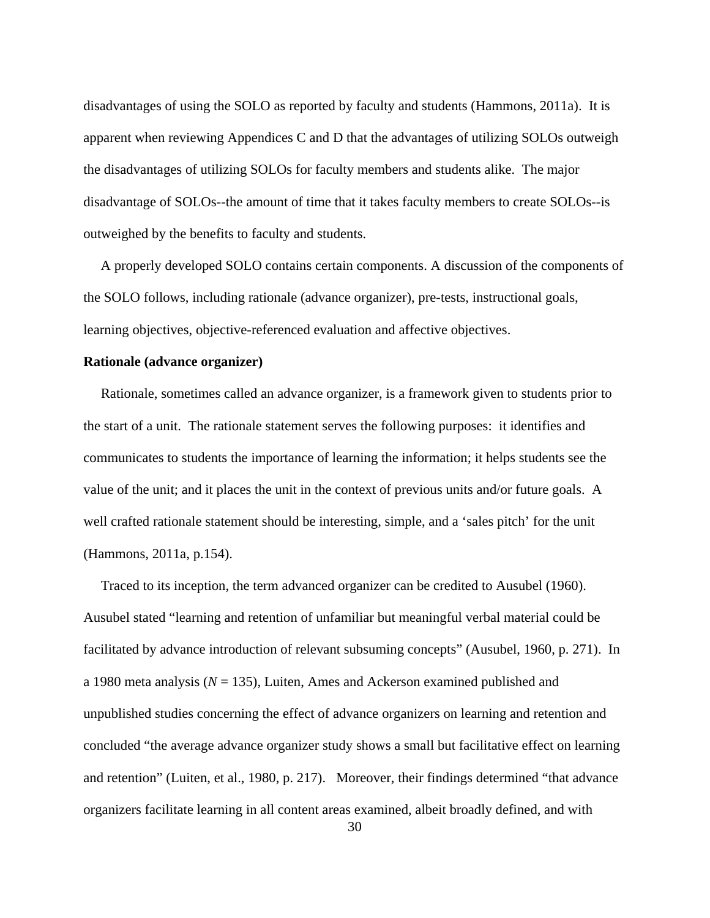disadvantages of using the SOLO as reported by faculty and students (Hammons, 2011a). It is apparent when reviewing Appendices C and D that the advantages of utilizing SOLOs outweigh the disadvantages of utilizing SOLOs for faculty members and students alike. The major disadvantage of SOLOs--the amount of time that it takes faculty members to create SOLOs--is outweighed by the benefits to faculty and students.

A properly developed SOLO contains certain components. A discussion of the components of the SOLO follows, including rationale (advance organizer), pre-tests, instructional goals, learning objectives, objective-referenced evaluation and affective objectives.

**Rationale (advance organizer)**

Rationale, sometimes called an advance organizer, is a framework given to students prior to the start of a unit. The rationale statement serves the following purposes: it identifies and communicates to students the importance of learning the information; it helps students see the value of the unit; and it places the unit in the context of previous units and/or future goals. A well crafted rationale statement should be interesting, simple, and a 'sales pitch' for the unit (Hammons, 2011a, p.154).

Traced to its inception, the term advanced organizer can be credited to Ausubel (1960). Ausubel stated "learning and retention of unfamiliar but meaningful verbal material could be facilitated by advance introduction of relevant subsuming concepts" (Ausubel, 1960, p. 271). In a 1980 meta analysis ($N$ = 135), Luiten, Ames and Ackerson examined published and unpublished studies concerning the effect of advance organizers on learning and retention and concluded "the average advance organizer study shows a small but facilitative effect on learning and retention" (Luiten, et al., 1980, p. 217). Moreover, their findings determined "that advance organizers facilitate learning in all content areas examined, albeit broadly defined, and with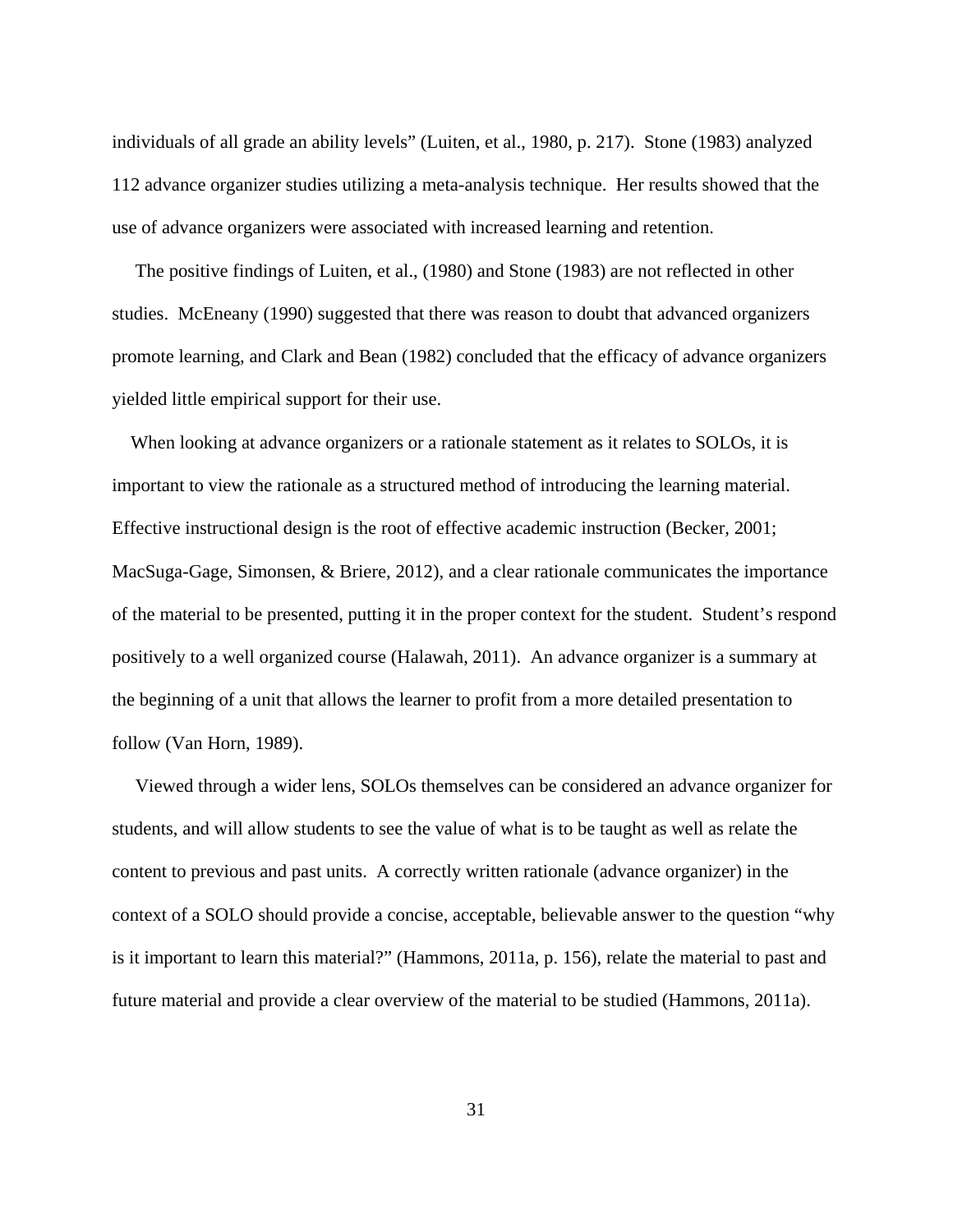individuals of all grade an ability levels" (Luiten, et al., 1980, p. 217). Stone (1983) analyzed 112 advance organizer studies utilizing a meta-analysis technique. Her results showed that the use of advance organizers were associated with increased learning and retention.

The positive findings of Luiten, et al., (1980) and Stone (1983) are not reflected in other studies. McEneany (1990) suggested that there was reason to doubt that advanced organizers promote learning, and Clark and Bean (1982) concluded that the efficacy of advance organizers yielded little empirical support for their use.

When looking at advance organizers or a rationale statement as it relates to SOLOs, it is important to view the rationale as a structured method of introducing the learning material. Effective instructional design is the root of effective academic instruction (Becker, 2001; MacSuga-Gage, Simonsen, & Briere, 2012), and a clear rationale communicates the importance of the material to be presented, putting it in the proper context for the student. Student's respond positively to a well organized course (Halawah, 2011). An advance organizer is a summary at the beginning of a unit that allows the learner to profit from a more detailed presentation to follow (Van Horn, 1989).

Viewed through a wider lens, SOLOs themselves can be considered an advance organizer for students, and will allow students to see the value of what is to be taught as well as relate the content to previous and past units. A correctly written rationale (advance organizer) in the context of a SOLO should provide a concise, acceptable, believable answer to the question "why is it important to learn this material?" (Hammons, 2011a, p. 156), relate the material to past and future material and provide a clear overview of the material to be studied (Hammons, 2011a).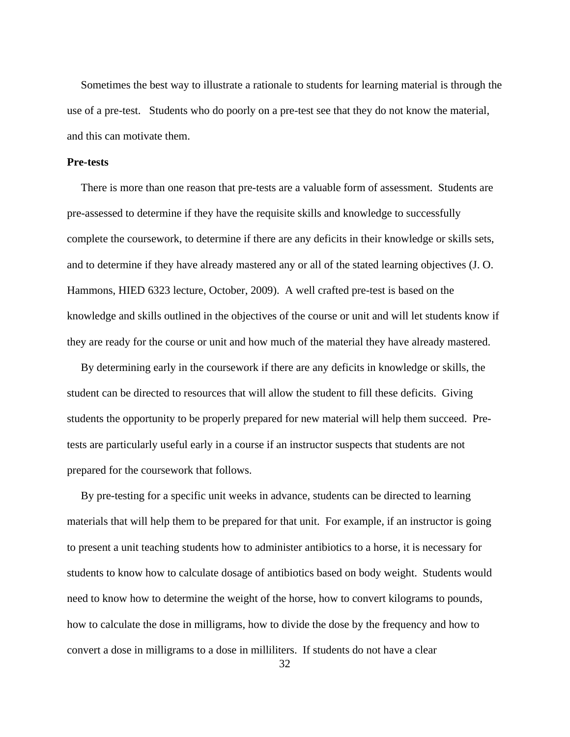Sometimes the best way to illustrate a rationale to students for learning material is through the use of a pre-test. Students who do poorly on a pre-test see that they do not know the material, and this can motivate them.

**Pre-tests**

There is more than one reason that pre-tests are a valuable form of assessment. Students are pre-assessed to determine if they have the requisite skills and knowledge to successfully complete the coursework, to determine if there are any deficits in their knowledge or skills sets, and to determine if they have already mastered any or all of the stated learning objectives (J. O. Hammons, HIED 6323 lecture, October, 2009). A well crafted pre-test is based on the knowledge and skills outlined in the objectives of the course or unit and will let students know if they are ready for the course or unit and how much of the material they have already mastered.

By determining early in the coursework if there are any deficits in knowledge or skills, the student can be directed to resources that will allow the student to fill these deficits. Giving students the opportunity to be properly prepared for new material will help them succeed. Pre-tests are particularly useful early in a course if an instructor suspects that students are not prepared for the coursework that follows.

By pre-testing for a specific unit weeks in advance, students can be directed to learning materials that will help them to be prepared for that unit. For example, if an instructor is going to present a unit teaching students how to administer antibiotics to a horse, it is necessary for students to know how to calculate dosage of antibiotics based on body weight. Students would need to know how to determine the weight of the horse, how to convert kilograms to pounds, how to calculate the dose in milligrams, how to divide the dose by the frequency and how to convert a dose in milligrams to a dose in milliliters. If students do not have a clear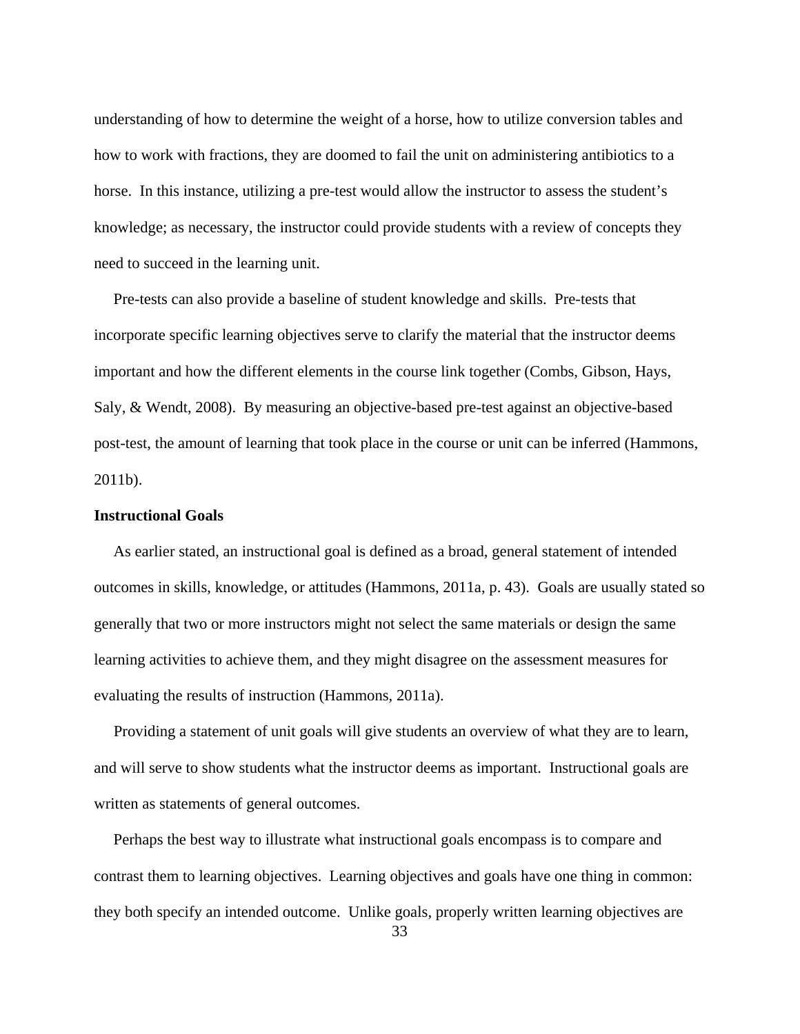understanding of how to determine the weight of a horse, how to utilize conversion tables and how to work with fractions, they are doomed to fail the unit on administering antibiotics to a horse.  In this instance, utilizing a pre-test would allow the instructor to assess the student's knowledge; as necessary, the instructor could provide students with a review of concepts they need to succeed in the learning unit.

Pre-tests can also provide a baseline of student knowledge and skills.  Pre-tests that incorporate specific learning objectives serve to clarify the material that the instructor deems important and how the different elements in the course link together (Combs, Gibson, Hays, Saly, & Wendt, 2008).  By measuring an objective-based pre-test against an objective-based post-test, the amount of learning that took place in the course or unit can be inferred (Hammons, 2011b).

**Instructional Goals**

As earlier stated, an instructional goal is defined as a broad, general statement of intended outcomes in skills, knowledge, or attitudes (Hammons, 2011a, p. 43).  Goals are usually stated so generally that two or more instructors might not select the same materials or design the same learning activities to achieve them, and they might disagree on the assessment measures for evaluating the results of instruction (Hammons, 2011a).

Providing a statement of unit goals will give students an overview of what they are to learn, and will serve to show students what the instructor deems as important.  Instructional goals are written as statements of general outcomes.

Perhaps the best way to illustrate what instructional goals encompass is to compare and contrast them to learning objectives.  Learning objectives and goals have one thing in common: they both specify an intended outcome.  Unlike goals, properly written learning objectives are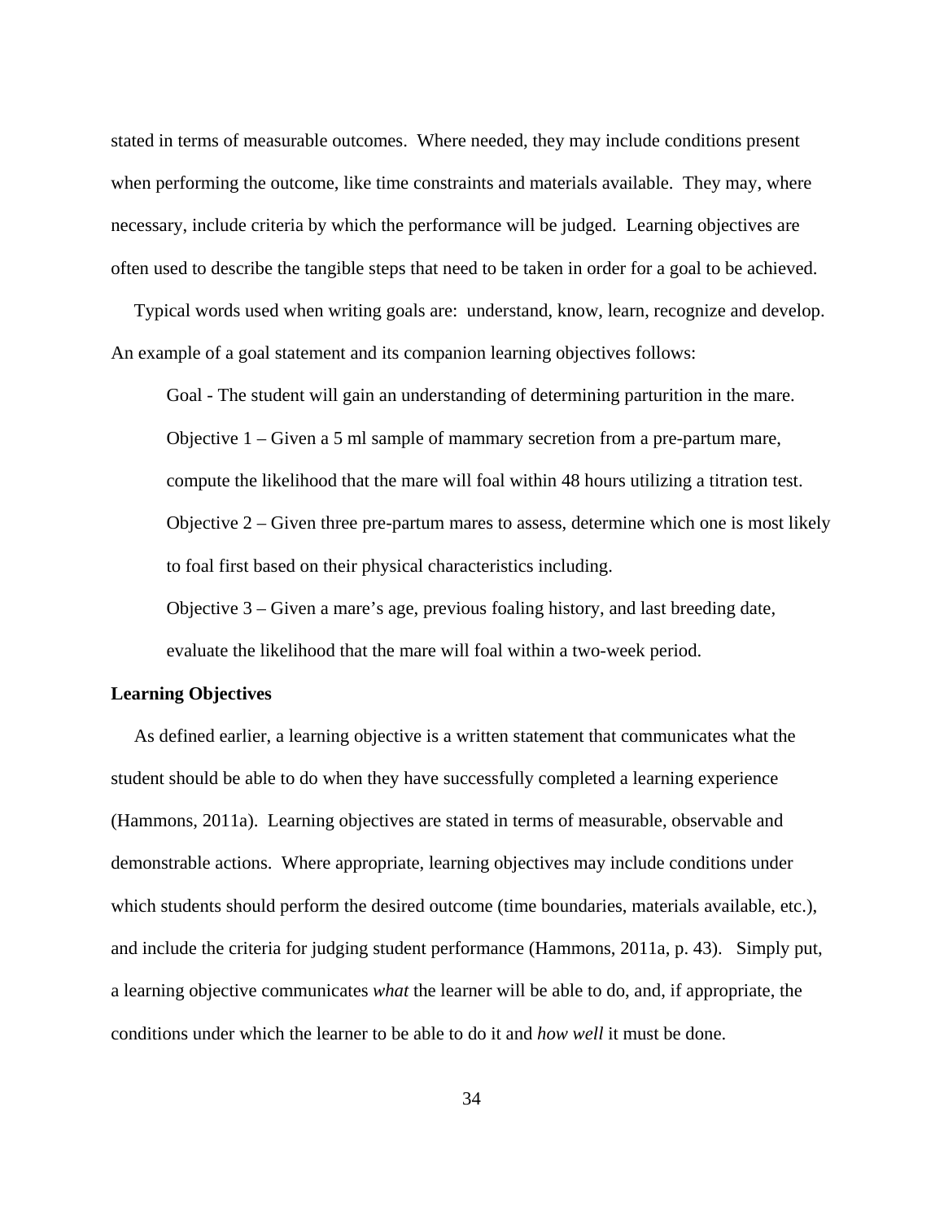stated in terms of measurable outcomes. Where needed, they may include conditions present when performing the outcome, like time constraints and materials available. They may, where necessary, include criteria by which the performance will be judged. Learning objectives are often used to describe the tangible steps that need to be taken in order for a goal to be achieved.

Typical words used when writing goals are: understand, know, learn, recognize and develop. An example of a goal statement and its companion learning objectives follows:

> Goal - The student will gain an understanding of determining parturition in the mare.
>
> Objective 1 – Given a 5 ml sample of mammary secretion from a pre-partum mare, compute the likelihood that the mare will foal within 48 hours utilizing a titration test.
>
> Objective 2 – Given three pre-partum mares to assess, determine which one is most likely to foal first based on their physical characteristics including.
>
> Objective 3 – Given a mare's age, previous foaling history, and last breeding date, evaluate the likelihood that the mare will foal within a two-week period.

**Learning Objectives**

As defined earlier, a learning objective is a written statement that communicates what the student should be able to do when they have successfully completed a learning experience (Hammons, 2011a). Learning objectives are stated in terms of measurable, observable and demonstrable actions. Where appropriate, learning objectives may include conditions under which students should perform the desired outcome (time boundaries, materials available, etc.), and include the criteria for judging student performance (Hammons, 2011a, p. 43). Simply put, a learning objective communicates *what* the learner will be able to do, and, if appropriate, the conditions under which the learner to be able to do it and *how well* it must be done.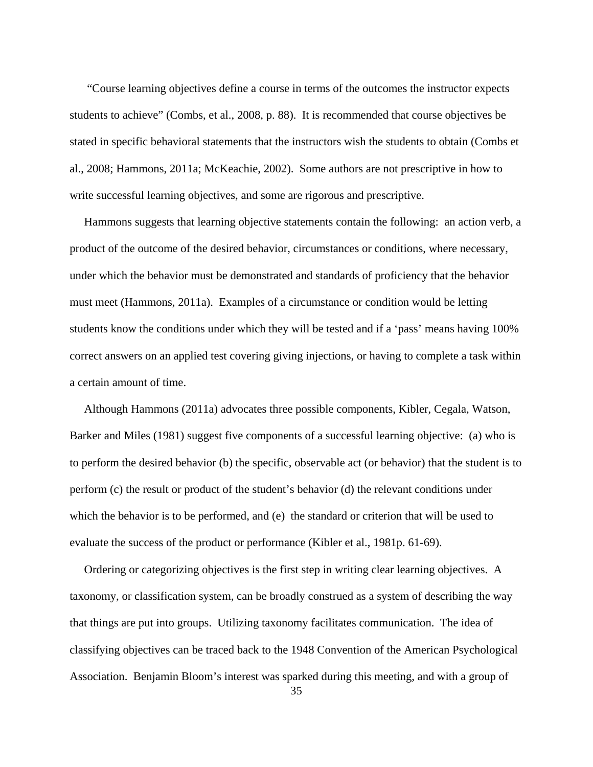"Course learning objectives define a course in terms of the outcomes the instructor expects students to achieve" (Combs, et al., 2008, p. 88). It is recommended that course objectives be stated in specific behavioral statements that the instructors wish the students to obtain (Combs et al., 2008; Hammons, 2011a; McKeachie, 2002). Some authors are not prescriptive in how to write successful learning objectives, and some are rigorous and prescriptive.

Hammons suggests that learning objective statements contain the following: an action verb, a product of the outcome of the desired behavior, circumstances or conditions, where necessary, under which the behavior must be demonstrated and standards of proficiency that the behavior must meet (Hammons, 2011a). Examples of a circumstance or condition would be letting students know the conditions under which they will be tested and if a 'pass' means having 100% correct answers on an applied test covering giving injections, or having to complete a task within a certain amount of time.

Although Hammons (2011a) advocates three possible components, Kibler, Cegala, Watson, Barker and Miles (1981) suggest five components of a successful learning objective: (a) who is to perform the desired behavior (b) the specific, observable act (or behavior) that the student is to perform (c) the result or product of the student's behavior (d) the relevant conditions under which the behavior is to be performed, and (e) the standard or criterion that will be used to evaluate the success of the product or performance (Kibler et al., 1981p. 61-69).

Ordering or categorizing objectives is the first step in writing clear learning objectives. A taxonomy, or classification system, can be broadly construed as a system of describing the way that things are put into groups. Utilizing taxonomy facilitates communication. The idea of classifying objectives can be traced back to the 1948 Convention of the American Psychological Association. Benjamin Bloom's interest was sparked during this meeting, and with a group of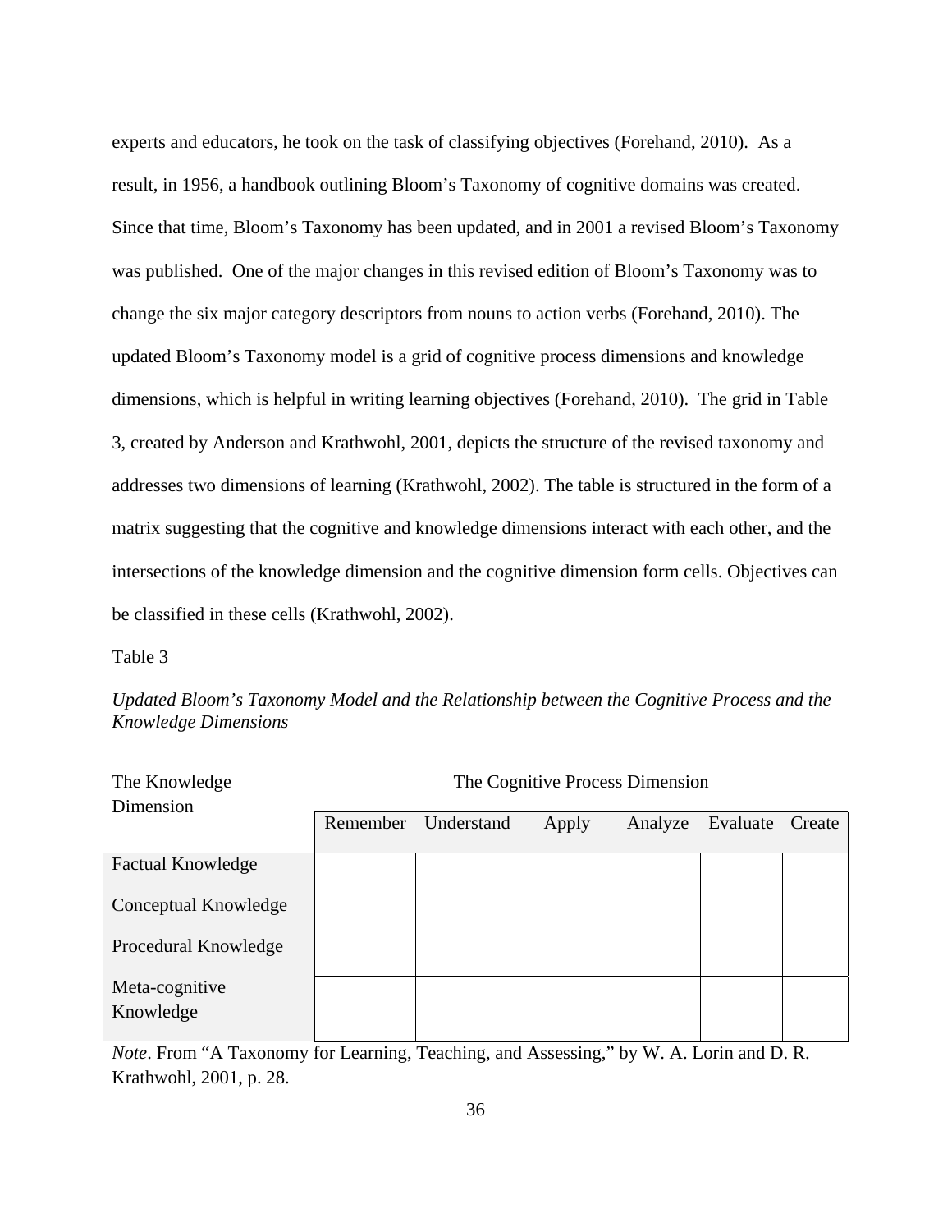experts and educators, he took on the task of classifying objectives (Forehand, 2010). As a result, in 1956, a handbook outlining Bloom's Taxonomy of cognitive domains was created. Since that time, Bloom's Taxonomy has been updated, and in 2001 a revised Bloom's Taxonomy was published. One of the major changes in this revised edition of Bloom's Taxonomy was to change the six major category descriptors from nouns to action verbs (Forehand, 2010). The updated Bloom's Taxonomy model is a grid of cognitive process dimensions and knowledge dimensions, which is helpful in writing learning objectives (Forehand, 2010). The grid in Table 3, created by Anderson and Krathwohl, 2001, depicts the structure of the revised taxonomy and addresses two dimensions of learning (Krathwohl, 2002). The table is structured in the form of a matrix suggesting that the cognitive and knowledge dimensions interact with each other, and the intersections of the knowledge dimension and the cognitive dimension form cells. Objectives can be classified in these cells (Krathwohl, 2002).

Table 3

*Updated Bloom's Taxonomy Model and the Relationship between the Cognitive Process and the Knowledge Dimensions*

| The Knowledge Dimension | The Cognitive Process Dimension | | | | | |
|---|---|---|---|---|---|---|
| | Remember | Understand | Apply | Analyze | Evaluate | Create |
| Factual Knowledge | | | | | | |
| Conceptual Knowledge | | | | | | |
| Procedural Knowledge | | | | | | |
| Meta-cognitive Knowledge | | | | | | |

*Note*. From "A Taxonomy for Learning, Teaching, and Assessing," by W. A. Lorin and D. R. Krathwohl, 2001, p. 28.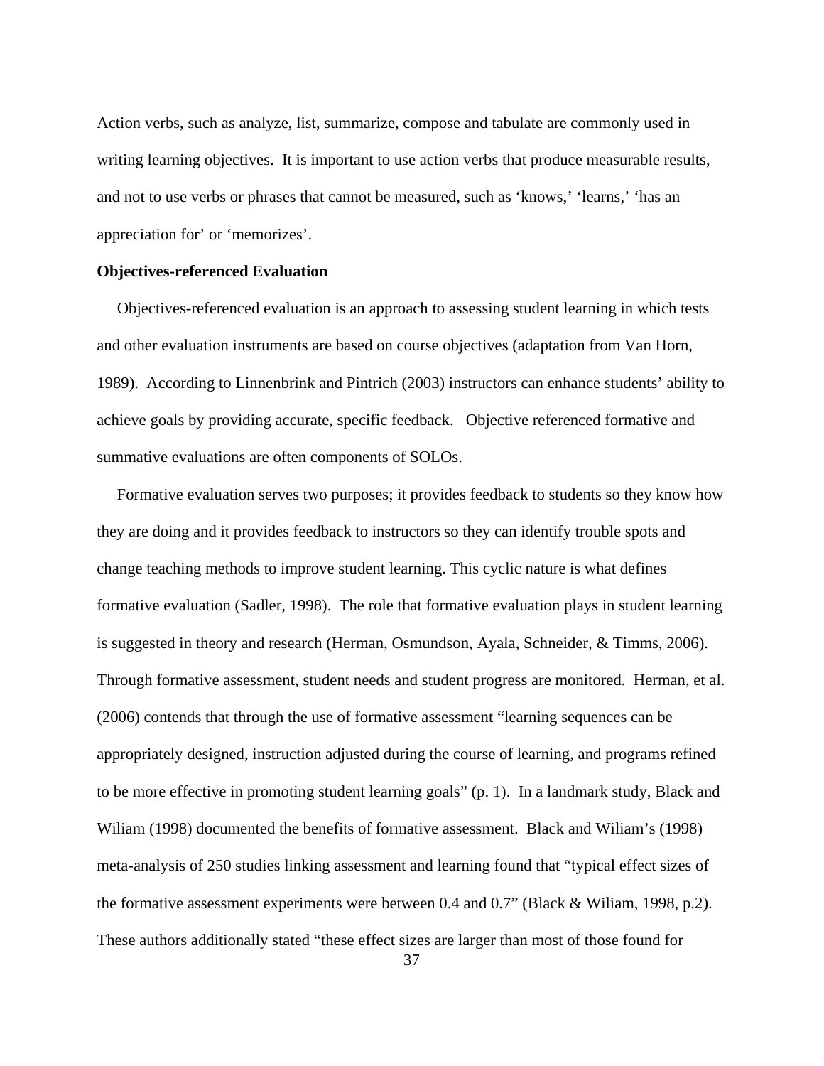Action verbs, such as analyze, list, summarize, compose and tabulate are commonly used in writing learning objectives. It is important to use action verbs that produce measurable results, and not to use verbs or phrases that cannot be measured, such as 'knows,' 'learns,' 'has an appreciation for' or 'memorizes'.

**Objectives-referenced Evaluation**

Objectives-referenced evaluation is an approach to assessing student learning in which tests and other evaluation instruments are based on course objectives (adaptation from Van Horn, 1989). According to Linnenbrink and Pintrich (2003) instructors can enhance students' ability to achieve goals by providing accurate, specific feedback. Objective referenced formative and summative evaluations are often components of SOLOs.

Formative evaluation serves two purposes; it provides feedback to students so they know how they are doing and it provides feedback to instructors so they can identify trouble spots and change teaching methods to improve student learning. This cyclic nature is what defines formative evaluation (Sadler, 1998). The role that formative evaluation plays in student learning is suggested in theory and research (Herman, Osmundson, Ayala, Schneider, & Timms, 2006). Through formative assessment, student needs and student progress are monitored. Herman, et al. (2006) contends that through the use of formative assessment "learning sequences can be appropriately designed, instruction adjusted during the course of learning, and programs refined to be more effective in promoting student learning goals" (p. 1). In a landmark study, Black and Wiliam (1998) documented the benefits of formative assessment. Black and Wiliam's (1998) meta-analysis of 250 studies linking assessment and learning found that "typical effect sizes of the formative assessment experiments were between 0.4 and 0.7" (Black & Wiliam, 1998, p.2). These authors additionally stated "these effect sizes are larger than most of those found for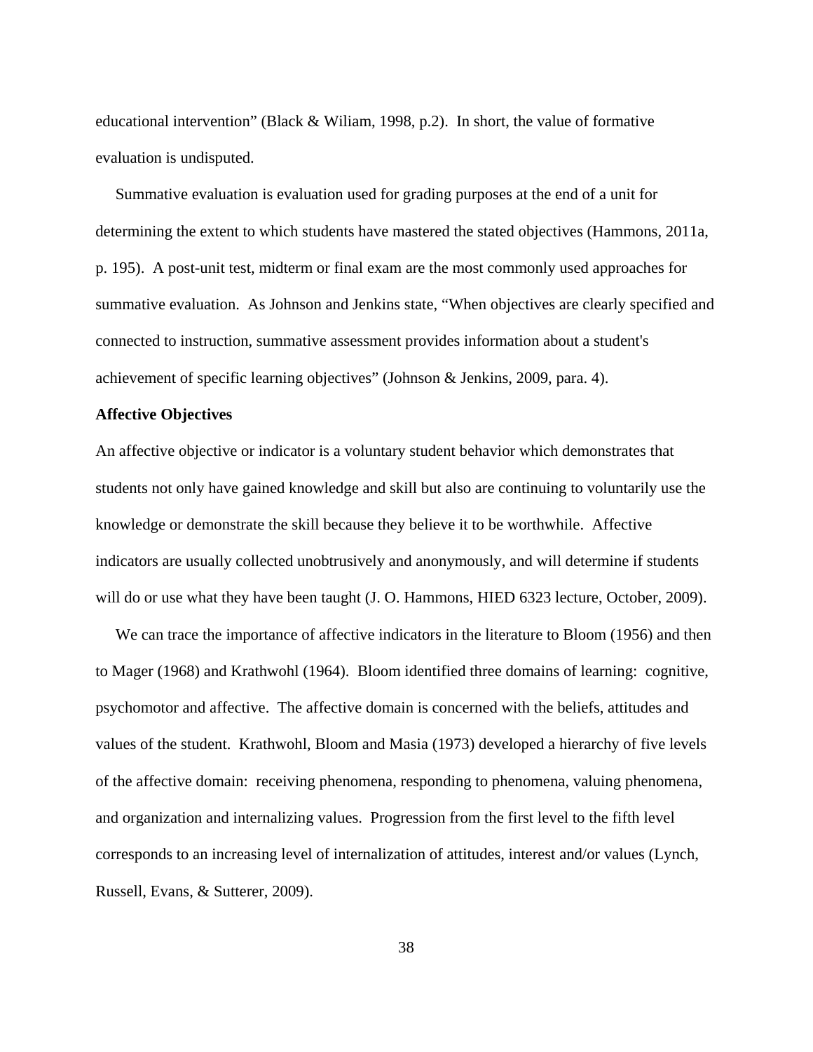educational intervention" (Black & Wiliam, 1998, p.2). In short, the value of formative evaluation is undisputed.

Summative evaluation is evaluation used for grading purposes at the end of a unit for determining the extent to which students have mastered the stated objectives (Hammons, 2011a, p. 195). A post-unit test, midterm or final exam are the most commonly used approaches for summative evaluation. As Johnson and Jenkins state, "When objectives are clearly specified and connected to instruction, summative assessment provides information about a student's achievement of specific learning objectives" (Johnson & Jenkins, 2009, para. 4).

**Affective Objectives**

An affective objective or indicator is a voluntary student behavior which demonstrates that students not only have gained knowledge and skill but also are continuing to voluntarily use the knowledge or demonstrate the skill because they believe it to be worthwhile. Affective indicators are usually collected unobtrusively and anonymously, and will determine if students will do or use what they have been taught (J. O. Hammons, HIED 6323 lecture, October, 2009).

We can trace the importance of affective indicators in the literature to Bloom (1956) and then to Mager (1968) and Krathwohl (1964). Bloom identified three domains of learning: cognitive, psychomotor and affective. The affective domain is concerned with the beliefs, attitudes and values of the student. Krathwohl, Bloom and Masia (1973) developed a hierarchy of five levels of the affective domain: receiving phenomena, responding to phenomena, valuing phenomena, and organization and internalizing values. Progression from the first level to the fifth level corresponds to an increasing level of internalization of attitudes, interest and/or values (Lynch, Russell, Evans, & Sutterer, 2009).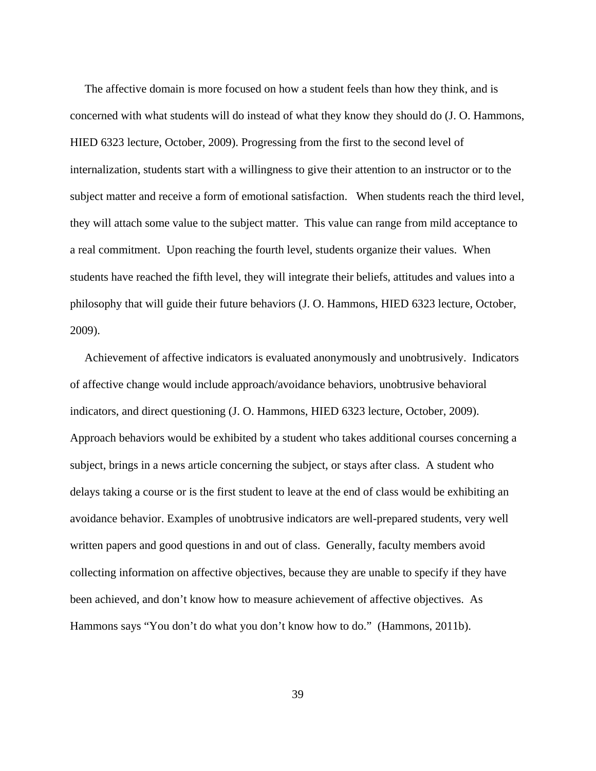The affective domain is more focused on how a student feels than how they think, and is concerned with what students will do instead of what they know they should do (J. O. Hammons, HIED 6323 lecture, October, 2009). Progressing from the first to the second level of internalization, students start with a willingness to give their attention to an instructor or to the subject matter and receive a form of emotional satisfaction. When students reach the third level, they will attach some value to the subject matter. This value can range from mild acceptance to a real commitment. Upon reaching the fourth level, students organize their values. When students have reached the fifth level, they will integrate their beliefs, attitudes and values into a philosophy that will guide their future behaviors (J. O. Hammons, HIED 6323 lecture, October, 2009).

Achievement of affective indicators is evaluated anonymously and unobtrusively. Indicators of affective change would include approach/avoidance behaviors, unobtrusive behavioral indicators, and direct questioning (J. O. Hammons, HIED 6323 lecture, October, 2009). Approach behaviors would be exhibited by a student who takes additional courses concerning a subject, brings in a news article concerning the subject, or stays after class. A student who delays taking a course or is the first student to leave at the end of class would be exhibiting an avoidance behavior. Examples of unobtrusive indicators are well-prepared students, very well written papers and good questions in and out of class. Generally, faculty members avoid collecting information on affective objectives, because they are unable to specify if they have been achieved, and don't know how to measure achievement of affective objectives. As Hammons says "You don't do what you don't know how to do." (Hammons, 2011b).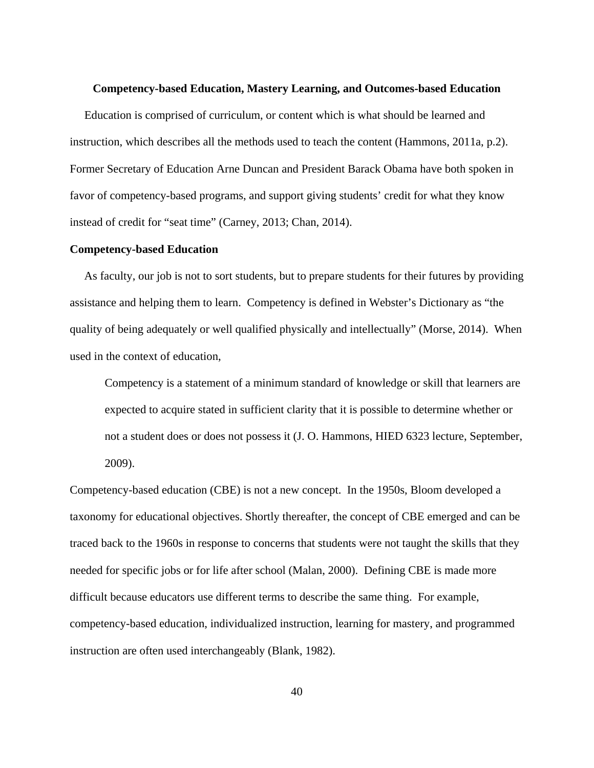## Competency-based Education, Mastery Learning, and Outcomes-based Education

Education is comprised of curriculum, or content which is what should be learned and instruction, which describes all the methods used to teach the content (Hammons, 2011a, p.2). Former Secretary of Education Arne Duncan and President Barack Obama have both spoken in favor of competency-based programs, and support giving students' credit for what they know instead of credit for "seat time" (Carney, 2013; Chan, 2014).

### Competency-based Education

As faculty, our job is not to sort students, but to prepare students for their futures by providing assistance and helping them to learn. Competency is defined in Webster's Dictionary as "the quality of being adequately or well qualified physically and intellectually" (Morse, 2014). When used in the context of education,

> Competency is a statement of a minimum standard of knowledge or skill that learners are expected to acquire stated in sufficient clarity that it is possible to determine whether or not a student does or does not possess it (J. O. Hammons, HIED 6323 lecture, September, 2009).

Competency-based education (CBE) is not a new concept. In the 1950s, Bloom developed a taxonomy for educational objectives. Shortly thereafter, the concept of CBE emerged and can be traced back to the 1960s in response to concerns that students were not taught the skills that they needed for specific jobs or for life after school (Malan, 2000). Defining CBE is made more difficult because educators use different terms to describe the same thing. For example, competency-based education, individualized instruction, learning for mastery, and programmed instruction are often used interchangeably (Blank, 1982).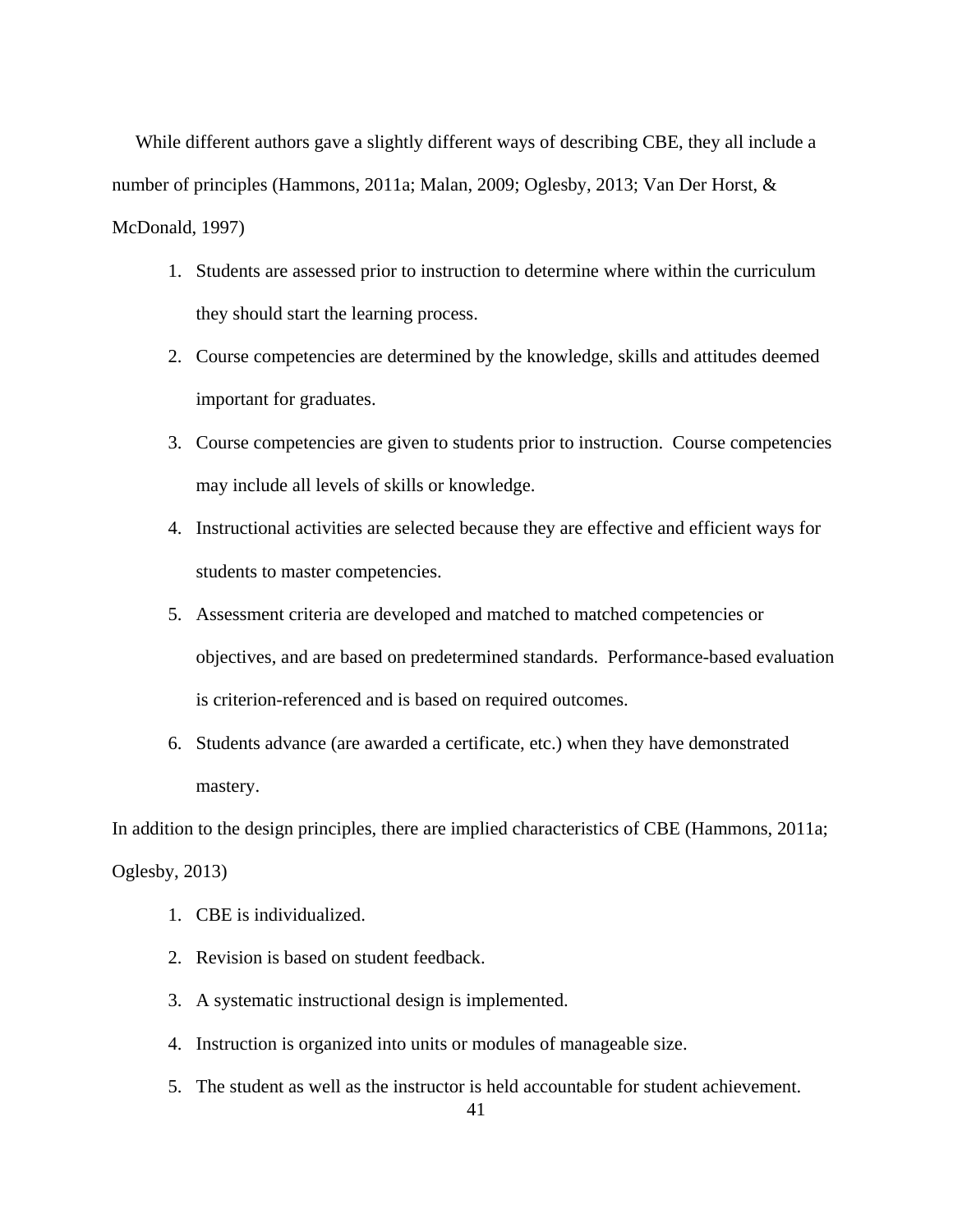While different authors gave a slightly different ways of describing CBE, they all include a number of principles (Hammons, 2011a; Malan, 2009; Oglesby, 2013; Van Der Horst, & McDonald, 1997)

1. Students are assessed prior to instruction to determine where within the curriculum they should start the learning process.
2. Course competencies are determined by the knowledge, skills and attitudes deemed important for graduates.
3. Course competencies are given to students prior to instruction. Course competencies may include all levels of skills or knowledge.
4. Instructional activities are selected because they are effective and efficient ways for students to master competencies.
5. Assessment criteria are developed and matched to matched competencies or objectives, and are based on predetermined standards. Performance-based evaluation is criterion-referenced and is based on required outcomes.
6. Students advance (are awarded a certificate, etc.) when they have demonstrated mastery.

In addition to the design principles, there are implied characteristics of CBE (Hammons, 2011a; Oglesby, 2013)

1. CBE is individualized.
2. Revision is based on student feedback.
3. A systematic instructional design is implemented.
4. Instruction is organized into units or modules of manageable size.
5. The student as well as the instructor is held accountable for student achievement.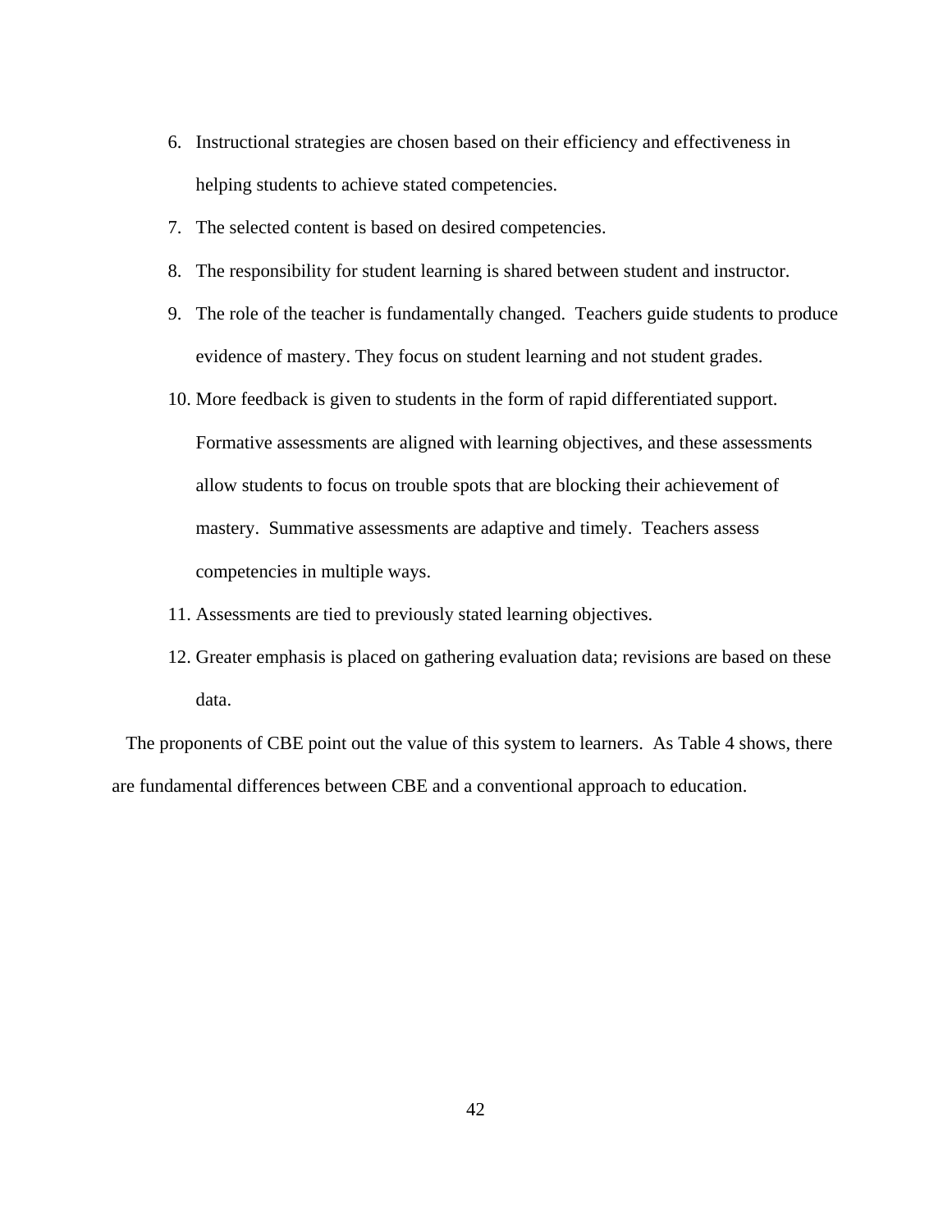6. Instructional strategies are chosen based on their efficiency and effectiveness in helping students to achieve stated competencies.
7. The selected content is based on desired competencies.
8. The responsibility for student learning is shared between student and instructor.
9. The role of the teacher is fundamentally changed. Teachers guide students to produce evidence of mastery. They focus on student learning and not student grades.
10. More feedback is given to students in the form of rapid differentiated support. Formative assessments are aligned with learning objectives, and these assessments allow students to focus on trouble spots that are blocking their achievement of mastery. Summative assessments are adaptive and timely. Teachers assess competencies in multiple ways.
11. Assessments are tied to previously stated learning objectives.
12. Greater emphasis is placed on gathering evaluation data; revisions are based on these data.

The proponents of CBE point out the value of this system to learners. As Table 4 shows, there are fundamental differences between CBE and a conventional approach to education.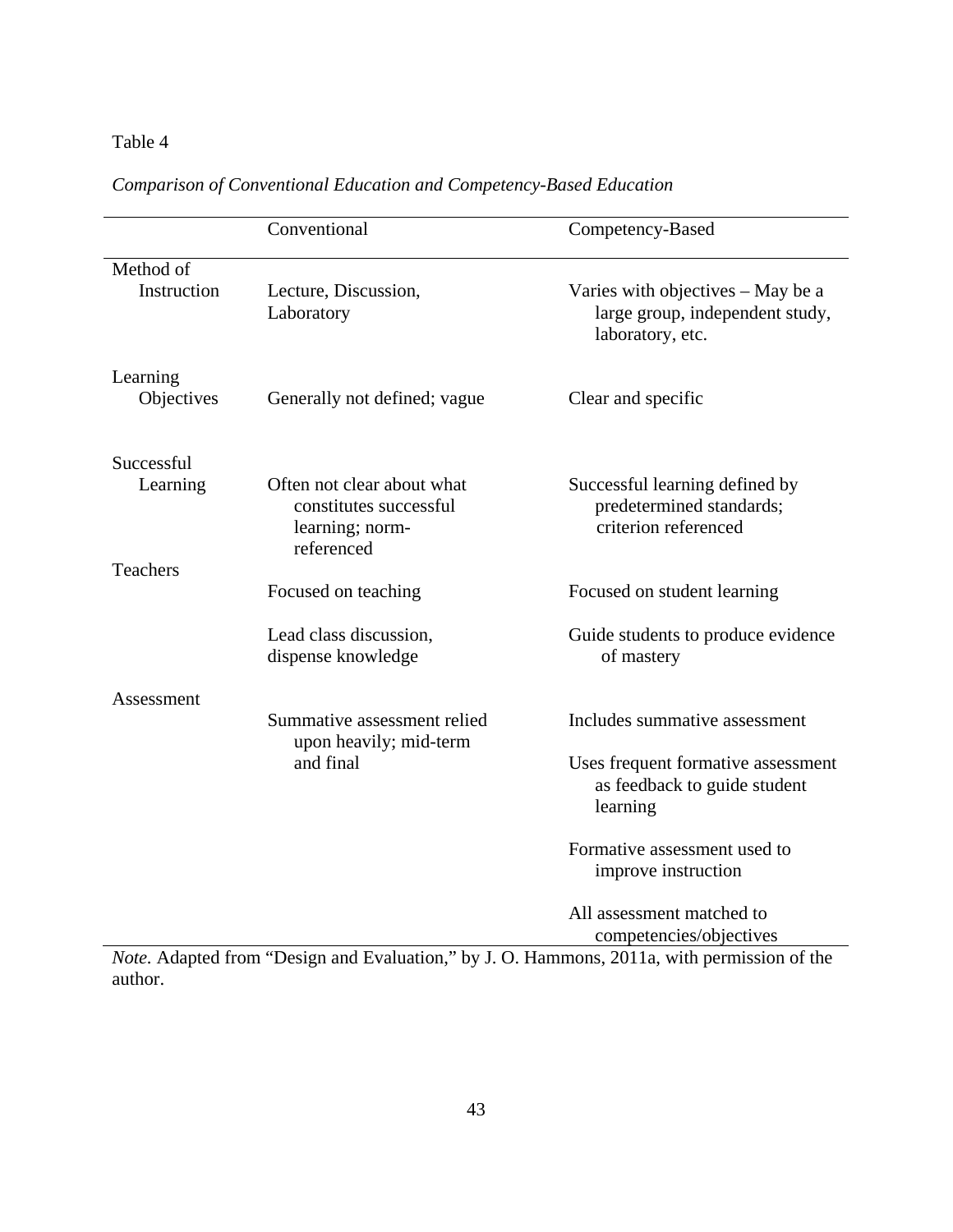Table 4

*Comparison of Conventional Education and Competency-Based Education*

| | Conventional | Competency-Based |
|---|---|---|
| Method of Instruction | Lecture, Discussion, Laboratory | Varies with objectives – May be a large group, independent study, laboratory, etc. |
| Learning Objectives | Generally not defined; vague | Clear and specific |
| Successful Learning | Often not clear about what constitutes successful learning; norm-referenced | Successful learning defined by predetermined standards; criterion referenced |
| Teachers | Focused on teaching | Focused on student learning |
| | Lead class discussion, dispense knowledge | Guide students to produce evidence of mastery |
| Assessment | Summative assessment relied upon heavily; mid-term and final | Includes summative assessment |
| | | Uses frequent formative assessment as feedback to guide student learning |
| | | Formative assessment used to improve instruction |
| | | All assessment matched to competencies/objectives |

*Note.* Adapted from "Design and Evaluation," by J. O. Hammons, 2011a, with permission of the author.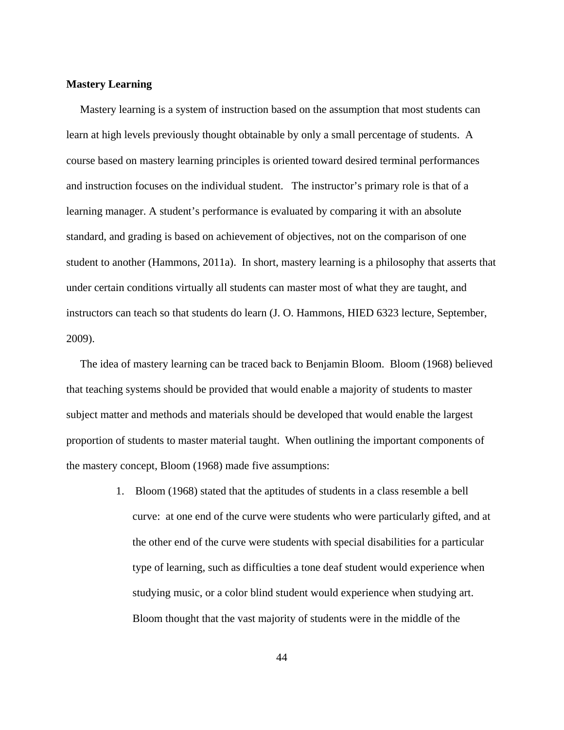**Mastery Learning**

Mastery learning is a system of instruction based on the assumption that most students can learn at high levels previously thought obtainable by only a small percentage of students. A course based on mastery learning principles is oriented toward desired terminal performances and instruction focuses on the individual student. The instructor's primary role is that of a learning manager. A student's performance is evaluated by comparing it with an absolute standard, and grading is based on achievement of objectives, not on the comparison of one student to another (Hammons, 2011a). In short, mastery learning is a philosophy that asserts that under certain conditions virtually all students can master most of what they are taught, and instructors can teach so that students do learn (J. O. Hammons, HIED 6323 lecture, September, 2009).

The idea of mastery learning can be traced back to Benjamin Bloom. Bloom (1968) believed that teaching systems should be provided that would enable a majority of students to master subject matter and methods and materials should be developed that would enable the largest proportion of students to master material taught. When outlining the important components of the mastery concept, Bloom (1968) made five assumptions:

1. Bloom (1968) stated that the aptitudes of students in a class resemble a bell curve: at one end of the curve were students who were particularly gifted, and at the other end of the curve were students with special disabilities for a particular type of learning, such as difficulties a tone deaf student would experience when studying music, or a color blind student would experience when studying art. Bloom thought that the vast majority of students were in the middle of the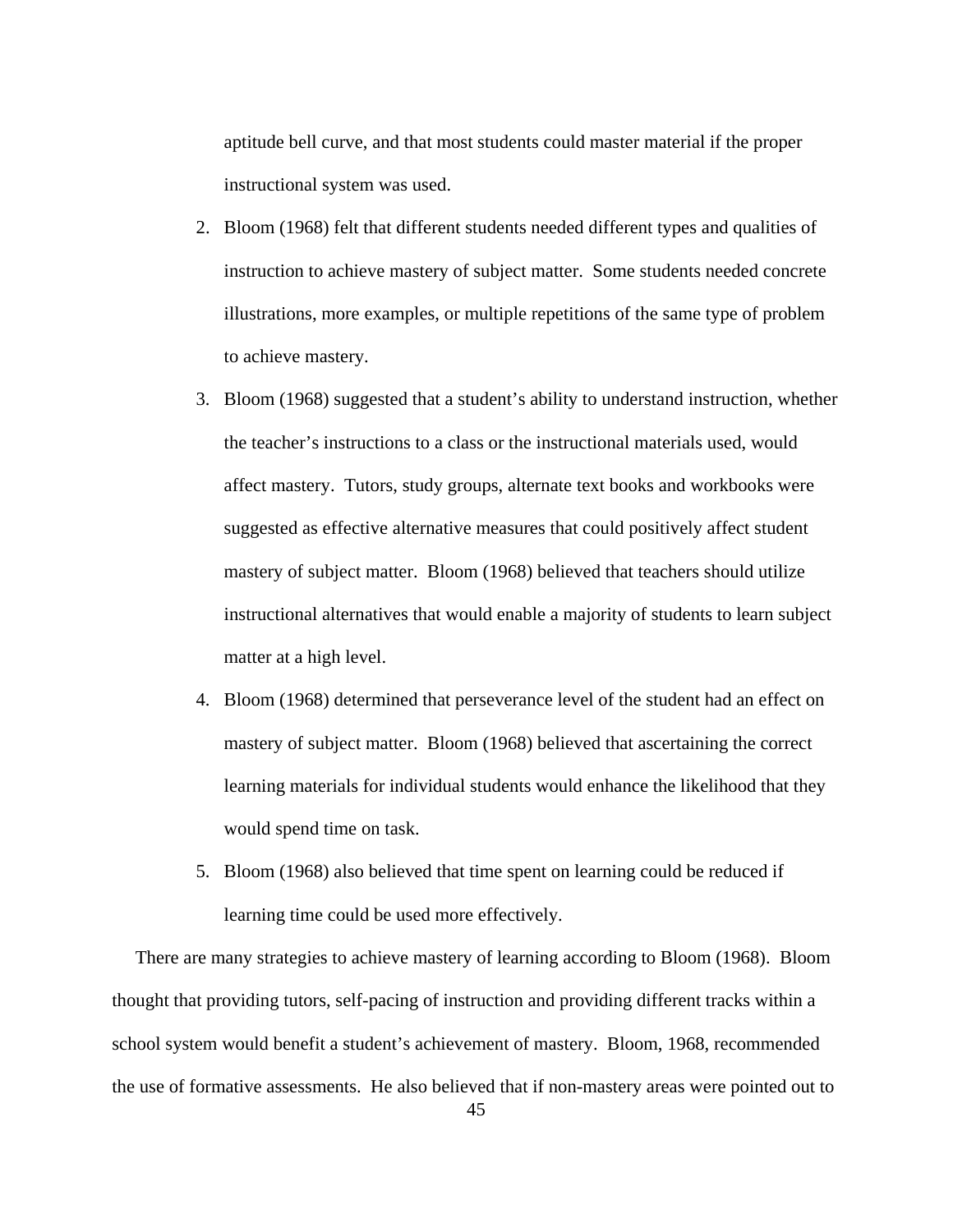aptitude bell curve, and that most students could master material if the proper instructional system was used.

2. Bloom (1968) felt that different students needed different types and qualities of instruction to achieve mastery of subject matter. Some students needed concrete illustrations, more examples, or multiple repetitions of the same type of problem to achieve mastery.
3. Bloom (1968) suggested that a student's ability to understand instruction, whether the teacher's instructions to a class or the instructional materials used, would affect mastery. Tutors, study groups, alternate text books and workbooks were suggested as effective alternative measures that could positively affect student mastery of subject matter. Bloom (1968) believed that teachers should utilize instructional alternatives that would enable a majority of students to learn subject matter at a high level.
4. Bloom (1968) determined that perseverance level of the student had an effect on mastery of subject matter. Bloom (1968) believed that ascertaining the correct learning materials for individual students would enhance the likelihood that they would spend time on task.
5. Bloom (1968) also believed that time spent on learning could be reduced if learning time could be used more effectively.

There are many strategies to achieve mastery of learning according to Bloom (1968). Bloom thought that providing tutors, self-pacing of instruction and providing different tracks within a school system would benefit a student's achievement of mastery. Bloom, 1968, recommended the use of formative assessments. He also believed that if non-mastery areas were pointed out to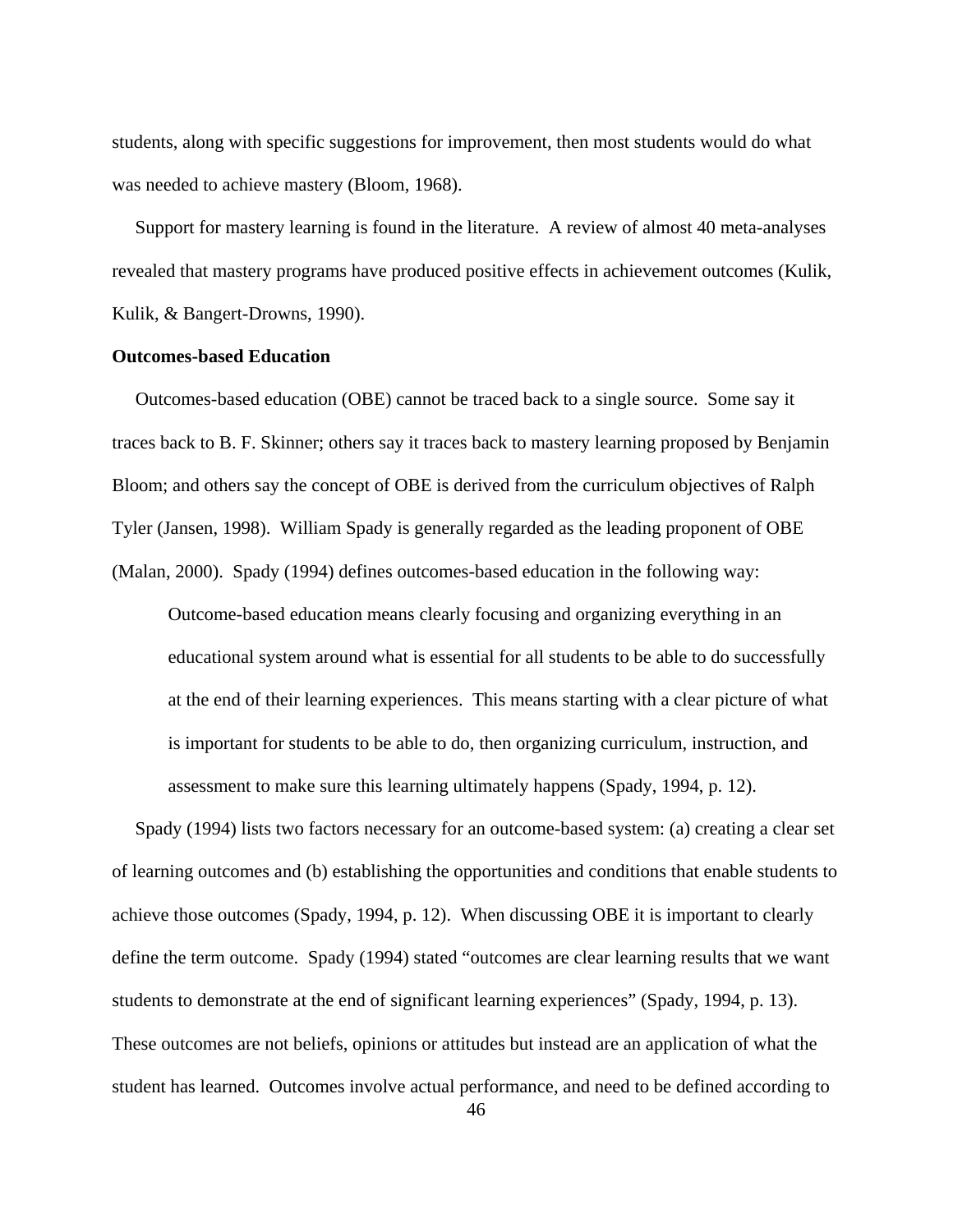students, along with specific suggestions for improvement, then most students would do what was needed to achieve mastery (Bloom, 1968).

Support for mastery learning is found in the literature. A review of almost 40 meta-analyses revealed that mastery programs have produced positive effects in achievement outcomes (Kulik, Kulik, & Bangert-Drowns, 1990).

**Outcomes-based Education**

Outcomes-based education (OBE) cannot be traced back to a single source. Some say it traces back to B. F. Skinner; others say it traces back to mastery learning proposed by Benjamin Bloom; and others say the concept of OBE is derived from the curriculum objectives of Ralph Tyler (Jansen, 1998). William Spady is generally regarded as the leading proponent of OBE (Malan, 2000). Spady (1994) defines outcomes-based education in the following way:

> Outcome-based education means clearly focusing and organizing everything in an educational system around what is essential for all students to be able to do successfully at the end of their learning experiences. This means starting with a clear picture of what is important for students to be able to do, then organizing curriculum, instruction, and assessment to make sure this learning ultimately happens (Spady, 1994, p. 12).

Spady (1994) lists two factors necessary for an outcome-based system: (a) creating a clear set of learning outcomes and (b) establishing the opportunities and conditions that enable students to achieve those outcomes (Spady, 1994, p. 12). When discussing OBE it is important to clearly define the term outcome. Spady (1994) stated "outcomes are clear learning results that we want students to demonstrate at the end of significant learning experiences" (Spady, 1994, p. 13). These outcomes are not beliefs, opinions or attitudes but instead are an application of what the student has learned. Outcomes involve actual performance, and need to be defined according to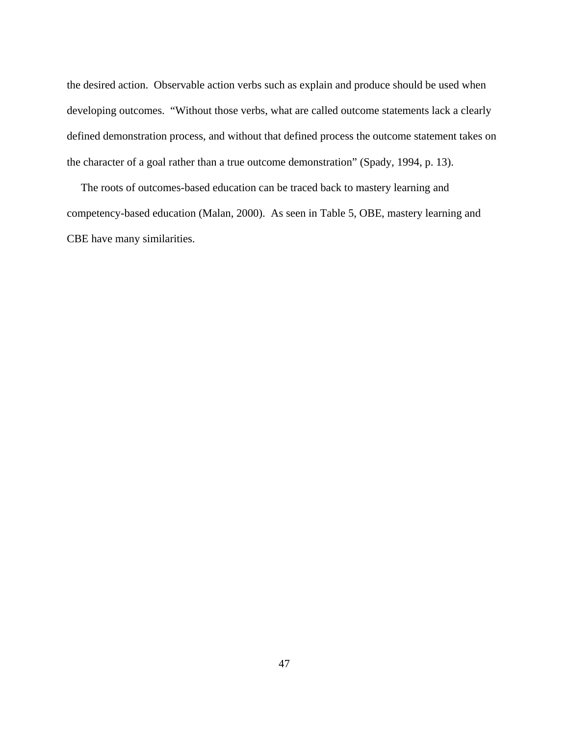the desired action. Observable action verbs such as explain and produce should be used when developing outcomes. "Without those verbs, what are called outcome statements lack a clearly defined demonstration process, and without that defined process the outcome statement takes on the character of a goal rather than a true outcome demonstration" (Spady, 1994, p. 13).

The roots of outcomes-based education can be traced back to mastery learning and competency-based education (Malan, 2000). As seen in Table 5, OBE, mastery learning and CBE have many similarities.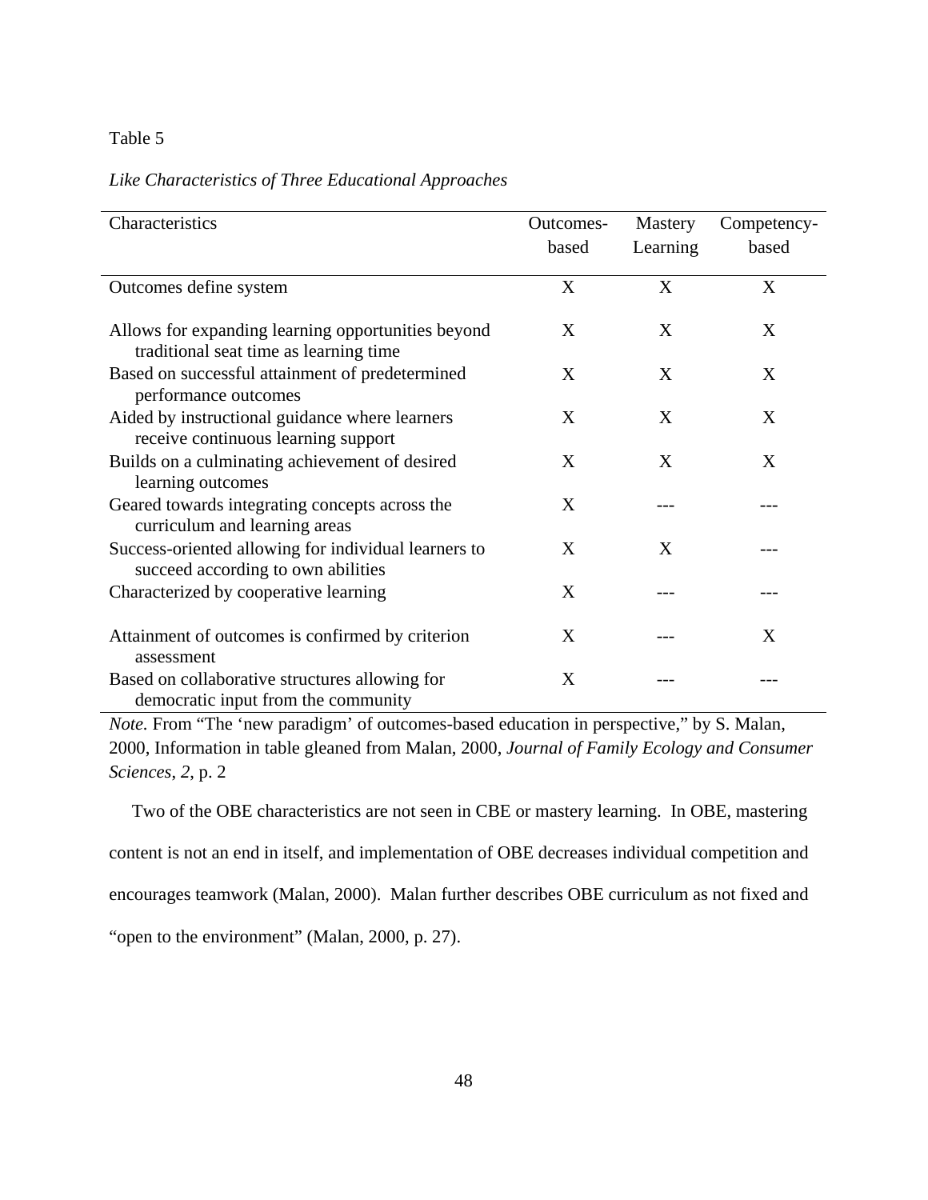Table 5

*Like Characteristics of Three Educational Approaches*

| Characteristics | Outcomes-based | Mastery Learning | Competency-based |
|---|---|---|---|
| Outcomes define system | X | X | X |
| Allows for expanding learning opportunities beyond traditional seat time as learning time | X | X | X |
| Based on successful attainment of predetermined performance outcomes | X | X | X |
| Aided by instructional guidance where learners receive continuous learning support | X | X | X |
| Builds on a culminating achievement of desired learning outcomes | X | X | X |
| Geared towards integrating concepts across the curriculum and learning areas | X | --- | --- |
| Success-oriented allowing for individual learners to succeed according to own abilities | X | X | --- |
| Characterized by cooperative learning | X | --- | --- |
| Attainment of outcomes is confirmed by criterion assessment | X | --- | X |
| Based on collaborative structures allowing for democratic input from the community | X | --- | --- |

*Note.* From "The 'new paradigm' of outcomes-based education in perspective," by S. Malan, 2000, Information in table gleaned from Malan, 2000, *Journal of Family Ecology and Consumer Sciences*, *2*, p. 2

Two of the OBE characteristics are not seen in CBE or mastery learning. In OBE, mastering content is not an end in itself, and implementation of OBE decreases individual competition and encourages teamwork (Malan, 2000). Malan further describes OBE curriculum as not fixed and "open to the environment" (Malan, 2000, p. 27).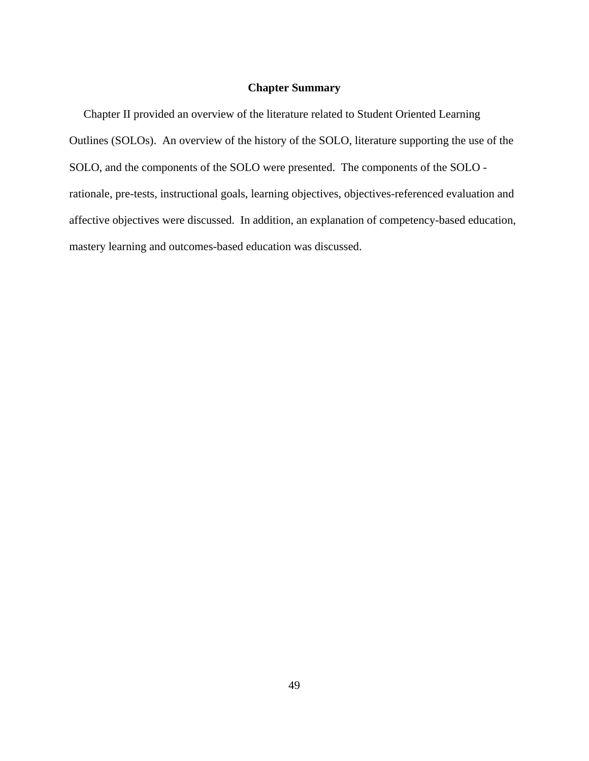## Chapter Summary

Chapter II provided an overview of the literature related to Student Oriented Learning Outlines (SOLOs). An overview of the history of the SOLO, literature supporting the use of the SOLO, and the components of the SOLO were presented. The components of the SOLO - rationale, pre-tests, instructional goals, learning objectives, objectives-referenced evaluation and affective objectives were discussed. In addition, an explanation of competency-based education, mastery learning and outcomes-based education was discussed.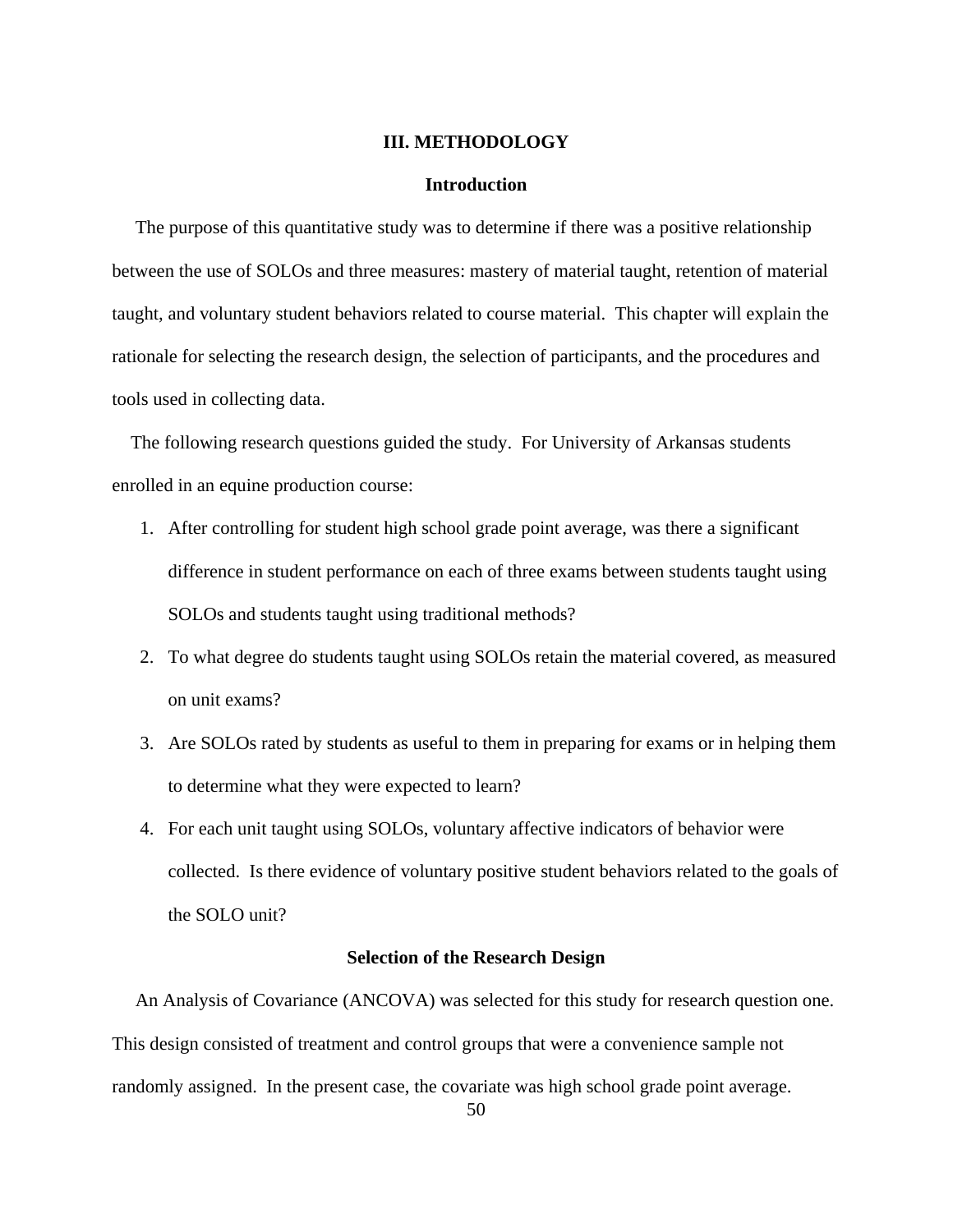## III. METHODOLOGY

### Introduction

The purpose of this quantitative study was to determine if there was a positive relationship between the use of SOLOs and three measures: mastery of material taught, retention of material taught, and voluntary student behaviors related to course material. This chapter will explain the rationale for selecting the research design, the selection of participants, and the procedures and tools used in collecting data.

The following research questions guided the study. For University of Arkansas students enrolled in an equine production course:

1. After controlling for student high school grade point average, was there a significant difference in student performance on each of three exams between students taught using SOLOs and students taught using traditional methods?
2. To what degree do students taught using SOLOs retain the material covered, as measured on unit exams?
3. Are SOLOs rated by students as useful to them in preparing for exams or in helping them to determine what they were expected to learn?
4. For each unit taught using SOLOs, voluntary affective indicators of behavior were collected. Is there evidence of voluntary positive student behaviors related to the goals of the SOLO unit?

### Selection of the Research Design

An Analysis of Covariance (ANCOVA) was selected for this study for research question one. This design consisted of treatment and control groups that were a convenience sample not randomly assigned. In the present case, the covariate was high school grade point average.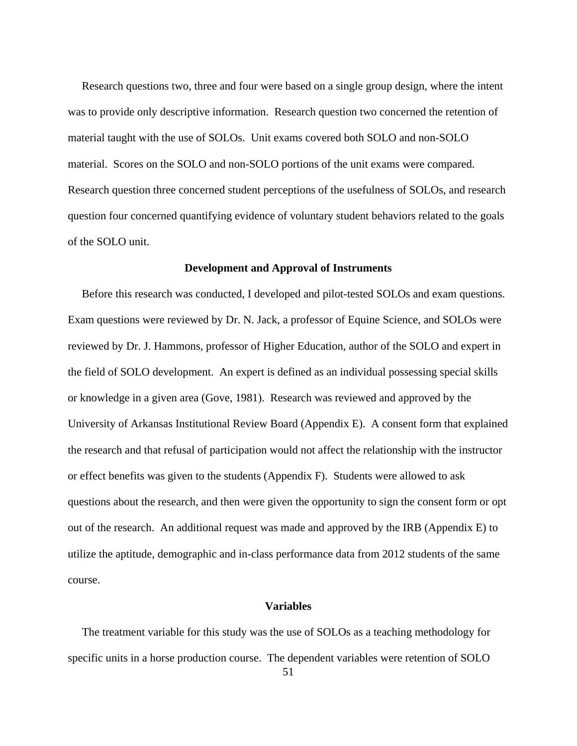Research questions two, three and four were based on a single group design, where the intent was to provide only descriptive information. Research question two concerned the retention of material taught with the use of SOLOs. Unit exams covered both SOLO and non-SOLO material. Scores on the SOLO and non-SOLO portions of the unit exams were compared. Research question three concerned student perceptions of the usefulness of SOLOs, and research question four concerned quantifying evidence of voluntary student behaviors related to the goals of the SOLO unit.

## Development and Approval of Instruments

Before this research was conducted, I developed and pilot-tested SOLOs and exam questions. Exam questions were reviewed by Dr. N. Jack, a professor of Equine Science, and SOLOs were reviewed by Dr. J. Hammons, professor of Higher Education, author of the SOLO and expert in the field of SOLO development. An expert is defined as an individual possessing special skills or knowledge in a given area (Gove, 1981). Research was reviewed and approved by the University of Arkansas Institutional Review Board (Appendix E). A consent form that explained the research and that refusal of participation would not affect the relationship with the instructor or effect benefits was given to the students (Appendix F). Students were allowed to ask questions about the research, and then were given the opportunity to sign the consent form or opt out of the research. An additional request was made and approved by the IRB (Appendix E) to utilize the aptitude, demographic and in-class performance data from 2012 students of the same course.

## Variables

The treatment variable for this study was the use of SOLOs as a teaching methodology for specific units in a horse production course. The dependent variables were retention of SOLO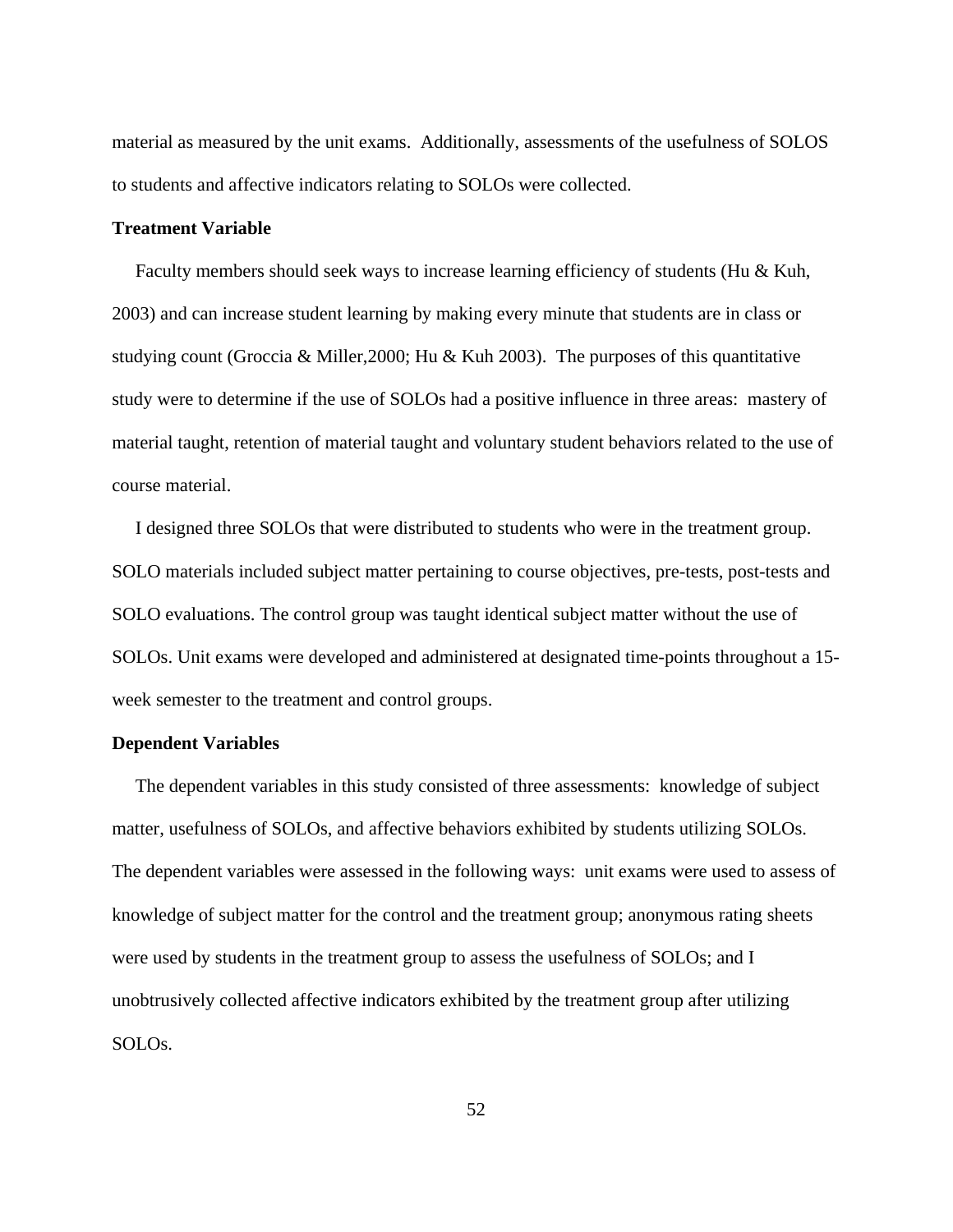material as measured by the unit exams. Additionally, assessments of the usefulness of SOLOS to students and affective indicators relating to SOLOs were collected.

**Treatment Variable**

Faculty members should seek ways to increase learning efficiency of students (Hu & Kuh, 2003) and can increase student learning by making every minute that students are in class or studying count (Groccia & Miller,2000; Hu & Kuh 2003). The purposes of this quantitative study were to determine if the use of SOLOs had a positive influence in three areas: mastery of material taught, retention of material taught and voluntary student behaviors related to the use of course material.

I designed three SOLOs that were distributed to students who were in the treatment group. SOLO materials included subject matter pertaining to course objectives, pre-tests, post-tests and SOLO evaluations. The control group was taught identical subject matter without the use of SOLOs. Unit exams were developed and administered at designated time-points throughout a 15-week semester to the treatment and control groups.

**Dependent Variables**

The dependent variables in this study consisted of three assessments: knowledge of subject matter, usefulness of SOLOs, and affective behaviors exhibited by students utilizing SOLOs. The dependent variables were assessed in the following ways: unit exams were used to assess of knowledge of subject matter for the control and the treatment group; anonymous rating sheets were used by students in the treatment group to assess the usefulness of SOLOs; and I unobtrusively collected affective indicators exhibited by the treatment group after utilizing SOLOs.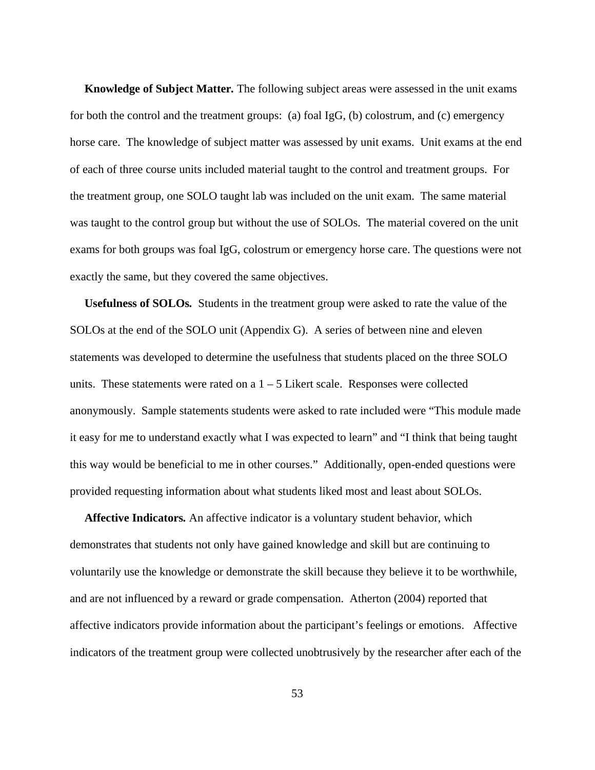**Knowledge of Subject Matter.** The following subject areas were assessed in the unit exams for both the control and the treatment groups: (a) foal IgG, (b) colostrum, and (c) emergency horse care. The knowledge of subject matter was assessed by unit exams. Unit exams at the end of each of three course units included material taught to the control and treatment groups. For the treatment group, one SOLO taught lab was included on the unit exam. The same material was taught to the control group but without the use of SOLOs. The material covered on the unit exams for both groups was foal IgG, colostrum or emergency horse care. The questions were not exactly the same, but they covered the same objectives.

**Usefulness of SOLOs.** Students in the treatment group were asked to rate the value of the SOLOs at the end of the SOLO unit (Appendix G). A series of between nine and eleven statements was developed to determine the usefulness that students placed on the three SOLO units. These statements were rated on a 1 – 5 Likert scale. Responses were collected anonymously. Sample statements students were asked to rate included were "This module made it easy for me to understand exactly what I was expected to learn" and "I think that being taught this way would be beneficial to me in other courses." Additionally, open-ended questions were provided requesting information about what students liked most and least about SOLOs.

**Affective Indicators.** An affective indicator is a voluntary student behavior, which demonstrates that students not only have gained knowledge and skill but are continuing to voluntarily use the knowledge or demonstrate the skill because they believe it to be worthwhile, and are not influenced by a reward or grade compensation. Atherton (2004) reported that affective indicators provide information about the participant's feelings or emotions. Affective indicators of the treatment group were collected unobtrusively by the researcher after each of the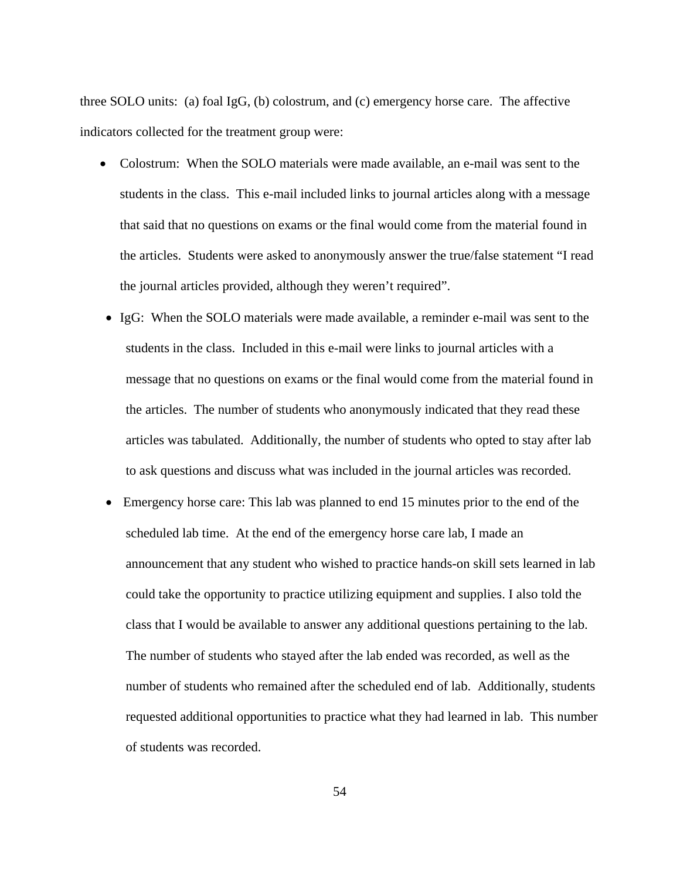three SOLO units: (a) foal IgG, (b) colostrum, and (c) emergency horse care. The affective indicators collected for the treatment group were:

- Colostrum: When the SOLO materials were made available, an e-mail was sent to the students in the class. This e-mail included links to journal articles along with a message that said that no questions on exams or the final would come from the material found in the articles. Students were asked to anonymously answer the true/false statement "I read the journal articles provided, although they weren't required".
- IgG: When the SOLO materials were made available, a reminder e-mail was sent to the students in the class. Included in this e-mail were links to journal articles with a message that no questions on exams or the final would come from the material found in the articles. The number of students who anonymously indicated that they read these articles was tabulated. Additionally, the number of students who opted to stay after lab to ask questions and discuss what was included in the journal articles was recorded.
- Emergency horse care: This lab was planned to end 15 minutes prior to the end of the scheduled lab time. At the end of the emergency horse care lab, I made an announcement that any student who wished to practice hands-on skill sets learned in lab could take the opportunity to practice utilizing equipment and supplies. I also told the class that I would be available to answer any additional questions pertaining to the lab. The number of students who stayed after the lab ended was recorded, as well as the number of students who remained after the scheduled end of lab. Additionally, students requested additional opportunities to practice what they had learned in lab. This number of students was recorded.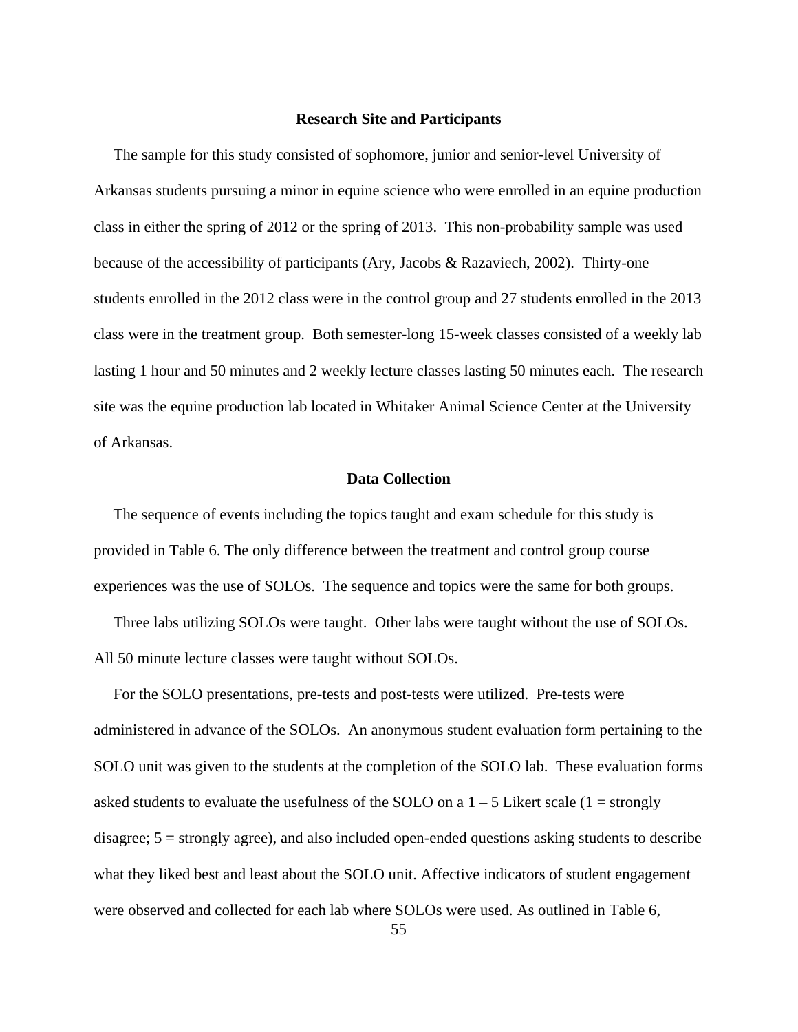## Research Site and Participants

The sample for this study consisted of sophomore, junior and senior-level University of Arkansas students pursuing a minor in equine science who were enrolled in an equine production class in either the spring of 2012 or the spring of 2013. This non-probability sample was used because of the accessibility of participants (Ary, Jacobs & Razaviech, 2002). Thirty-one students enrolled in the 2012 class were in the control group and 27 students enrolled in the 2013 class were in the treatment group. Both semester-long 15-week classes consisted of a weekly lab lasting 1 hour and 50 minutes and 2 weekly lecture classes lasting 50 minutes each. The research site was the equine production lab located in Whitaker Animal Science Center at the University of Arkansas.

## Data Collection

The sequence of events including the topics taught and exam schedule for this study is provided in Table 6. The only difference between the treatment and control group course experiences was the use of SOLOs. The sequence and topics were the same for both groups.

Three labs utilizing SOLOs were taught. Other labs were taught without the use of SOLOs. All 50 minute lecture classes were taught without SOLOs.

For the SOLO presentations, pre-tests and post-tests were utilized. Pre-tests were administered in advance of the SOLOs. An anonymous student evaluation form pertaining to the SOLO unit was given to the students at the completion of the SOLO lab. These evaluation forms asked students to evaluate the usefulness of the SOLO on a 1 – 5 Likert scale (1 = strongly disagree; 5 = strongly agree), and also included open-ended questions asking students to describe what they liked best and least about the SOLO unit. Affective indicators of student engagement were observed and collected for each lab where SOLOs were used. As outlined in Table 6,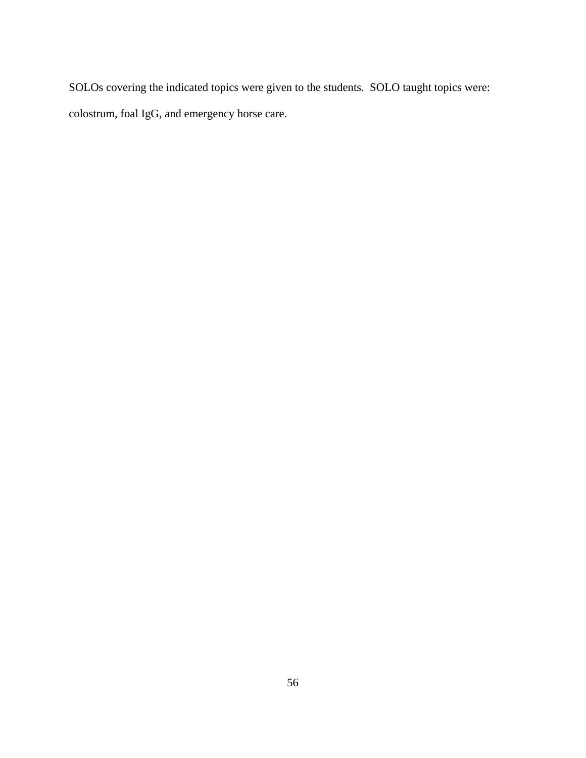SOLOs covering the indicated topics were given to the students. SOLO taught topics were: colostrum, foal IgG, and emergency horse care.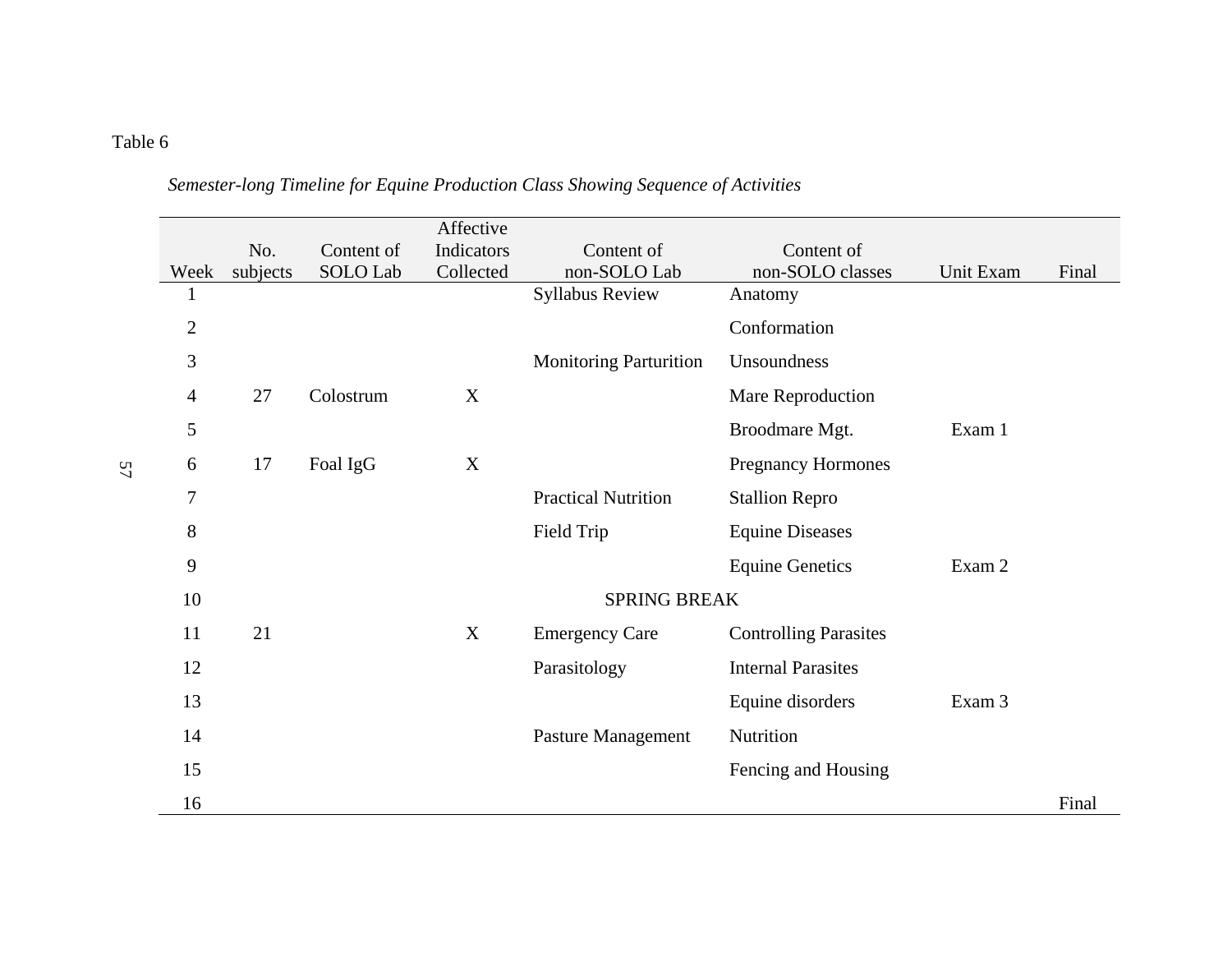Table 6

*Semester-long Timeline for Equine Production Class Showing Sequence of Activities*

| Week | No. subjects | Content of SOLO Lab | Affective Indicators Collected | Content of non-SOLO Lab | Content of non-SOLO classes | Unit Exam | Final |
|---|---|---|---|---|---|---|---|
| 1 | | | | Syllabus Review | Anatomy | | |
| 2 | | | | | Conformation | | |
| 3 | | | | Monitoring Parturition | Unsoundness | | |
| 4 | 27 | Colostrum | X | | Mare Reproduction | | |
| 5 | | | | | Broodmare Mgt. | Exam 1 | |
| 6 | 17 | Foal IgG | X | | Pregnancy Hormones | | |
| 7 | | | | Practical Nutrition | Stallion Repro | | |
| 8 | | | | Field Trip | Equine Diseases | | |
| 9 | | | | | Equine Genetics | Exam 2 | |
| 10 | | | | SPRING BREAK | | | |
| 11 | 21 | | X | Emergency Care | Controlling Parasites | | |
| 12 | | | | Parasitology | Internal Parasites | | |
| 13 | | | | | Equine disorders | Exam 3 | |
| 14 | | | | Pasture Management | Nutrition | | |
| 15 | | | | | Fencing and Housing | | |
| 16 | | | | | | | Final |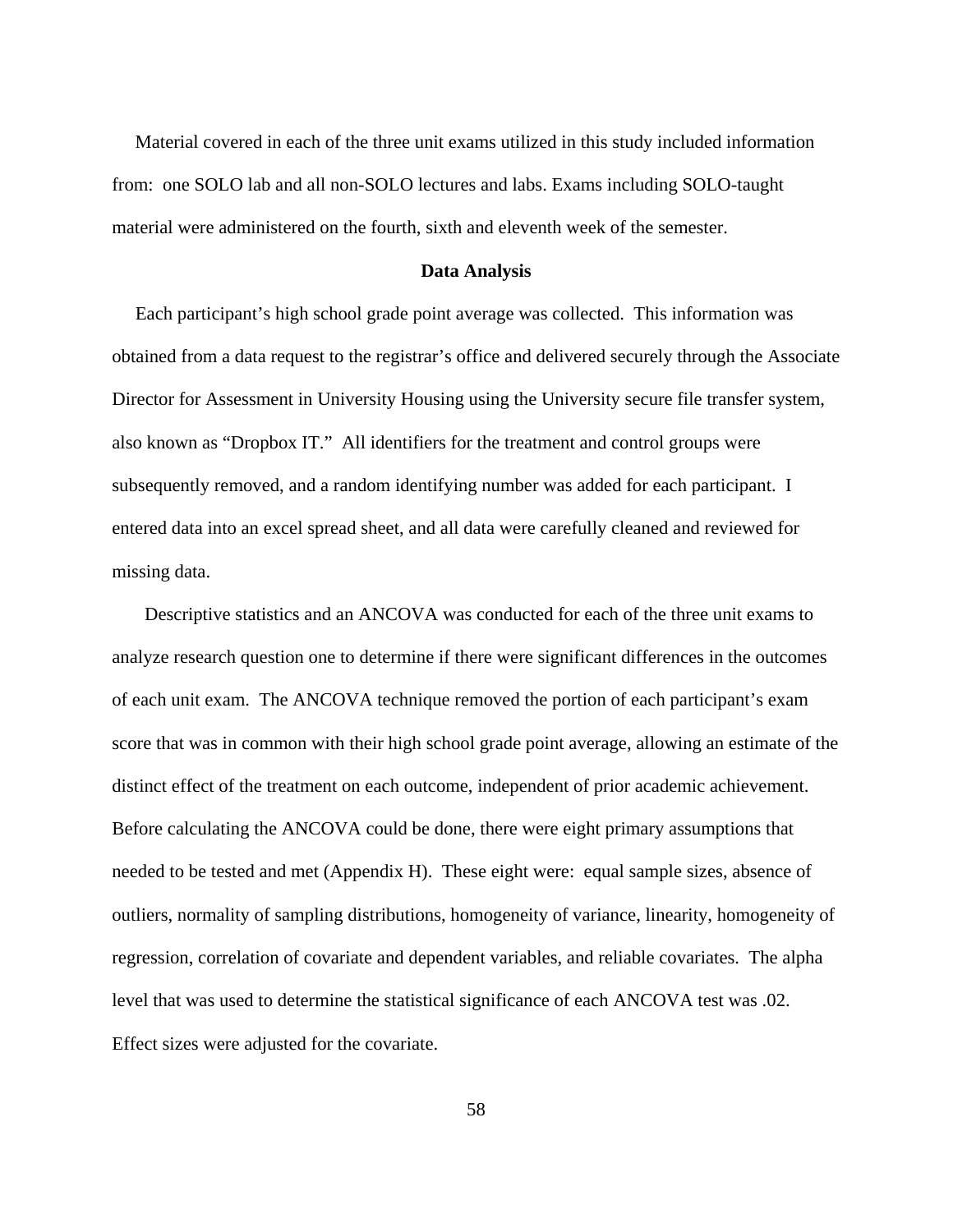Material covered in each of the three unit exams utilized in this study included information from: one SOLO lab and all non-SOLO lectures and labs. Exams including SOLO-taught material were administered on the fourth, sixth and eleventh week of the semester.

### Data Analysis

Each participant's high school grade point average was collected. This information was obtained from a data request to the registrar's office and delivered securely through the Associate Director for Assessment in University Housing using the University secure file transfer system, also known as "Dropbox IT." All identifiers for the treatment and control groups were subsequently removed, and a random identifying number was added for each participant. I entered data into an excel spread sheet, and all data were carefully cleaned and reviewed for missing data.

Descriptive statistics and an ANCOVA was conducted for each of the three unit exams to analyze research question one to determine if there were significant differences in the outcomes of each unit exam. The ANCOVA technique removed the portion of each participant's exam score that was in common with their high school grade point average, allowing an estimate of the distinct effect of the treatment on each outcome, independent of prior academic achievement. Before calculating the ANCOVA could be done, there were eight primary assumptions that needed to be tested and met (Appendix H). These eight were: equal sample sizes, absence of outliers, normality of sampling distributions, homogeneity of variance, linearity, homogeneity of regression, correlation of covariate and dependent variables, and reliable covariates. The alpha level that was used to determine the statistical significance of each ANCOVA test was .02. Effect sizes were adjusted for the covariate.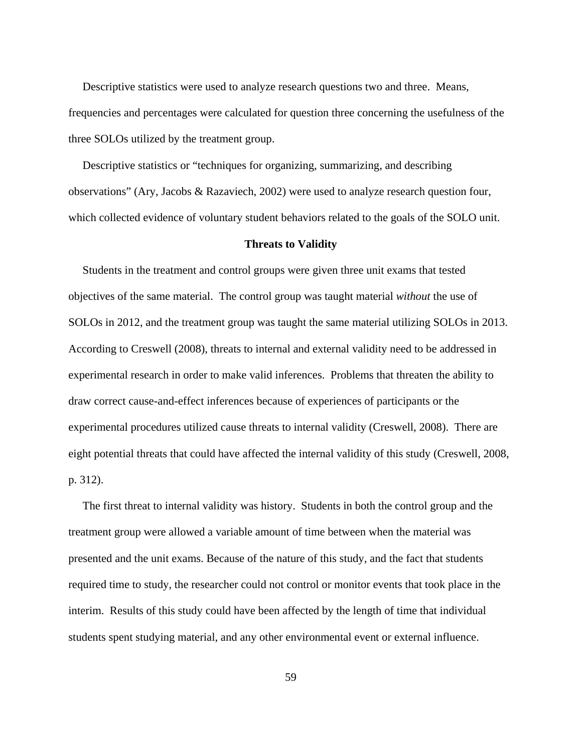Descriptive statistics were used to analyze research questions two and three. Means, frequencies and percentages were calculated for question three concerning the usefulness of the three SOLOs utilized by the treatment group.

Descriptive statistics or "techniques for organizing, summarizing, and describing observations" (Ary, Jacobs & Razaviech, 2002) were used to analyze research question four, which collected evidence of voluntary student behaviors related to the goals of the SOLO unit.

## Threats to Validity

Students in the treatment and control groups were given three unit exams that tested objectives of the same material. The control group was taught material *without* the use of SOLOs in 2012, and the treatment group was taught the same material utilizing SOLOs in 2013. According to Creswell (2008), threats to internal and external validity need to be addressed in experimental research in order to make valid inferences. Problems that threaten the ability to draw correct cause-and-effect inferences because of experiences of participants or the experimental procedures utilized cause threats to internal validity (Creswell, 2008). There are eight potential threats that could have affected the internal validity of this study (Creswell, 2008, p. 312).

The first threat to internal validity was history. Students in both the control group and the treatment group were allowed a variable amount of time between when the material was presented and the unit exams. Because of the nature of this study, and the fact that students required time to study, the researcher could not control or monitor events that took place in the interim. Results of this study could have been affected by the length of time that individual students spent studying material, and any other environmental event or external influence.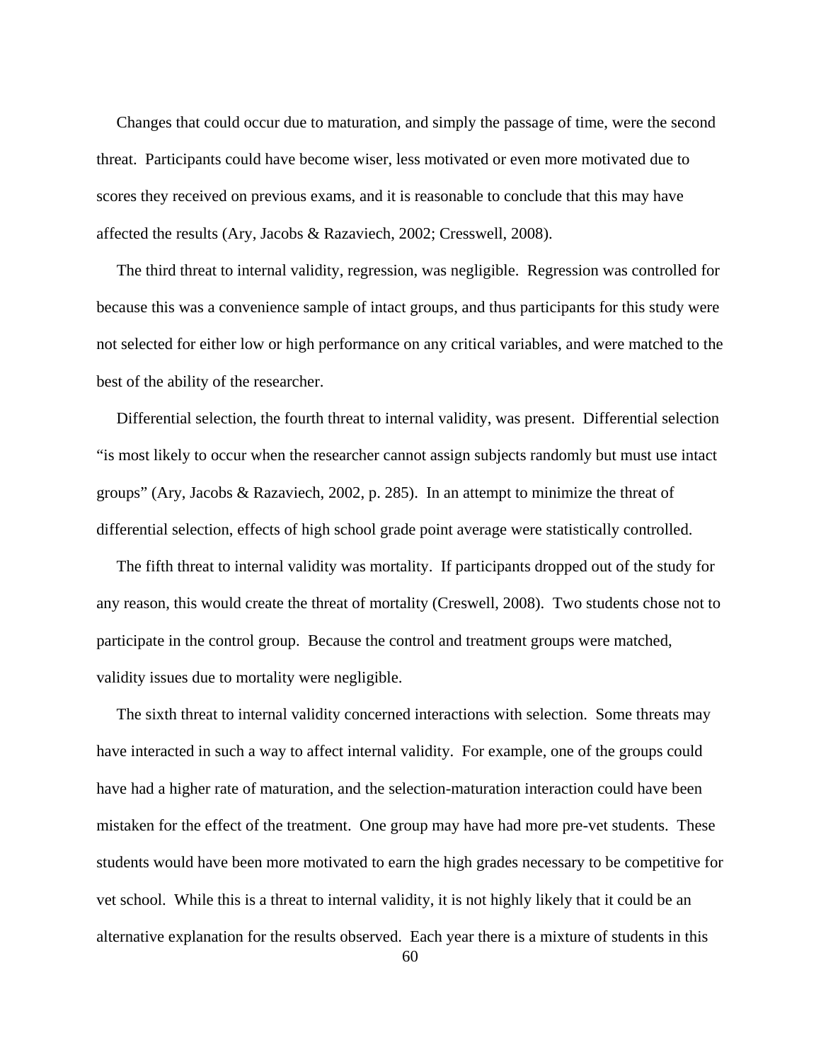Changes that could occur due to maturation, and simply the passage of time, were the second threat. Participants could have become wiser, less motivated or even more motivated due to scores they received on previous exams, and it is reasonable to conclude that this may have affected the results (Ary, Jacobs & Razaviech, 2002; Cresswell, 2008).

The third threat to internal validity, regression, was negligible. Regression was controlled for because this was a convenience sample of intact groups, and thus participants for this study were not selected for either low or high performance on any critical variables, and were matched to the best of the ability of the researcher.

Differential selection, the fourth threat to internal validity, was present. Differential selection "is most likely to occur when the researcher cannot assign subjects randomly but must use intact groups" (Ary, Jacobs & Razaviech, 2002, p. 285). In an attempt to minimize the threat of differential selection, effects of high school grade point average were statistically controlled.

The fifth threat to internal validity was mortality. If participants dropped out of the study for any reason, this would create the threat of mortality (Creswell, 2008). Two students chose not to participate in the control group. Because the control and treatment groups were matched, validity issues due to mortality were negligible.

The sixth threat to internal validity concerned interactions with selection. Some threats may have interacted in such a way to affect internal validity. For example, one of the groups could have had a higher rate of maturation, and the selection-maturation interaction could have been mistaken for the effect of the treatment. One group may have had more pre-vet students. These students would have been more motivated to earn the high grades necessary to be competitive for vet school. While this is a threat to internal validity, it is not highly likely that it could be an alternative explanation for the results observed. Each year there is a mixture of students in this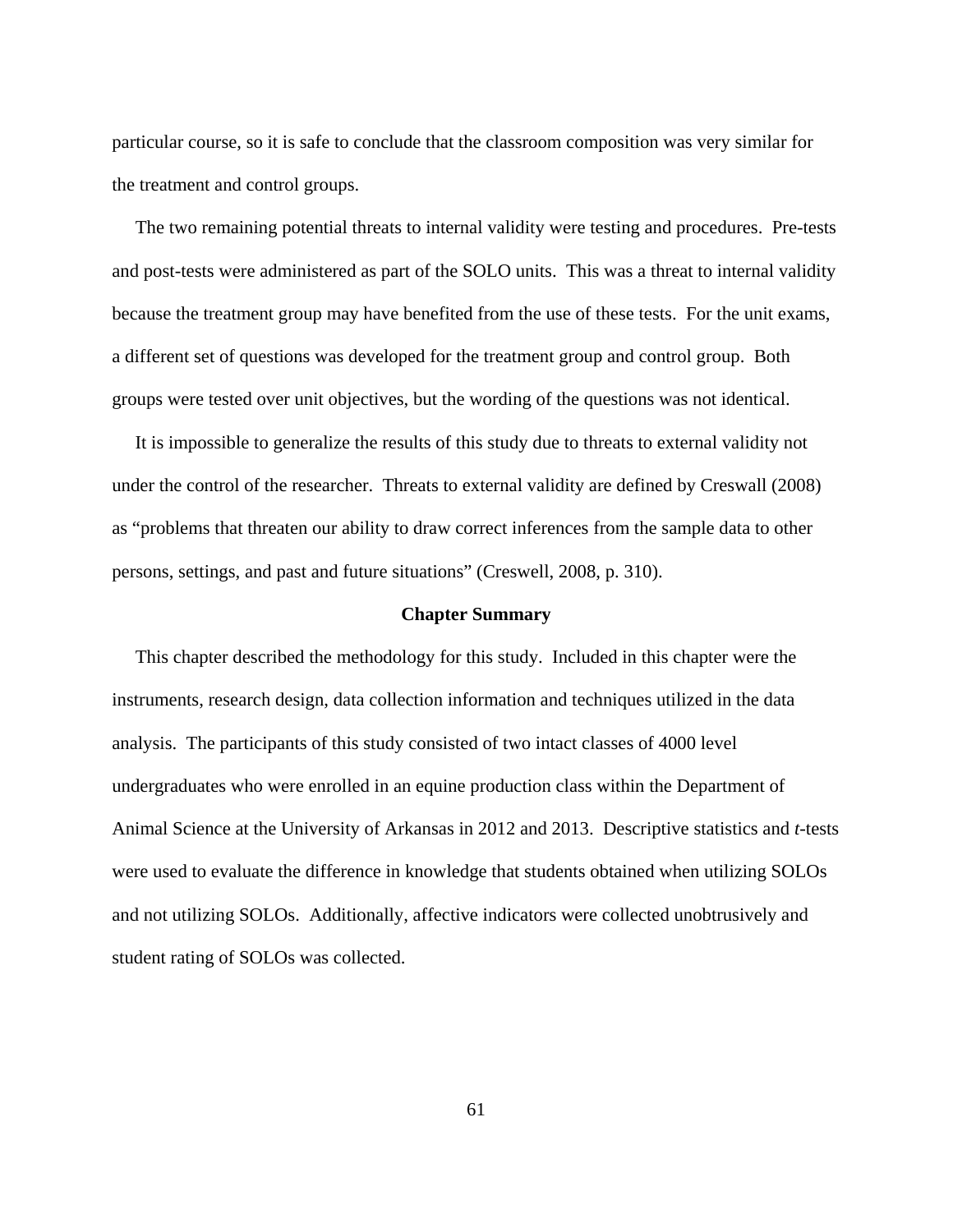particular course, so it is safe to conclude that the classroom composition was very similar for the treatment and control groups.

The two remaining potential threats to internal validity were testing and procedures. Pre-tests and post-tests were administered as part of the SOLO units. This was a threat to internal validity because the treatment group may have benefited from the use of these tests. For the unit exams, a different set of questions was developed for the treatment group and control group. Both groups were tested over unit objectives, but the wording of the questions was not identical.

It is impossible to generalize the results of this study due to threats to external validity not under the control of the researcher. Threats to external validity are defined by Creswall (2008) as "problems that threaten our ability to draw correct inferences from the sample data to other persons, settings, and past and future situations" (Creswell, 2008, p. 310).

## Chapter Summary

This chapter described the methodology for this study. Included in this chapter were the instruments, research design, data collection information and techniques utilized in the data analysis. The participants of this study consisted of two intact classes of 4000 level undergraduates who were enrolled in an equine production class within the Department of Animal Science at the University of Arkansas in 2012 and 2013. Descriptive statistics and *t*-tests were used to evaluate the difference in knowledge that students obtained when utilizing SOLOs and not utilizing SOLOs. Additionally, affective indicators were collected unobtrusively and student rating of SOLOs was collected.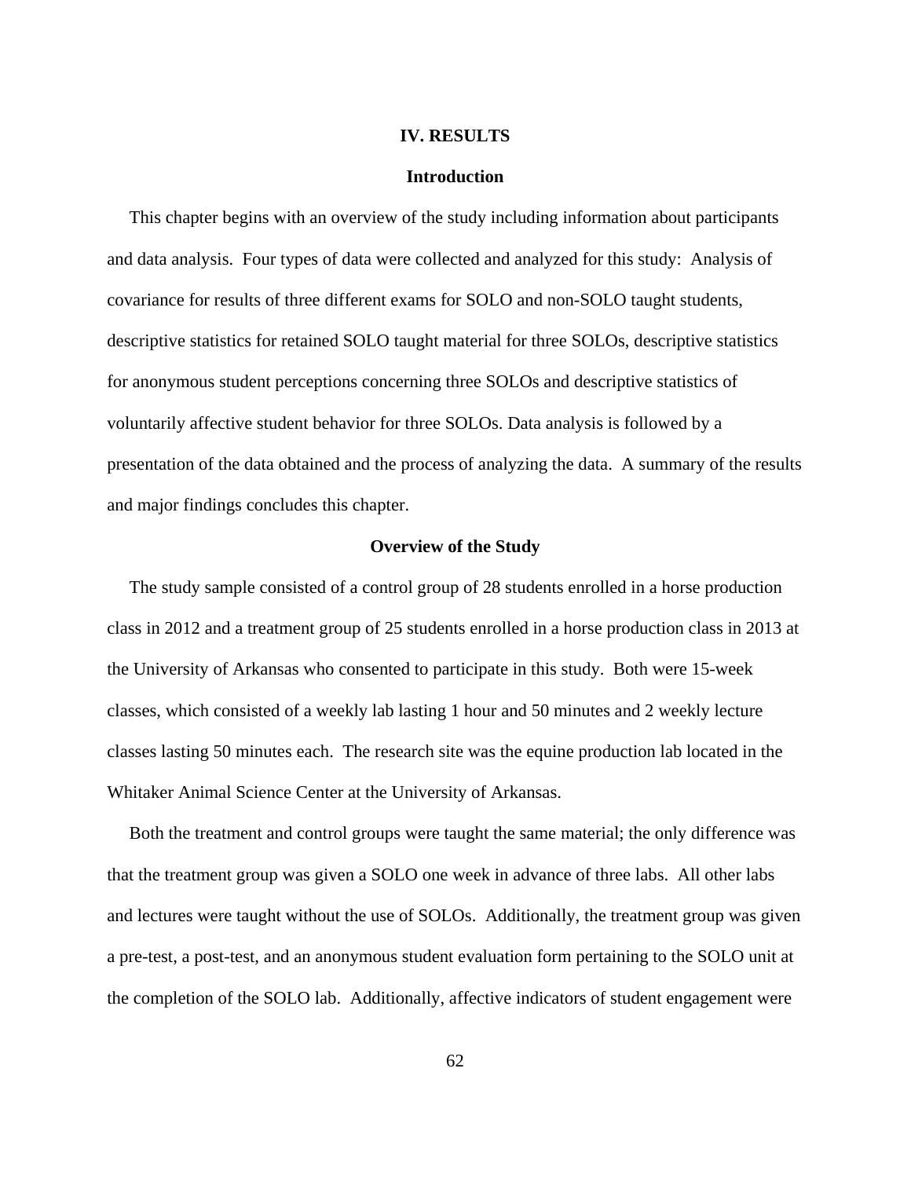# IV. RESULTS

## Introduction

This chapter begins with an overview of the study including information about participants and data analysis. Four types of data were collected and analyzed for this study: Analysis of covariance for results of three different exams for SOLO and non-SOLO taught students, descriptive statistics for retained SOLO taught material for three SOLOs, descriptive statistics for anonymous student perceptions concerning three SOLOs and descriptive statistics of voluntarily affective student behavior for three SOLOs. Data analysis is followed by a presentation of the data obtained and the process of analyzing the data. A summary of the results and major findings concludes this chapter.

## Overview of the Study

The study sample consisted of a control group of 28 students enrolled in a horse production class in 2012 and a treatment group of 25 students enrolled in a horse production class in 2013 at the University of Arkansas who consented to participate in this study. Both were 15-week classes, which consisted of a weekly lab lasting 1 hour and 50 minutes and 2 weekly lecture classes lasting 50 minutes each. The research site was the equine production lab located in the Whitaker Animal Science Center at the University of Arkansas.

Both the treatment and control groups were taught the same material; the only difference was that the treatment group was given a SOLO one week in advance of three labs. All other labs and lectures were taught without the use of SOLOs. Additionally, the treatment group was given a pre-test, a post-test, and an anonymous student evaluation form pertaining to the SOLO unit at the completion of the SOLO lab. Additionally, affective indicators of student engagement were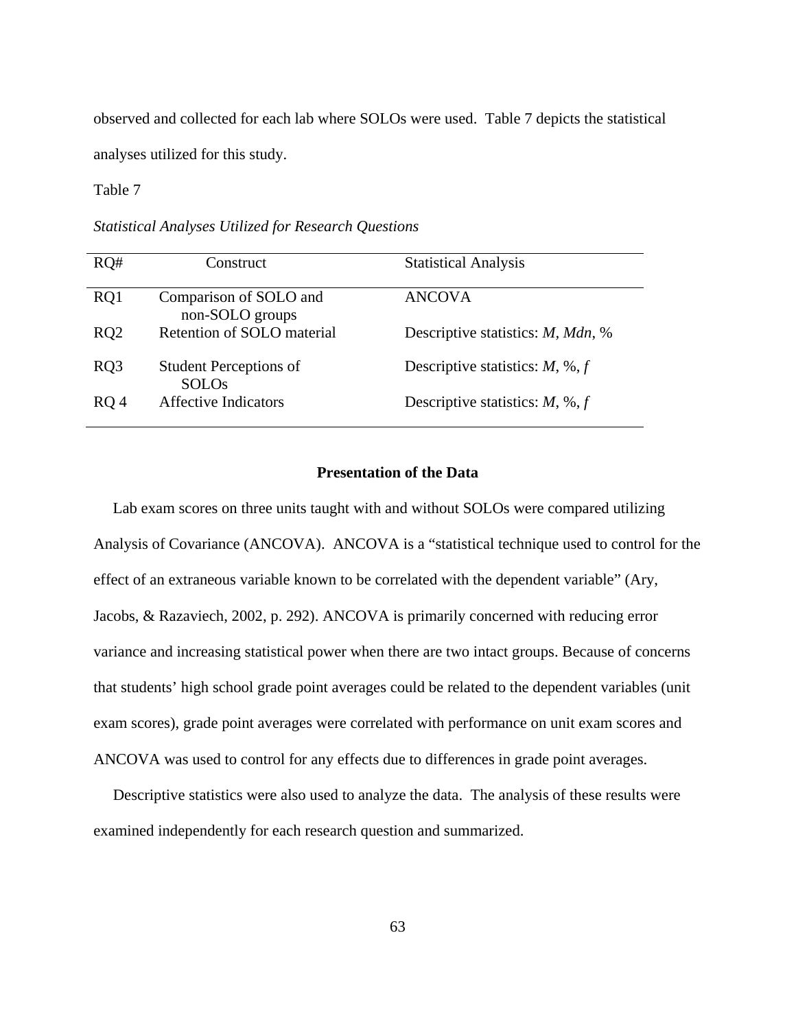observed and collected for each lab where SOLOs were used. Table 7 depicts the statistical analyses utilized for this study.

Table 7

*Statistical Analyses Utilized for Research Questions*

| RQ# | Construct | Statistical Analysis |
|---|---|---|
| RQ1 | Comparison of SOLO and non-SOLO groups | ANCOVA |
| RQ2 | Retention of SOLO material | Descriptive statistics: *M*, *Mdn*, % |
| RQ3 | Student Perceptions of SOLOs | Descriptive statistics: *M*, %, *f* |
| RQ 4 | Affective Indicators | Descriptive statistics: *M*, %, *f* |

**Presentation of the Data**

Lab exam scores on three units taught with and without SOLOs were compared utilizing Analysis of Covariance (ANCOVA). ANCOVA is a "statistical technique used to control for the effect of an extraneous variable known to be correlated with the dependent variable" (Ary, Jacobs, & Razaviech, 2002, p. 292). ANCOVA is primarily concerned with reducing error variance and increasing statistical power when there are two intact groups. Because of concerns that students' high school grade point averages could be related to the dependent variables (unit exam scores), grade point averages were correlated with performance on unit exam scores and ANCOVA was used to control for any effects due to differences in grade point averages.

Descriptive statistics were also used to analyze the data. The analysis of these results were examined independently for each research question and summarized.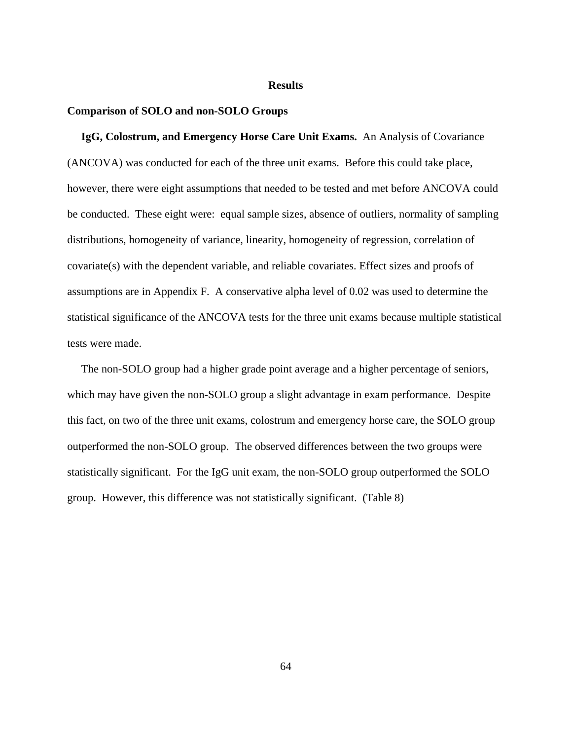# Results

## Comparison of SOLO and non-SOLO Groups

**IgG, Colostrum, and Emergency Horse Care Unit Exams.** An Analysis of Covariance (ANCOVA) was conducted for each of the three unit exams. Before this could take place, however, there were eight assumptions that needed to be tested and met before ANCOVA could be conducted. These eight were: equal sample sizes, absence of outliers, normality of sampling distributions, homogeneity of variance, linearity, homogeneity of regression, correlation of covariate(s) with the dependent variable, and reliable covariates. Effect sizes and proofs of assumptions are in Appendix F. A conservative alpha level of 0.02 was used to determine the statistical significance of the ANCOVA tests for the three unit exams because multiple statistical tests were made.

The non-SOLO group had a higher grade point average and a higher percentage of seniors, which may have given the non-SOLO group a slight advantage in exam performance. Despite this fact, on two of the three unit exams, colostrum and emergency horse care, the SOLO group outperformed the non-SOLO group. The observed differences between the two groups were statistically significant. For the IgG unit exam, the non-SOLO group outperformed the SOLO group. However, this difference was not statistically significant. (Table 8)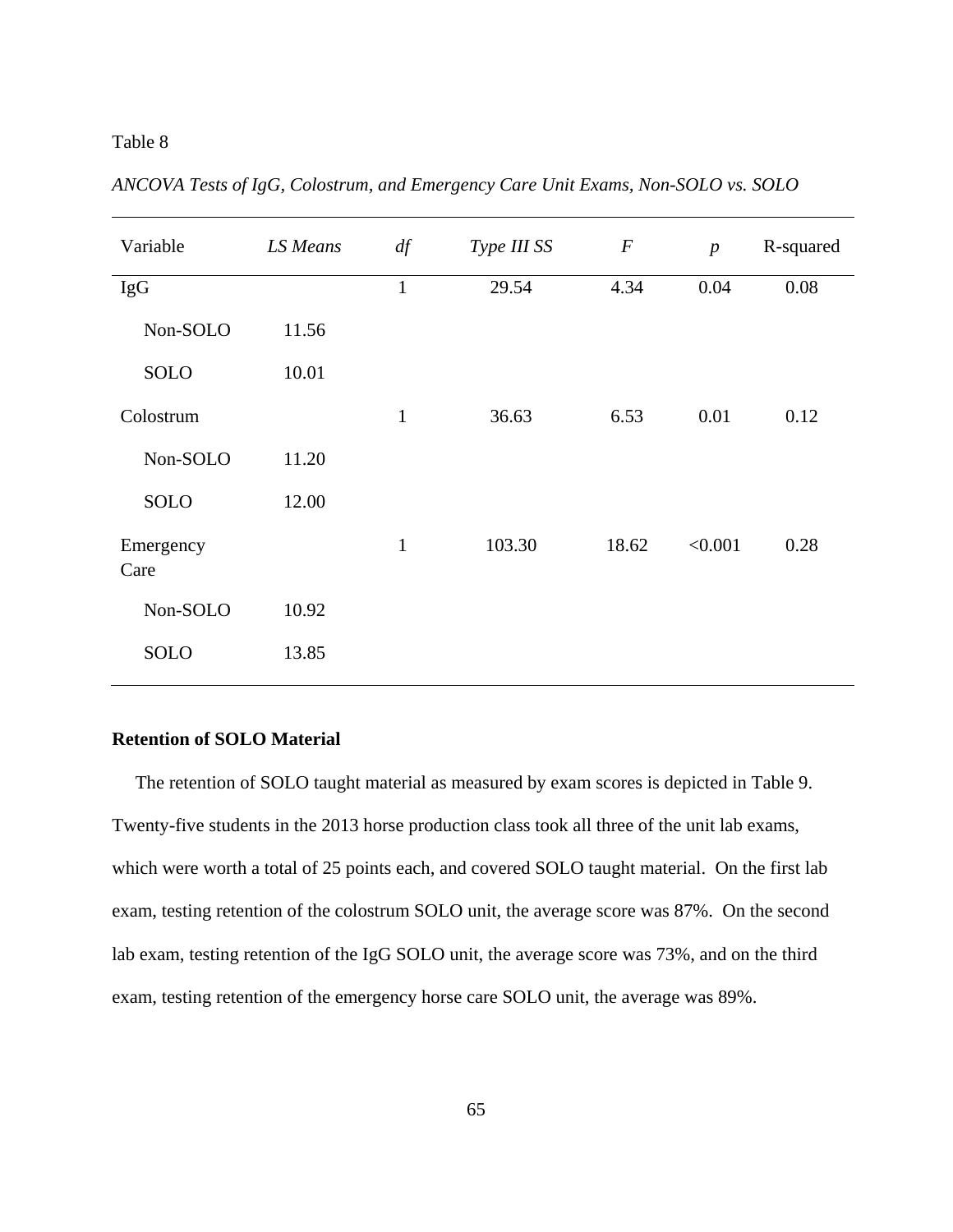Table 8

*ANCOVA Tests of IgG, Colostrum, and Emergency Care Unit Exams, Non-SOLO vs. SOLO*

| Variable | *LS Means* | *df* | *Type III SS* | *F* | *p* | R-squared |
|---|---|---|---|---|---|---|
| IgG | | 1 | 29.54 | 4.34 | 0.04 | 0.08 |
| Non-SOLO | 11.56 | | | | | |
| SOLO | 10.01 | | | | | |
| Colostrum | | 1 | 36.63 | 6.53 | 0.01 | 0.12 |
| Non-SOLO | 11.20 | | | | | |
| SOLO | 12.00 | | | | | |
| Emergency Care | | 1 | 103.30 | 18.62 | <0.001 | 0.28 |
| Non-SOLO | 10.92 | | | | | |
| SOLO | 13.85 | | | | | |

**Retention of SOLO Material**

The retention of SOLO taught material as measured by exam scores is depicted in Table 9. Twenty-five students in the 2013 horse production class took all three of the unit lab exams, which were worth a total of 25 points each, and covered SOLO taught material. On the first lab exam, testing retention of the colostrum SOLO unit, the average score was 87%. On the second lab exam, testing retention of the IgG SOLO unit, the average score was 73%, and on the third exam, testing retention of the emergency horse care SOLO unit, the average was 89%.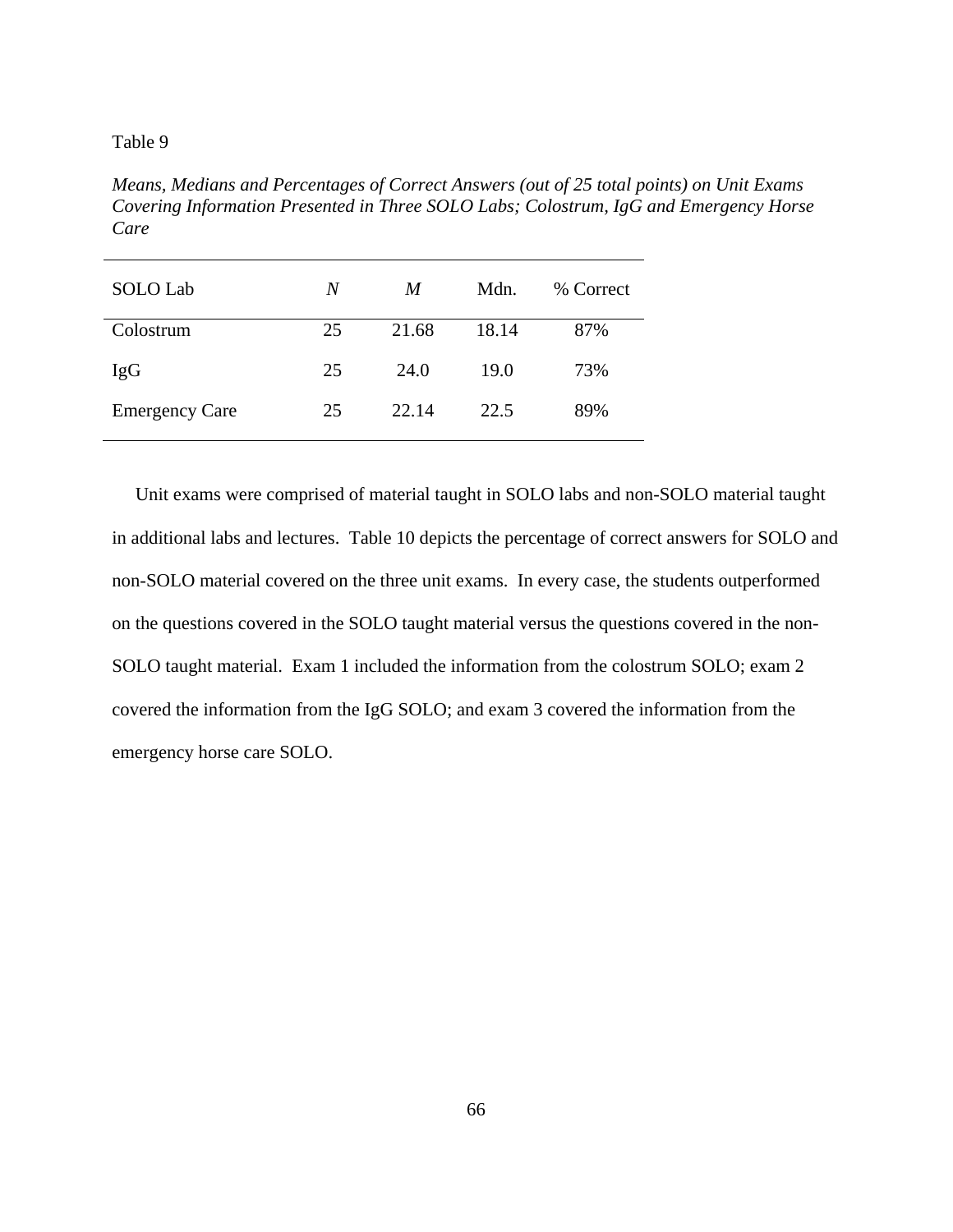Table 9

*Means, Medians and Percentages of Correct Answers (out of 25 total points) on Unit Exams Covering Information Presented in Three SOLO Labs; Colostrum, IgG and Emergency Horse Care*

| SOLO Lab | *N* | *M* | Mdn. | % Correct |
|---|---|---|---|---|
| Colostrum | 25 | 21.68 | 18.14 | 87% |
| IgG | 25 | 24.0 | 19.0 | 73% |
| Emergency Care | 25 | 22.14 | 22.5 | 89% |

Unit exams were comprised of material taught in SOLO labs and non-SOLO material taught in additional labs and lectures. Table 10 depicts the percentage of correct answers for SOLO and non-SOLO material covered on the three unit exams. In every case, the students outperformed on the questions covered in the SOLO taught material versus the questions covered in the non-SOLO taught material. Exam 1 included the information from the colostrum SOLO; exam 2 covered the information from the IgG SOLO; and exam 3 covered the information from the emergency horse care SOLO.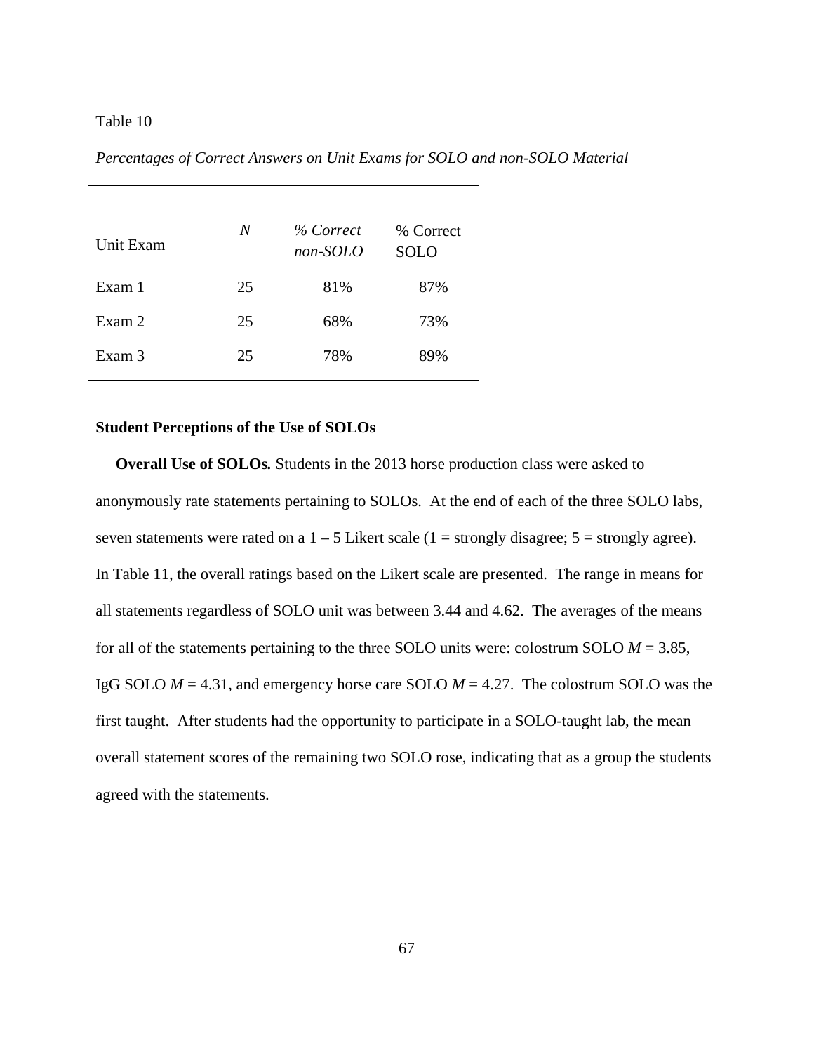Table 10

*Percentages of Correct Answers on Unit Exams for SOLO and non-SOLO Material*

| Unit Exam | *N* | *% Correct non-SOLO* | % Correct SOLO |
|---|---|---|---|
| Exam 1 | 25 | 81% | 87% |
| Exam 2 | 25 | 68% | 73% |
| Exam 3 | 25 | 78% | 89% |

**Student Perceptions of the Use of SOLOs**

**Overall Use of SOLOs.** Students in the 2013 horse production class were asked to anonymously rate statements pertaining to SOLOs. At the end of each of the three SOLO labs, seven statements were rated on a 1 – 5 Likert scale (1 = strongly disagree; 5 = strongly agree). In Table 11, the overall ratings based on the Likert scale are presented. The range in means for all statements regardless of SOLO unit was between 3.44 and 4.62. The averages of the means for all of the statements pertaining to the three SOLO units were: colostrum SOLO $M = 3.85$, IgG SOLO $M = 4.31$, and emergency horse care SOLO $M = 4.27$. The colostrum SOLO was the first taught. After students had the opportunity to participate in a SOLO-taught lab, the mean overall statement scores of the remaining two SOLO rose, indicating that as a group the students agreed with the statements.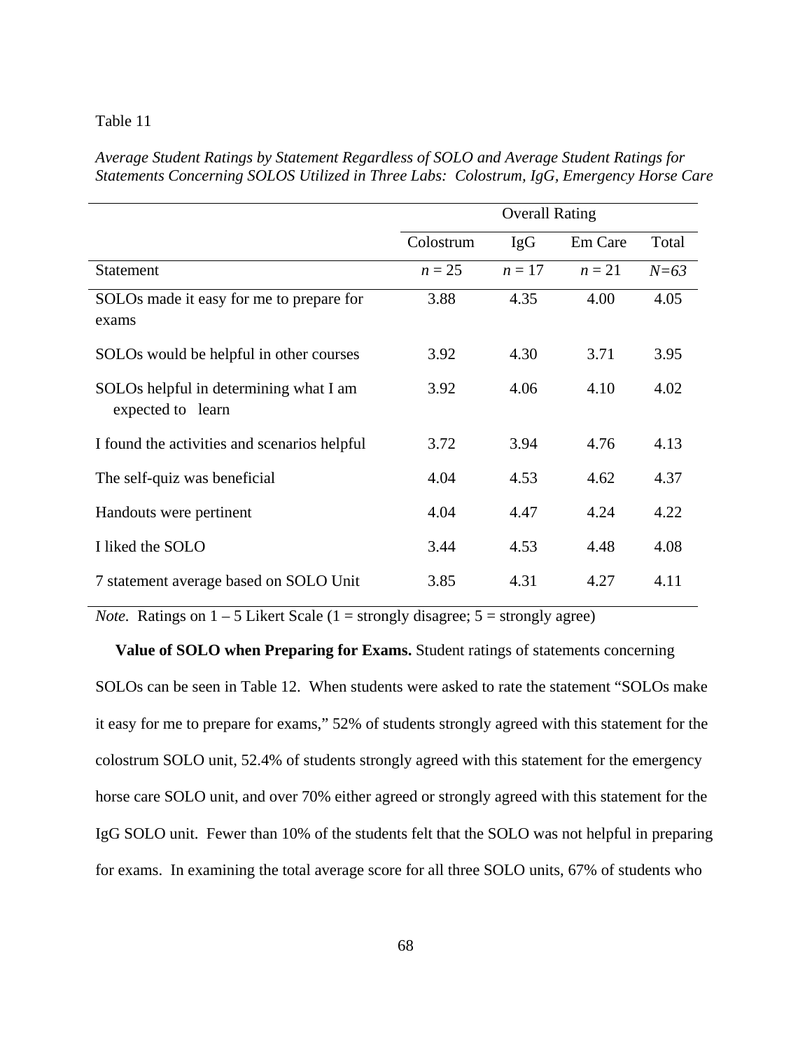Table 11

*Average Student Ratings by Statement Regardless of SOLO and Average Student Ratings for Statements Concerning SOLOS Utilized in Three Labs: Colostrum, IgG, Emergency Horse Care*

| | Overall Rating | | | |
|---|---|---|---|---|
| | Colostrum | IgG | Em Care | Total |
| Statement | *n* = 25 | *n* = 17 | *n* = 21 | *N=63* |
| SOLOs made it easy for me to prepare for exams | 3.88 | 4.35 | 4.00 | 4.05 |
| SOLOs would be helpful in other courses | 3.92 | 4.30 | 3.71 | 3.95 |
| SOLOs helpful in determining what I am expected to learn | 3.92 | 4.06 | 4.10 | 4.02 |
| I found the activities and scenarios helpful | 3.72 | 3.94 | 4.76 | 4.13 |
| The self-quiz was beneficial | 4.04 | 4.53 | 4.62 | 4.37 |
| Handouts were pertinent | 4.04 | 4.47 | 4.24 | 4.22 |
| I liked the SOLO | 3.44 | 4.53 | 4.48 | 4.08 |
| 7 statement average based on SOLO Unit | 3.85 | 4.31 | 4.27 | 4.11 |

*Note.* Ratings on 1 – 5 Likert Scale (1 = strongly disagree; 5 = strongly agree)

**Value of SOLO when Preparing for Exams.** Student ratings of statements concerning SOLOs can be seen in Table 12. When students were asked to rate the statement "SOLOs make it easy for me to prepare for exams," 52% of students strongly agreed with this statement for the colostrum SOLO unit, 52.4% of students strongly agreed with this statement for the emergency horse care SOLO unit, and over 70% either agreed or strongly agreed with this statement for the IgG SOLO unit. Fewer than 10% of the students felt that the SOLO was not helpful in preparing for exams. In examining the total average score for all three SOLO units, 67% of students who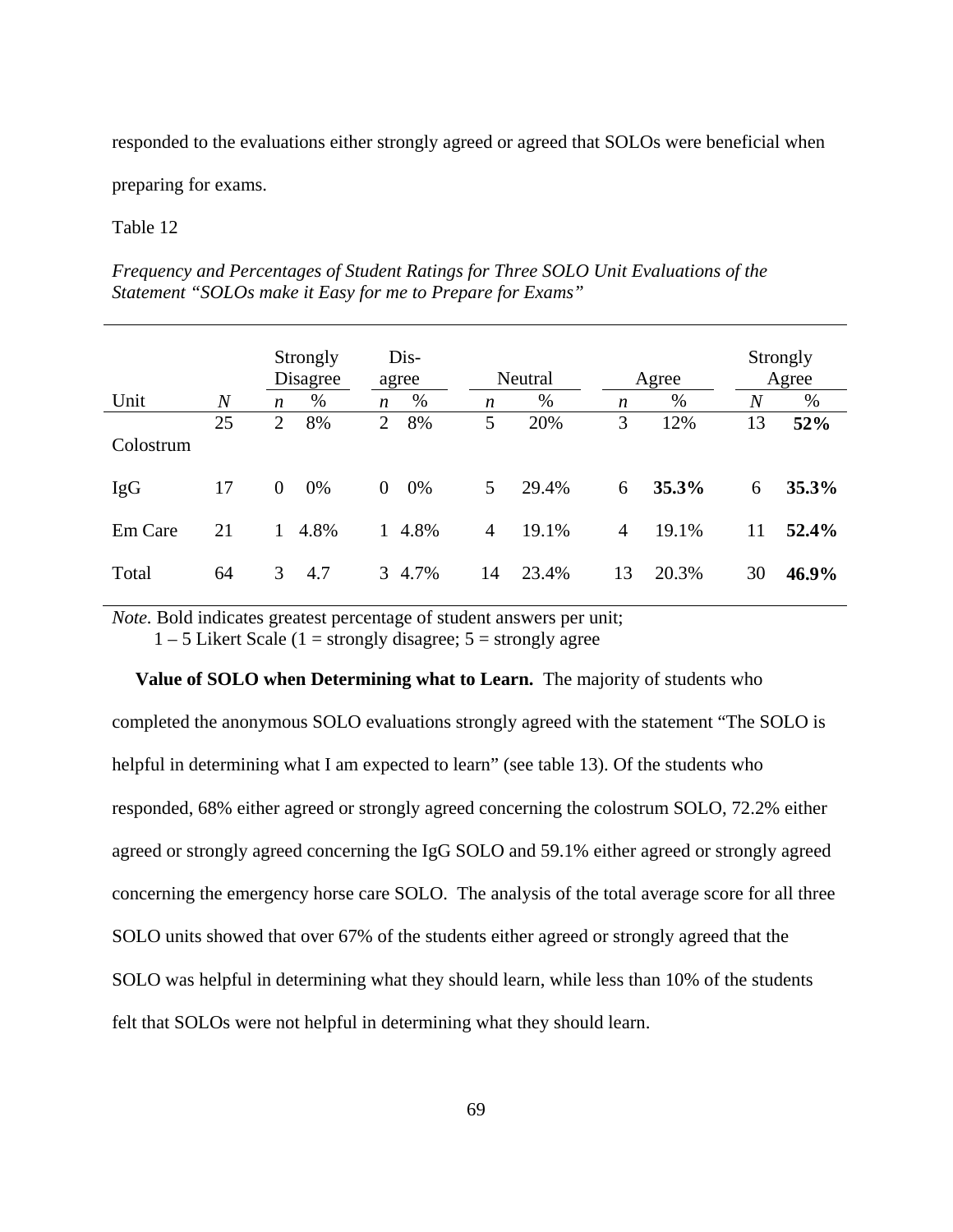responded to the evaluations either strongly agreed or agreed that SOLOs were beneficial when preparing for exams.

Table 12

*Frequency and Percentages of Student Ratings for Three SOLO Unit Evaluations of the Statement "SOLOs make it Easy for me to Prepare for Exams"*

| | | Strongly Disagree | | Dis-agree | | Neutral | | Agree | | Strongly Agree | |
|---|---|---|---|---|---|---|---|---|---|---|---|
| Unit | *N* | *n* | % | *n* | % | *n* | % | *n* | % | *N* | % |
| Colostrum | 25 | 2 | 8% | 2 | 8% | 5 | 20% | 3 | 12% | 13 | **52%** |
| IgG | 17 | 0 | 0% | 0 | 0% | 5 | 29.4% | 6 | **35.3%** | 6 | **35.3%** |
| Em Care | 21 | 1 | 4.8% | 1 | 4.8% | 4 | 19.1% | 4 | 19.1% | 11 | **52.4%** |
| Total | 64 | 3 | 4.7 | 3 | 4.7% | 14 | 23.4% | 13 | 20.3% | 30 | **46.9%** |

*Note.* Bold indicates greatest percentage of student answers per unit;
1 – 5 Likert Scale (1 = strongly disagree; 5 = strongly agree

**Value of SOLO when Determining what to Learn.** The majority of students who completed the anonymous SOLO evaluations strongly agreed with the statement "The SOLO is helpful in determining what I am expected to learn" (see table 13). Of the students who responded, 68% either agreed or strongly agreed concerning the colostrum SOLO, 72.2% either agreed or strongly agreed concerning the IgG SOLO and 59.1% either agreed or strongly agreed concerning the emergency horse care SOLO. The analysis of the total average score for all three SOLO units showed that over 67% of the students either agreed or strongly agreed that the SOLO was helpful in determining what they should learn, while less than 10% of the students felt that SOLOs were not helpful in determining what they should learn.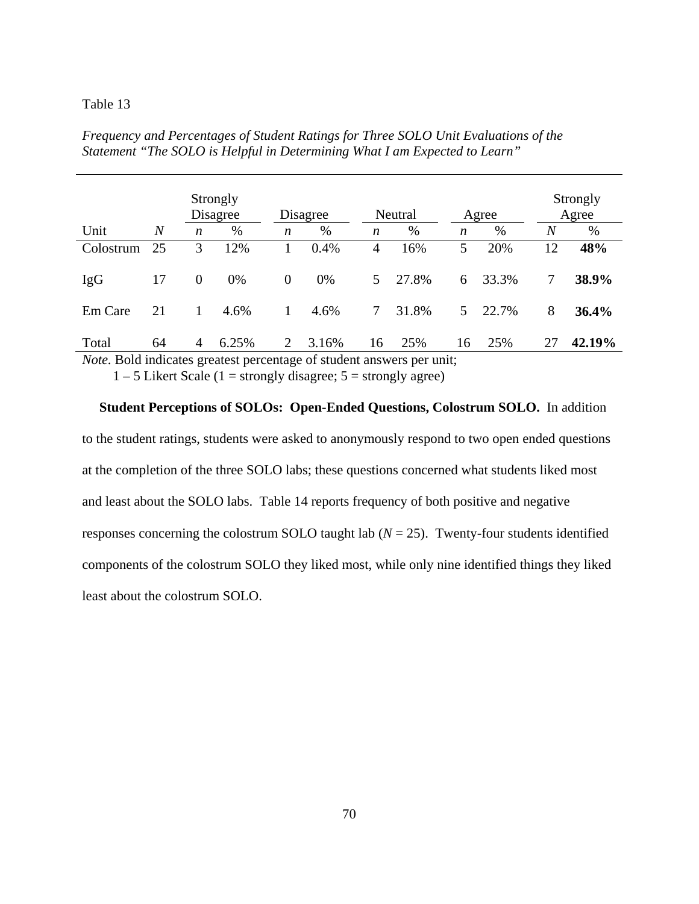Table 13

*Frequency and Percentages of Student Ratings for Three SOLO Unit Evaluations of the Statement "The SOLO is Helpful in Determining What I am Expected to Learn"*

| | | Strongly Disagree | | Disagree | | Neutral | | Agree | | Strongly Agree | |
|---|---|---|---|---|---|---|---|---|---|---|---|
| Unit | *N* | *n* | % | *n* | % | *n* | % | *n* | % | *N* | % |
| Colostrum | 25 | 3 | 12% | 1 | 0.4% | 4 | 16% | 5 | 20% | 12 | **48%** |
| IgG | 17 | 0 | 0% | 0 | 0% | 5 | 27.8% | 6 | 33.3% | 7 | **38.9%** |
| Em Care | 21 | 1 | 4.6% | 1 | 4.6% | 7 | 31.8% | 5 | 22.7% | 8 | **36.4%** |
| Total | 64 | 4 | 6.25% | 2 | 3.16% | 16 | 25% | 16 | 25% | 27 | **42.19%** |

*Note.* Bold indicates greatest percentage of student answers per unit;
1 – 5 Likert Scale (1 = strongly disagree; 5 = strongly agree)

**Student Perceptions of SOLOs: Open-Ended Questions, Colostrum SOLO.** In addition to the student ratings, students were asked to anonymously respond to two open ended questions at the completion of the three SOLO labs; these questions concerned what students liked most and least about the SOLO labs. Table 14 reports frequency of both positive and negative responses concerning the colostrum SOLO taught lab (*N* = 25). Twenty-four students identified components of the colostrum SOLO they liked most, while only nine identified things they liked least about the colostrum SOLO.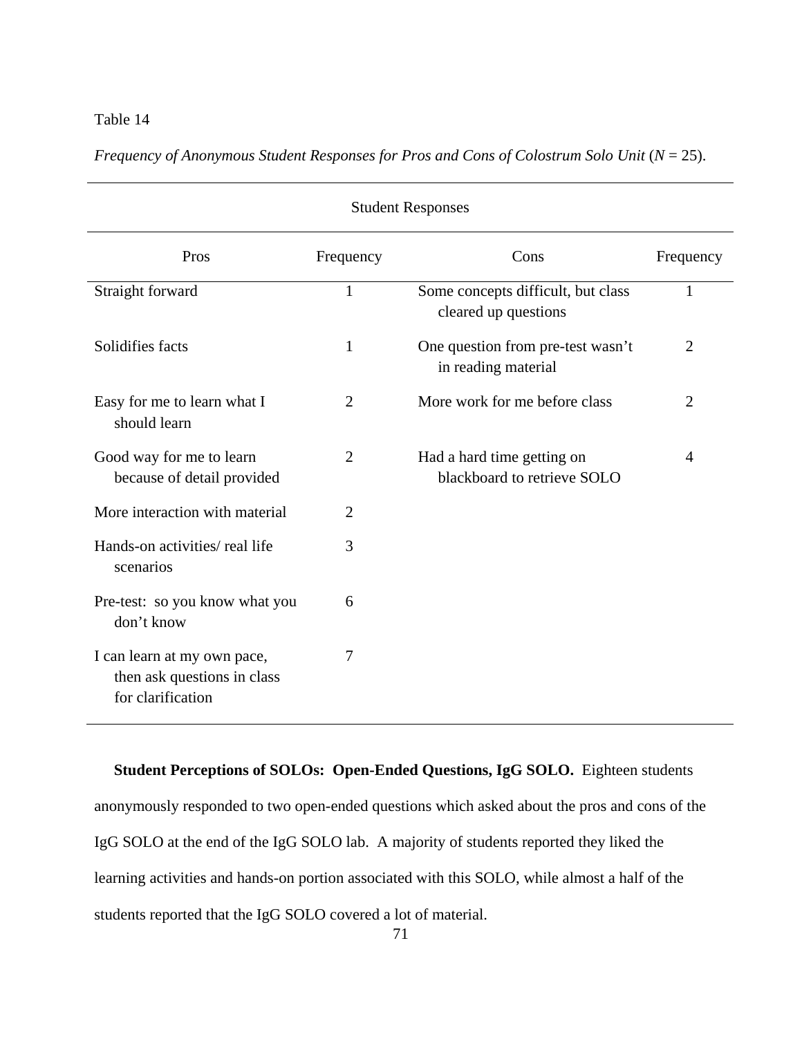Table 14

*Frequency of Anonymous Student Responses for Pros and Cons of Colostrum Solo Unit* (*N* = 25).

| Student Responses | | | |
|---|---|---|---|
| Pros | Frequency | Cons | Frequency |
| Straight forward | 1 | Some concepts difficult, but class cleared up questions | 1 |
| Solidifies facts | 1 | One question from pre-test wasn't in reading material | 2 |
| Easy for me to learn what I should learn | 2 | More work for me before class | 2 |
| Good way for me to learn because of detail provided | 2 | Had a hard time getting on blackboard to retrieve SOLO | 4 |
| More interaction with material | 2 | | |
| Hands-on activities/ real life scenarios | 3 | | |
| Pre-test: so you know what you don't know | 6 | | |
| I can learn at my own pace, then ask questions in class for clarification | 7 | | |

**Student Perceptions of SOLOs: Open-Ended Questions, IgG SOLO.** Eighteen students anonymously responded to two open-ended questions which asked about the pros and cons of the IgG SOLO at the end of the IgG SOLO lab. A majority of students reported they liked the learning activities and hands-on portion associated with this SOLO, while almost a half of the students reported that the IgG SOLO covered a lot of material.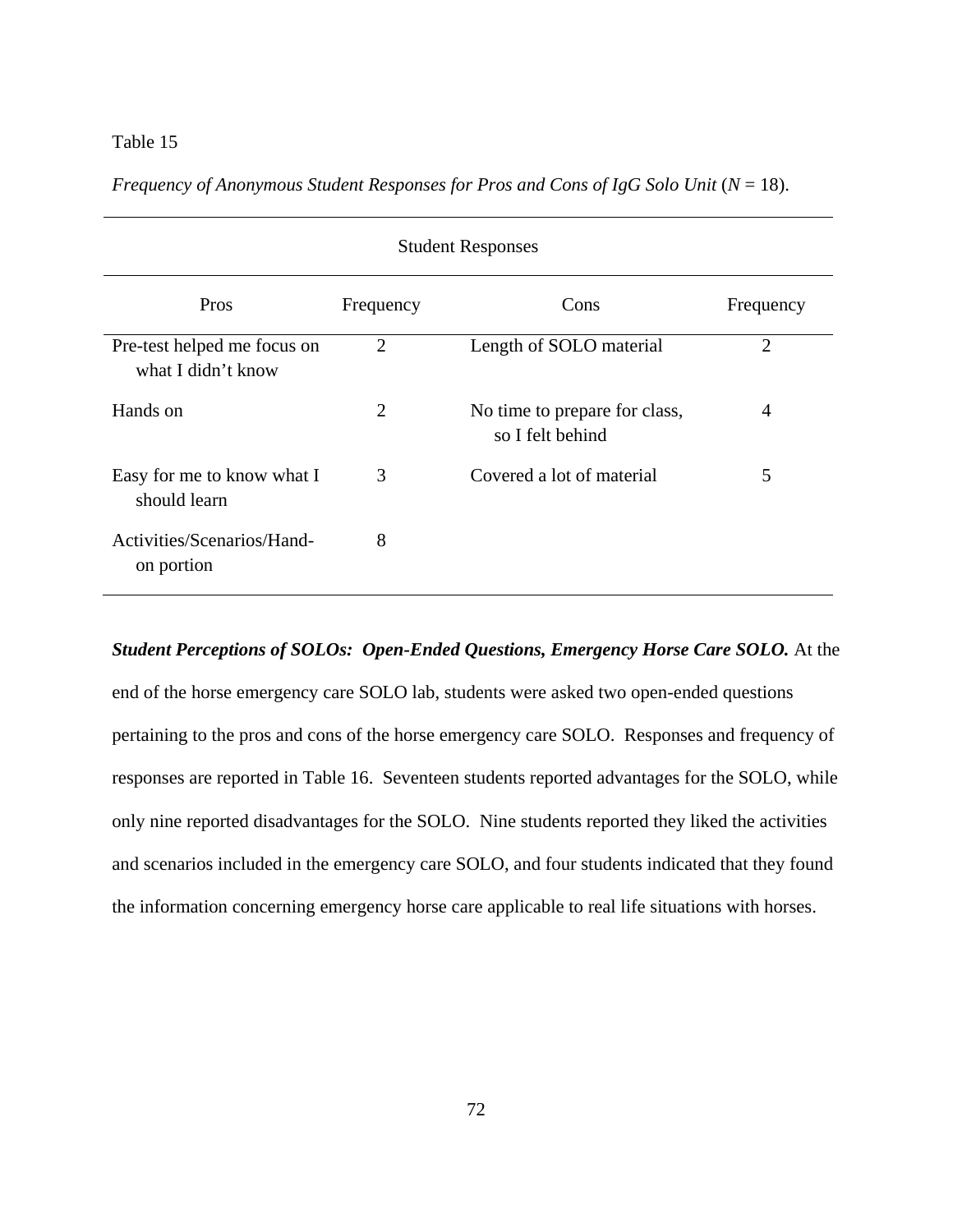Table 15

*Frequency of Anonymous Student Responses for Pros and Cons of IgG Solo Unit* (*N* = 18).

| Student Responses | | | |
|---|---|---|---|
| Pros | Frequency | Cons | Frequency |
| Pre-test helped me focus on what I didn't know | 2 | Length of SOLO material | 2 |
| Hands on | 2 | No time to prepare for class, so I felt behind | 4 |
| Easy for me to know what I should learn | 3 | Covered a lot of material | 5 |
| Activities/Scenarios/Hand-on portion | 8 | | |

***Student Perceptions of SOLOs: Open-Ended Questions, Emergency Horse Care SOLO.*** At the end of the horse emergency care SOLO lab, students were asked two open-ended questions pertaining to the pros and cons of the horse emergency care SOLO. Responses and frequency of responses are reported in Table 16. Seventeen students reported advantages for the SOLO, while only nine reported disadvantages for the SOLO. Nine students reported they liked the activities and scenarios included in the emergency care SOLO, and four students indicated that they found the information concerning emergency horse care applicable to real life situations with horses.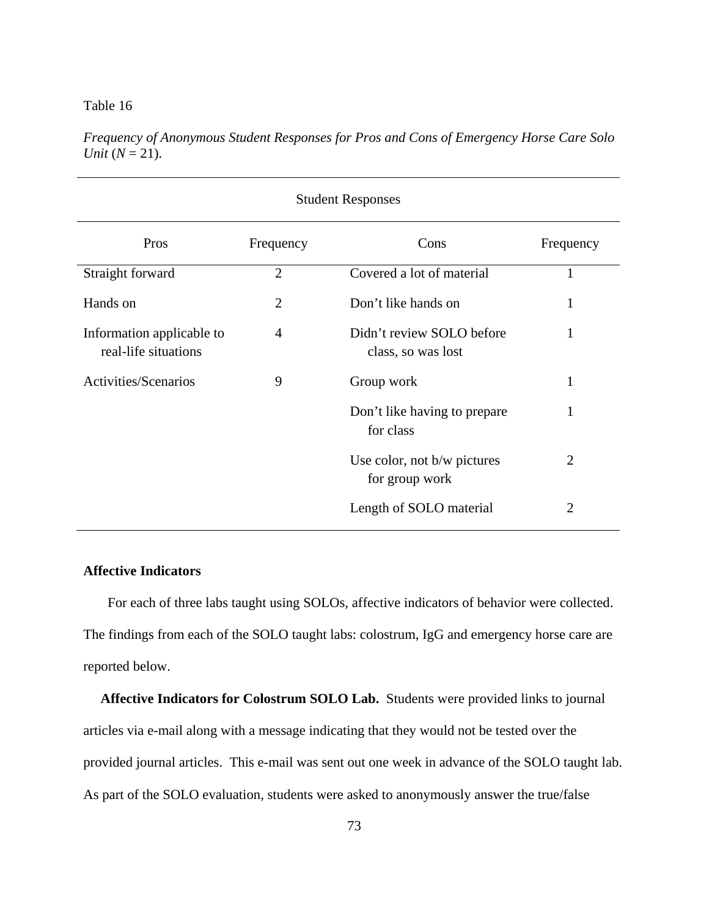Table 16

*Frequency of Anonymous Student Responses for Pros and Cons of Emergency Horse Care Solo Unit* (*N* = 21).

| Student Responses | | | |
|---|---|---|---|
| Pros | Frequency | Cons | Frequency |
| Straight forward | 2 | Covered a lot of material | 1 |
| Hands on | 2 | Don't like hands on | 1 |
| Information applicable to real-life situations | 4 | Didn't review SOLO before class, so was lost | 1 |
| Activities/Scenarios | 9 | Group work | 1 |
| | | Don't like having to prepare for class | 1 |
| | | Use color, not b/w pictures for group work | 2 |
| | | Length of SOLO material | 2 |

### Affective Indicators

For each of three labs taught using SOLOs, affective indicators of behavior were collected. The findings from each of the SOLO taught labs: colostrum, IgG and emergency horse care are reported below.

**Affective Indicators for Colostrum SOLO Lab.** Students were provided links to journal articles via e-mail along with a message indicating that they would not be tested over the provided journal articles. This e-mail was sent out one week in advance of the SOLO taught lab. As part of the SOLO evaluation, students were asked to anonymously answer the true/false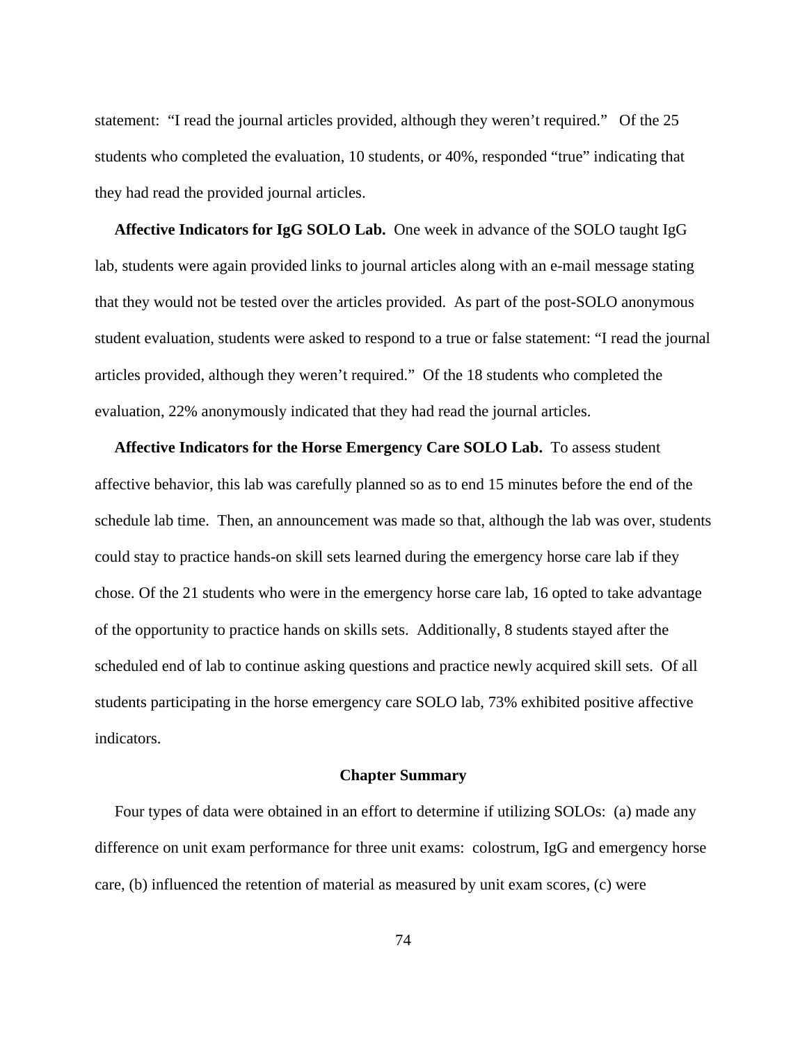statement: "I read the journal articles provided, although they weren't required." Of the 25 students who completed the evaluation, 10 students, or 40%, responded "true" indicating that they had read the provided journal articles.

**Affective Indicators for IgG SOLO Lab.** One week in advance of the SOLO taught IgG lab, students were again provided links to journal articles along with an e-mail message stating that they would not be tested over the articles provided. As part of the post-SOLO anonymous student evaluation, students were asked to respond to a true or false statement: "I read the journal articles provided, although they weren't required." Of the 18 students who completed the evaluation, 22% anonymously indicated that they had read the journal articles.

**Affective Indicators for the Horse Emergency Care SOLO Lab.** To assess student affective behavior, this lab was carefully planned so as to end 15 minutes before the end of the schedule lab time. Then, an announcement was made so that, although the lab was over, students could stay to practice hands-on skill sets learned during the emergency horse care lab if they chose. Of the 21 students who were in the emergency horse care lab, 16 opted to take advantage of the opportunity to practice hands on skills sets. Additionally, 8 students stayed after the scheduled end of lab to continue asking questions and practice newly acquired skill sets. Of all students participating in the horse emergency care SOLO lab, 73% exhibited positive affective indicators.

## Chapter Summary

Four types of data were obtained in an effort to determine if utilizing SOLOs: (a) made any difference on unit exam performance for three unit exams: colostrum, IgG and emergency horse care, (b) influenced the retention of material as measured by unit exam scores, (c) were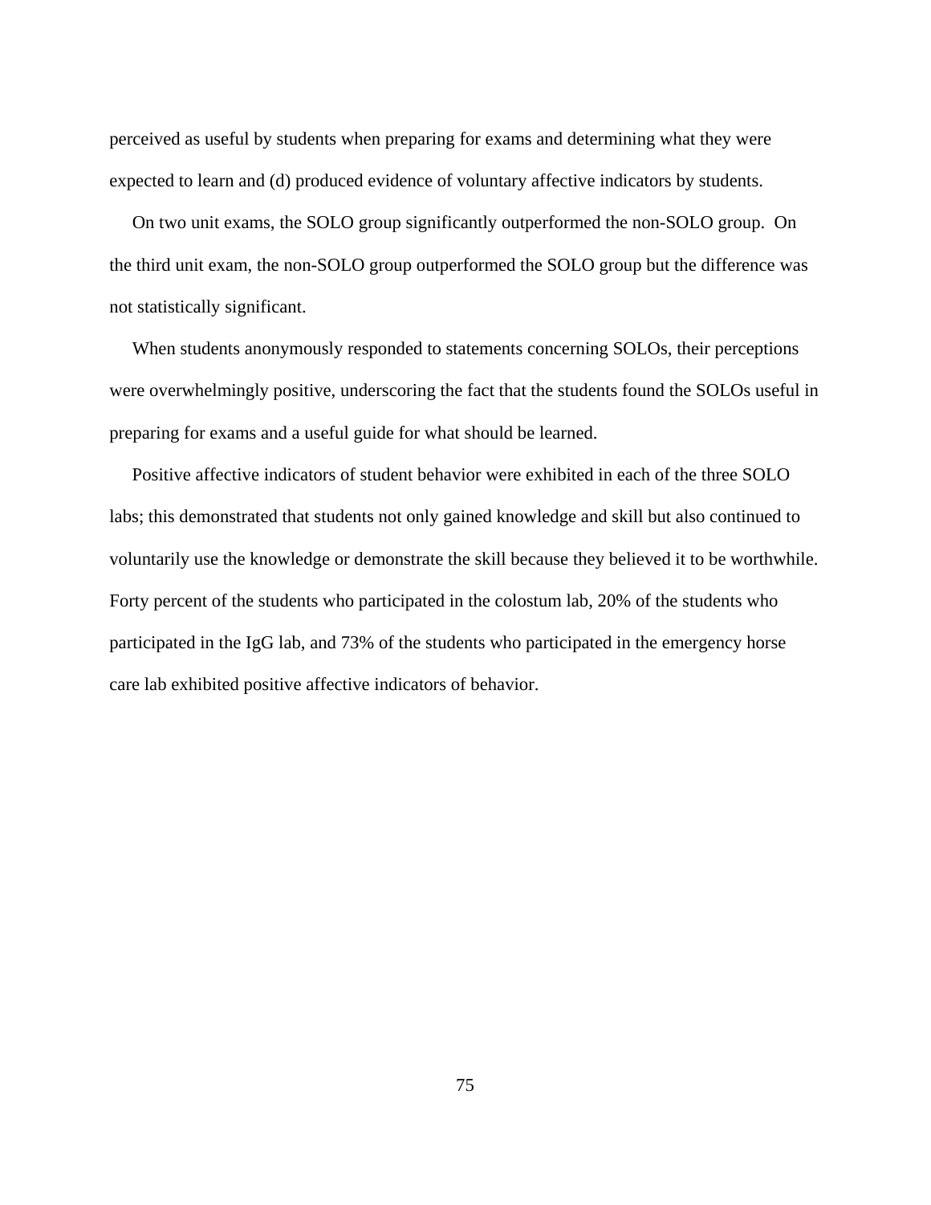perceived as useful by students when preparing for exams and determining what they were expected to learn and (d) produced evidence of voluntary affective indicators by students.

On two unit exams, the SOLO group significantly outperformed the non-SOLO group. On the third unit exam, the non-SOLO group outperformed the SOLO group but the difference was not statistically significant.

When students anonymously responded to statements concerning SOLOs, their perceptions were overwhelmingly positive, underscoring the fact that the students found the SOLOs useful in preparing for exams and a useful guide for what should be learned.

Positive affective indicators of student behavior were exhibited in each of the three SOLO labs; this demonstrated that students not only gained knowledge and skill but also continued to voluntarily use the knowledge or demonstrate the skill because they believed it to be worthwhile. Forty percent of the students who participated in the colostum lab, 20% of the students who participated in the IgG lab, and 73% of the students who participated in the emergency horse care lab exhibited positive affective indicators of behavior.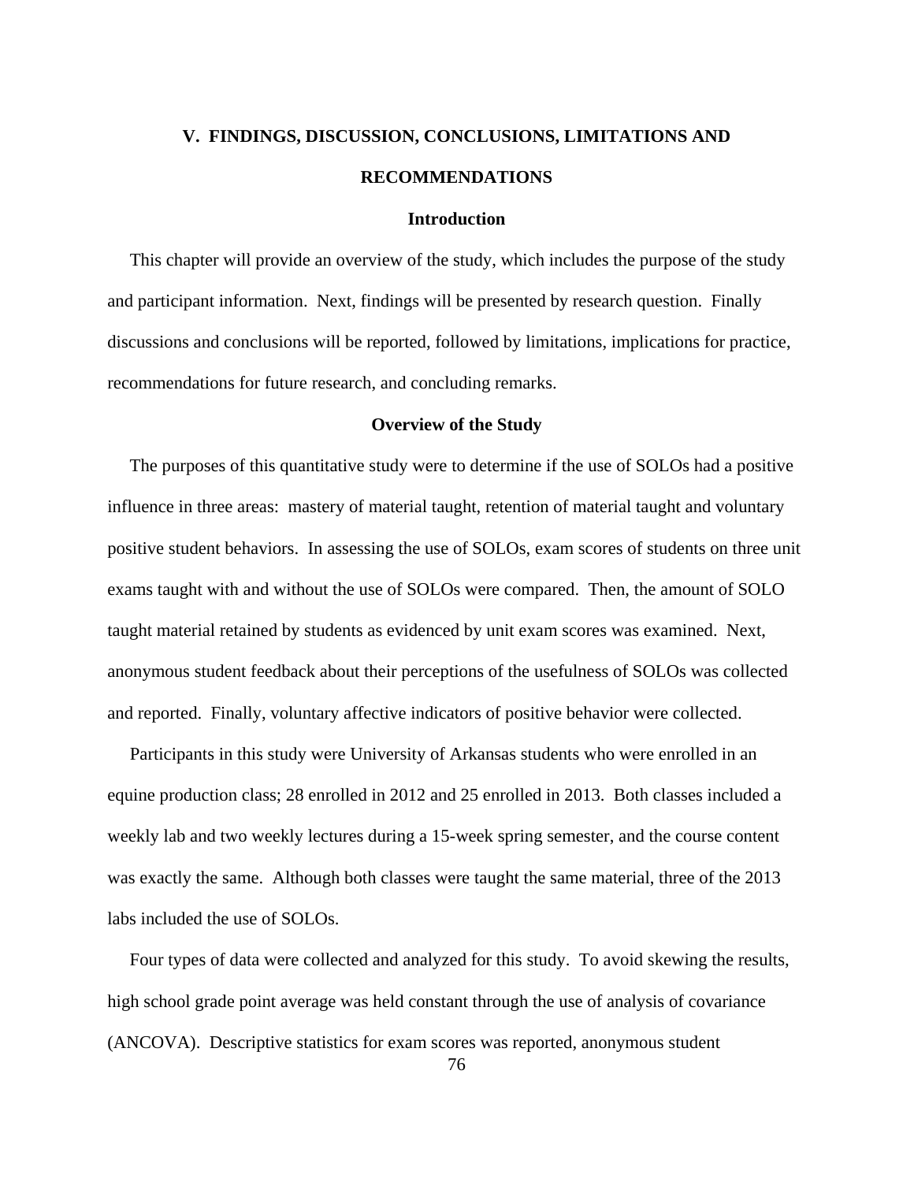# V. FINDINGS, DISCUSSION, CONCLUSIONS, LIMITATIONS AND RECOMMENDATIONS

## Introduction

This chapter will provide an overview of the study, which includes the purpose of the study and participant information. Next, findings will be presented by research question. Finally discussions and conclusions will be reported, followed by limitations, implications for practice, recommendations for future research, and concluding remarks.

## Overview of the Study

The purposes of this quantitative study were to determine if the use of SOLOs had a positive influence in three areas: mastery of material taught, retention of material taught and voluntary positive student behaviors. In assessing the use of SOLOs, exam scores of students on three unit exams taught with and without the use of SOLOs were compared. Then, the amount of SOLO taught material retained by students as evidenced by unit exam scores was examined. Next, anonymous student feedback about their perceptions of the usefulness of SOLOs was collected and reported. Finally, voluntary affective indicators of positive behavior were collected.

Participants in this study were University of Arkansas students who were enrolled in an equine production class; 28 enrolled in 2012 and 25 enrolled in 2013. Both classes included a weekly lab and two weekly lectures during a 15-week spring semester, and the course content was exactly the same. Although both classes were taught the same material, three of the 2013 labs included the use of SOLOs.

Four types of data were collected and analyzed for this study. To avoid skewing the results, high school grade point average was held constant through the use of analysis of covariance (ANCOVA). Descriptive statistics for exam scores was reported, anonymous student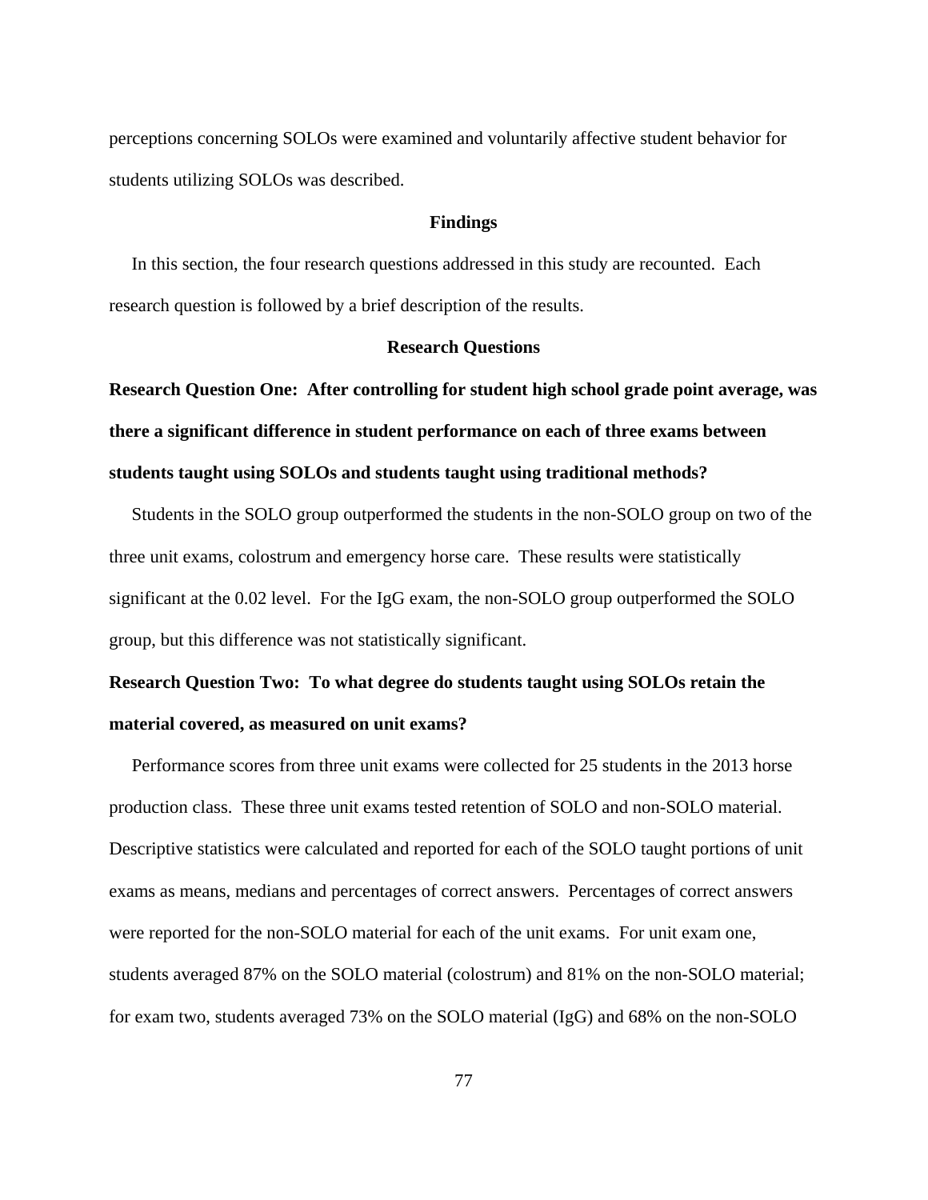perceptions concerning SOLOs were examined and voluntarily affective student behavior for students utilizing SOLOs was described.

## Findings

In this section, the four research questions addressed in this study are recounted. Each research question is followed by a brief description of the results.

### Research Questions

**Research Question One: After controlling for student high school grade point average, was there a significant difference in student performance on each of three exams between students taught using SOLOs and students taught using traditional methods?**

Students in the SOLO group outperformed the students in the non-SOLO group on two of the three unit exams, colostrum and emergency horse care. These results were statistically significant at the 0.02 level. For the IgG exam, the non-SOLO group outperformed the SOLO group, but this difference was not statistically significant.

**Research Question Two: To what degree do students taught using SOLOs retain the material covered, as measured on unit exams?**

Performance scores from three unit exams were collected for 25 students in the 2013 horse production class. These three unit exams tested retention of SOLO and non-SOLO material. Descriptive statistics were calculated and reported for each of the SOLO taught portions of unit exams as means, medians and percentages of correct answers. Percentages of correct answers were reported for the non-SOLO material for each of the unit exams. For unit exam one, students averaged 87% on the SOLO material (colostrum) and 81% on the non-SOLO material; for exam two, students averaged 73% on the SOLO material (IgG) and 68% on the non-SOLO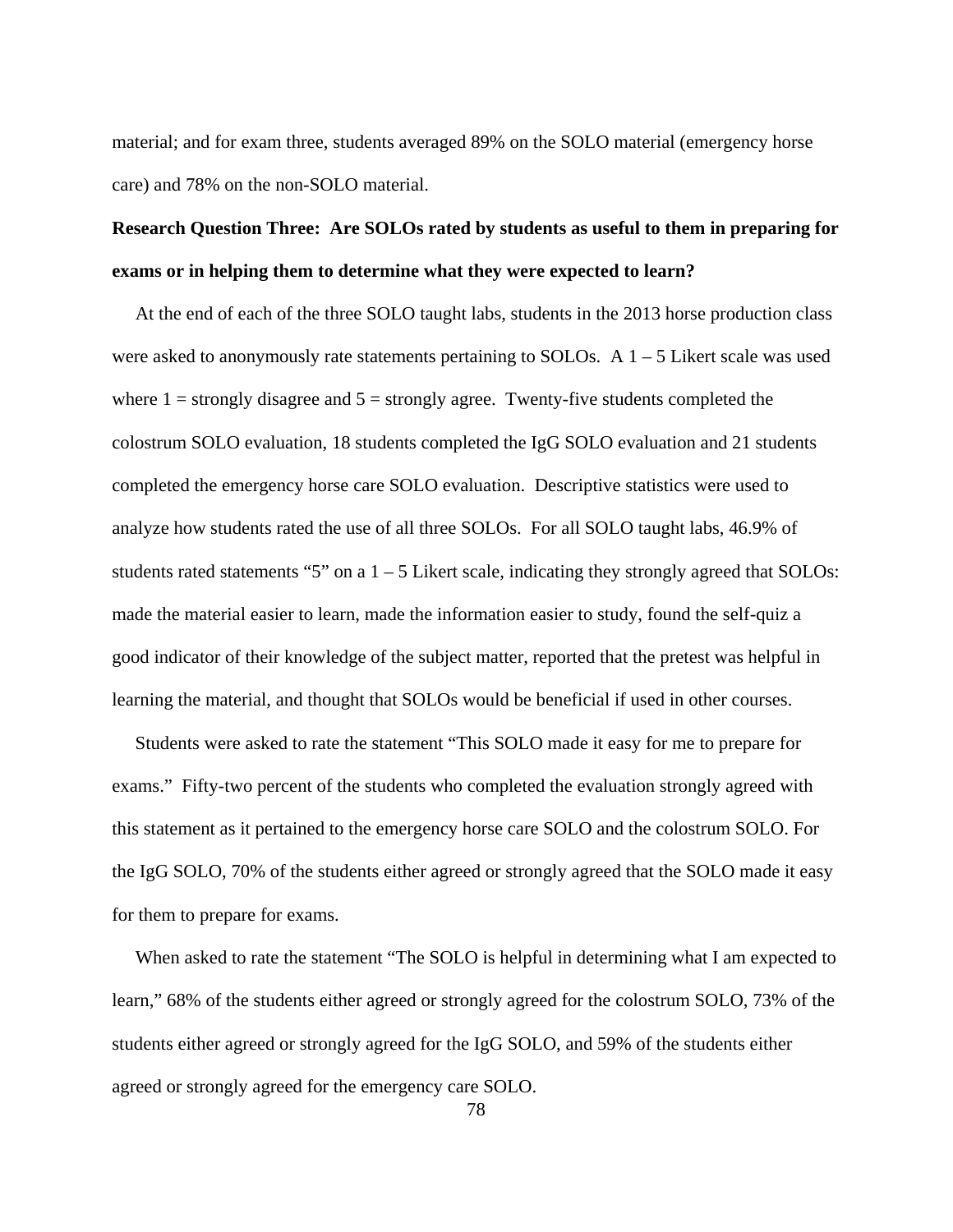material; and for exam three, students averaged 89% on the SOLO material (emergency horse care) and 78% on the non-SOLO material.

**Research Question Three: Are SOLOs rated by students as useful to them in preparing for exams or in helping them to determine what they were expected to learn?**

At the end of each of the three SOLO taught labs, students in the 2013 horse production class were asked to anonymously rate statements pertaining to SOLOs. A 1 – 5 Likert scale was used where 1 = strongly disagree and 5 = strongly agree. Twenty-five students completed the colostrum SOLO evaluation, 18 students completed the IgG SOLO evaluation and 21 students completed the emergency horse care SOLO evaluation. Descriptive statistics were used to analyze how students rated the use of all three SOLOs. For all SOLO taught labs, 46.9% of students rated statements "5" on a 1 – 5 Likert scale, indicating they strongly agreed that SOLOs: made the material easier to learn, made the information easier to study, found the self-quiz a good indicator of their knowledge of the subject matter, reported that the pretest was helpful in learning the material, and thought that SOLOs would be beneficial if used in other courses.

Students were asked to rate the statement "This SOLO made it easy for me to prepare for exams." Fifty-two percent of the students who completed the evaluation strongly agreed with this statement as it pertained to the emergency horse care SOLO and the colostrum SOLO. For the IgG SOLO, 70% of the students either agreed or strongly agreed that the SOLO made it easy for them to prepare for exams.

When asked to rate the statement "The SOLO is helpful in determining what I am expected to learn," 68% of the students either agreed or strongly agreed for the colostrum SOLO, 73% of the students either agreed or strongly agreed for the IgG SOLO, and 59% of the students either agreed or strongly agreed for the emergency care SOLO.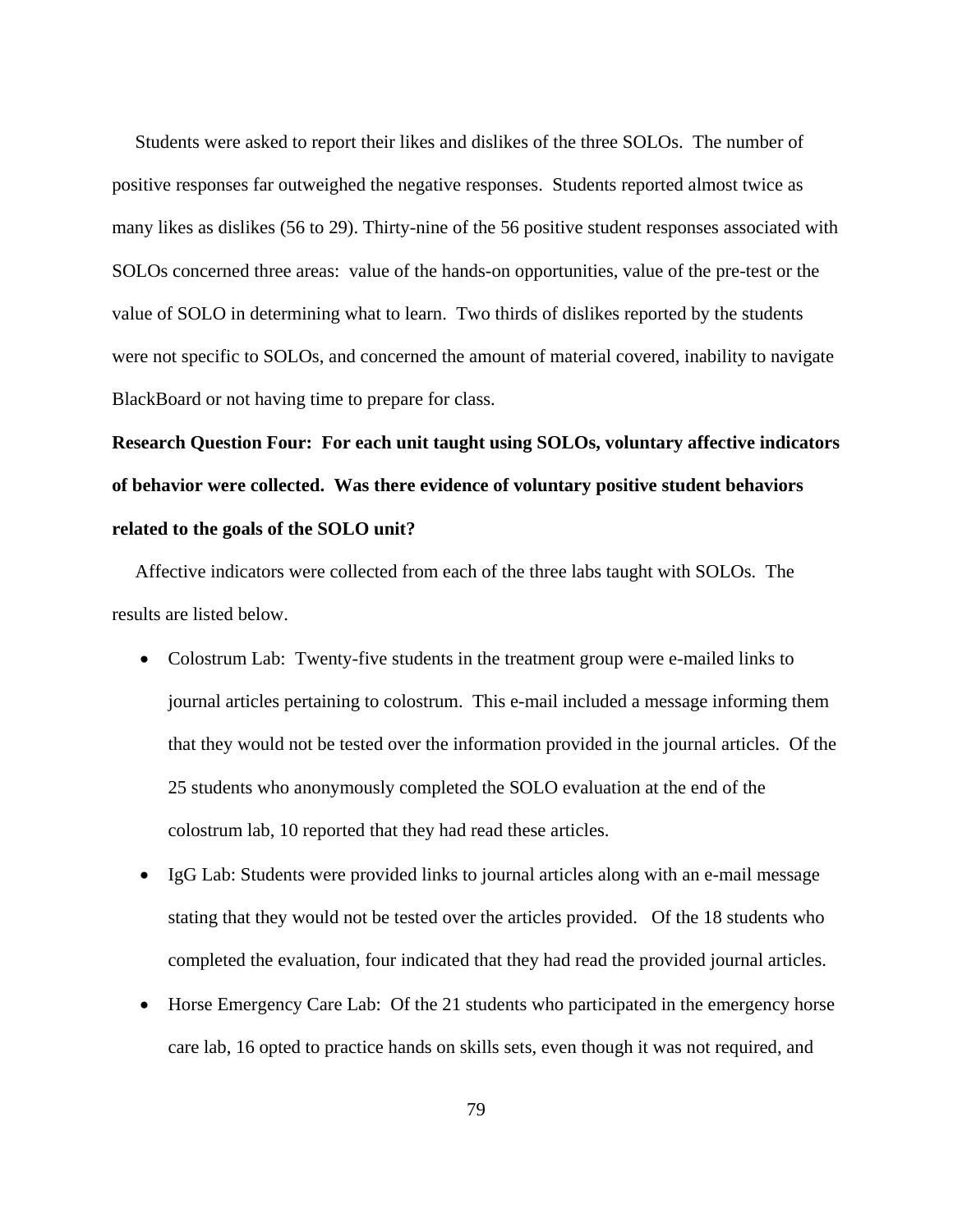Students were asked to report their likes and dislikes of the three SOLOs. The number of positive responses far outweighed the negative responses. Students reported almost twice as many likes as dislikes (56 to 29). Thirty-nine of the 56 positive student responses associated with SOLOs concerned three areas: value of the hands-on opportunities, value of the pre-test or the value of SOLO in determining what to learn. Two thirds of dislikes reported by the students were not specific to SOLOs, and concerned the amount of material covered, inability to navigate BlackBoard or not having time to prepare for class.

**Research Question Four: For each unit taught using SOLOs, voluntary affective indicators of behavior were collected. Was there evidence of voluntary positive student behaviors related to the goals of the SOLO unit?**

Affective indicators were collected from each of the three labs taught with SOLOs. The results are listed below.

- Colostrum Lab: Twenty-five students in the treatment group were e-mailed links to journal articles pertaining to colostrum. This e-mail included a message informing them that they would not be tested over the information provided in the journal articles. Of the 25 students who anonymously completed the SOLO evaluation at the end of the colostrum lab, 10 reported that they had read these articles.
- IgG Lab: Students were provided links to journal articles along with an e-mail message stating that they would not be tested over the articles provided. Of the 18 students who completed the evaluation, four indicated that they had read the provided journal articles.
- Horse Emergency Care Lab: Of the 21 students who participated in the emergency horse care lab, 16 opted to practice hands on skills sets, even though it was not required, and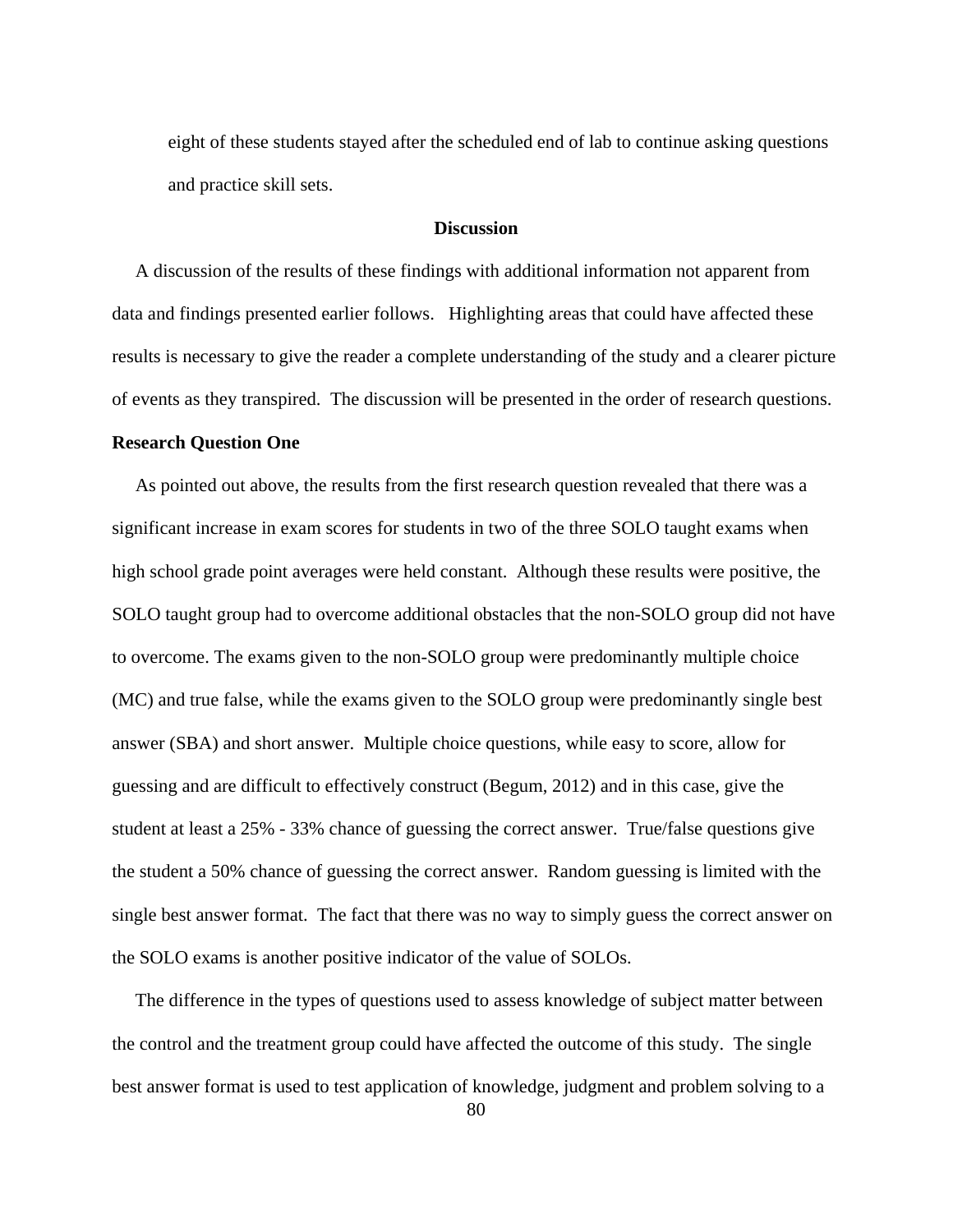eight of these students stayed after the scheduled end of lab to continue asking questions and practice skill sets.

## Discussion

A discussion of the results of these findings with additional information not apparent from data and findings presented earlier follows. Highlighting areas that could have affected these results is necessary to give the reader a complete understanding of the study and a clearer picture of events as they transpired. The discussion will be presented in the order of research questions.

### Research Question One

As pointed out above, the results from the first research question revealed that there was a significant increase in exam scores for students in two of the three SOLO taught exams when high school grade point averages were held constant. Although these results were positive, the SOLO taught group had to overcome additional obstacles that the non-SOLO group did not have to overcome. The exams given to the non-SOLO group were predominantly multiple choice (MC) and true false, while the exams given to the SOLO group were predominantly single best answer (SBA) and short answer. Multiple choice questions, while easy to score, allow for guessing and are difficult to effectively construct (Begum, 2012) and in this case, give the student at least a 25% - 33% chance of guessing the correct answer. True/false questions give the student a 50% chance of guessing the correct answer. Random guessing is limited with the single best answer format. The fact that there was no way to simply guess the correct answer on the SOLO exams is another positive indicator of the value of SOLOs.

The difference in the types of questions used to assess knowledge of subject matter between the control and the treatment group could have affected the outcome of this study. The single best answer format is used to test application of knowledge, judgment and problem solving to a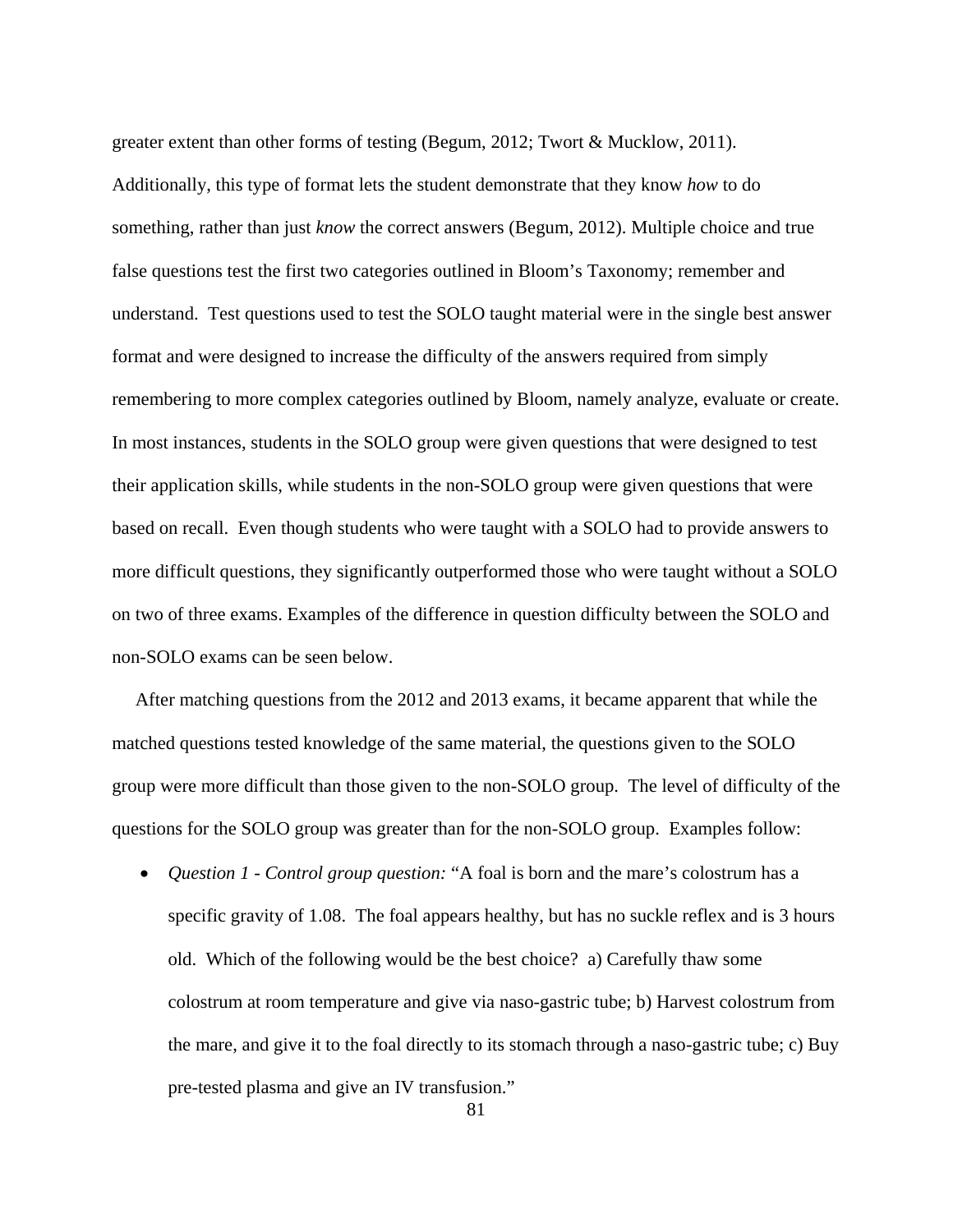greater extent than other forms of testing (Begum, 2012; Twort & Mucklow, 2011). Additionally, this type of format lets the student demonstrate that they know *how* to do something, rather than just *know* the correct answers (Begum, 2012). Multiple choice and true false questions test the first two categories outlined in Bloom's Taxonomy; remember and understand. Test questions used to test the SOLO taught material were in the single best answer format and were designed to increase the difficulty of the answers required from simply remembering to more complex categories outlined by Bloom, namely analyze, evaluate or create. In most instances, students in the SOLO group were given questions that were designed to test their application skills, while students in the non-SOLO group were given questions that were based on recall. Even though students who were taught with a SOLO had to provide answers to more difficult questions, they significantly outperformed those who were taught without a SOLO on two of three exams. Examples of the difference in question difficulty between the SOLO and non-SOLO exams can be seen below.

After matching questions from the 2012 and 2013 exams, it became apparent that while the matched questions tested knowledge of the same material, the questions given to the SOLO group were more difficult than those given to the non-SOLO group. The level of difficulty of the questions for the SOLO group was greater than for the non-SOLO group. Examples follow:

- *Question 1 - Control group question:* "A foal is born and the mare's colostrum has a specific gravity of 1.08. The foal appears healthy, but has no suckle reflex and is 3 hours old. Which of the following would be the best choice? a) Carefully thaw some colostrum at room temperature and give via naso-gastric tube; b) Harvest colostrum from the mare, and give it to the foal directly to its stomach through a naso-gastric tube; c) Buy pre-tested plasma and give an IV transfusion."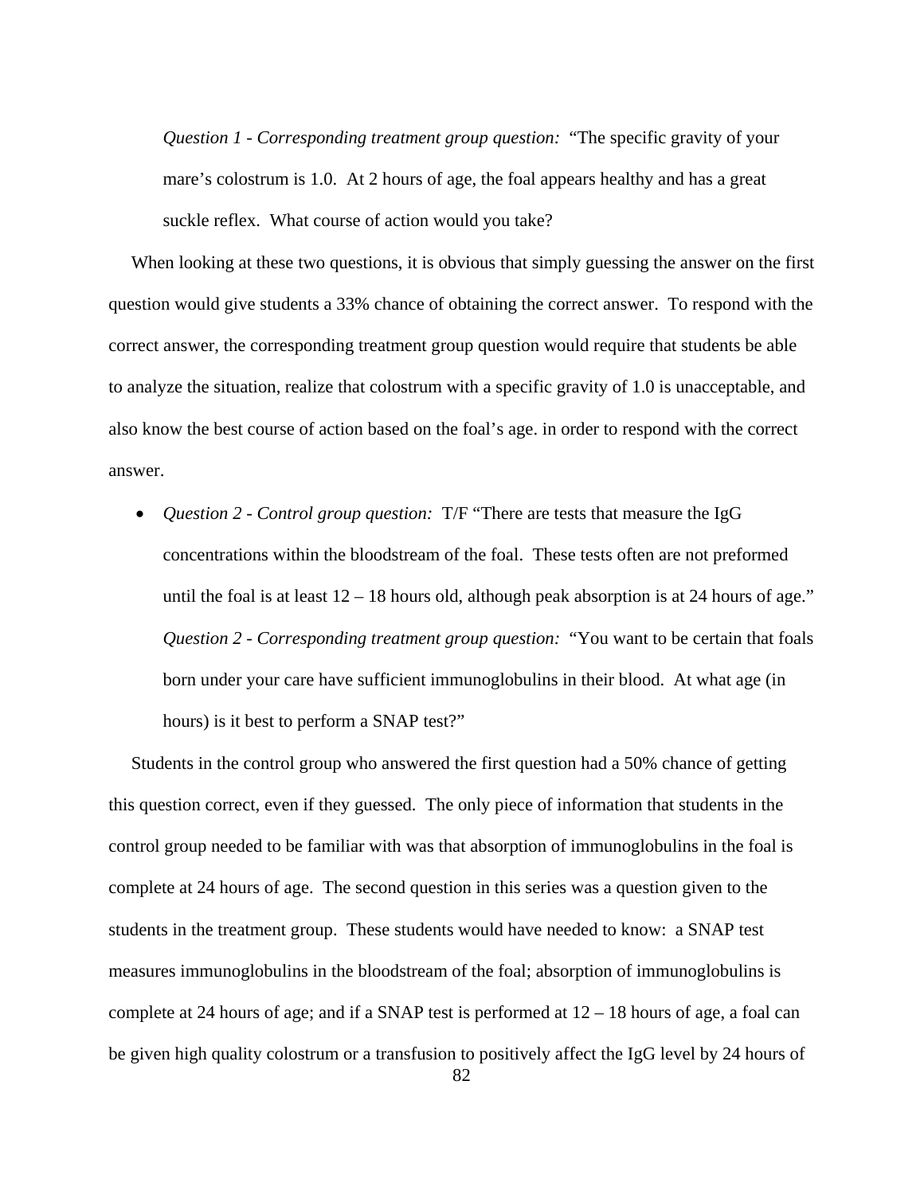*Question 1 - Corresponding treatment group question:* "The specific gravity of your mare's colostrum is 1.0. At 2 hours of age, the foal appears healthy and has a great suckle reflex. What course of action would you take?

When looking at these two questions, it is obvious that simply guessing the answer on the first question would give students a 33% chance of obtaining the correct answer. To respond with the correct answer, the corresponding treatment group question would require that students be able to analyze the situation, realize that colostrum with a specific gravity of 1.0 is unacceptable, and also know the best course of action based on the foal's age. in order to respond with the correct answer.

- *Question 2 - Control group question:* T/F "There are tests that measure the IgG concentrations within the bloodstream of the foal. These tests often are not preformed until the foal is at least 12 – 18 hours old, although peak absorption is at 24 hours of age." *Question 2 - Corresponding treatment group question:* "You want to be certain that foals born under your care have sufficient immunoglobulins in their blood. At what age (in hours) is it best to perform a SNAP test?"

Students in the control group who answered the first question had a 50% chance of getting this question correct, even if they guessed. The only piece of information that students in the control group needed to be familiar with was that absorption of immunoglobulins in the foal is complete at 24 hours of age. The second question in this series was a question given to the students in the treatment group. These students would have needed to know: a SNAP test measures immunoglobulins in the bloodstream of the foal; absorption of immunoglobulins is complete at 24 hours of age; and if a SNAP test is performed at 12 – 18 hours of age, a foal can be given high quality colostrum or a transfusion to positively affect the IgG level by 24 hours of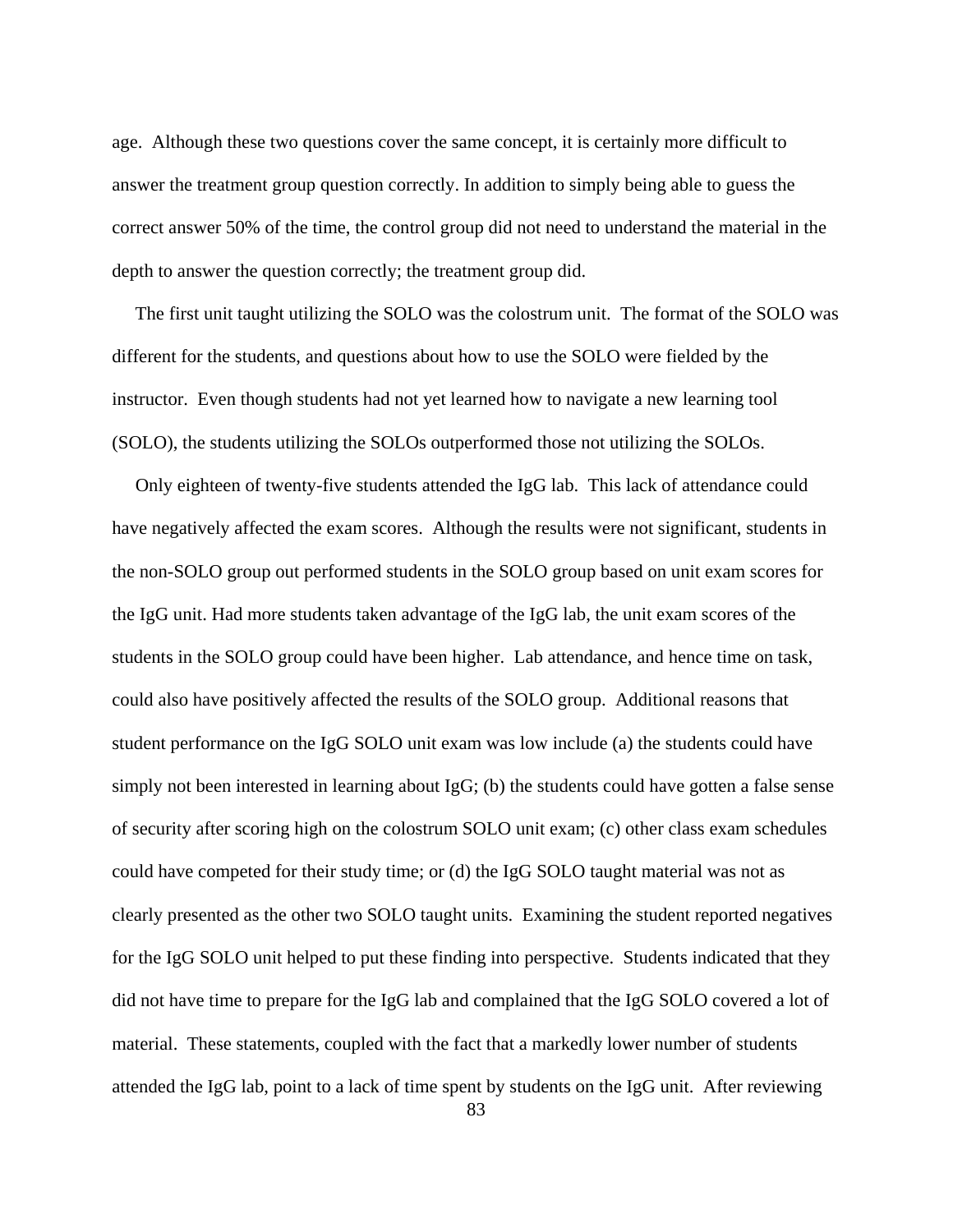age. Although these two questions cover the same concept, it is certainly more difficult to answer the treatment group question correctly. In addition to simply being able to guess the correct answer 50% of the time, the control group did not need to understand the material in the depth to answer the question correctly; the treatment group did.

The first unit taught utilizing the SOLO was the colostrum unit. The format of the SOLO was different for the students, and questions about how to use the SOLO were fielded by the instructor. Even though students had not yet learned how to navigate a new learning tool (SOLO), the students utilizing the SOLOs outperformed those not utilizing the SOLOs.

Only eighteen of twenty-five students attended the IgG lab. This lack of attendance could have negatively affected the exam scores. Although the results were not significant, students in the non-SOLO group out performed students in the SOLO group based on unit exam scores for the IgG unit. Had more students taken advantage of the IgG lab, the unit exam scores of the students in the SOLO group could have been higher. Lab attendance, and hence time on task, could also have positively affected the results of the SOLO group. Additional reasons that student performance on the IgG SOLO unit exam was low include (a) the students could have simply not been interested in learning about IgG; (b) the students could have gotten a false sense of security after scoring high on the colostrum SOLO unit exam; (c) other class exam schedules could have competed for their study time; or (d) the IgG SOLO taught material was not as clearly presented as the other two SOLO taught units. Examining the student reported negatives for the IgG SOLO unit helped to put these finding into perspective. Students indicated that they did not have time to prepare for the IgG lab and complained that the IgG SOLO covered a lot of material. These statements, coupled with the fact that a markedly lower number of students attended the IgG lab, point to a lack of time spent by students on the IgG unit. After reviewing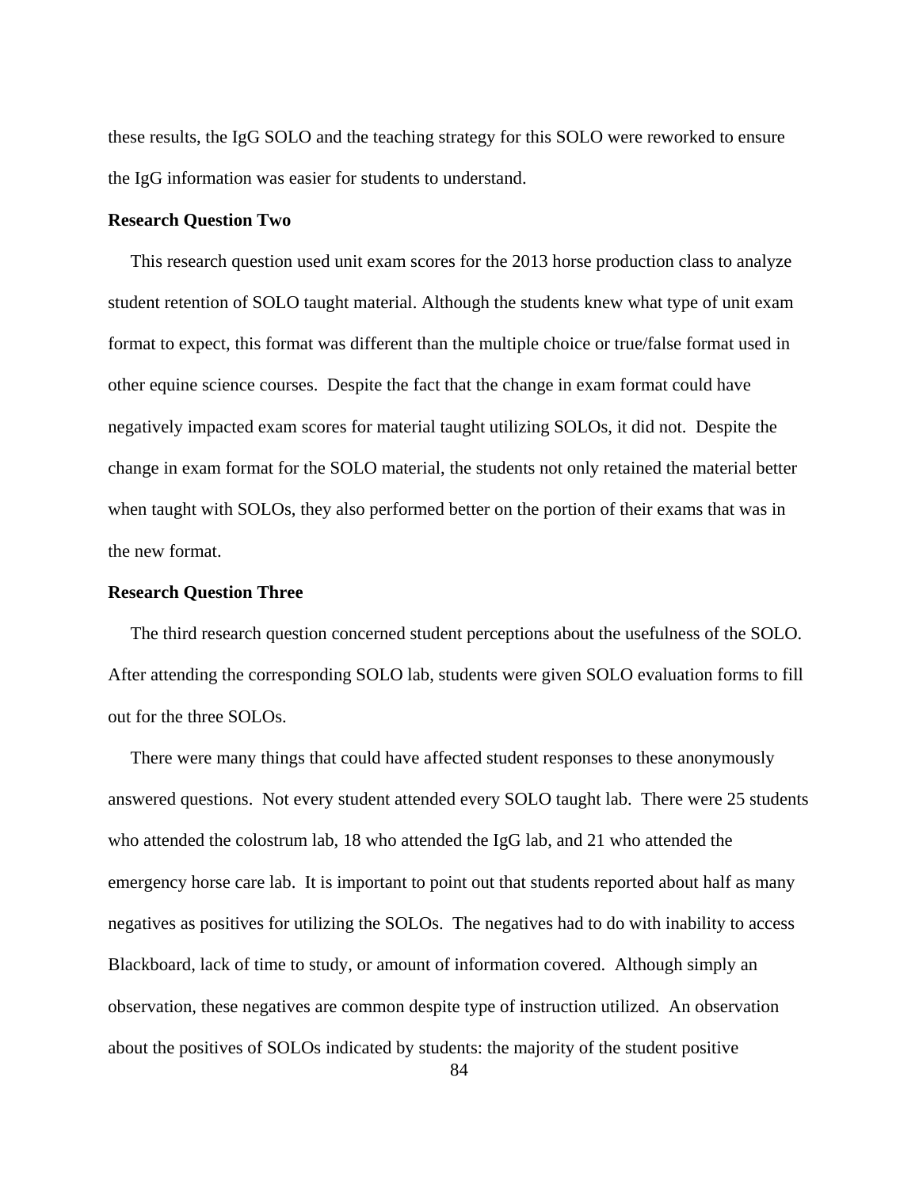these results, the IgG SOLO and the teaching strategy for this SOLO were reworked to ensure the IgG information was easier for students to understand.

**Research Question Two**

This research question used unit exam scores for the 2013 horse production class to analyze student retention of SOLO taught material. Although the students knew what type of unit exam format to expect, this format was different than the multiple choice or true/false format used in other equine science courses. Despite the fact that the change in exam format could have negatively impacted exam scores for material taught utilizing SOLOs, it did not. Despite the change in exam format for the SOLO material, the students not only retained the material better when taught with SOLOs, they also performed better on the portion of their exams that was in the new format.

**Research Question Three**

The third research question concerned student perceptions about the usefulness of the SOLO. After attending the corresponding SOLO lab, students were given SOLO evaluation forms to fill out for the three SOLOs.

There were many things that could have affected student responses to these anonymously answered questions. Not every student attended every SOLO taught lab. There were 25 students who attended the colostrum lab, 18 who attended the IgG lab, and 21 who attended the emergency horse care lab. It is important to point out that students reported about half as many negatives as positives for utilizing the SOLOs. The negatives had to do with inability to access Blackboard, lack of time to study, or amount of information covered. Although simply an observation, these negatives are common despite type of instruction utilized. An observation about the positives of SOLOs indicated by students: the majority of the student positive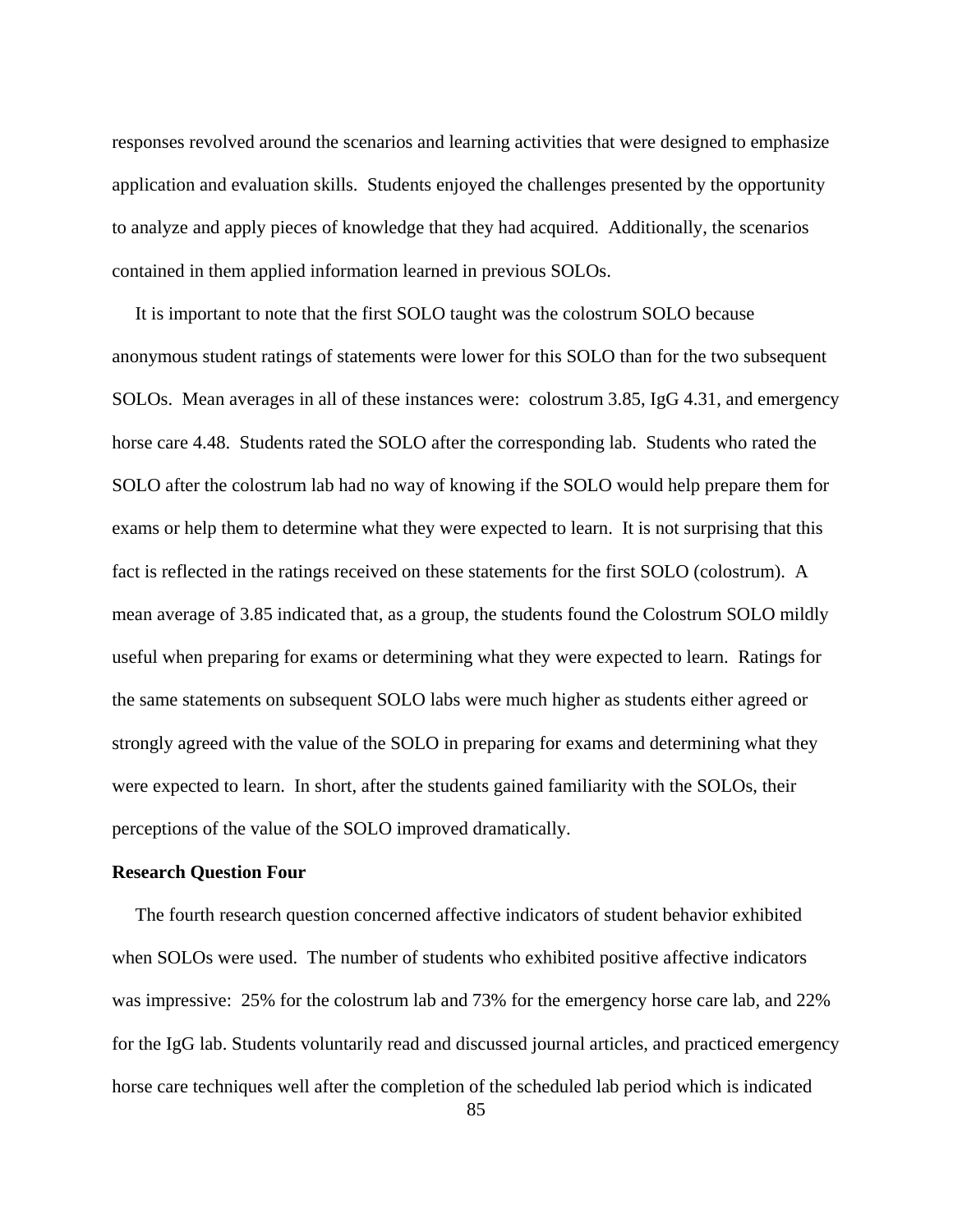responses revolved around the scenarios and learning activities that were designed to emphasize application and evaluation skills. Students enjoyed the challenges presented by the opportunity to analyze and apply pieces of knowledge that they had acquired. Additionally, the scenarios contained in them applied information learned in previous SOLOs.

It is important to note that the first SOLO taught was the colostrum SOLO because anonymous student ratings of statements were lower for this SOLO than for the two subsequent SOLOs. Mean averages in all of these instances were: colostrum 3.85, IgG 4.31, and emergency horse care 4.48. Students rated the SOLO after the corresponding lab. Students who rated the SOLO after the colostrum lab had no way of knowing if the SOLO would help prepare them for exams or help them to determine what they were expected to learn. It is not surprising that this fact is reflected in the ratings received on these statements for the first SOLO (colostrum). A mean average of 3.85 indicated that, as a group, the students found the Colostrum SOLO mildly useful when preparing for exams or determining what they were expected to learn. Ratings for the same statements on subsequent SOLO labs were much higher as students either agreed or strongly agreed with the value of the SOLO in preparing for exams and determining what they were expected to learn. In short, after the students gained familiarity with the SOLOs, their perceptions of the value of the SOLO improved dramatically.

**Research Question Four**

The fourth research question concerned affective indicators of student behavior exhibited when SOLOs were used. The number of students who exhibited positive affective indicators was impressive: 25% for the colostrum lab and 73% for the emergency horse care lab, and 22% for the IgG lab. Students voluntarily read and discussed journal articles, and practiced emergency horse care techniques well after the completion of the scheduled lab period which is indicated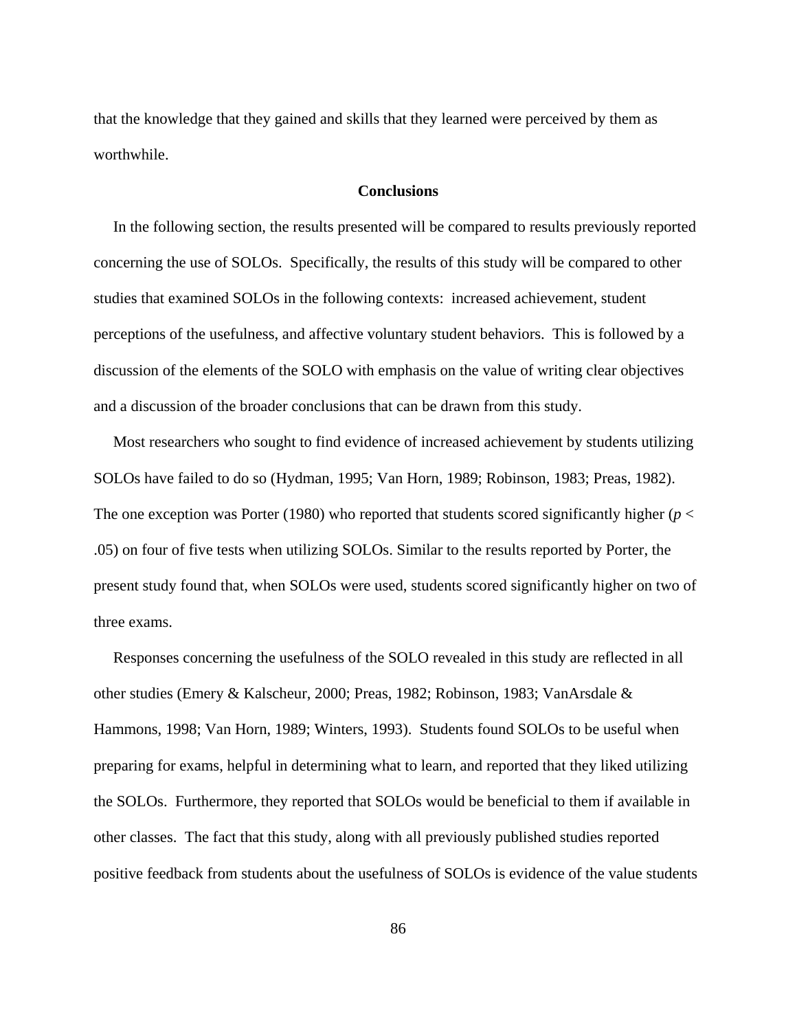that the knowledge that they gained and skills that they learned were perceived by them as worthwhile.

## Conclusions

In the following section, the results presented will be compared to results previously reported concerning the use of SOLOs. Specifically, the results of this study will be compared to other studies that examined SOLOs in the following contexts: increased achievement, student perceptions of the usefulness, and affective voluntary student behaviors. This is followed by a discussion of the elements of the SOLO with emphasis on the value of writing clear objectives and a discussion of the broader conclusions that can be drawn from this study.

Most researchers who sought to find evidence of increased achievement by students utilizing SOLOs have failed to do so (Hydman, 1995; Van Horn, 1989; Robinson, 1983; Preas, 1982). The one exception was Porter (1980) who reported that students scored significantly higher ($p < .05$) on four of five tests when utilizing SOLOs. Similar to the results reported by Porter, the present study found that, when SOLOs were used, students scored significantly higher on two of three exams.

Responses concerning the usefulness of the SOLO revealed in this study are reflected in all other studies (Emery & Kalscheur, 2000; Preas, 1982; Robinson, 1983; VanArsdale & Hammons, 1998; Van Horn, 1989; Winters, 1993). Students found SOLOs to be useful when preparing for exams, helpful in determining what to learn, and reported that they liked utilizing the SOLOs. Furthermore, they reported that SOLOs would be beneficial to them if available in other classes. The fact that this study, along with all previously published studies reported positive feedback from students about the usefulness of SOLOs is evidence of the value students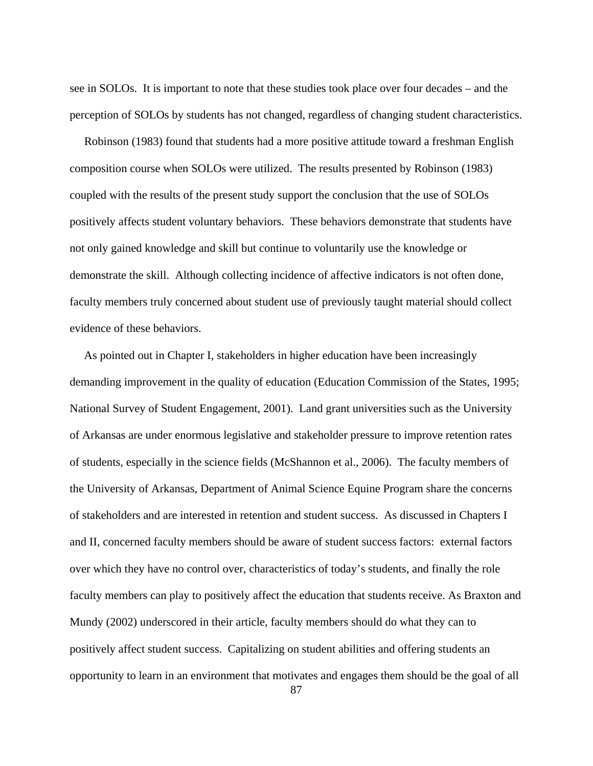see in SOLOs. It is important to note that these studies took place over four decades – and the perception of SOLOs by students has not changed, regardless of changing student characteristics.

Robinson (1983) found that students had a more positive attitude toward a freshman English composition course when SOLOs were utilized. The results presented by Robinson (1983) coupled with the results of the present study support the conclusion that the use of SOLOs positively affects student voluntary behaviors. These behaviors demonstrate that students have not only gained knowledge and skill but continue to voluntarily use the knowledge or demonstrate the skill. Although collecting incidence of affective indicators is not often done, faculty members truly concerned about student use of previously taught material should collect evidence of these behaviors.

As pointed out in Chapter I, stakeholders in higher education have been increasingly demanding improvement in the quality of education (Education Commission of the States, 1995; National Survey of Student Engagement, 2001). Land grant universities such as the University of Arkansas are under enormous legislative and stakeholder pressure to improve retention rates of students, especially in the science fields (McShannon et al., 2006). The faculty members of the University of Arkansas, Department of Animal Science Equine Program share the concerns of stakeholders and are interested in retention and student success. As discussed in Chapters I and II, concerned faculty members should be aware of student success factors: external factors over which they have no control over, characteristics of today's students, and finally the role faculty members can play to positively affect the education that students receive. As Braxton and Mundy (2002) underscored in their article, faculty members should do what they can to positively affect student success. Capitalizing on student abilities and offering students an opportunity to learn in an environment that motivates and engages them should be the goal of all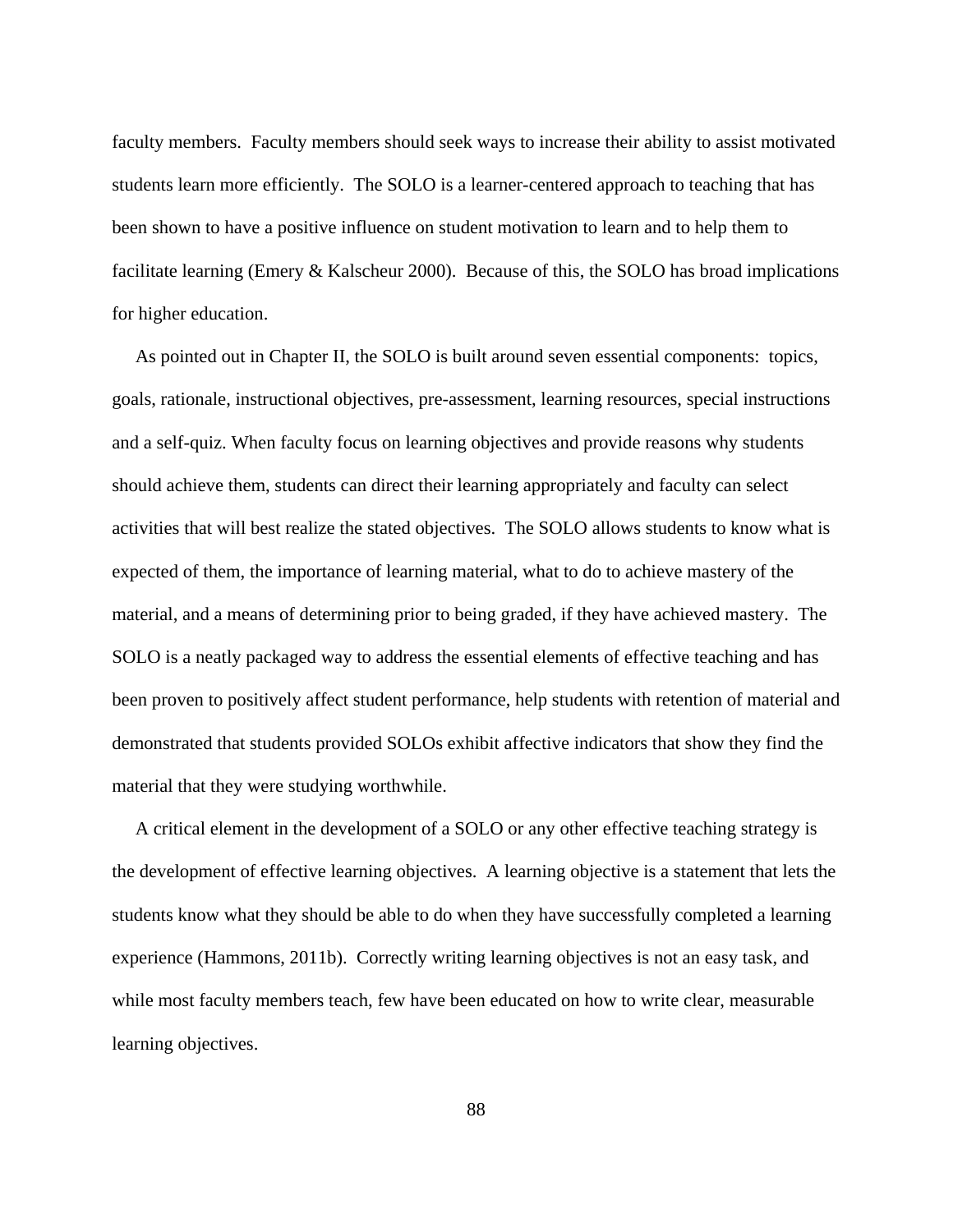faculty members. Faculty members should seek ways to increase their ability to assist motivated students learn more efficiently. The SOLO is a learner-centered approach to teaching that has been shown to have a positive influence on student motivation to learn and to help them to facilitate learning (Emery & Kalscheur 2000). Because of this, the SOLO has broad implications for higher education.

As pointed out in Chapter II, the SOLO is built around seven essential components: topics, goals, rationale, instructional objectives, pre-assessment, learning resources, special instructions and a self-quiz. When faculty focus on learning objectives and provide reasons why students should achieve them, students can direct their learning appropriately and faculty can select activities that will best realize the stated objectives. The SOLO allows students to know what is expected of them, the importance of learning material, what to do to achieve mastery of the material, and a means of determining prior to being graded, if they have achieved mastery. The SOLO is a neatly packaged way to address the essential elements of effective teaching and has been proven to positively affect student performance, help students with retention of material and demonstrated that students provided SOLOs exhibit affective indicators that show they find the material that they were studying worthwhile.

A critical element in the development of a SOLO or any other effective teaching strategy is the development of effective learning objectives. A learning objective is a statement that lets the students know what they should be able to do when they have successfully completed a learning experience (Hammons, 2011b). Correctly writing learning objectives is not an easy task, and while most faculty members teach, few have been educated on how to write clear, measurable learning objectives.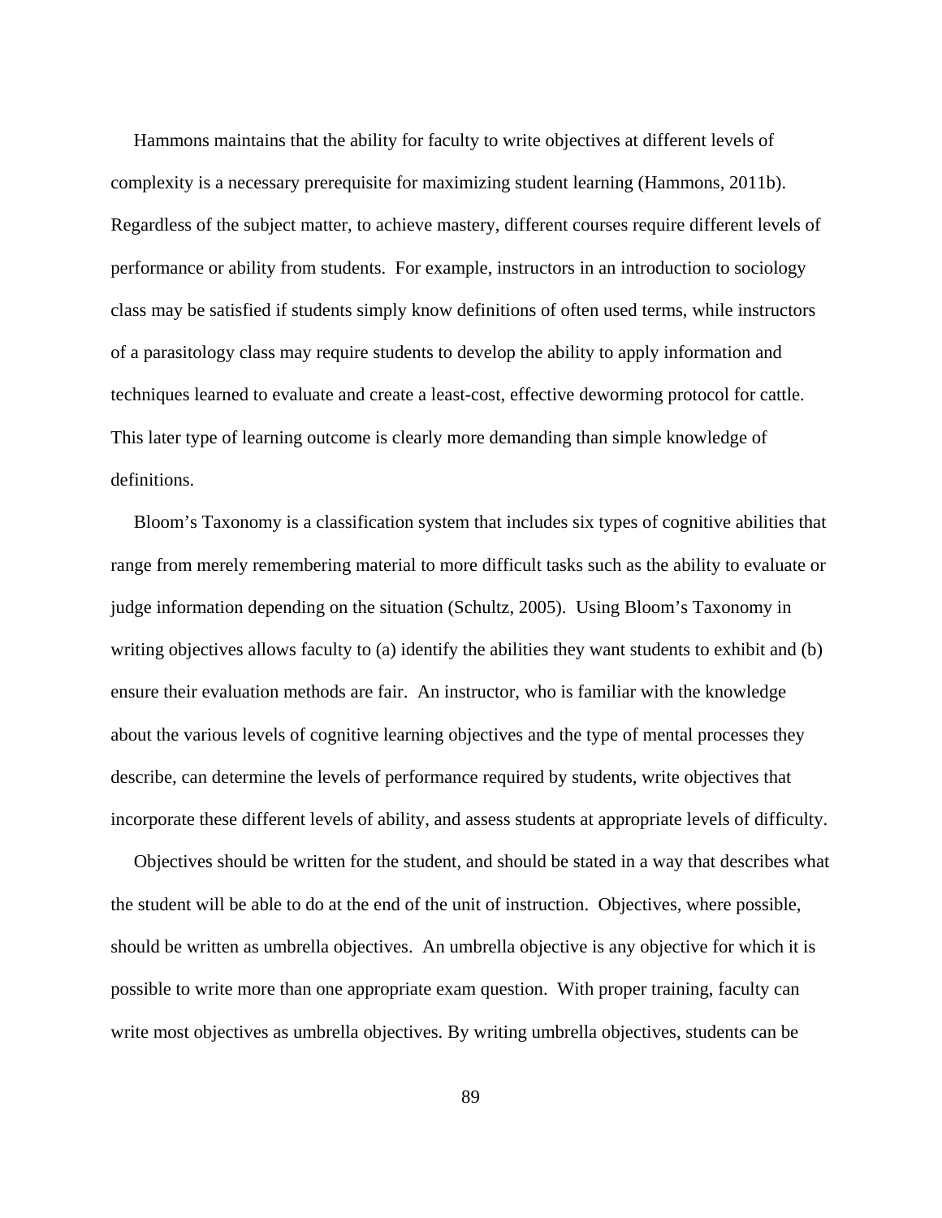Hammons maintains that the ability for faculty to write objectives at different levels of complexity is a necessary prerequisite for maximizing student learning (Hammons, 2011b). Regardless of the subject matter, to achieve mastery, different courses require different levels of performance or ability from students. For example, instructors in an introduction to sociology class may be satisfied if students simply know definitions of often used terms, while instructors of a parasitology class may require students to develop the ability to apply information and techniques learned to evaluate and create a least-cost, effective deworming protocol for cattle. This later type of learning outcome is clearly more demanding than simple knowledge of definitions.

Bloom's Taxonomy is a classification system that includes six types of cognitive abilities that range from merely remembering material to more difficult tasks such as the ability to evaluate or judge information depending on the situation (Schultz, 2005). Using Bloom's Taxonomy in writing objectives allows faculty to (a) identify the abilities they want students to exhibit and (b) ensure their evaluation methods are fair. An instructor, who is familiar with the knowledge about the various levels of cognitive learning objectives and the type of mental processes they describe, can determine the levels of performance required by students, write objectives that incorporate these different levels of ability, and assess students at appropriate levels of difficulty.

Objectives should be written for the student, and should be stated in a way that describes what the student will be able to do at the end of the unit of instruction. Objectives, where possible, should be written as umbrella objectives. An umbrella objective is any objective for which it is possible to write more than one appropriate exam question. With proper training, faculty can write most objectives as umbrella objectives. By writing umbrella objectives, students can be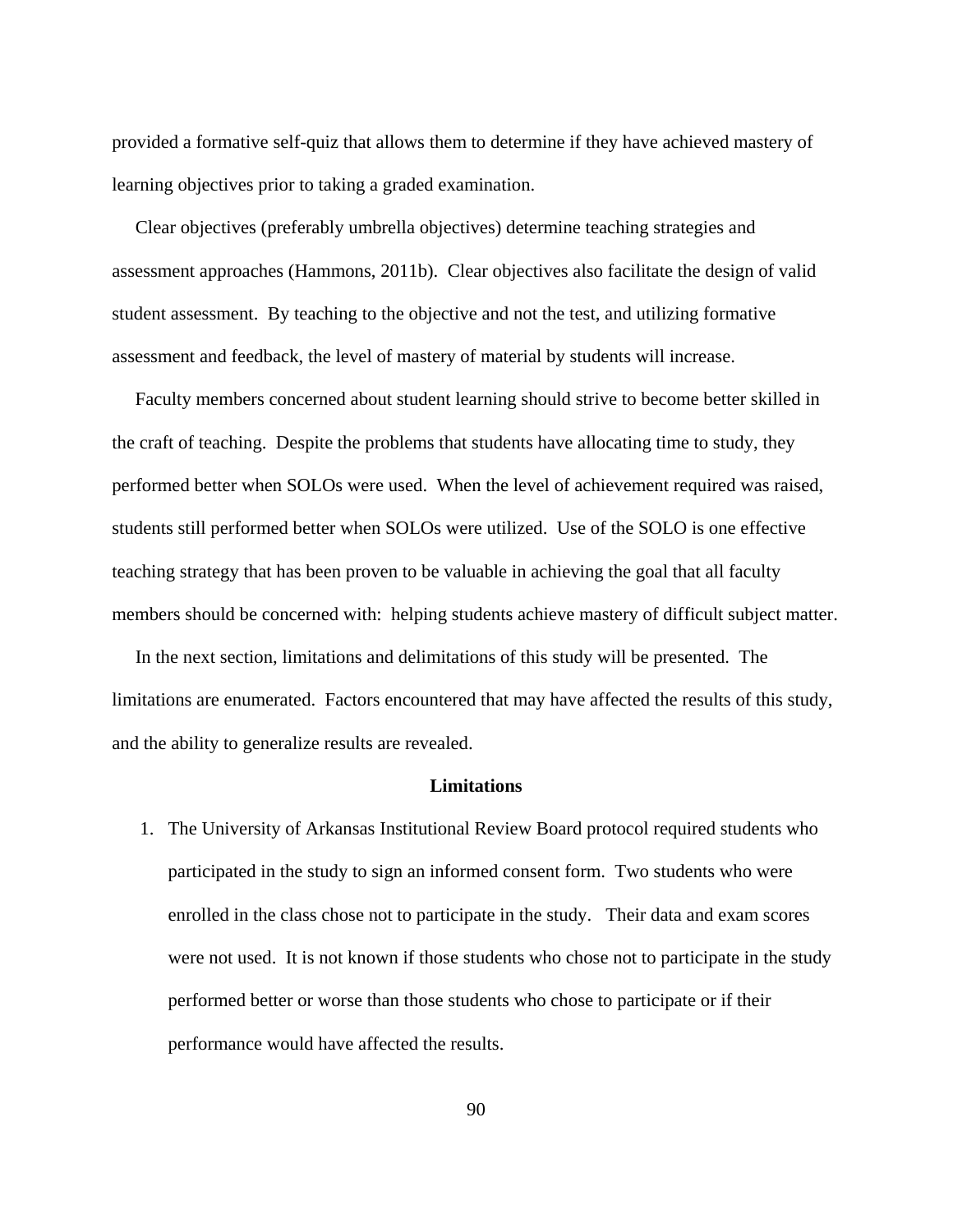provided a formative self-quiz that allows them to determine if they have achieved mastery of learning objectives prior to taking a graded examination.

Clear objectives (preferably umbrella objectives) determine teaching strategies and assessment approaches (Hammons, 2011b). Clear objectives also facilitate the design of valid student assessment. By teaching to the objective and not the test, and utilizing formative assessment and feedback, the level of mastery of material by students will increase.

Faculty members concerned about student learning should strive to become better skilled in the craft of teaching. Despite the problems that students have allocating time to study, they performed better when SOLOs were used. When the level of achievement required was raised, students still performed better when SOLOs were utilized. Use of the SOLO is one effective teaching strategy that has been proven to be valuable in achieving the goal that all faculty members should be concerned with: helping students achieve mastery of difficult subject matter.

In the next section, limitations and delimitations of this study will be presented. The limitations are enumerated. Factors encountered that may have affected the results of this study, and the ability to generalize results are revealed.

## Limitations

1. The University of Arkansas Institutional Review Board protocol required students who participated in the study to sign an informed consent form. Two students who were enrolled in the class chose not to participate in the study. Their data and exam scores were not used. It is not known if those students who chose not to participate in the study performed better or worse than those students who chose to participate or if their performance would have affected the results.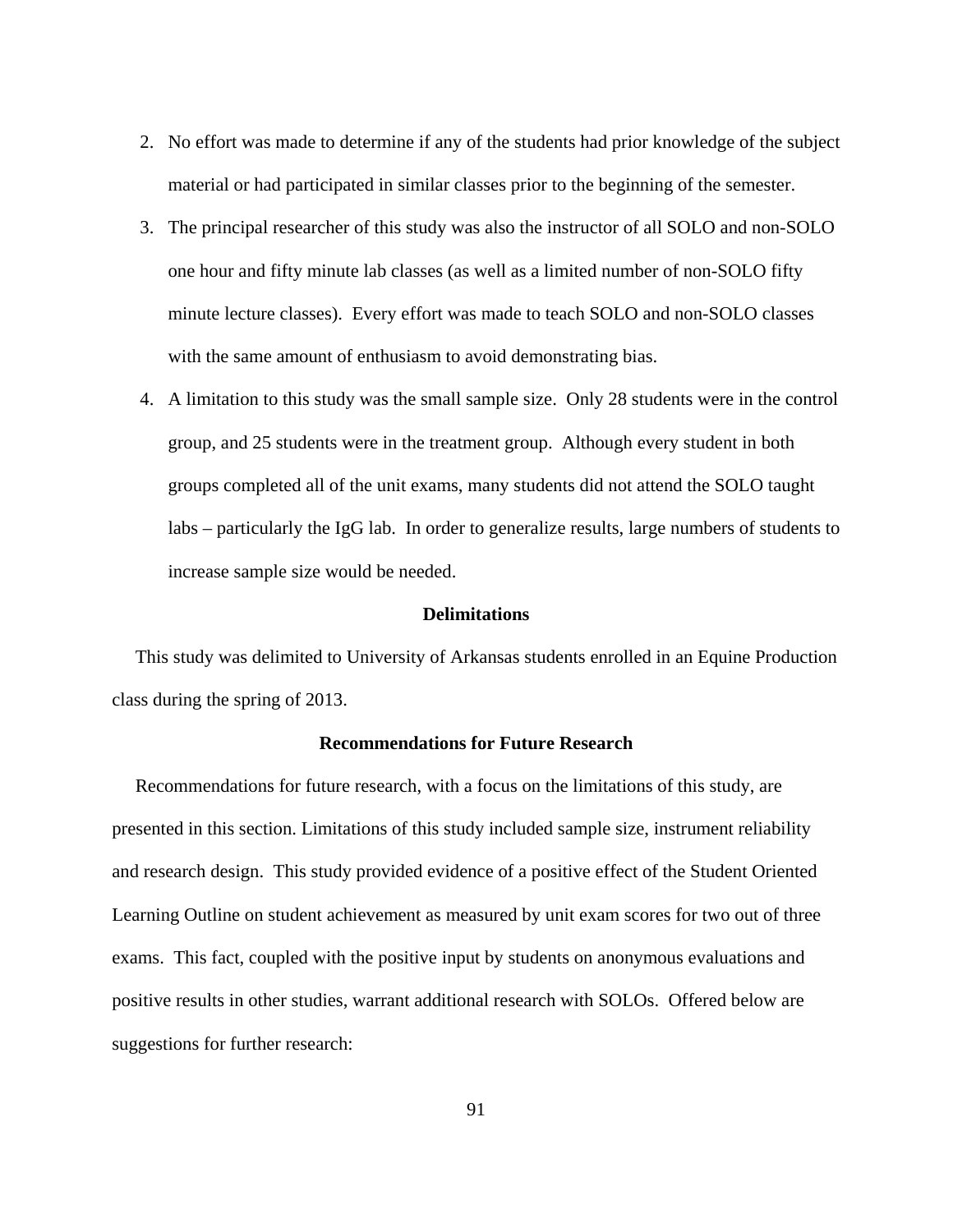2. No effort was made to determine if any of the students had prior knowledge of the subject material or had participated in similar classes prior to the beginning of the semester.
3. The principal researcher of this study was also the instructor of all SOLO and non-SOLO one hour and fifty minute lab classes (as well as a limited number of non-SOLO fifty minute lecture classes). Every effort was made to teach SOLO and non-SOLO classes with the same amount of enthusiasm to avoid demonstrating bias.
4. A limitation to this study was the small sample size. Only 28 students were in the control group, and 25 students were in the treatment group. Although every student in both groups completed all of the unit exams, many students did not attend the SOLO taught labs – particularly the IgG lab. In order to generalize results, large numbers of students to increase sample size would be needed.

## Delimitations

This study was delimited to University of Arkansas students enrolled in an Equine Production class during the spring of 2013.

## Recommendations for Future Research

Recommendations for future research, with a focus on the limitations of this study, are presented in this section. Limitations of this study included sample size, instrument reliability and research design. This study provided evidence of a positive effect of the Student Oriented Learning Outline on student achievement as measured by unit exam scores for two out of three exams. This fact, coupled with the positive input by students on anonymous evaluations and positive results in other studies, warrant additional research with SOLOs. Offered below are suggestions for further research: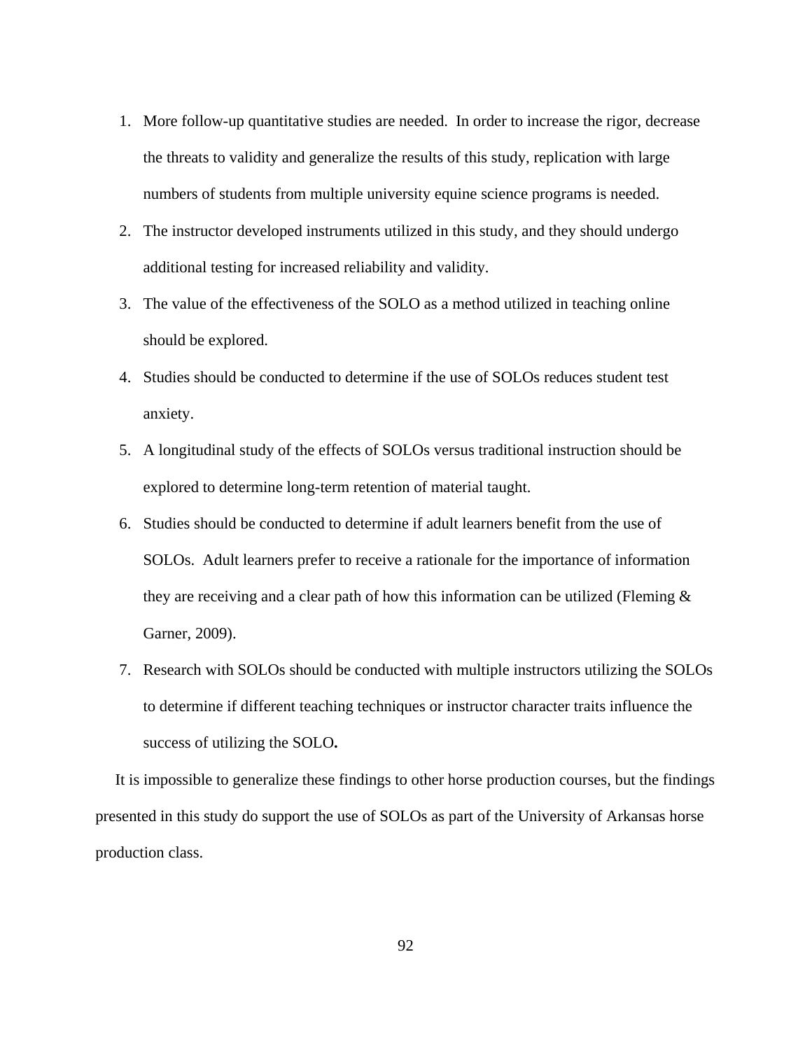1. More follow-up quantitative studies are needed. In order to increase the rigor, decrease the threats to validity and generalize the results of this study, replication with large numbers of students from multiple university equine science programs is needed.
2. The instructor developed instruments utilized in this study, and they should undergo additional testing for increased reliability and validity.
3. The value of the effectiveness of the SOLO as a method utilized in teaching online should be explored.
4. Studies should be conducted to determine if the use of SOLOs reduces student test anxiety.
5. A longitudinal study of the effects of SOLOs versus traditional instruction should be explored to determine long-term retention of material taught.
6. Studies should be conducted to determine if adult learners benefit from the use of SOLOs. Adult learners prefer to receive a rationale for the importance of information they are receiving and a clear path of how this information can be utilized (Fleming & Garner, 2009).
7. Research with SOLOs should be conducted with multiple instructors utilizing the SOLOs to determine if different teaching techniques or instructor character traits influence the success of utilizing the SOLO**.**

It is impossible to generalize these findings to other horse production courses, but the findings presented in this study do support the use of SOLOs as part of the University of Arkansas horse production class.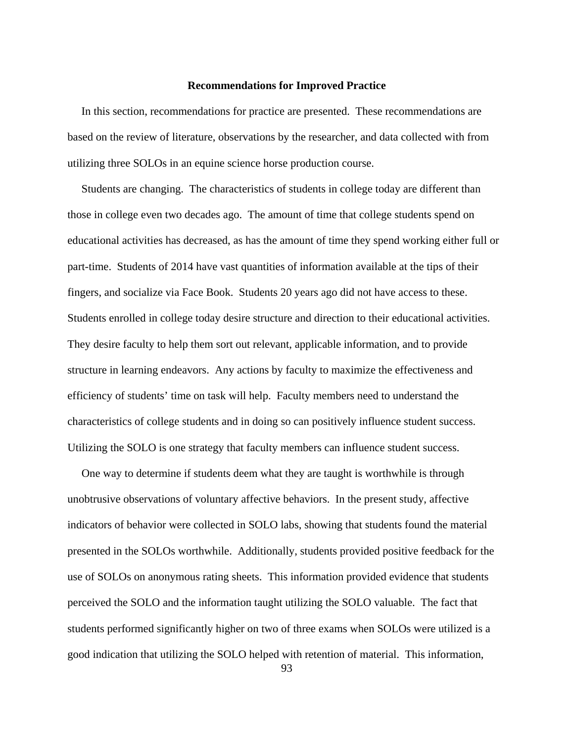## Recommendations for Improved Practice

In this section, recommendations for practice are presented. These recommendations are based on the review of literature, observations by the researcher, and data collected with from utilizing three SOLOs in an equine science horse production course.

Students are changing. The characteristics of students in college today are different than those in college even two decades ago. The amount of time that college students spend on educational activities has decreased, as has the amount of time they spend working either full or part-time. Students of 2014 have vast quantities of information available at the tips of their fingers, and socialize via Face Book. Students 20 years ago did not have access to these. Students enrolled in college today desire structure and direction to their educational activities. They desire faculty to help them sort out relevant, applicable information, and to provide structure in learning endeavors. Any actions by faculty to maximize the effectiveness and efficiency of students' time on task will help. Faculty members need to understand the characteristics of college students and in doing so can positively influence student success. Utilizing the SOLO is one strategy that faculty members can influence student success.

One way to determine if students deem what they are taught is worthwhile is through unobtrusive observations of voluntary affective behaviors. In the present study, affective indicators of behavior were collected in SOLO labs, showing that students found the material presented in the SOLOs worthwhile. Additionally, students provided positive feedback for the use of SOLOs on anonymous rating sheets. This information provided evidence that students perceived the SOLO and the information taught utilizing the SOLO valuable. The fact that students performed significantly higher on two of three exams when SOLOs were utilized is a good indication that utilizing the SOLO helped with retention of material. This information,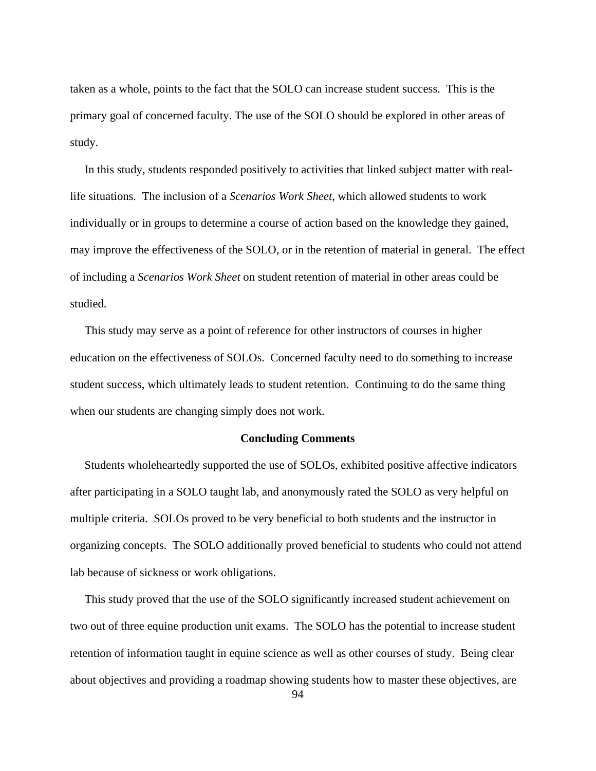taken as a whole, points to the fact that the SOLO can increase student success. This is the primary goal of concerned faculty. The use of the SOLO should be explored in other areas of study.

In this study, students responded positively to activities that linked subject matter with real-life situations. The inclusion of a *Scenarios Work Sheet,* which allowed students to work individually or in groups to determine a course of action based on the knowledge they gained, may improve the effectiveness of the SOLO, or in the retention of material in general. The effect of including a *Scenarios Work Sheet* on student retention of material in other areas could be studied.

This study may serve as a point of reference for other instructors of courses in higher education on the effectiveness of SOLOs. Concerned faculty need to do something to increase student success, which ultimately leads to student retention. Continuing to do the same thing when our students are changing simply does not work.

## Concluding Comments

Students wholeheartedly supported the use of SOLOs, exhibited positive affective indicators after participating in a SOLO taught lab, and anonymously rated the SOLO as very helpful on multiple criteria. SOLOs proved to be very beneficial to both students and the instructor in organizing concepts. The SOLO additionally proved beneficial to students who could not attend lab because of sickness or work obligations.

This study proved that the use of the SOLO significantly increased student achievement on two out of three equine production unit exams. The SOLO has the potential to increase student retention of information taught in equine science as well as other courses of study. Being clear about objectives and providing a roadmap showing students how to master these objectives, are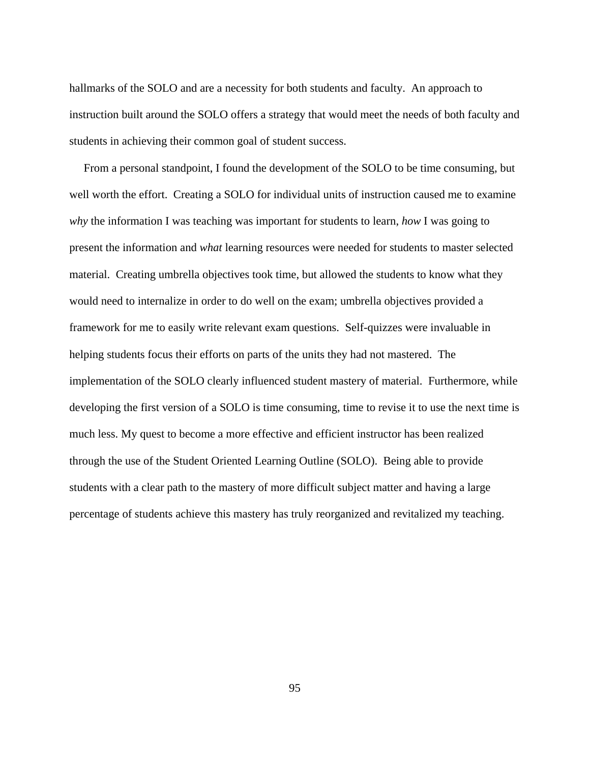hallmarks of the SOLO and are a necessity for both students and faculty. An approach to instruction built around the SOLO offers a strategy that would meet the needs of both faculty and students in achieving their common goal of student success.

From a personal standpoint, I found the development of the SOLO to be time consuming, but well worth the effort. Creating a SOLO for individual units of instruction caused me to examine *why* the information I was teaching was important for students to learn, *how* I was going to present the information and *what* learning resources were needed for students to master selected material. Creating umbrella objectives took time, but allowed the students to know what they would need to internalize in order to do well on the exam; umbrella objectives provided a framework for me to easily write relevant exam questions. Self-quizzes were invaluable in helping students focus their efforts on parts of the units they had not mastered. The implementation of the SOLO clearly influenced student mastery of material. Furthermore, while developing the first version of a SOLO is time consuming, time to revise it to use the next time is much less. My quest to become a more effective and efficient instructor has been realized through the use of the Student Oriented Learning Outline (SOLO). Being able to provide students with a clear path to the mastery of more difficult subject matter and having a large percentage of students achieve this mastery has truly reorganized and revitalized my teaching.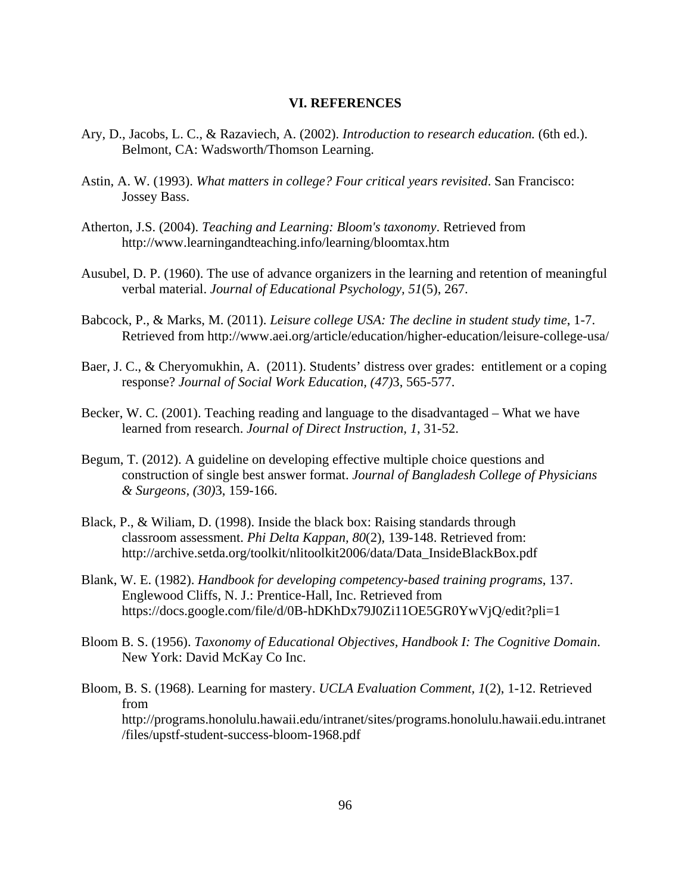## VI. REFERENCES

Ary, D., Jacobs, L. C., & Razaviech, A. (2002). *Introduction to research education.* (6th ed.). Belmont, CA: Wadsworth/Thomson Learning.

Astin, A. W. (1993). *What matters in college? Four critical years revisited*. San Francisco: Jossey Bass.

Atherton, J.S. (2004). *Teaching and Learning: Bloom's taxonomy*. Retrieved from http://www.learningandteaching.info/learning/bloomtax.htm

Ausubel, D. P. (1960). The use of advance organizers in the learning and retention of meaningful verbal material. *Journal of Educational Psychology, 51*(5), 267.

Babcock, P., & Marks, M. (2011). *Leisure college USA: The decline in student study time*, 1-7. Retrieved from http://www.aei.org/article/education/higher-education/leisure-college-usa/

Baer, J. C., & Cheryomukhin, A. (2011). Students' distress over grades: entitlement or a coping response? *Journal of Social Work Education, (47)*3, 565-577.

Becker, W. C. (2001). Teaching reading and language to the disadvantaged – What we have learned from research. *Journal of Direct Instruction, 1*, 31-52.

Begum, T. (2012). A guideline on developing effective multiple choice questions and construction of single best answer format. *Journal of Bangladesh College of Physicians & Surgeons, (30)*3, 159-166.

Black, P., & Wiliam, D. (1998). Inside the black box: Raising standards through classroom assessment. *Phi Delta Kappan, 80*(2), 139-148. Retrieved from: http://archive.setda.org/toolkit/nlitoolkit2006/data/Data_InsideBlackBox.pdf

Blank, W. E. (1982). *Handbook for developing competency-based training programs*, 137. Englewood Cliffs, N. J.: Prentice-Hall, Inc. Retrieved from https://docs.google.com/file/d/0B-hDKhDx79J0Zi11OE5GR0YwVjQ/edit?pli=1

Bloom B. S. (1956). *Taxonomy of Educational Objectives, Handbook I: The Cognitive Domain*. New York: David McKay Co Inc.

Bloom, B. S. (1968). Learning for mastery. *UCLA Evaluation Comment, 1*(2), 1-12. Retrieved from http://programs.honolulu.hawaii.edu/intranet/sites/programs.honolulu.hawaii.edu.intranet/files/upstf-student-success-bloom-1968.pdf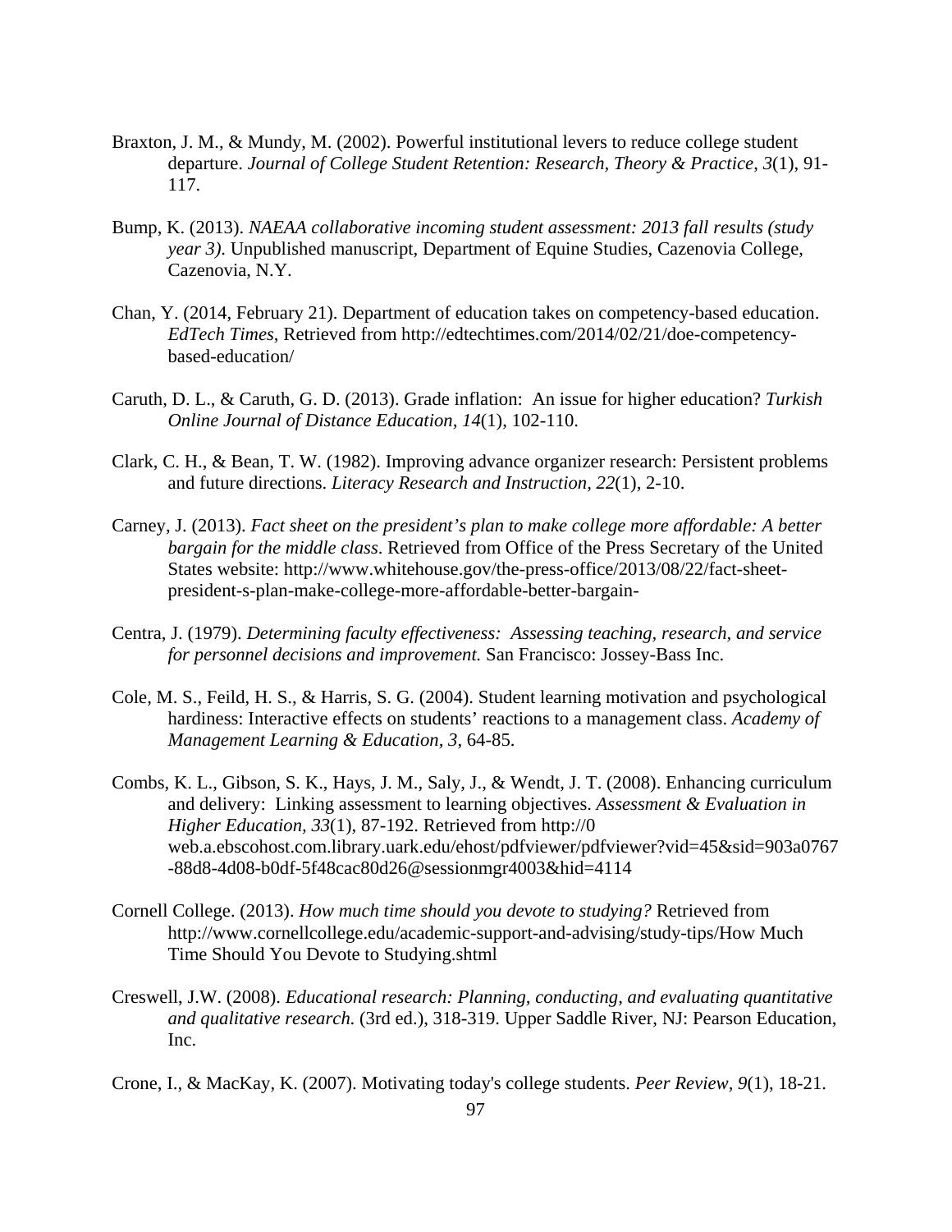Braxton, J. M., & Mundy, M. (2002). Powerful institutional levers to reduce college student departure. *Journal of College Student Retention: Research, Theory & Practice, 3*(1), 91-117.

Bump, K. (2013). *NAEAA collaborative incoming student assessment: 2013 fall results (study year 3)*. Unpublished manuscript, Department of Equine Studies, Cazenovia College, Cazenovia, N.Y.

Chan, Y. (2014, February 21). Department of education takes on competency-based education. *EdTech Times*, Retrieved from http://edtechtimes.com/2014/02/21/doe-competency-based-education/

Caruth, D. L., & Caruth, G. D. (2013). Grade inflation: An issue for higher education? *Turkish Online Journal of Distance Education, 14*(1), 102-110.

Clark, C. H., & Bean, T. W. (1982). Improving advance organizer research: Persistent problems and future directions. *Literacy Research and Instruction, 22*(1), 2-10.

Carney, J. (2013). *Fact sheet on the president's plan to make college more affordable: A better bargain for the middle class*. Retrieved from Office of the Press Secretary of the United States website: http://www.whitehouse.gov/the-press-office/2013/08/22/fact-sheet-president-s-plan-make-college-more-affordable-better-bargain-

Centra, J. (1979). *Determining faculty effectiveness: Assessing teaching, research, and service for personnel decisions and improvement.* San Francisco: Jossey-Bass Inc.

Cole, M. S., Feild, H. S., & Harris, S. G. (2004). Student learning motivation and psychological hardiness: Interactive effects on students' reactions to a management class. *Academy of Management Learning & Education, 3*, 64-85.

Combs, K. L., Gibson, S. K., Hays, J. M., Saly, J., & Wendt, J. T. (2008). Enhancing curriculum and delivery: Linking assessment to learning objectives. *Assessment & Evaluation in Higher Education, 33*(1), 87-192. Retrieved from http://0 web.a.ebscohost.com.library.uark.edu/ehost/pdfviewer/pdfviewer?vid=45&sid=903a0767-88d8-4d08-b0df-5f48cac80d26@sessionmgr4003&hid=4114

Cornell College. (2013). *How much time should you devote to studying?* Retrieved from http://www.cornellcollege.edu/academic-support-and-advising/study-tips/How Much Time Should You Devote to Studying.shtml

Creswell, J.W. (2008). *Educational research: Planning, conducting, and evaluating quantitative and qualitative research.* (3rd ed.), 318-319. Upper Saddle River, NJ: Pearson Education, Inc.

Crone, I., & MacKay, K. (2007). Motivating today's college students. *Peer Review, 9*(1), 18-21.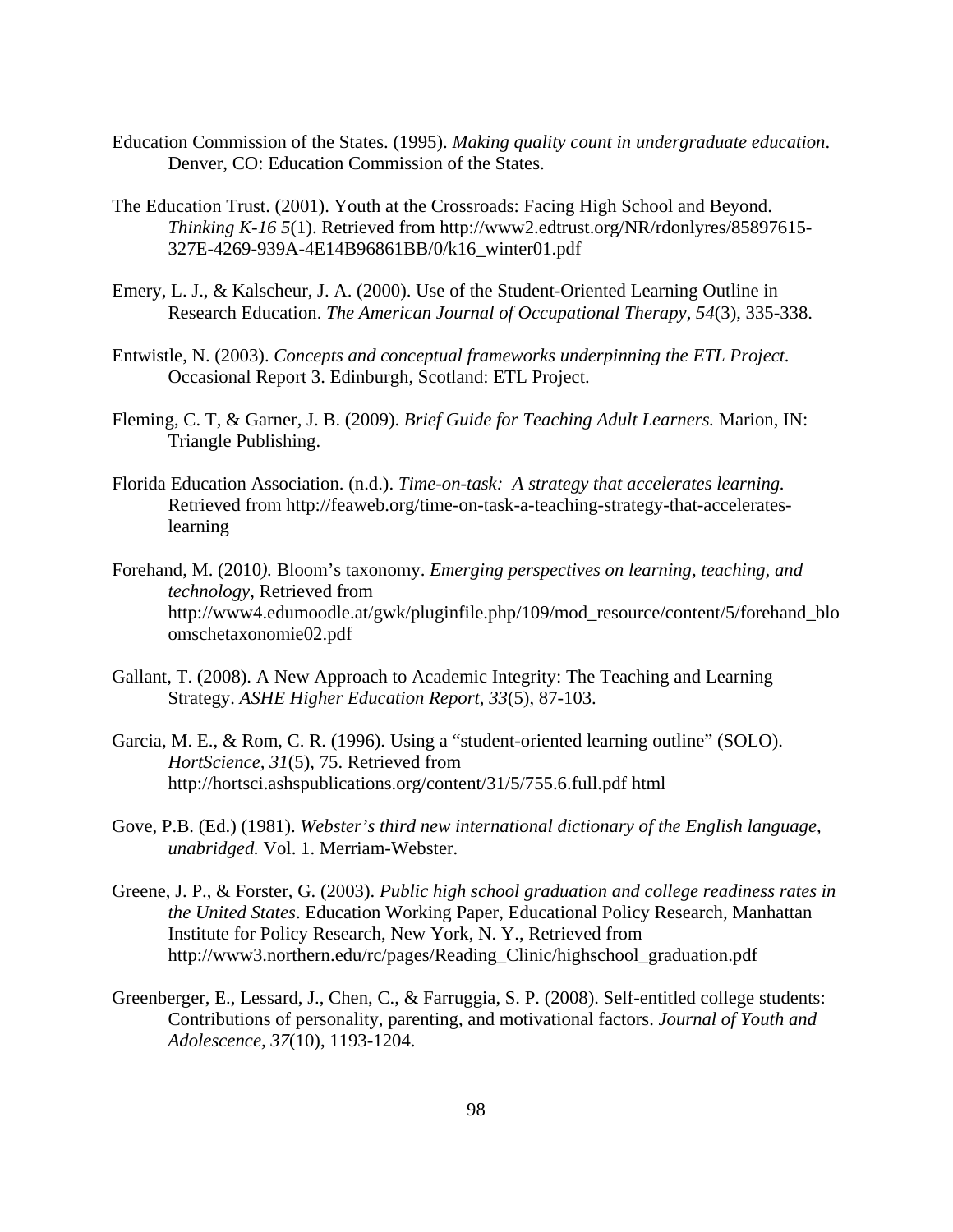Education Commission of the States. (1995). *Making quality count in undergraduate education*. Denver, CO: Education Commission of the States.

The Education Trust. (2001). Youth at the Crossroads: Facing High School and Beyond. *Thinking K-16 5*(1). Retrieved from http://www2.edtrust.org/NR/rdonlyres/85897615-327E-4269-939A-4E14B96861BB/0/k16_winter01.pdf

Emery, L. J., & Kalscheur, J. A. (2000). Use of the Student-Oriented Learning Outline in Research Education. *The American Journal of Occupational Therapy, 54*(3), 335-338.

Entwistle, N. (2003). *Concepts and conceptual frameworks underpinning the ETL Project.* Occasional Report 3. Edinburgh, Scotland: ETL Project.

Fleming, C. T, & Garner, J. B. (2009). *Brief Guide for Teaching Adult Learners.* Marion, IN: Triangle Publishing.

Florida Education Association. (n.d.). *Time-on-task: A strategy that accelerates learning.* Retrieved from http://feaweb.org/time-on-task-a-teaching-strategy-that-accelerates-learning

Forehand, M. (2010*).* Bloom's taxonomy. *Emerging perspectives on learning, teaching, and technology*, Retrieved from http://www4.edumoodle.at/gwk/pluginfile.php/109/mod_resource/content/5/forehand_bloomschetaxonomie02.pdf

Gallant, T. (2008). A New Approach to Academic Integrity: The Teaching and Learning Strategy. *ASHE Higher Education Report*, *33*(5), 87-103.

Garcia, M. E., & Rom, C. R. (1996). Using a "student-oriented learning outline" (SOLO). *HortScience, 31*(5), 75. Retrieved from http://hortsci.ashspublications.org/content/31/5/755.6.full.pdf html

Gove, P.B. (Ed.) (1981). *Webster's third new international dictionary of the English language, unabridged.* Vol. 1. Merriam-Webster.

Greene, J. P., & Forster, G. (2003). *Public high school graduation and college readiness rates in the United States*. Education Working Paper, Educational Policy Research, Manhattan Institute for Policy Research, New York, N. Y., Retrieved from http://www3.northern.edu/rc/pages/Reading_Clinic/highschool_graduation.pdf

Greenberger, E., Lessard, J., Chen, C., & Farruggia, S. P. (2008). Self-entitled college students: Contributions of personality, parenting, and motivational factors. *Journal of Youth and Adolescence*, *37*(10), 1193-1204.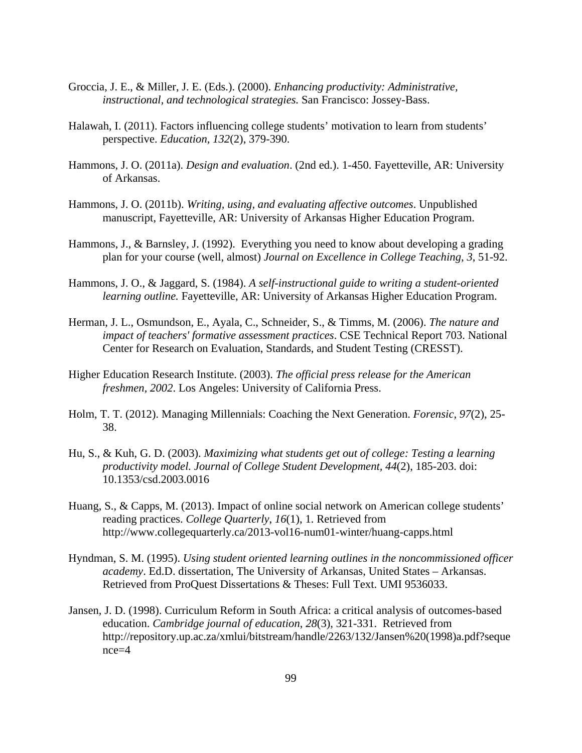Groccia, J. E., & Miller, J. E. (Eds.). (2000). *Enhancing productivity: Administrative, instructional, and technological strategies.* San Francisco: Jossey-Bass.

Halawah, I. (2011). Factors influencing college students' motivation to learn from students' perspective. *Education, 132*(2), 379-390.

Hammons, J. O. (2011a). *Design and evaluation*. (2nd ed.). 1-450. Fayetteville, AR: University of Arkansas.

Hammons, J. O. (2011b). *Writing, using, and evaluating affective outcomes*. Unpublished manuscript, Fayetteville, AR: University of Arkansas Higher Education Program.

Hammons, J., & Barnsley, J. (1992). Everything you need to know about developing a grading plan for your course (well, almost) *Journal on Excellence in College Teaching, 3*, 51-92.

Hammons, J. O., & Jaggard, S. (1984). *A self-instructional guide to writing a student-oriented learning outline.* Fayetteville, AR: University of Arkansas Higher Education Program.

Herman, J. L., Osmundson, E., Ayala, C., Schneider, S., & Timms, M. (2006). *The nature and impact of teachers' formative assessment practices*. CSE Technical Report 703. National Center for Research on Evaluation, Standards, and Student Testing (CRESST).

Higher Education Research Institute. (2003). *The official press release for the American freshmen, 2002*. Los Angeles: University of California Press.

Holm, T. T. (2012). Managing Millennials: Coaching the Next Generation. *Forensic, 97*(2), 25-38.

Hu, S., & Kuh, G. D. (2003). *Maximizing what students get out of college: Testing a learning productivity model. Journal of College Student Development*, *44*(2), 185-203. doi: 10.1353/csd.2003.0016

Huang, S., & Capps, M. (2013). Impact of online social network on American college students' reading practices. *College Quarterly*, *16*(1), 1. Retrieved from http://www.collegequarterly.ca/2013-vol16-num01-winter/huang-capps.html

Hyndman, S. M. (1995). *Using student oriented learning outlines in the noncommissioned officer academy*. Ed.D. dissertation, The University of Arkansas, United States – Arkansas. Retrieved from ProQuest Dissertations & Theses: Full Text. UMI 9536033.

Jansen, J. D. (1998). Curriculum Reform in South Africa: a critical analysis of outcomes-based education. *Cambridge journal of education*, *28*(3), 321-331. Retrieved from http://repository.up.ac.za/xmlui/bitstream/handle/2263/132/Jansen%20(1998)a.pdf?sequence=4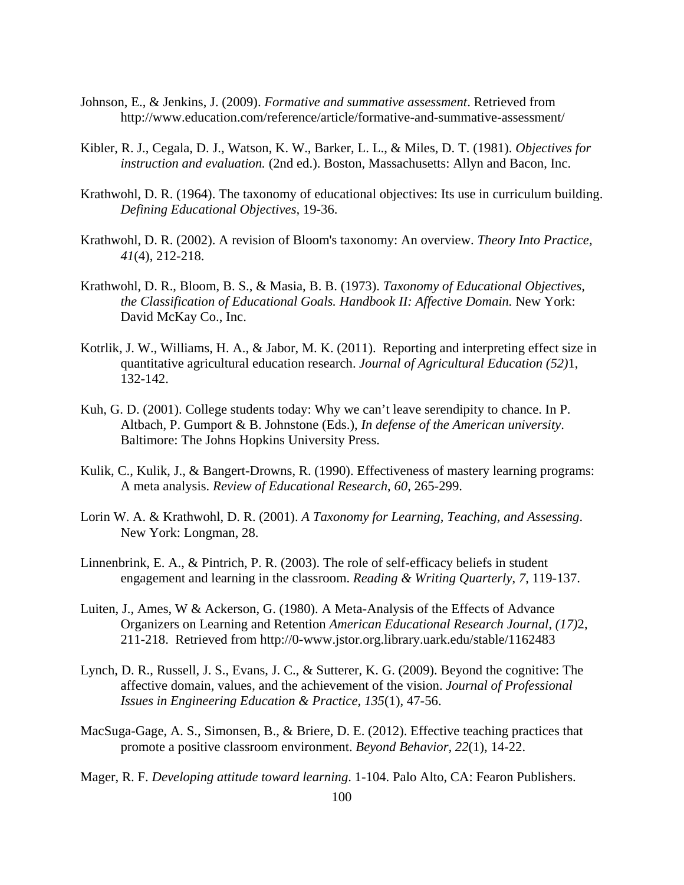Johnson, E., & Jenkins, J. (2009). *Formative and summative assessment*. Retrieved from http://www.education.com/reference/article/formative-and-summative-assessment/

Kibler, R. J., Cegala, D. J., Watson, K. W., Barker, L. L., & Miles, D. T. (1981). *Objectives for instruction and evaluation.* (2nd ed.). Boston, Massachusetts: Allyn and Bacon, Inc.

Krathwohl, D. R. (1964). The taxonomy of educational objectives: Its use in curriculum building. *Defining Educational Objectives*, 19-36.

Krathwohl, D. R. (2002). A revision of Bloom's taxonomy: An overview. *Theory Into Practice, 41*(4), 212-218.

Krathwohl, D. R., Bloom, B. S., & Masia, B. B. (1973). *Taxonomy of Educational Objectives, the Classification of Educational Goals. Handbook II: Affective Domain.* New York: David McKay Co., Inc.

Kotrlik, J. W., Williams, H. A., & Jabor, M. K. (2011). Reporting and interpreting effect size in quantitative agricultural education research. *Journal of Agricultural Education (52)*1, 132-142.

Kuh, G. D. (2001). College students today: Why we can't leave serendipity to chance. In P. Altbach, P. Gumport & B. Johnstone (Eds.), *In defense of the American university*. Baltimore: The Johns Hopkins University Press.

Kulik, C., Kulik, J., & Bangert-Drowns, R. (1990). Effectiveness of mastery learning programs: A meta analysis. *Review of Educational Research*, *60*, 265-299.

Lorin W. A. & Krathwohl, D. R. (2001). *A Taxonomy for Learning, Teaching, and Assessing*. New York: Longman, 28.

Linnenbrink, E. A., & Pintrich, P. R. (2003). The role of self-efficacy beliefs in student engagement and learning in the classroom. *Reading & Writing Quarterly*, *7*, 119-137.

Luiten, J., Ames, W & Ackerson, G. (1980). A Meta-Analysis of the Effects of Advance Organizers on Learning and Retention *American Educational Research Journal, (17)*2, 211-218. Retrieved from http://0-www.jstor.org.library.uark.edu/stable/1162483

Lynch, D. R., Russell, J. S., Evans, J. C., & Sutterer, K. G. (2009). Beyond the cognitive: The affective domain, values, and the achievement of the vision. *Journal of Professional Issues in Engineering Education & Practice*, *135*(1), 47-56.

MacSuga-Gage, A. S., Simonsen, B., & Briere, D. E. (2012). Effective teaching practices that promote a positive classroom environment. *Beyond Behavior, 22*(1), 14-22.

Mager, R. F. *Developing attitude toward learning.* 1-104. Palo Alto, CA: Fearon Publishers.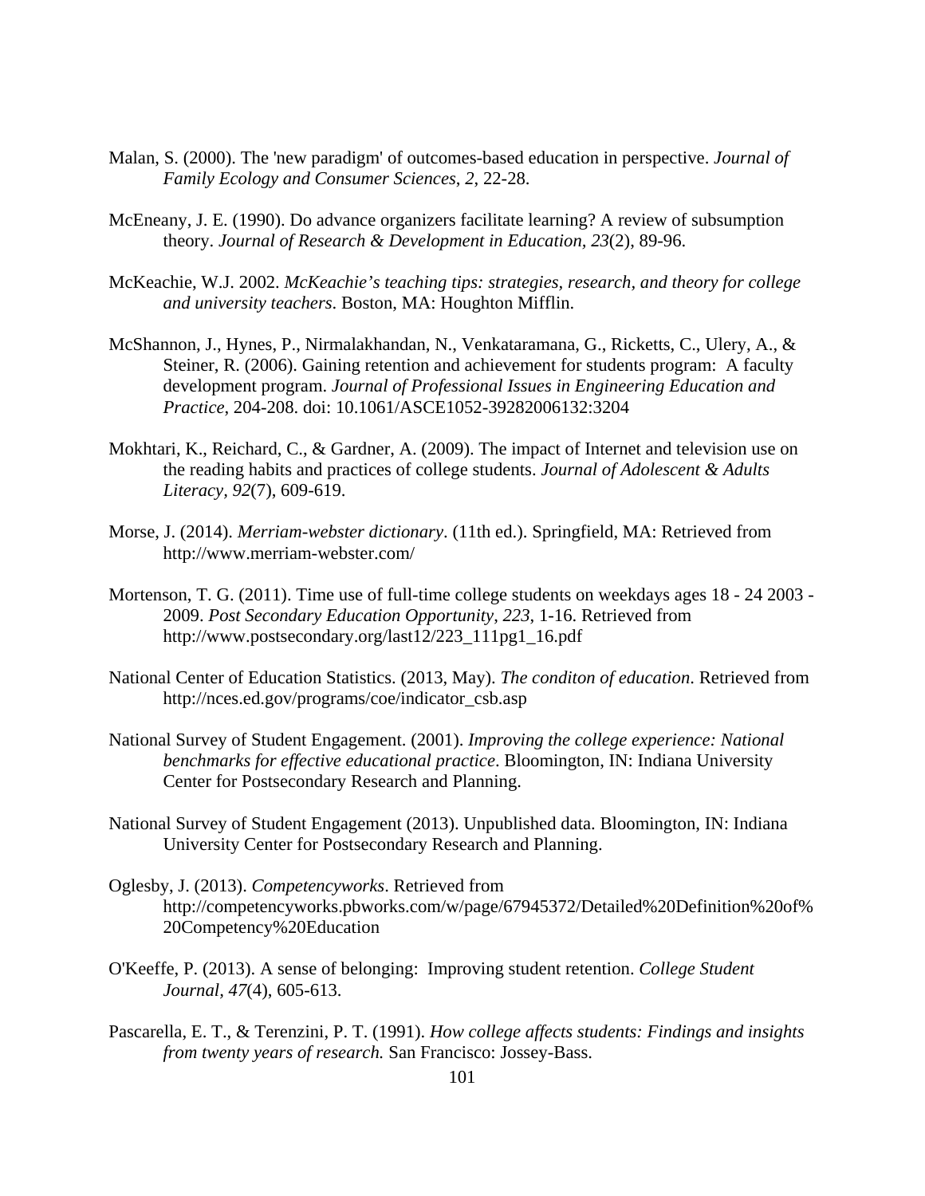Malan, S. (2000). The 'new paradigm' of outcomes-based education in perspective. *Journal of Family Ecology and Consumer Sciences*, *2*, 22-28.

McEneany, J. E. (1990). Do advance organizers facilitate learning? A review of subsumption theory. *Journal of Research & Development in Education*, *23*(2), 89-96.

McKeachie, W.J. 2002. *McKeachie's teaching tips: strategies, research, and theory for college and university teachers*. Boston, MA: Houghton Mifflin.

McShannon, J., Hynes, P., Nirmalakhandan, N., Venkataramana, G., Ricketts, C., Ulery, A., & Steiner, R. (2006). Gaining retention and achievement for students program: A faculty development program. *Journal of Professional Issues in Engineering Education and Practice*, 204-208. doi: 10.1061/ASCE1052-39282006132:3204

Mokhtari, K., Reichard, C., & Gardner, A. (2009). The impact of Internet and television use on the reading habits and practices of college students. *Journal of Adolescent & Adults Literacy*, *92*(7), 609-619.

Morse, J. (2014). *Merriam-webster dictionary*. (11th ed.). Springfield, MA: Retrieved from http://www.merriam-webster.com/

Mortenson, T. G. (2011). Time use of full-time college students on weekdays ages 18 - 24 2003 - 2009. *Post Secondary Education Opportunity*, *223*, 1-16. Retrieved from http://www.postsecondary.org/last12/223_111pg1_16.pdf

National Center of Education Statistics. (2013, May). *The conditon of education*. Retrieved from http://nces.ed.gov/programs/coe/indicator_csb.asp

National Survey of Student Engagement. (2001). *Improving the college experience: National benchmarks for effective educational practice*. Bloomington, IN: Indiana University Center for Postsecondary Research and Planning.

National Survey of Student Engagement (2013). Unpublished data. Bloomington, IN: Indiana University Center for Postsecondary Research and Planning.

Oglesby, J. (2013). *Competencyworks*. Retrieved from http://competencyworks.pbworks.com/w/page/67945372/Detailed%20Definition%20of%20Competency%20Education

O'Keeffe, P. (2013). A sense of belonging: Improving student retention. *College Student Journal*, *47*(4), 605-613.

Pascarella, E. T., & Terenzini, P. T. (1991). *How college affects students: Findings and insights from twenty years of research.* San Francisco: Jossey-Bass.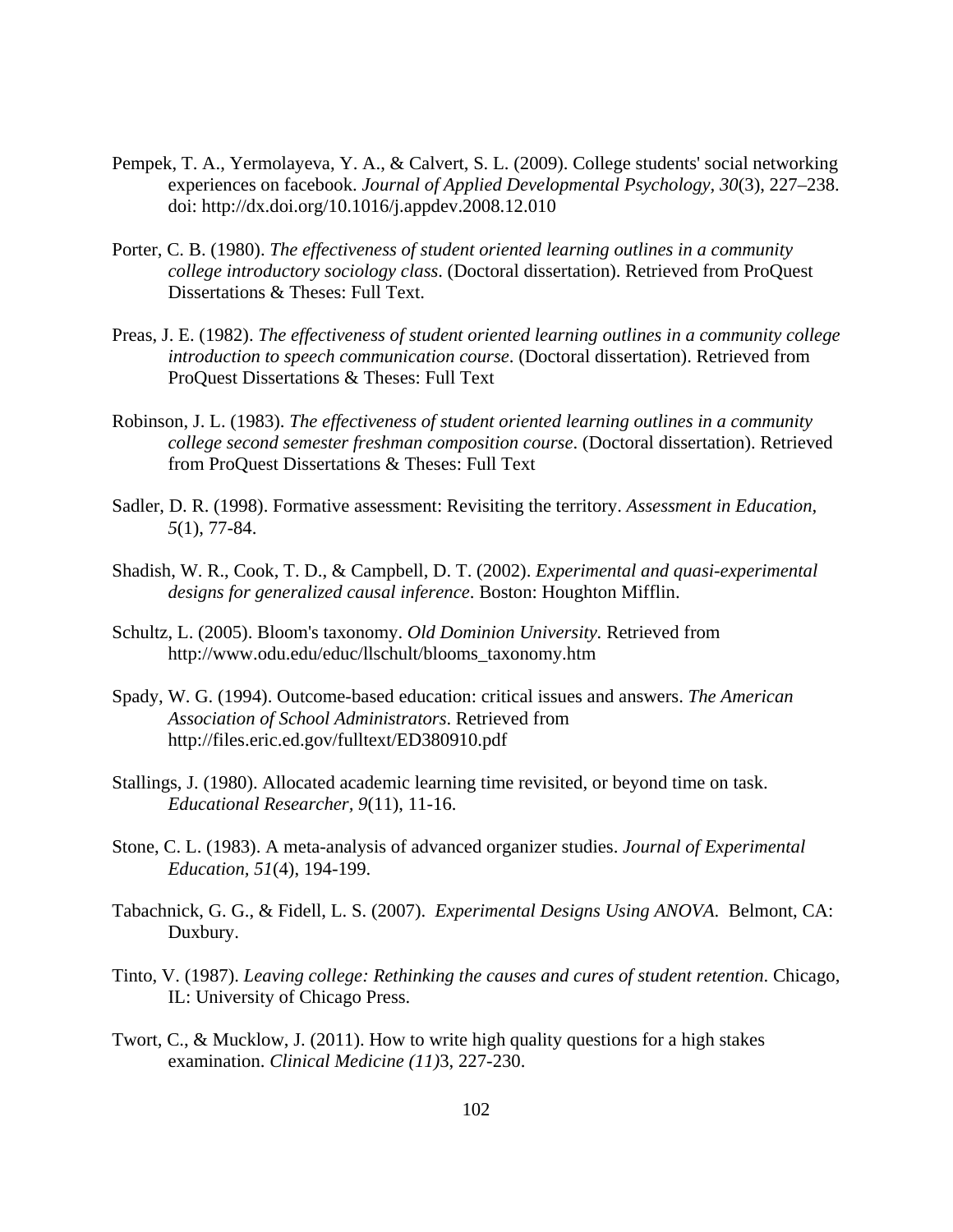Pempek, T. A., Yermolayeva, Y. A., & Calvert, S. L. (2009). College students' social networking experiences on facebook. *Journal of Applied Developmental Psychology*, *30*(3), 227–238. doi: http://dx.doi.org/10.1016/j.appdev.2008.12.010

Porter, C. B. (1980). *The effectiveness of student oriented learning outlines in a community college introductory sociology class*. (Doctoral dissertation). Retrieved from ProQuest Dissertations & Theses: Full Text.

Preas, J. E. (1982). *The effectiveness of student oriented learning outlines in a community college introduction to speech communication course*. (Doctoral dissertation). Retrieved from ProQuest Dissertations & Theses: Full Text

Robinson, J. L. (1983). *The effectiveness of student oriented learning outlines in a community college second semester freshman composition course*. (Doctoral dissertation). Retrieved from ProQuest Dissertations & Theses: Full Text

Sadler, D. R. (1998). Formative assessment: Revisiting the territory. *Assessment in Education, 5*(1), 77-84.

Shadish, W. R., Cook, T. D., & Campbell, D. T. (2002). *Experimental and quasi-experimental designs for generalized causal inference*. Boston: Houghton Mifflin.

Schultz, L. (2005). Bloom's taxonomy. *Old Dominion University.* Retrieved from http://www.odu.edu/educ/llschult/blooms_taxonomy.htm

Spady, W. G. (1994). Outcome-based education: critical issues and answers. *The American Association of School Administrators*. Retrieved from http://files.eric.ed.gov/fulltext/ED380910.pdf

Stallings, J. (1980). Allocated academic learning time revisited, or beyond time on task. *Educational Researcher, 9*(11), 11-16.

Stone, C. L. (1983). A meta-analysis of advanced organizer studies. *Journal of Experimental Education, 51*(4), 194-199.

Tabachnick, G. G., & Fidell, L. S. (2007). *Experimental Designs Using ANOVA.* Belmont, CA: Duxbury.

Tinto, V. (1987). *Leaving college: Rethinking the causes and cures of student retention*. Chicago, IL: University of Chicago Press.

Twort, C., & Mucklow, J. (2011). How to write high quality questions for a high stakes examination. *Clinical Medicine (11)*3, 227-230.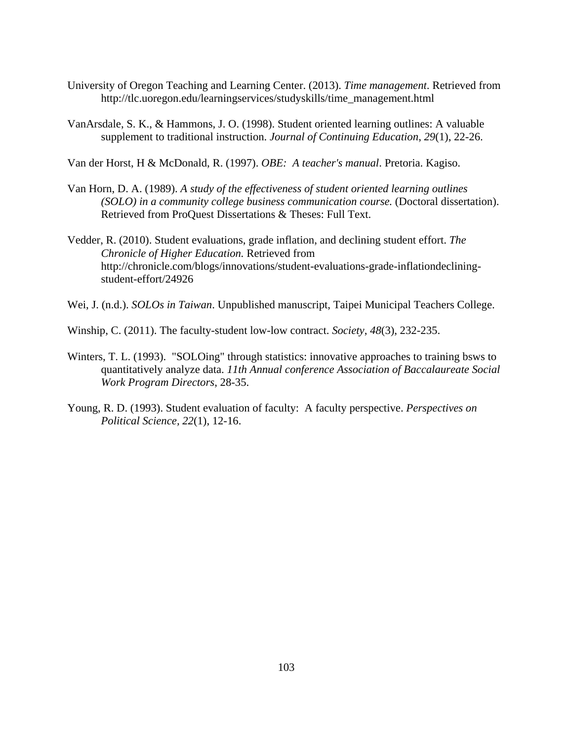University of Oregon Teaching and Learning Center. (2013). *Time management*. Retrieved from http://tlc.uoregon.edu/learningservices/studyskills/time_management.html

VanArsdale, S. K., & Hammons, J. O. (1998). Student oriented learning outlines: A valuable supplement to traditional instruction. *Journal of Continuing Education*, *29*(1), 22-26.

Van der Horst, H & McDonald, R. (1997). *OBE: A teacher's manual*. Pretoria. Kagiso.

Van Horn, D. A. (1989). *A study of the effectiveness of student oriented learning outlines (SOLO) in a community college business communication course.* (Doctoral dissertation). Retrieved from ProQuest Dissertations & Theses: Full Text.

Vedder, R. (2010). Student evaluations, grade inflation, and declining student effort. *The Chronicle of Higher Education.* Retrieved from http://chronicle.com/blogs/innovations/student-evaluations-grade-inflationdeclining-student-effort/24926

Wei, J. (n.d.). *SOLOs in Taiwan*. Unpublished manuscript, Taipei Municipal Teachers College.

Winship, C. (2011). The faculty-student low-low contract. *Society*, *48*(3), 232-235.

Winters, T. L. (1993). "SOLOing" through statistics: innovative approaches to training bsws to quantitatively analyze data. *11th Annual conference Association of Baccalaureate Social Work Program Directors*, 28-35.

Young, R. D. (1993). Student evaluation of faculty: A faculty perspective. *Perspectives on Political Science, 22*(1), 12-16.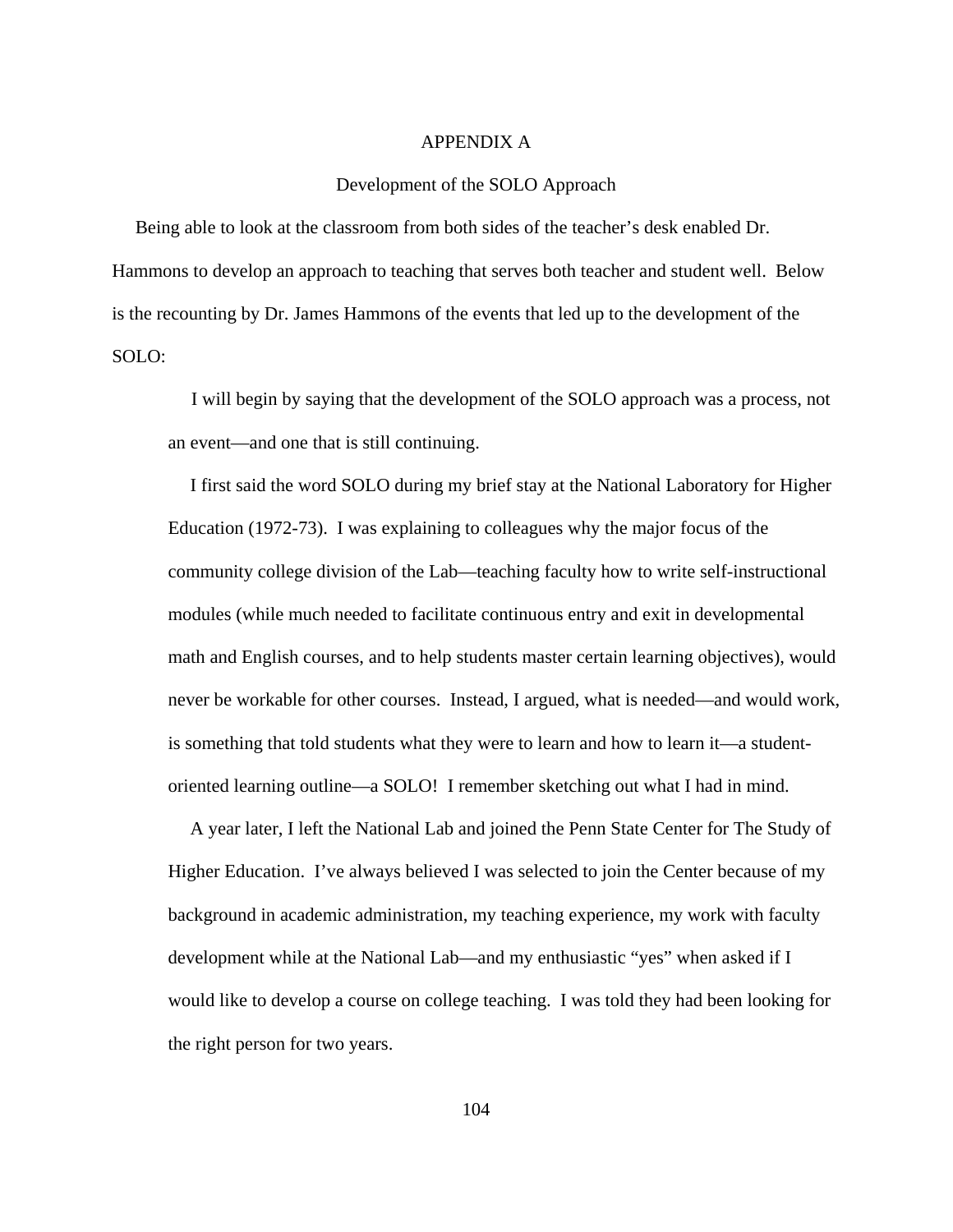# APPENDIX A

## Development of the SOLO Approach

Being able to look at the classroom from both sides of the teacher's desk enabled Dr. Hammons to develop an approach to teaching that serves both teacher and student well. Below is the recounting by Dr. James Hammons of the events that led up to the development of the SOLO:

> I will begin by saying that the development of the SOLO approach was a process, not an event—and one that is still continuing.
>
> I first said the word SOLO during my brief stay at the National Laboratory for Higher Education (1972-73). I was explaining to colleagues why the major focus of the community college division of the Lab—teaching faculty how to write self-instructional modules (while much needed to facilitate continuous entry and exit in developmental math and English courses, and to help students master certain learning objectives), would never be workable for other courses. Instead, I argued, what is needed—and would work, is something that told students what they were to learn and how to learn it—a student-oriented learning outline—a SOLO! I remember sketching out what I had in mind.
>
> A year later, I left the National Lab and joined the Penn State Center for The Study of Higher Education. I've always believed I was selected to join the Center because of my background in academic administration, my teaching experience, my work with faculty development while at the National Lab—and my enthusiastic "yes" when asked if I would like to develop a course on college teaching. I was told they had been looking for the right person for two years.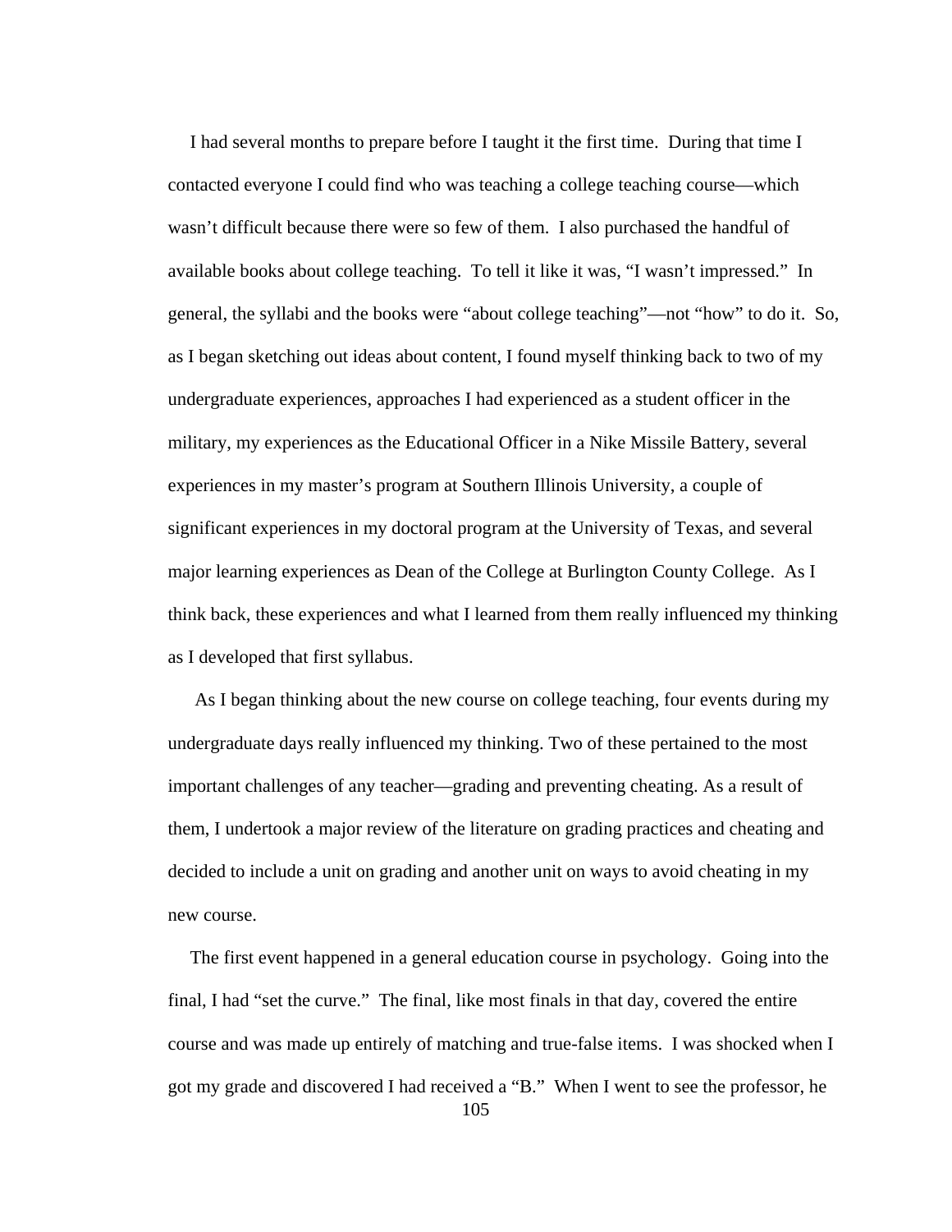I had several months to prepare before I taught it the first time. During that time I contacted everyone I could find who was teaching a college teaching course—which wasn't difficult because there were so few of them. I also purchased the handful of available books about college teaching. To tell it like it was, "I wasn't impressed." In general, the syllabi and the books were "about college teaching"—not "how" to do it. So, as I began sketching out ideas about content, I found myself thinking back to two of my undergraduate experiences, approaches I had experienced as a student officer in the military, my experiences as the Educational Officer in a Nike Missile Battery, several experiences in my master's program at Southern Illinois University, a couple of significant experiences in my doctoral program at the University of Texas, and several major learning experiences as Dean of the College at Burlington County College. As I think back, these experiences and what I learned from them really influenced my thinking as I developed that first syllabus.

As I began thinking about the new course on college teaching, four events during my undergraduate days really influenced my thinking. Two of these pertained to the most important challenges of any teacher—grading and preventing cheating. As a result of them, I undertook a major review of the literature on grading practices and cheating and decided to include a unit on grading and another unit on ways to avoid cheating in my new course.

The first event happened in a general education course in psychology. Going into the final, I had "set the curve." The final, like most finals in that day, covered the entire course and was made up entirely of matching and true-false items. I was shocked when I got my grade and discovered I had received a "B." When I went to see the professor, he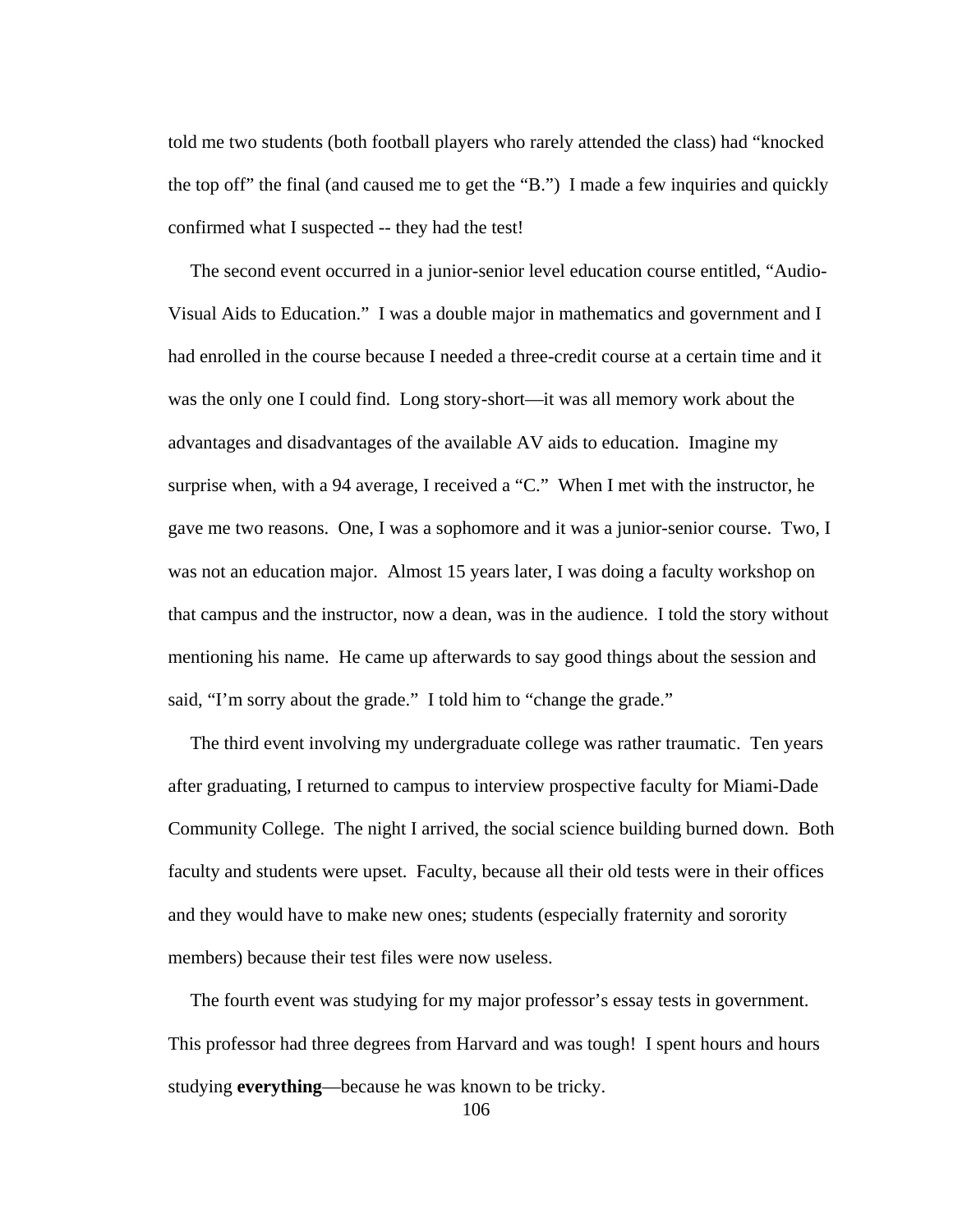told me two students (both football players who rarely attended the class) had "knocked the top off" the final (and caused me to get the "B.") I made a few inquiries and quickly confirmed what I suspected -- they had the test!

The second event occurred in a junior-senior level education course entitled, "Audio-Visual Aids to Education." I was a double major in mathematics and government and I had enrolled in the course because I needed a three-credit course at a certain time and it was the only one I could find. Long story-short—it was all memory work about the advantages and disadvantages of the available AV aids to education. Imagine my surprise when, with a 94 average, I received a "C." When I met with the instructor, he gave me two reasons. One, I was a sophomore and it was a junior-senior course. Two, I was not an education major. Almost 15 years later, I was doing a faculty workshop on that campus and the instructor, now a dean, was in the audience. I told the story without mentioning his name. He came up afterwards to say good things about the session and said, "I'm sorry about the grade." I told him to "change the grade."

The third event involving my undergraduate college was rather traumatic. Ten years after graduating, I returned to campus to interview prospective faculty for Miami-Dade Community College. The night I arrived, the social science building burned down. Both faculty and students were upset. Faculty, because all their old tests were in their offices and they would have to make new ones; students (especially fraternity and sorority members) because their test files were now useless.

The fourth event was studying for my major professor's essay tests in government. This professor had three degrees from Harvard and was tough! I spent hours and hours studying **everything**—because he was known to be tricky.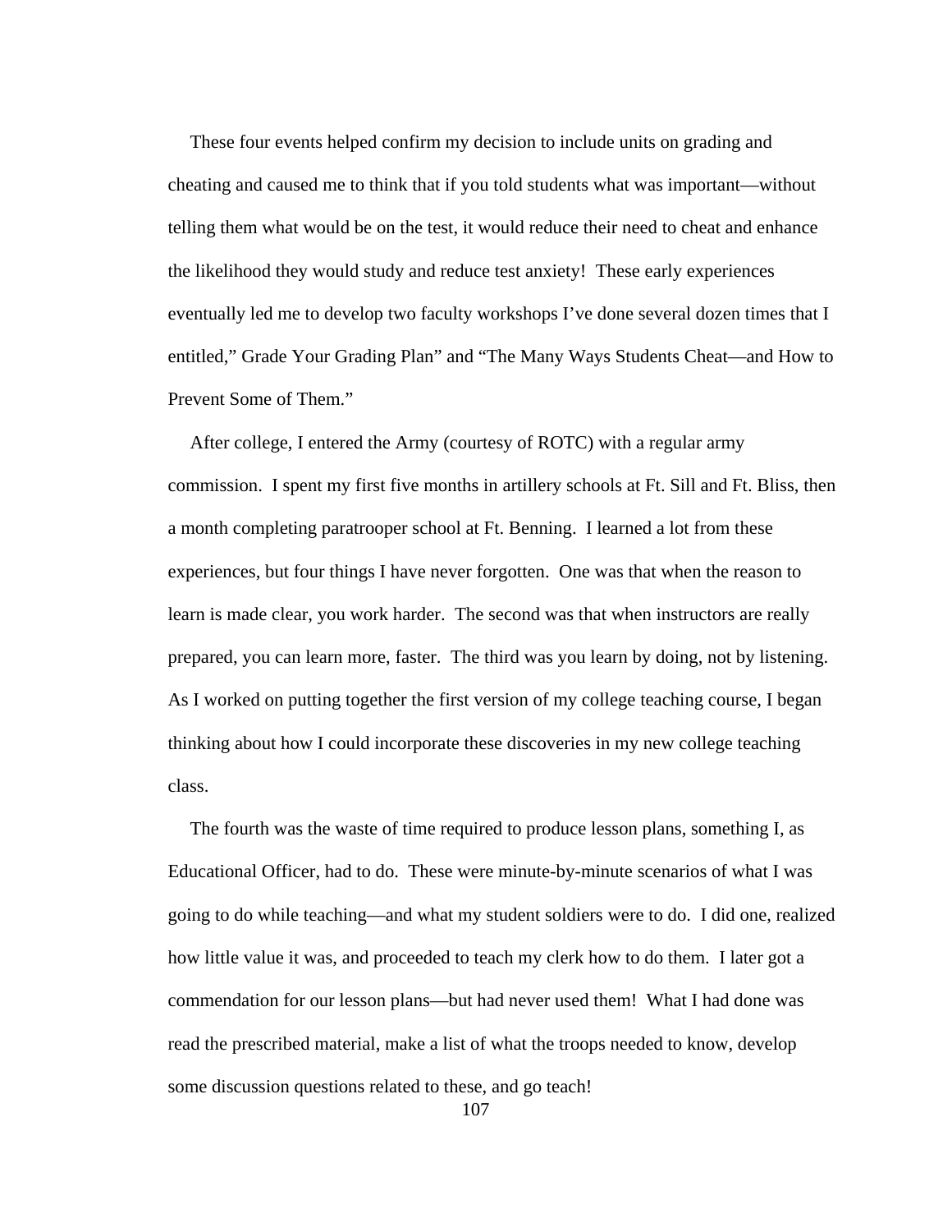These four events helped confirm my decision to include units on grading and cheating and caused me to think that if you told students what was important—without telling them what would be on the test, it would reduce their need to cheat and enhance the likelihood they would study and reduce test anxiety! These early experiences eventually led me to develop two faculty workshops I've done several dozen times that I entitled," Grade Your Grading Plan" and "The Many Ways Students Cheat—and How to Prevent Some of Them."

After college, I entered the Army (courtesy of ROTC) with a regular army commission. I spent my first five months in artillery schools at Ft. Sill and Ft. Bliss, then a month completing paratrooper school at Ft. Benning. I learned a lot from these experiences, but four things I have never forgotten. One was that when the reason to learn is made clear, you work harder. The second was that when instructors are really prepared, you can learn more, faster. The third was you learn by doing, not by listening. As I worked on putting together the first version of my college teaching course, I began thinking about how I could incorporate these discoveries in my new college teaching class.

The fourth was the waste of time required to produce lesson plans, something I, as Educational Officer, had to do. These were minute-by-minute scenarios of what I was going to do while teaching—and what my student soldiers were to do. I did one, realized how little value it was, and proceeded to teach my clerk how to do them. I later got a commendation for our lesson plans—but had never used them! What I had done was read the prescribed material, make a list of what the troops needed to know, develop some discussion questions related to these, and go teach!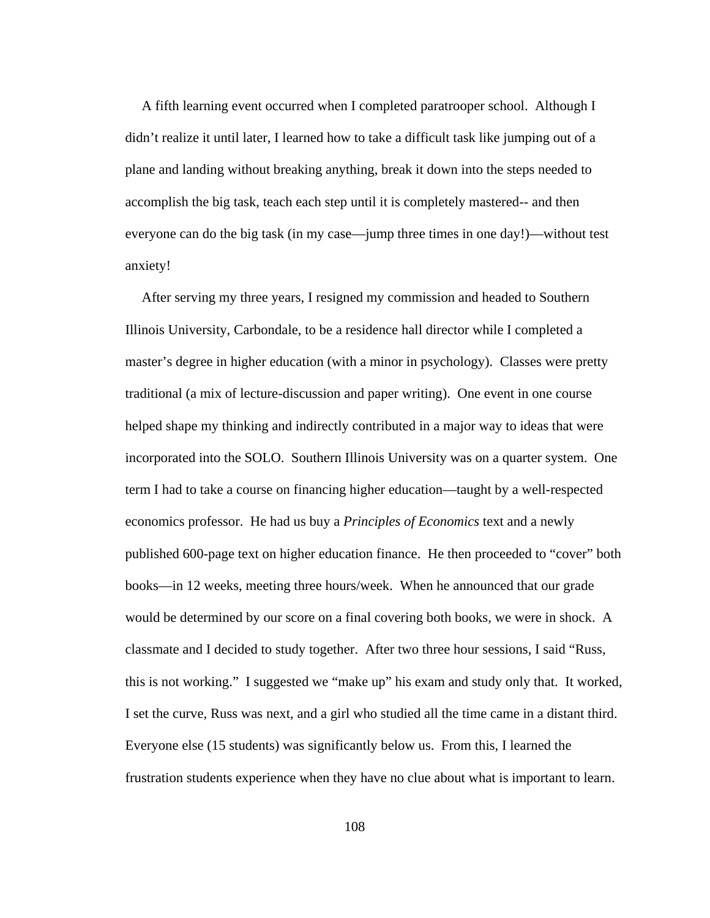A fifth learning event occurred when I completed paratrooper school. Although I didn't realize it until later, I learned how to take a difficult task like jumping out of a plane and landing without breaking anything, break it down into the steps needed to accomplish the big task, teach each step until it is completely mastered-- and then everyone can do the big task (in my case—jump three times in one day!)—without test anxiety!

After serving my three years, I resigned my commission and headed to Southern Illinois University, Carbondale, to be a residence hall director while I completed a master's degree in higher education (with a minor in psychology). Classes were pretty traditional (a mix of lecture-discussion and paper writing). One event in one course helped shape my thinking and indirectly contributed in a major way to ideas that were incorporated into the SOLO. Southern Illinois University was on a quarter system. One term I had to take a course on financing higher education—taught by a well-respected economics professor. He had us buy a *Principles of Economics* text and a newly published 600-page text on higher education finance. He then proceeded to "cover" both books—in 12 weeks, meeting three hours/week. When he announced that our grade would be determined by our score on a final covering both books, we were in shock. A classmate and I decided to study together. After two three hour sessions, I said "Russ, this is not working." I suggested we "make up" his exam and study only that. It worked, I set the curve, Russ was next, and a girl who studied all the time came in a distant third. Everyone else (15 students) was significantly below us. From this, I learned the frustration students experience when they have no clue about what is important to learn.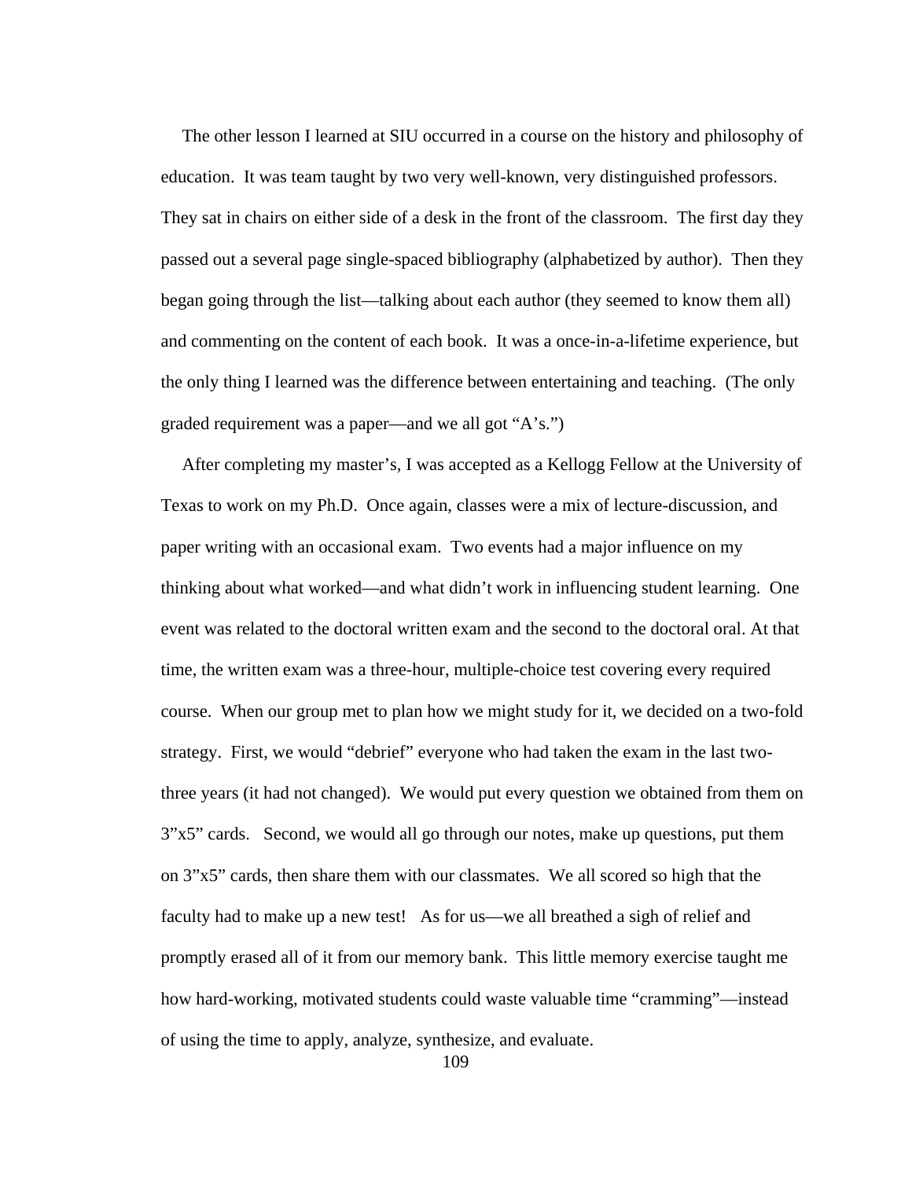The other lesson I learned at SIU occurred in a course on the history and philosophy of education. It was team taught by two very well-known, very distinguished professors. They sat in chairs on either side of a desk in the front of the classroom. The first day they passed out a several page single-spaced bibliography (alphabetized by author). Then they began going through the list—talking about each author (they seemed to know them all) and commenting on the content of each book. It was a once-in-a-lifetime experience, but the only thing I learned was the difference between entertaining and teaching. (The only graded requirement was a paper—and we all got "A's.")

After completing my master's, I was accepted as a Kellogg Fellow at the University of Texas to work on my Ph.D. Once again, classes were a mix of lecture-discussion, and paper writing with an occasional exam. Two events had a major influence on my thinking about what worked—and what didn't work in influencing student learning. One event was related to the doctoral written exam and the second to the doctoral oral. At that time, the written exam was a three-hour, multiple-choice test covering every required course. When our group met to plan how we might study for it, we decided on a two-fold strategy. First, we would "debrief" everyone who had taken the exam in the last two-three years (it had not changed). We would put every question we obtained from them on 3"x5" cards. Second, we would all go through our notes, make up questions, put them on 3"x5" cards, then share them with our classmates. We all scored so high that the faculty had to make up a new test! As for us—we all breathed a sigh of relief and promptly erased all of it from our memory bank. This little memory exercise taught me how hard-working, motivated students could waste valuable time "cramming"—instead of using the time to apply, analyze, synthesize, and evaluate.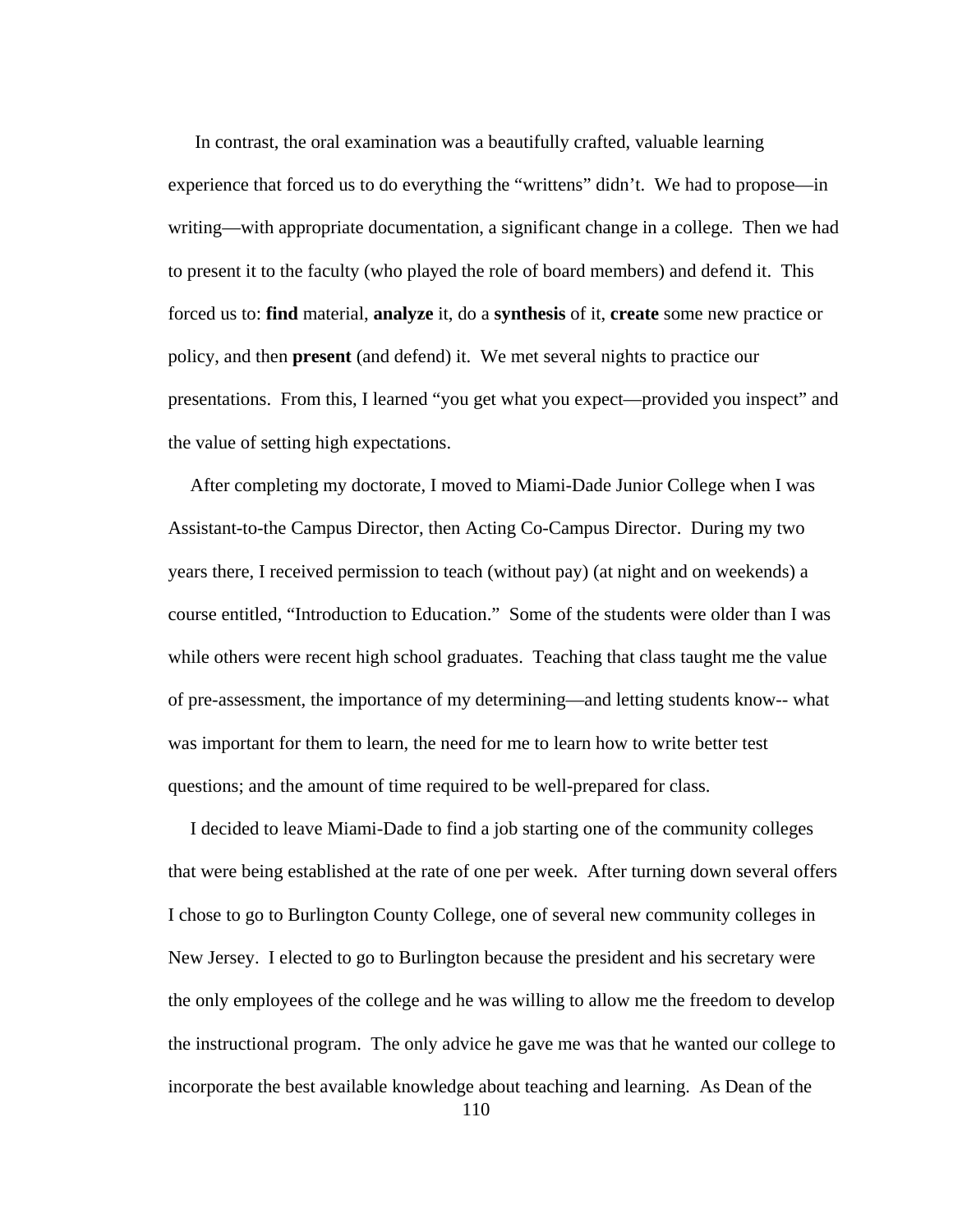In contrast, the oral examination was a beautifully crafted, valuable learning experience that forced us to do everything the "writtens" didn't. We had to propose—in writing—with appropriate documentation, a significant change in a college. Then we had to present it to the faculty (who played the role of board members) and defend it. This forced us to: **find** material, **analyze** it, do a **synthesis** of it, **create** some new practice or policy, and then **present** (and defend) it. We met several nights to practice our presentations. From this, I learned "you get what you expect—provided you inspect" and the value of setting high expectations.

After completing my doctorate, I moved to Miami-Dade Junior College when I was Assistant-to-the Campus Director, then Acting Co-Campus Director. During my two years there, I received permission to teach (without pay) (at night and on weekends) a course entitled, "Introduction to Education." Some of the students were older than I was while others were recent high school graduates. Teaching that class taught me the value of pre-assessment, the importance of my determining—and letting students know-- what was important for them to learn, the need for me to learn how to write better test questions; and the amount of time required to be well-prepared for class.

I decided to leave Miami-Dade to find a job starting one of the community colleges that were being established at the rate of one per week. After turning down several offers I chose to go to Burlington County College, one of several new community colleges in New Jersey. I elected to go to Burlington because the president and his secretary were the only employees of the college and he was willing to allow me the freedom to develop the instructional program. The only advice he gave me was that he wanted our college to incorporate the best available knowledge about teaching and learning. As Dean of the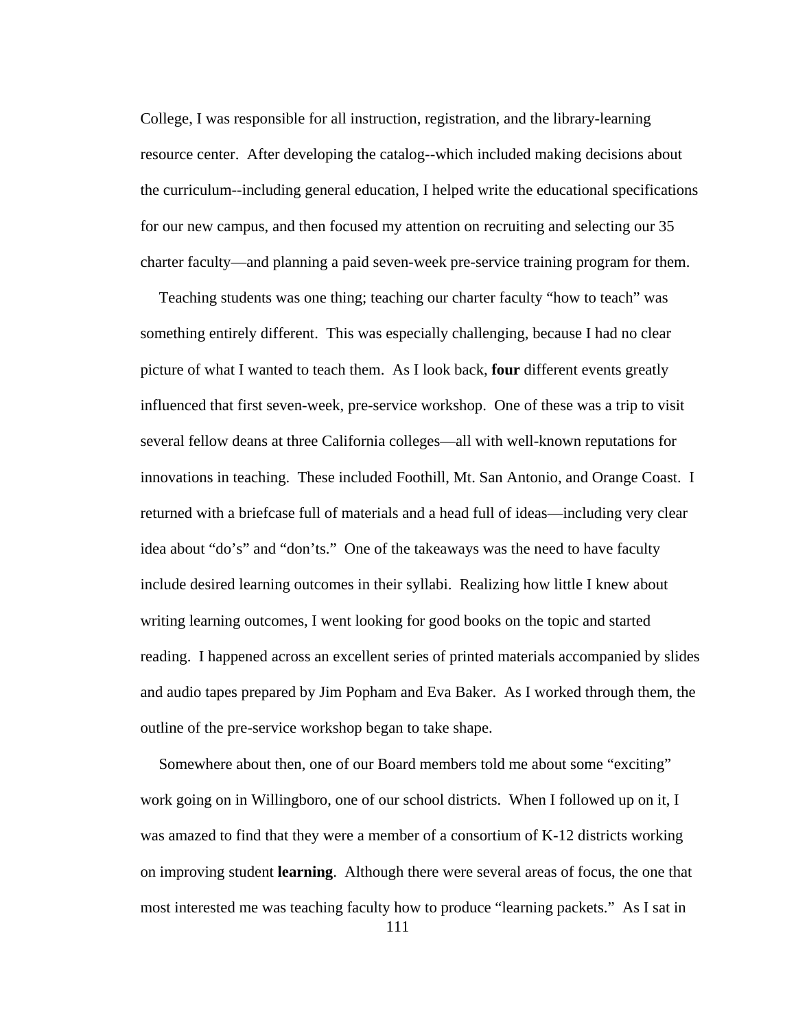College, I was responsible for all instruction, registration, and the library-learning resource center. After developing the catalog--which included making decisions about the curriculum--including general education, I helped write the educational specifications for our new campus, and then focused my attention on recruiting and selecting our 35 charter faculty—and planning a paid seven-week pre-service training program for them.

Teaching students was one thing; teaching our charter faculty "how to teach" was something entirely different. This was especially challenging, because I had no clear picture of what I wanted to teach them. As I look back, **four** different events greatly influenced that first seven-week, pre-service workshop. One of these was a trip to visit several fellow deans at three California colleges—all with well-known reputations for innovations in teaching. These included Foothill, Mt. San Antonio, and Orange Coast. I returned with a briefcase full of materials and a head full of ideas—including very clear idea about "do's" and "don'ts." One of the takeaways was the need to have faculty include desired learning outcomes in their syllabi. Realizing how little I knew about writing learning outcomes, I went looking for good books on the topic and started reading. I happened across an excellent series of printed materials accompanied by slides and audio tapes prepared by Jim Popham and Eva Baker. As I worked through them, the outline of the pre-service workshop began to take shape.

Somewhere about then, one of our Board members told me about some "exciting" work going on in Willingboro, one of our school districts. When I followed up on it, I was amazed to find that they were a member of a consortium of K-12 districts working on improving student **learning**. Although there were several areas of focus, the one that most interested me was teaching faculty how to produce "learning packets." As I sat in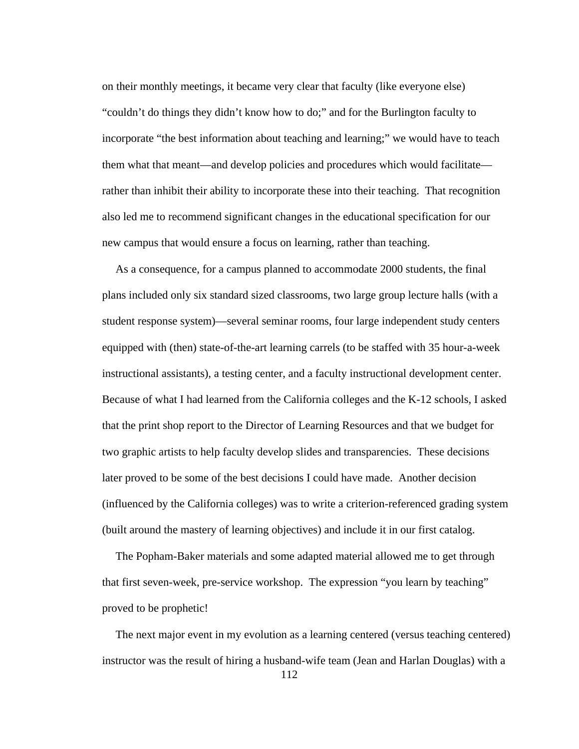on their monthly meetings, it became very clear that faculty (like everyone else) "couldn't do things they didn't know how to do;" and for the Burlington faculty to incorporate "the best information about teaching and learning;" we would have to teach them what that meant—and develop policies and procedures which would facilitate—rather than inhibit their ability to incorporate these into their teaching. That recognition also led me to recommend significant changes in the educational specification for our new campus that would ensure a focus on learning, rather than teaching.

As a consequence, for a campus planned to accommodate 2000 students, the final plans included only six standard sized classrooms, two large group lecture halls (with a student response system)—several seminar rooms, four large independent study centers equipped with (then) state-of-the-art learning carrels (to be staffed with 35 hour-a-week instructional assistants), a testing center, and a faculty instructional development center. Because of what I had learned from the California colleges and the K-12 schools, I asked that the print shop report to the Director of Learning Resources and that we budget for two graphic artists to help faculty develop slides and transparencies. These decisions later proved to be some of the best decisions I could have made. Another decision (influenced by the California colleges) was to write a criterion-referenced grading system (built around the mastery of learning objectives) and include it in our first catalog.

The Popham-Baker materials and some adapted material allowed me to get through that first seven-week, pre-service workshop. The expression "you learn by teaching" proved to be prophetic!

The next major event in my evolution as a learning centered (versus teaching centered) instructor was the result of hiring a husband-wife team (Jean and Harlan Douglas) with a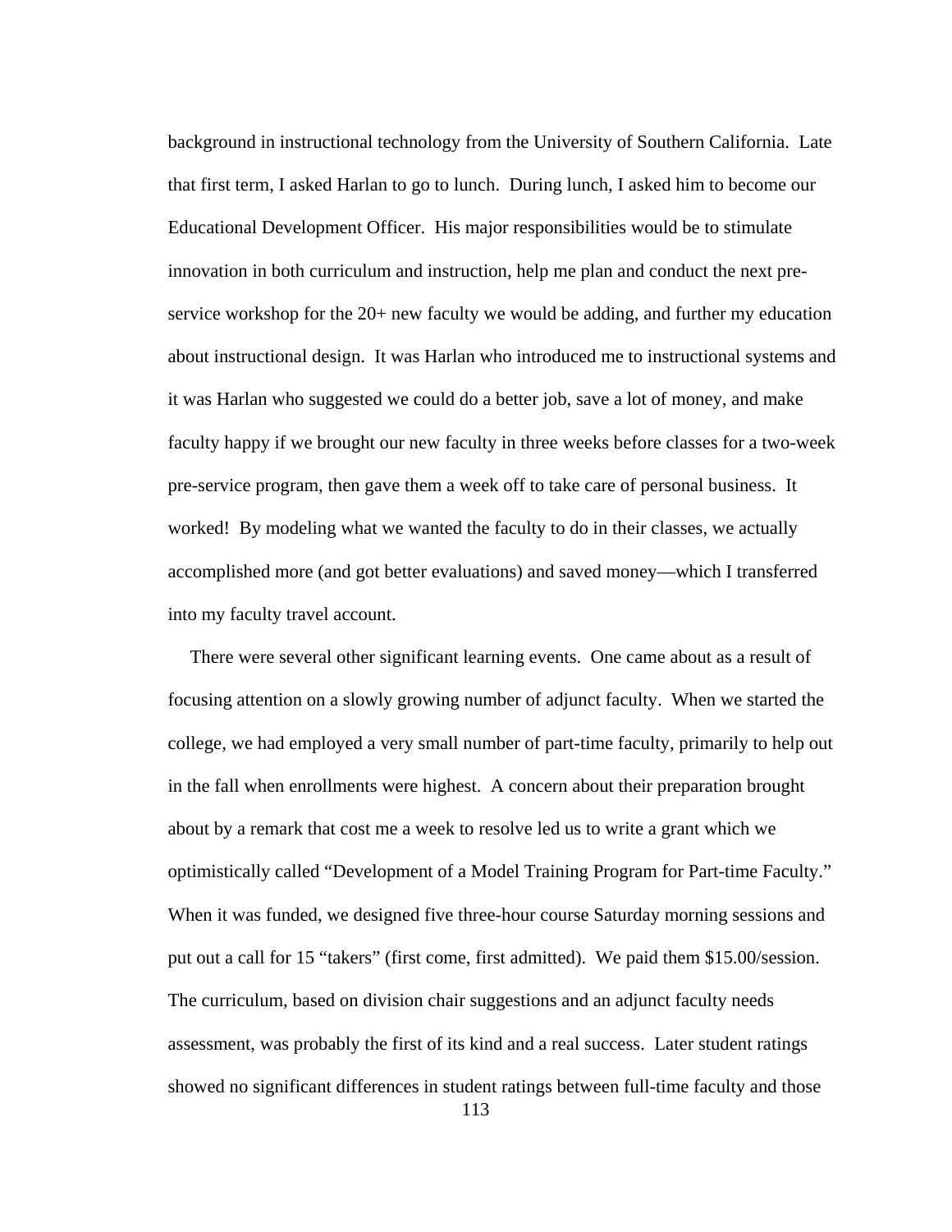background in instructional technology from the University of Southern California. Late that first term, I asked Harlan to go to lunch. During lunch, I asked him to become our Educational Development Officer. His major responsibilities would be to stimulate innovation in both curriculum and instruction, help me plan and conduct the next pre-service workshop for the 20+ new faculty we would be adding, and further my education about instructional design. It was Harlan who introduced me to instructional systems and it was Harlan who suggested we could do a better job, save a lot of money, and make faculty happy if we brought our new faculty in three weeks before classes for a two-week pre-service program, then gave them a week off to take care of personal business. It worked! By modeling what we wanted the faculty to do in their classes, we actually accomplished more (and got better evaluations) and saved money—which I transferred into my faculty travel account.

There were several other significant learning events. One came about as a result of focusing attention on a slowly growing number of adjunct faculty. When we started the college, we had employed a very small number of part-time faculty, primarily to help out in the fall when enrollments were highest. A concern about their preparation brought about by a remark that cost me a week to resolve led us to write a grant which we optimistically called "Development of a Model Training Program for Part-time Faculty." When it was funded, we designed five three-hour course Saturday morning sessions and put out a call for 15 "takers" (first come, first admitted). We paid them $15.00/session. The curriculum, based on division chair suggestions and an adjunct faculty needs assessment, was probably the first of its kind and a real success. Later student ratings showed no significant differences in student ratings between full-time faculty and those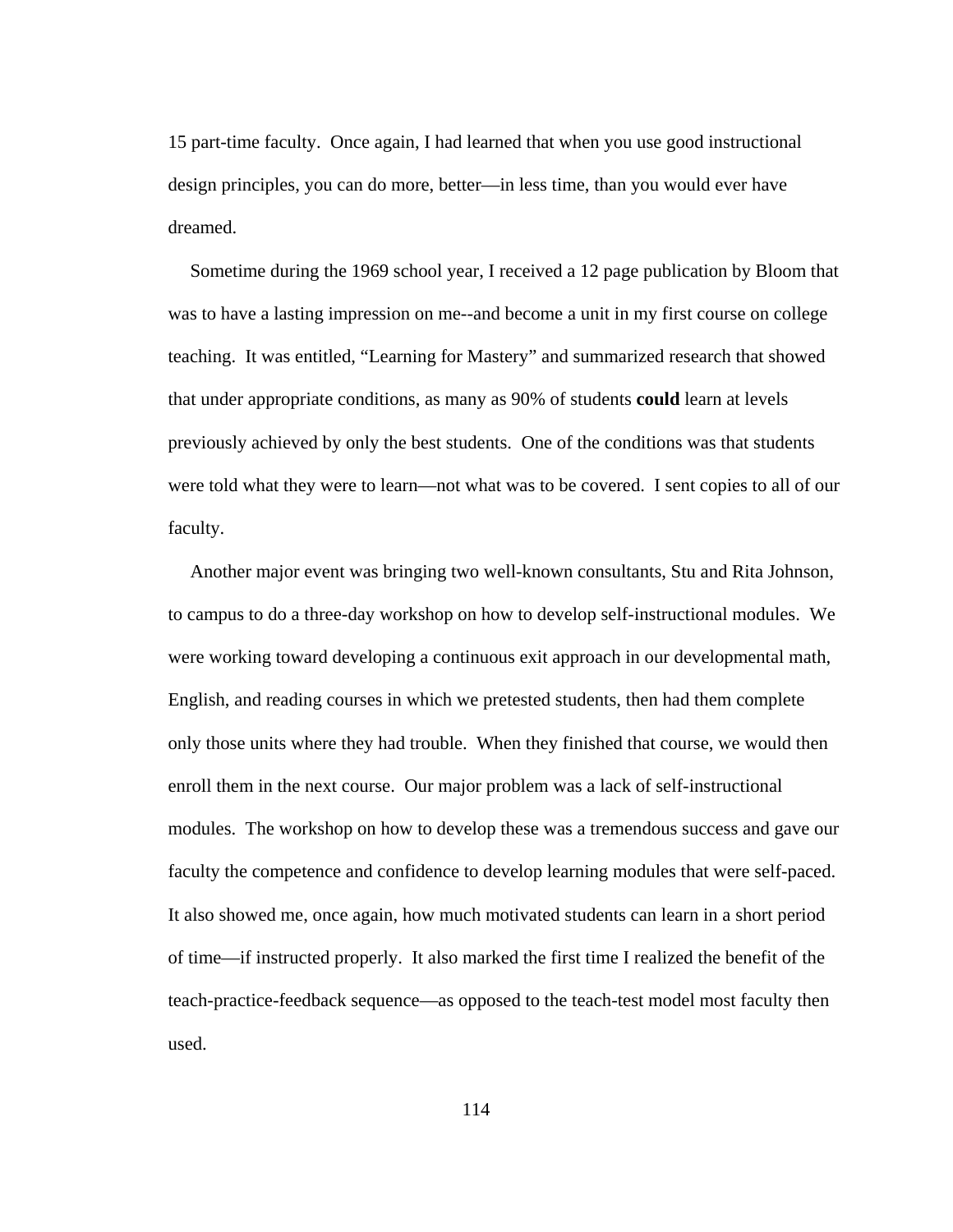15 part-time faculty. Once again, I had learned that when you use good instructional design principles, you can do more, better—in less time, than you would ever have dreamed.

Sometime during the 1969 school year, I received a 12 page publication by Bloom that was to have a lasting impression on me--and become a unit in my first course on college teaching. It was entitled, "Learning for Mastery" and summarized research that showed that under appropriate conditions, as many as 90% of students **could** learn at levels previously achieved by only the best students. One of the conditions was that students were told what they were to learn—not what was to be covered. I sent copies to all of our faculty.

Another major event was bringing two well-known consultants, Stu and Rita Johnson, to campus to do a three-day workshop on how to develop self-instructional modules. We were working toward developing a continuous exit approach in our developmental math, English, and reading courses in which we pretested students, then had them complete only those units where they had trouble. When they finished that course, we would then enroll them in the next course. Our major problem was a lack of self-instructional modules. The workshop on how to develop these was a tremendous success and gave our faculty the competence and confidence to develop learning modules that were self-paced. It also showed me, once again, how much motivated students can learn in a short period of time—if instructed properly. It also marked the first time I realized the benefit of the teach-practice-feedback sequence—as opposed to the teach-test model most faculty then used.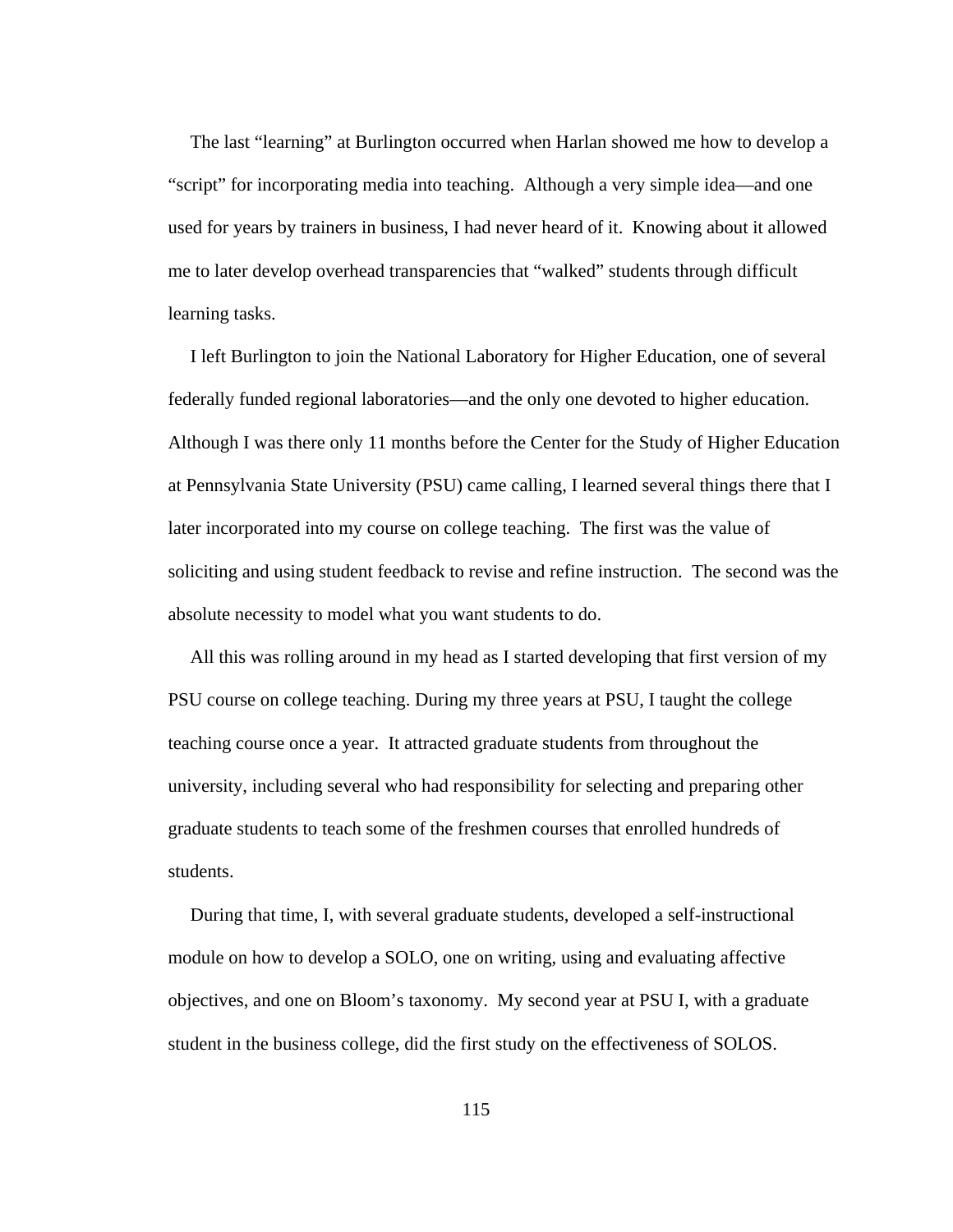The last “learning” at Burlington occurred when Harlan showed me how to develop a “script” for incorporating media into teaching. Although a very simple idea—and one used for years by trainers in business, I had never heard of it. Knowing about it allowed me to later develop overhead transparencies that “walked” students through difficult learning tasks.

I left Burlington to join the National Laboratory for Higher Education, one of several federally funded regional laboratories—and the only one devoted to higher education. Although I was there only 11 months before the Center for the Study of Higher Education at Pennsylvania State University (PSU) came calling, I learned several things there that I later incorporated into my course on college teaching. The first was the value of soliciting and using student feedback to revise and refine instruction. The second was the absolute necessity to model what you want students to do.

All this was rolling around in my head as I started developing that first version of my PSU course on college teaching. During my three years at PSU, I taught the college teaching course once a year. It attracted graduate students from throughout the university, including several who had responsibility for selecting and preparing other graduate students to teach some of the freshmen courses that enrolled hundreds of students.

During that time, I, with several graduate students, developed a self-instructional module on how to develop a SOLO, one on writing, using and evaluating affective objectives, and one on Bloom’s taxonomy. My second year at PSU I, with a graduate student in the business college, did the first study on the effectiveness of SOLOS.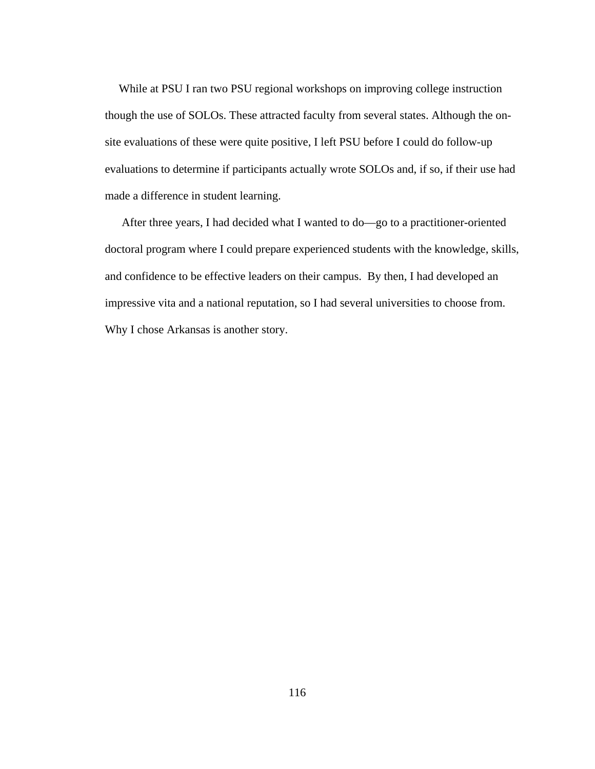While at PSU I ran two PSU regional workshops on improving college instruction though the use of SOLOs. These attracted faculty from several states. Although the on-site evaluations of these were quite positive, I left PSU before I could do follow-up evaluations to determine if participants actually wrote SOLOs and, if so, if their use had made a difference in student learning.

After three years, I had decided what I wanted to do—go to a practitioner-oriented doctoral program where I could prepare experienced students with the knowledge, skills, and confidence to be effective leaders on their campus.  By then, I had developed an impressive vita and a national reputation, so I had several universities to choose from. Why I chose Arkansas is another story.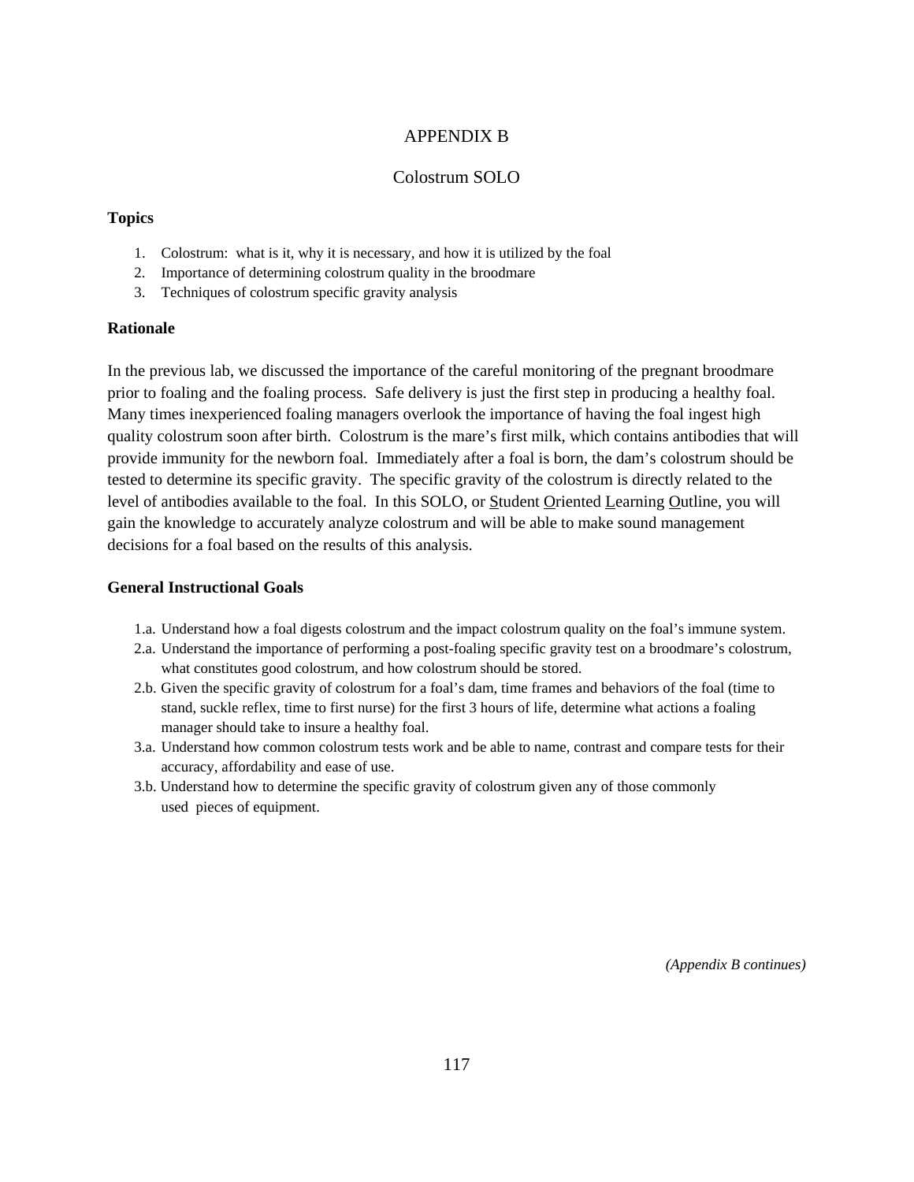# APPENDIX B

## Colostrum SOLO

### Topics

1. Colostrum: what is it, why it is necessary, and how it is utilized by the foal
2. Importance of determining colostrum quality in the broodmare
3. Techniques of colostrum specific gravity analysis

### Rationale

In the previous lab, we discussed the importance of the careful monitoring of the pregnant broodmare prior to foaling and the foaling process. Safe delivery is just the first step in producing a healthy foal. Many times inexperienced foaling managers overlook the importance of having the foal ingest high quality colostrum soon after birth. Colostrum is the mare's first milk, which contains antibodies that will provide immunity for the newborn foal. Immediately after a foal is born, the dam's colostrum should be tested to determine its specific gravity. The specific gravity of the colostrum is directly related to the level of antibodies available to the foal. In this SOLO, or Student Oriented Learning Outline, you will gain the knowledge to accurately analyze colostrum and will be able to make sound management decisions for a foal based on the results of this analysis.

### General Instructional Goals

1.a. Understand how a foal digests colostrum and the impact colostrum quality on the foal's immune system.
2.a. Understand the importance of performing a post-foaling specific gravity test on a broodmare's colostrum, what constitutes good colostrum, and how colostrum should be stored.
2.b. Given the specific gravity of colostrum for a foal's dam, time frames and behaviors of the foal (time to stand, suckle reflex, time to first nurse) for the first 3 hours of life, determine what actions a foaling manager should take to insure a healthy foal.
3.a. Understand how common colostrum tests work and be able to name, contrast and compare tests for their accuracy, affordability and ease of use.
3.b. Understand how to determine the specific gravity of colostrum given any of those commonly used pieces of equipment.

*(Appendix B continues)*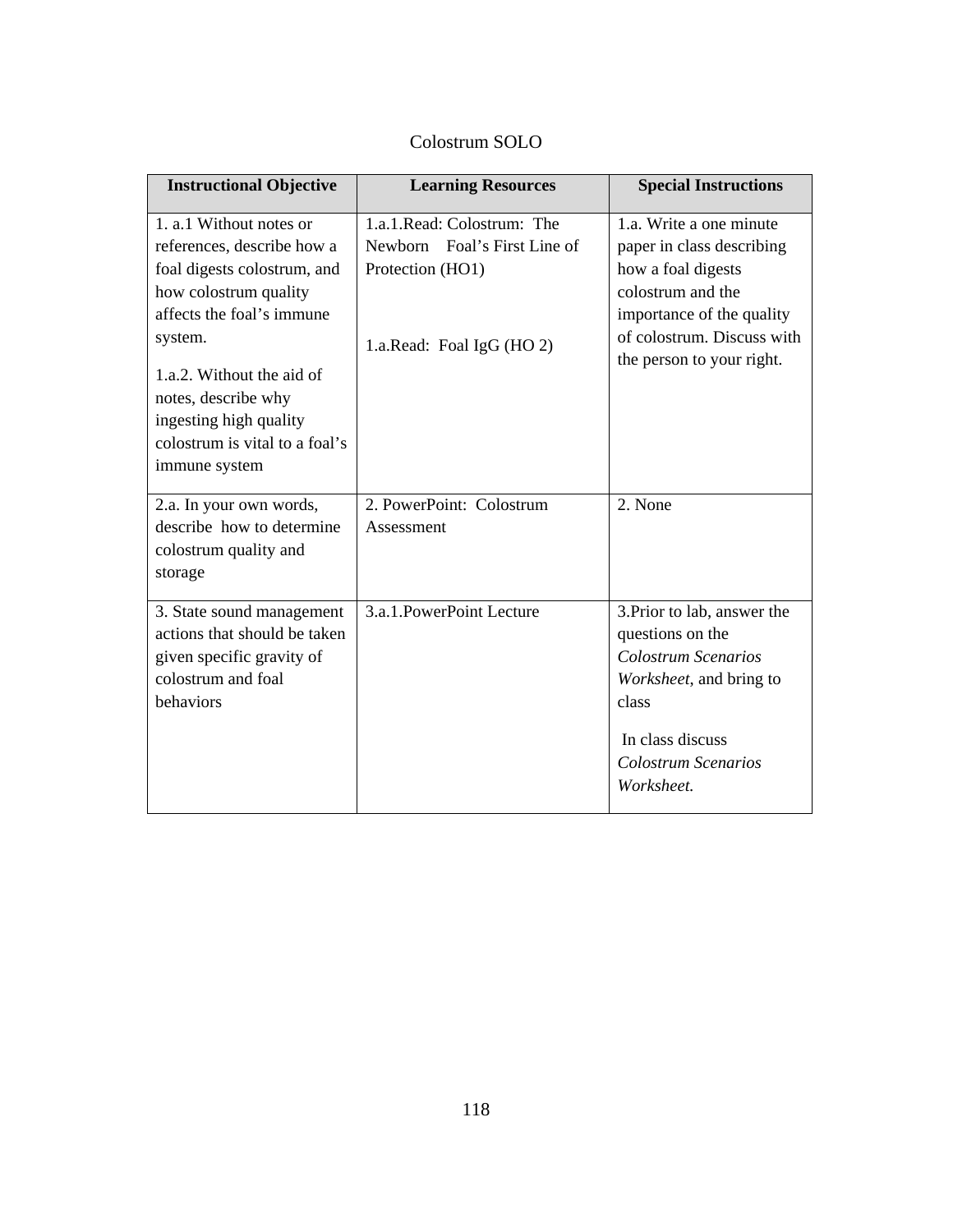# Colostrum SOLO

| Instructional Objective | Learning Resources | Special Instructions |
|---|---|---|
| 1. a.1 Without notes or references, describe how a foal digests colostrum, and how colostrum quality affects the foal's immune system.<br><br>1.a.2. Without the aid of notes, describe why ingesting high quality colostrum is vital to a foal's immune system | 1.a.1.Read: Colostrum: The Newborn Foal's First Line of Protection (HO1)<br><br>1.a.Read: Foal IgG (HO 2) | 1.a. Write a one minute paper in class describing how a foal digests colostrum and the importance of the quality of colostrum. Discuss with the person to your right. |
| 2.a. In your own words, describe how to determine colostrum quality and storage | 2. PowerPoint: Colostrum Assessment | 2. None |
| 3. State sound management actions that should be taken given specific gravity of colostrum and foal behaviors | 3.a.1.PowerPoint Lecture | 3.Prior to lab, answer the questions on the *Colostrum Scenarios Worksheet*, and bring to class<br><br>In class discuss *Colostrum Scenarios Worksheet.* |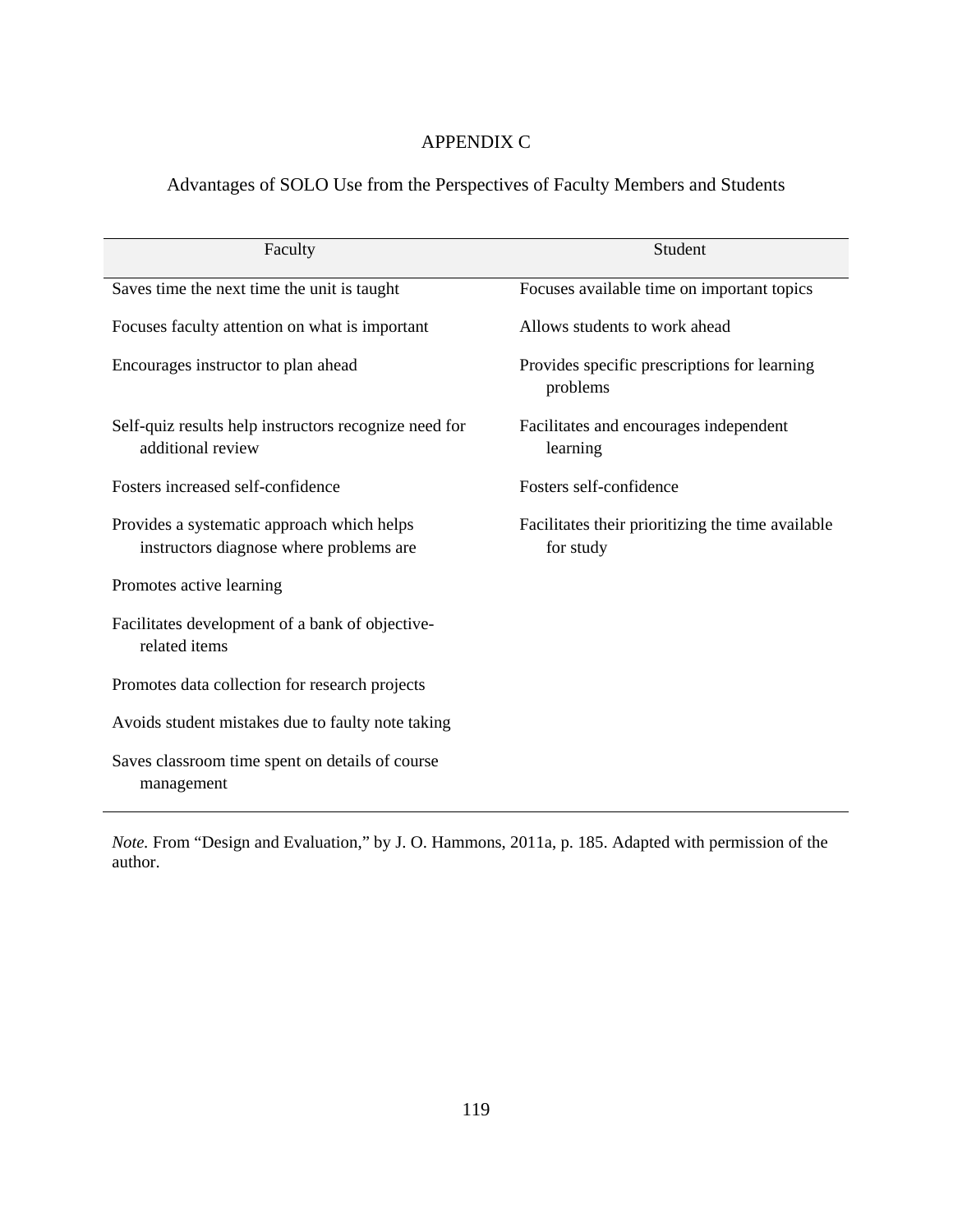# APPENDIX C

## Advantages of SOLO Use from the Perspectives of Faculty Members and Students

| Faculty | Student |
|---|---|
| Saves time the next time the unit is taught | Focuses available time on important topics |
| Focuses faculty attention on what is important | Allows students to work ahead |
| Encourages instructor to plan ahead | Provides specific prescriptions for learning problems |
| Self-quiz results help instructors recognize need for additional review | Facilitates and encourages independent learning |
| Fosters increased self-confidence | Fosters self-confidence |
| Provides a systematic approach which helps instructors diagnose where problems are | Facilitates their prioritizing the time available for study |
| Promotes active learning | |
| Facilitates development of a bank of objective-related items | |
| Promotes data collection for research projects | |
| Avoids student mistakes due to faulty note taking | |
| Saves classroom time spent on details of course management | |

*Note.* From “Design and Evaluation,” by J. O. Hammons, 2011a, p. 185. Adapted with permission of the author.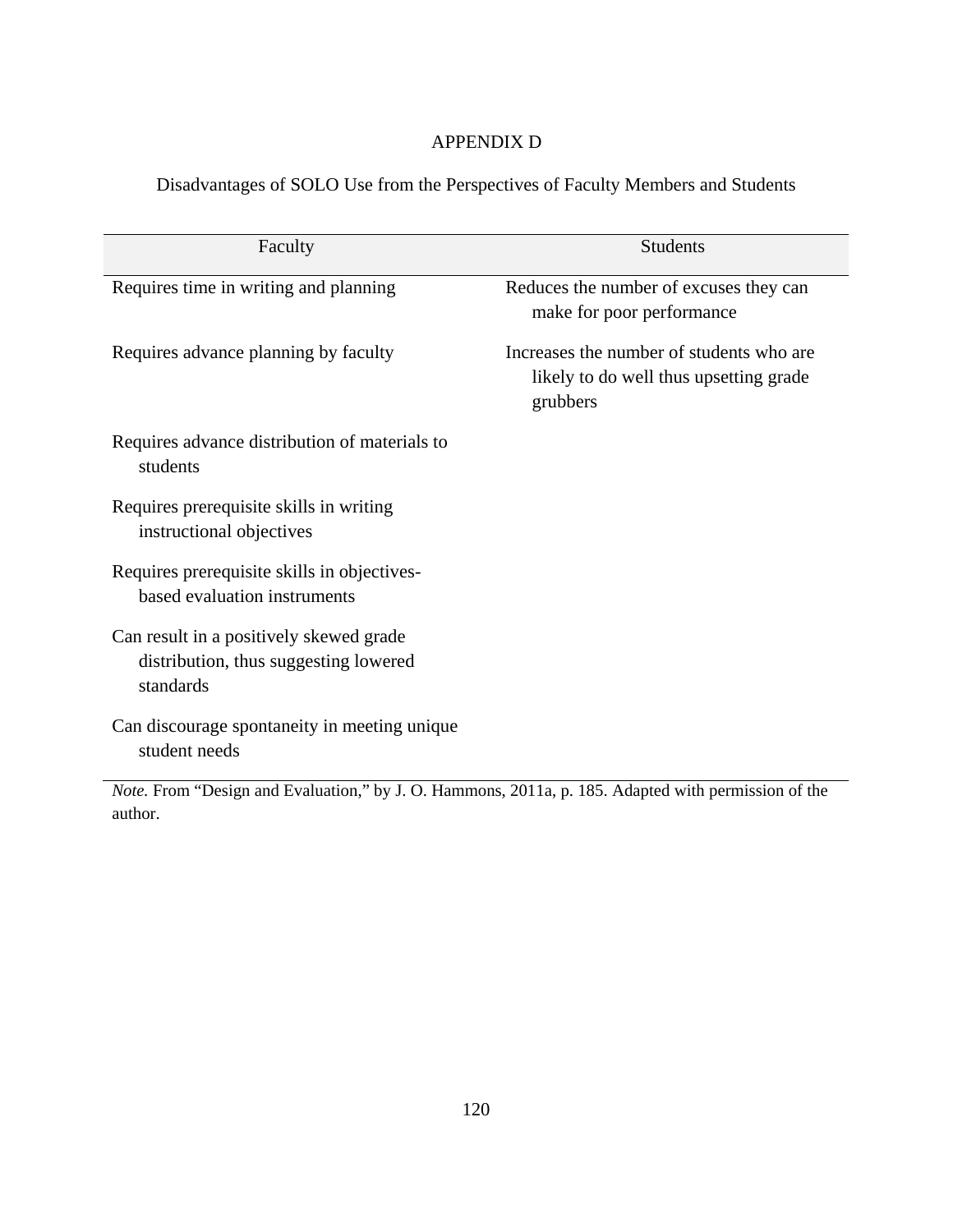# APPENDIX D

Disadvantages of SOLO Use from the Perspectives of Faculty Members and Students

| Faculty | Students |
|---|---|
| Requires time in writing and planning | Reduces the number of excuses they can make for poor performance |
| Requires advance planning by faculty | Increases the number of students who are likely to do well thus upsetting grade grubbers |
| Requires advance distribution of materials to students | |
| Requires prerequisite skills in writing instructional objectives | |
| Requires prerequisite skills in objectives-based evaluation instruments | |
| Can result in a positively skewed grade distribution, thus suggesting lowered standards | |
| Can discourage spontaneity in meeting unique student needs | |

*Note.* From "Design and Evaluation," by J. O. Hammons, 2011a, p. 185. Adapted with permission of the author.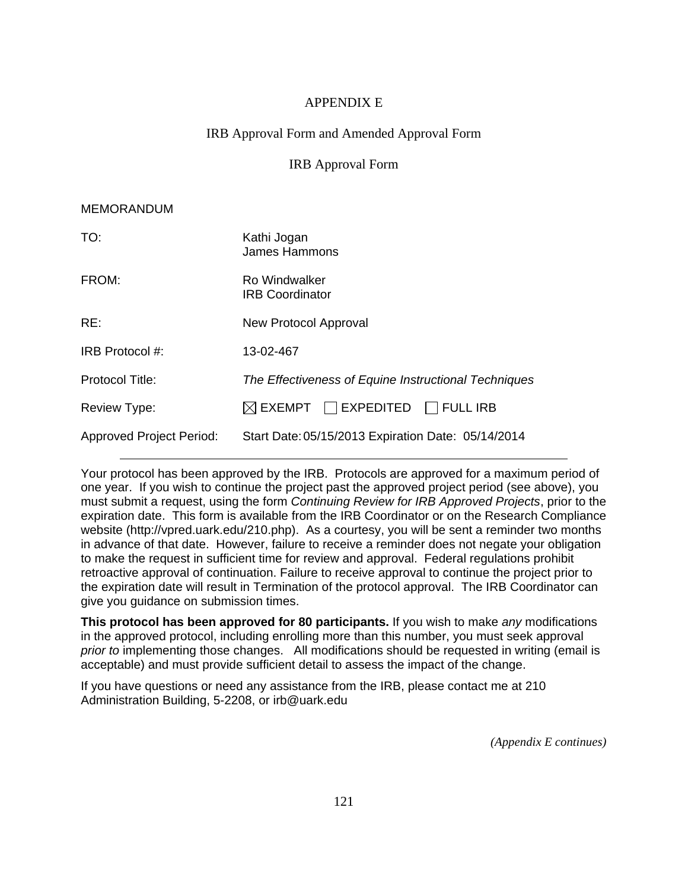# APPENDIX E

## IRB Approval Form and Amended Approval Form

### IRB Approval Form

MEMORANDUM

| | |
|---|---|
| TO: | Kathi Jogan<br>James Hammons |
| FROM: | Ro Windwalker<br>IRB Coordinator |
| RE: | New Protocol Approval |
| IRB Protocol #: | 13-02-467 |
| Protocol Title: | *The Effectiveness of Equine Instructional Techniques* |
| Review Type: | ☒ EXEMPT ☐ EXPEDITED ☐ FULL IRB |
| Approved Project Period: | Start Date: 05/15/2013 Expiration Date: 05/14/2014 |

---

Your protocol has been approved by the IRB. Protocols are approved for a maximum period of one year. If you wish to continue the project past the approved project period (see above), you must submit a request, using the form *Continuing Review for IRB Approved Projects*, prior to the expiration date. This form is available from the IRB Coordinator or on the Research Compliance website (http://vpred.uark.edu/210.php). As a courtesy, you will be sent a reminder two months in advance of that date. However, failure to receive a reminder does not negate your obligation to make the request in sufficient time for review and approval. Federal regulations prohibit retroactive approval of continuation. Failure to receive approval to continue the project prior to the expiration date will result in Termination of the protocol approval. The IRB Coordinator can give you guidance on submission times.

**This protocol has been approved for 80 participants.** If you wish to make *any* modifications in the approved protocol, including enrolling more than this number, you must seek approval *prior to* implementing those changes. All modifications should be requested in writing (email is acceptable) and must provide sufficient detail to assess the impact of the change.

If you have questions or need any assistance from the IRB, please contact me at 210 Administration Building, 5-2208, or irb@uark.edu

*(Appendix E continues)*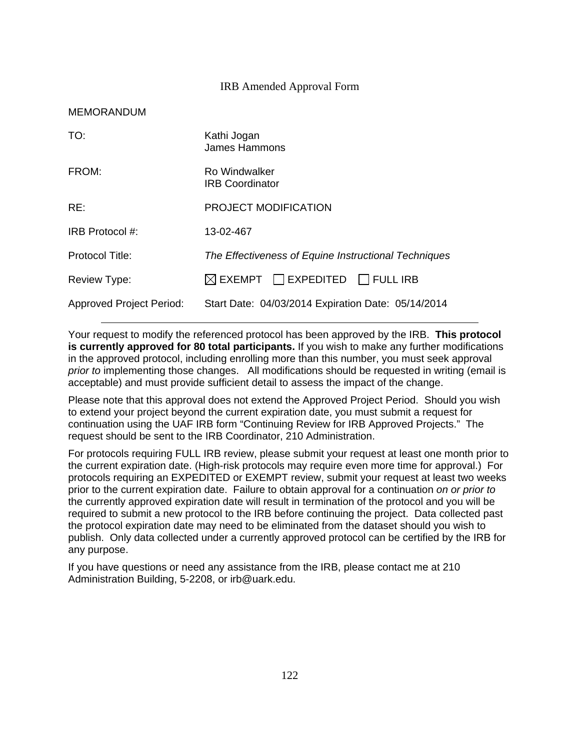# IRB Amended Approval Form

MEMORANDUM

| | |
|---|---|
| TO: | Kathi Jogan<br>James Hammons |
| FROM: | Ro Windwalker<br>IRB Coordinator |
| RE: | PROJECT MODIFICATION |
| IRB Protocol #: | 13-02-467 |
| Protocol Title: | *The Effectiveness of Equine Instructional Techniques* |
| Review Type: | ☒ EXEMPT ☐ EXPEDITED ☐ FULL IRB |
| Approved Project Period: | Start Date: 04/03/2014 Expiration Date: 05/14/2014 |

---

Your request to modify the referenced protocol has been approved by the IRB. **This protocol is currently approved for 80 total participants.** If you wish to make any further modifications in the approved protocol, including enrolling more than this number, you must seek approval *prior to* implementing those changes. All modifications should be requested in writing (email is acceptable) and must provide sufficient detail to assess the impact of the change.

Please note that this approval does not extend the Approved Project Period. Should you wish to extend your project beyond the current expiration date, you must submit a request for continuation using the UAF IRB form "Continuing Review for IRB Approved Projects." The request should be sent to the IRB Coordinator, 210 Administration.

For protocols requiring FULL IRB review, please submit your request at least one month prior to the current expiration date. (High-risk protocols may require even more time for approval.) For protocols requiring an EXPEDITED or EXEMPT review, submit your request at least two weeks prior to the current expiration date. Failure to obtain approval for a continuation *on or prior to* the currently approved expiration date will result in termination of the protocol and you will be required to submit a new protocol to the IRB before continuing the project. Data collected past the protocol expiration date may need to be eliminated from the dataset should you wish to publish. Only data collected under a currently approved protocol can be certified by the IRB for any purpose.

If you have questions or need any assistance from the IRB, please contact me at 210 Administration Building, 5-2208, or irb@uark.edu.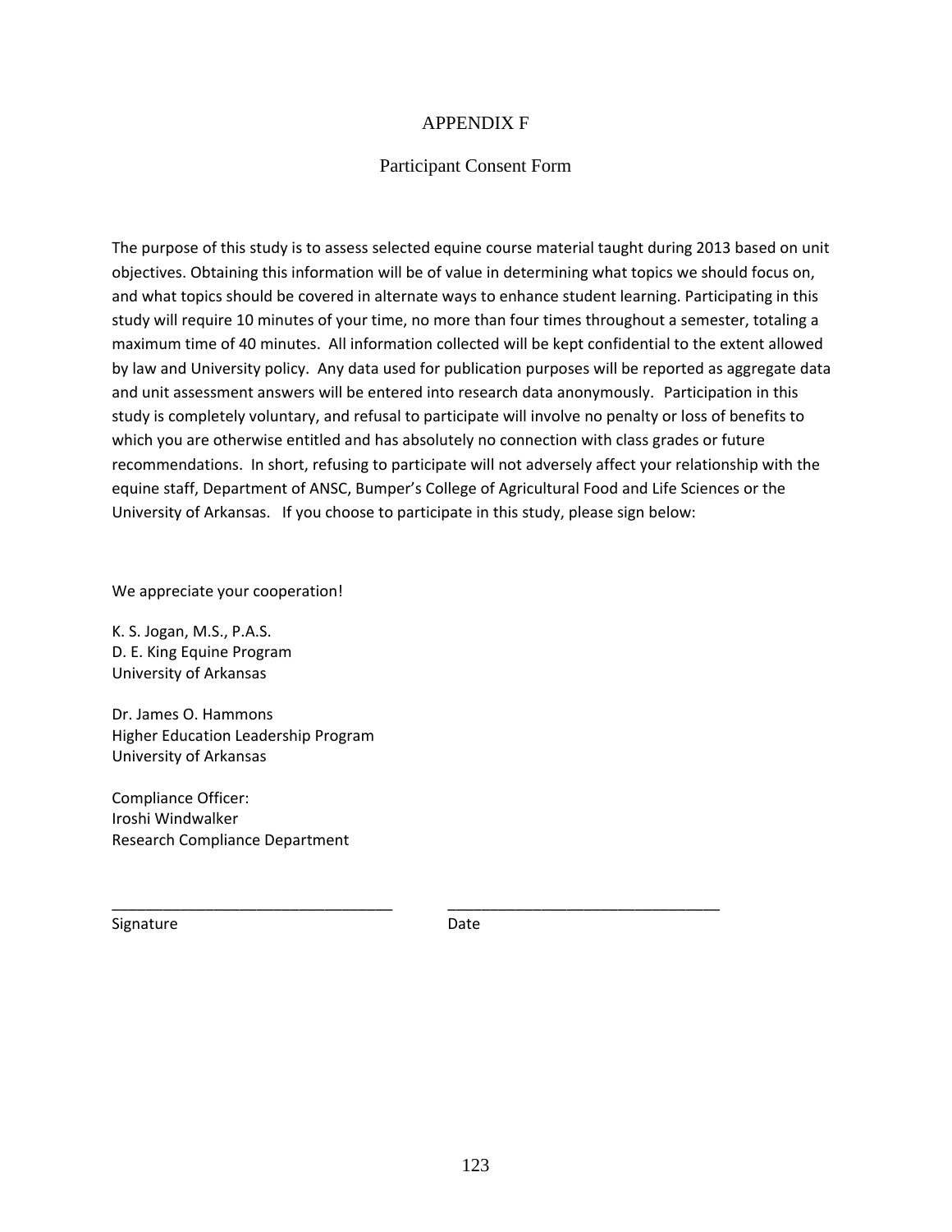# APPENDIX F

## Participant Consent Form

The purpose of this study is to assess selected equine course material taught during 2013 based on unit objectives. Obtaining this information will be of value in determining what topics we should focus on, and what topics should be covered in alternate ways to enhance student learning. Participating in this study will require 10 minutes of your time, no more than four times throughout a semester, totaling a maximum time of 40 minutes. All information collected will be kept confidential to the extent allowed by law and University policy. Any data used for publication purposes will be reported as aggregate data and unit assessment answers will be entered into research data anonymously. Participation in this study is completely voluntary, and refusal to participate will involve no penalty or loss of benefits to which you are otherwise entitled and has absolutely no connection with class grades or future recommendations. In short, refusing to participate will not adversely affect your relationship with the equine staff, Department of ANSC, Bumper's College of Agricultural Food and Life Sciences or the University of Arkansas. If you choose to participate in this study, please sign below:

We appreciate your cooperation!

K. S. Jogan, M.S., P.A.S.
D. E. King Equine Program
University of Arkansas

Dr. James O. Hammons
Higher Education Leadership Program
University of Arkansas

Compliance Officer:
Iroshi Windwalker
Research Compliance Department

_________________________________ _________________________________

Signature Date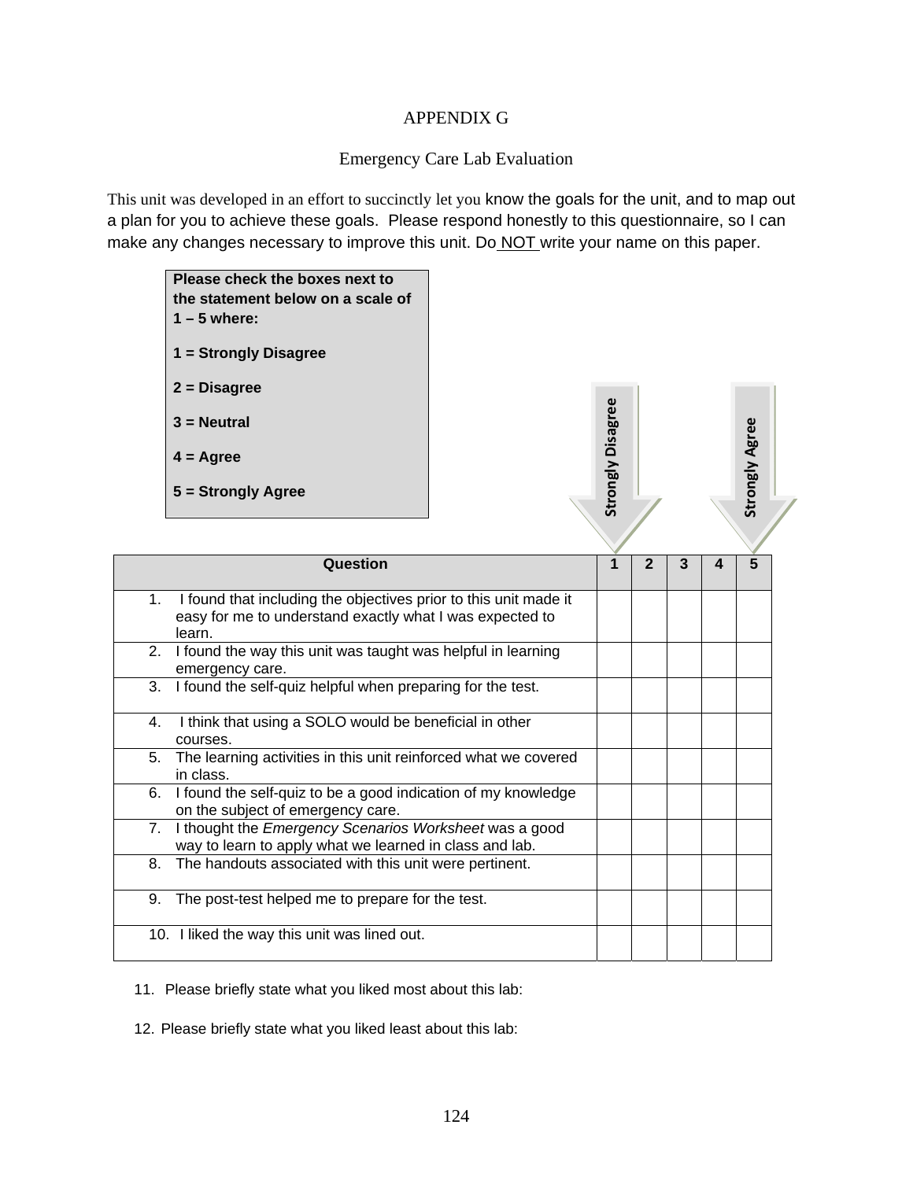# APPENDIX G

## Emergency Care Lab Evaluation

This unit was developed in an effort to succinctly let you know the goals for the unit, and to map out a plan for you to achieve these goals. Please respond honestly to this questionnaire, so I can make any changes necessary to improve this unit. Do NOT write your name on this paper.

**Please check the boxes next to the statement below on a scale of 1 – 5 where:**

**1 = Strongly Disagree**

**2 = Disagree**

**3 = Neutral**

**4 = Agree**

**5 = Strongly Agree**

Strongly Disagree ↓ &nbsp;&nbsp;&nbsp;&nbsp; Strongly Agree ↓

| Question | 1 | 2 | 3 | 4 | 5 |
|---|---|---|---|---|---|
| 1. I found that including the objectives prior to this unit made it easy for me to understand exactly what I was expected to learn. | | | | | |
| 2. I found the way this unit was taught was helpful in learning emergency care. | | | | | |
| 3. I found the self-quiz helpful when preparing for the test. | | | | | |
| 4. I think that using a SOLO would be beneficial in other courses. | | | | | |
| 5. The learning activities in this unit reinforced what we covered in class. | | | | | |
| 6. I found the self-quiz to be a good indication of my knowledge on the subject of emergency care. | | | | | |
| 7. I thought the *Emergency Scenarios Worksheet* was a good way to learn to apply what we learned in class and lab. | | | | | |
| 8. The handouts associated with this unit were pertinent. | | | | | |
| 9. The post-test helped me to prepare for the test. | | | | | |
| 10. I liked the way this unit was lined out. | | | | | |

11. Please briefly state what you liked most about this lab:

12. Please briefly state what you liked least about this lab: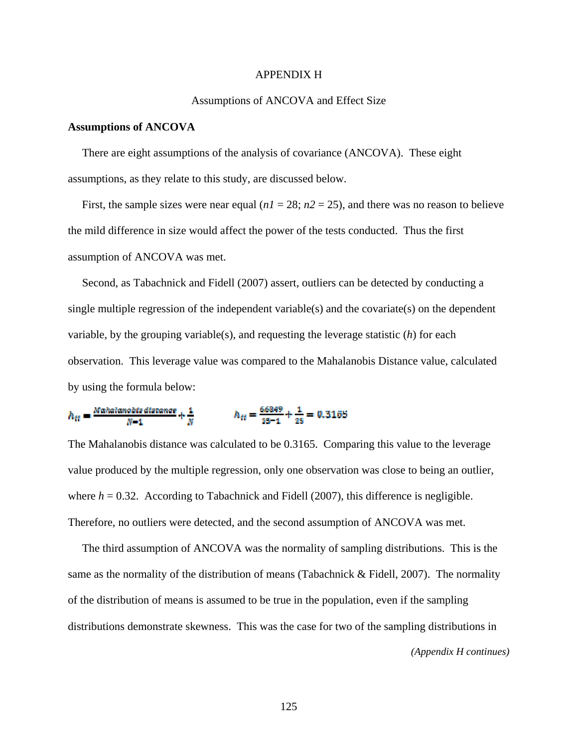# APPENDIX H

## Assumptions of ANCOVA and Effect Size

**Assumptions of ANCOVA**

There are eight assumptions of the analysis of covariance (ANCOVA). These eight assumptions, as they relate to this study, are discussed below.

First, the sample sizes were near equal (*n1* = 28; *n2* = 25), and there was no reason to believe the mild difference in size would affect the power of the tests conducted. Thus the first assumption of ANCOVA was met.

Second, as Tabachnick and Fidell (2007) assert, outliers can be detected by conducting a single multiple regression of the independent variable(s) and the covariate(s) on the dependent variable, by the grouping variable(s), and requesting the leverage statistic (*h*) for each observation. This leverage value was compared to the Mahalanobis Distance value, calculated by using the formula below:

$$h_{ii} = \frac{\text{Mahalanobis distance}}{N-1} + \frac{1}{N} \qquad h_{ii} = \frac{.66849}{53-1} + \frac{1}{25} = 0.3165$$

The Mahalanobis distance was calculated to be 0.3165. Comparing this value to the leverage value produced by the multiple regression, only one observation was close to being an outlier, where $h = 0.32$. According to Tabachnick and Fidell (2007), this difference is negligible. Therefore, no outliers were detected, and the second assumption of ANCOVA was met.

The third assumption of ANCOVA was the normality of sampling distributions. This is the same as the normality of the distribution of means (Tabachnick & Fidell, 2007). The normality of the distribution of means is assumed to be true in the population, even if the sampling distributions demonstrate skewness. This was the case for two of the sampling distributions in

*(Appendix H continues)*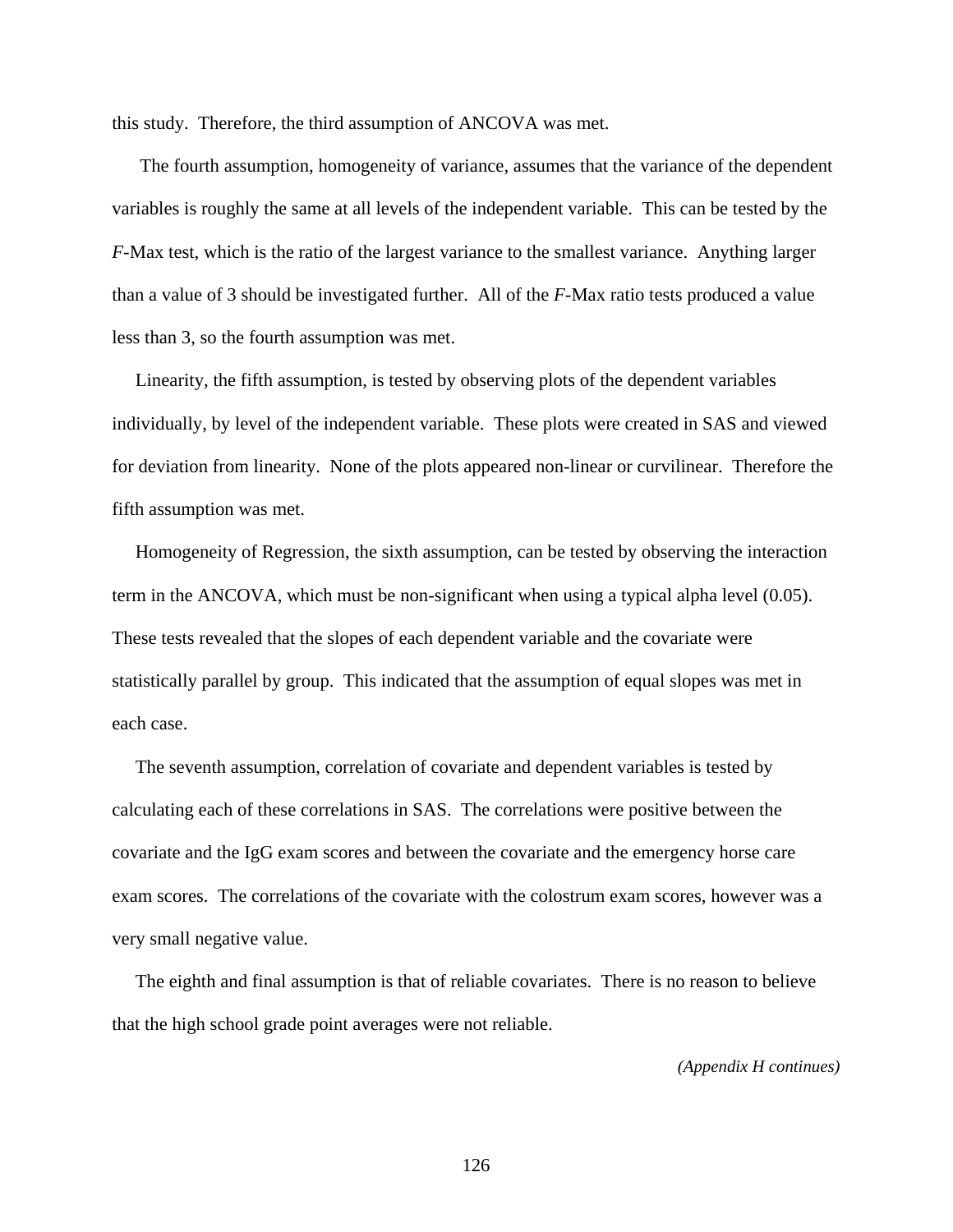this study. Therefore, the third assumption of ANCOVA was met.

The fourth assumption, homogeneity of variance, assumes that the variance of the dependent variables is roughly the same at all levels of the independent variable. This can be tested by the *F*-Max test, which is the ratio of the largest variance to the smallest variance. Anything larger than a value of 3 should be investigated further. All of the *F*-Max ratio tests produced a value less than 3, so the fourth assumption was met.

Linearity, the fifth assumption, is tested by observing plots of the dependent variables individually, by level of the independent variable. These plots were created in SAS and viewed for deviation from linearity. None of the plots appeared non-linear or curvilinear. Therefore the fifth assumption was met.

Homogeneity of Regression, the sixth assumption, can be tested by observing the interaction term in the ANCOVA, which must be non-significant when using a typical alpha level (0.05). These tests revealed that the slopes of each dependent variable and the covariate were statistically parallel by group. This indicated that the assumption of equal slopes was met in each case.

The seventh assumption, correlation of covariate and dependent variables is tested by calculating each of these correlations in SAS. The correlations were positive between the covariate and the IgG exam scores and between the covariate and the emergency horse care exam scores. The correlations of the covariate with the colostrum exam scores, however was a very small negative value.

The eighth and final assumption is that of reliable covariates. There is no reason to believe that the high school grade point averages were not reliable.

*(Appendix H continues)*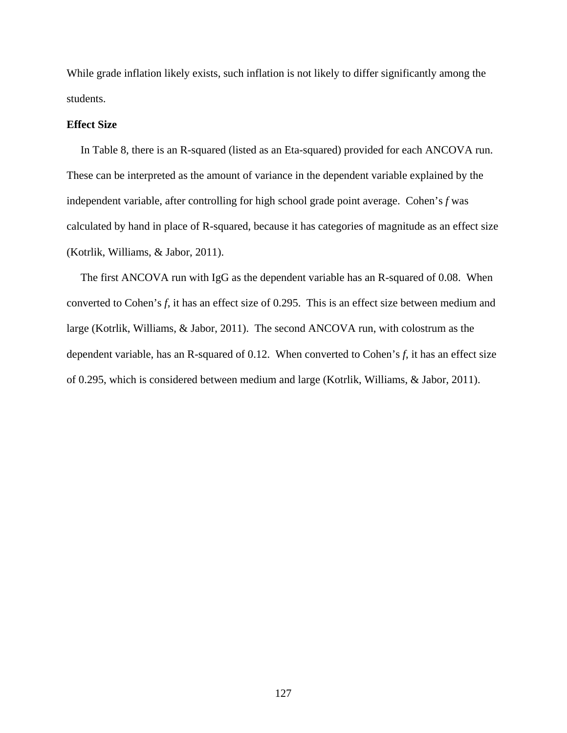While grade inflation likely exists, such inflation is not likely to differ significantly among the students.

**Effect Size**

In Table 8, there is an R-squared (listed as an Eta-squared) provided for each ANCOVA run. These can be interpreted as the amount of variance in the dependent variable explained by the independent variable, after controlling for high school grade point average. Cohen's *f* was calculated by hand in place of R-squared, because it has categories of magnitude as an effect size (Kotrlik, Williams, & Jabor, 2011).

The first ANCOVA run with IgG as the dependent variable has an R-squared of 0.08. When converted to Cohen's *f*, it has an effect size of 0.295. This is an effect size between medium and large (Kotrlik, Williams, & Jabor, 2011). The second ANCOVA run, with colostrum as the dependent variable, has an R-squared of 0.12. When converted to Cohen's *f*, it has an effect size of 0.295, which is considered between medium and large (Kotrlik, Williams, & Jabor, 2011).